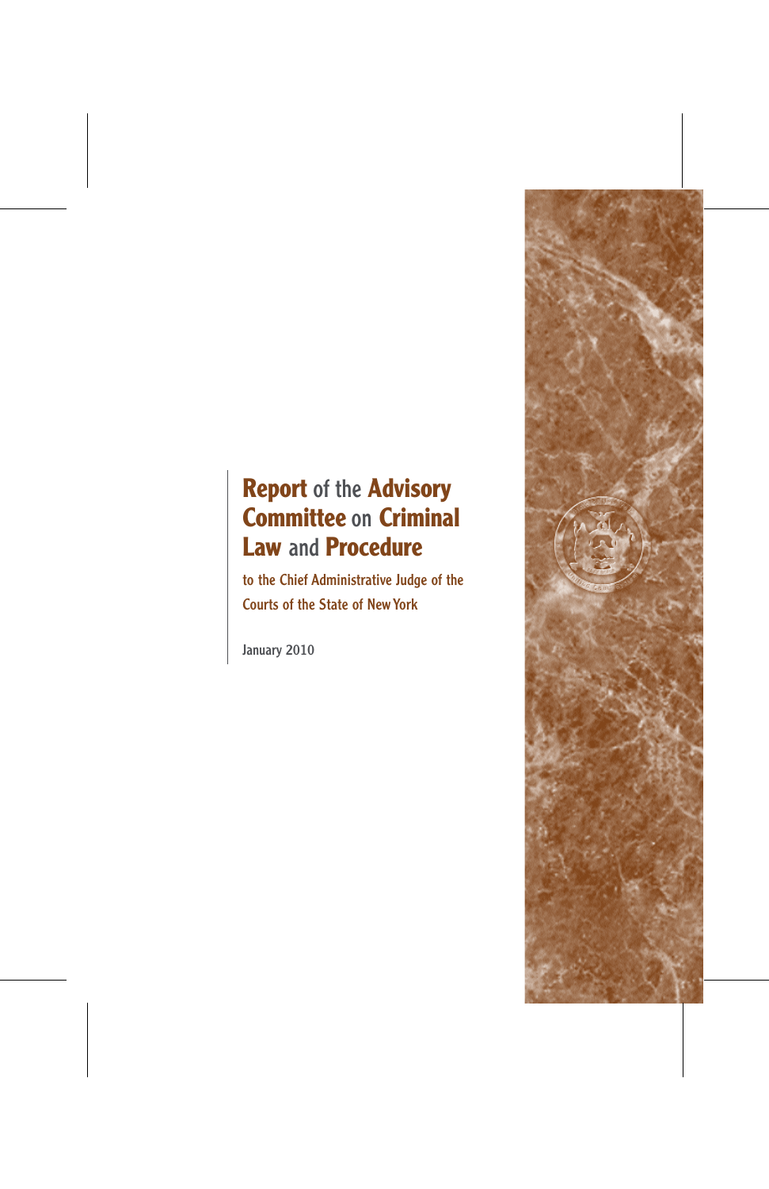# Report of the Advisory Committee on Criminal Law and Procedure

to the Chief Administrative Judge of the Courts of the State of New York

January 2010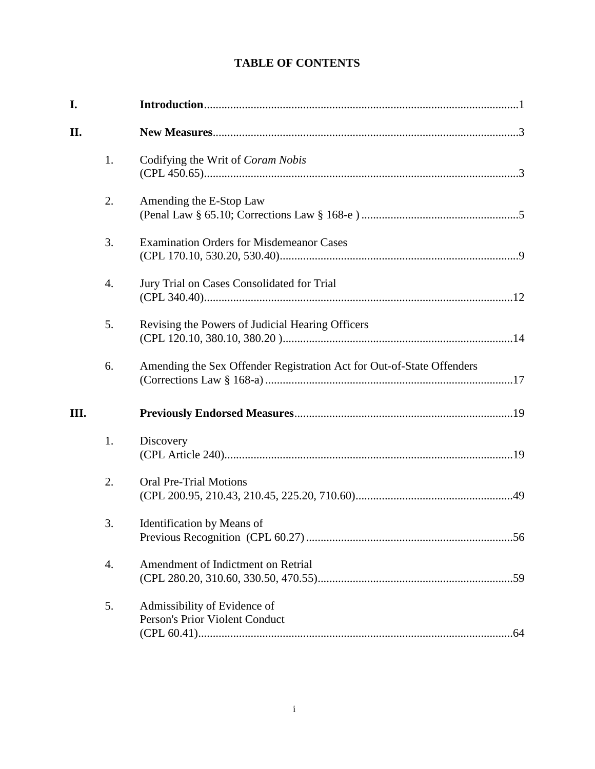# TABLE OF CONTENTS

**I.** **Introduction**........................................................................................................1

**II.** **New Measures**.....................................................................................................3

1. Codifying the Writ of *Coram Nobis*
(CPL 450.65)........................................................................................................3

2. Amending the E-Stop Law
(Penal Law § 65.10; Corrections Law § 168-e ) ......................................................5

3. Examination Orders for Misdemeanor Cases
(CPL 170.10, 530.20, 530.40)..................................................................................9

4. Jury Trial on Cases Consolidated for Trial
(CPL 340.40)..........................................................................................................12

5. Revising the Powers of Judicial Hearing Officers
(CPL 120.10, 380.10, 380.20 )...............................................................................14

6. Amending the Sex Offender Registration Act for Out-of-State Offenders
(Corrections Law § 168-a) .....................................................................................17

**III.** **Previously Endorsed Measures**...........................................................................19

1. Discovery
(CPL Article 240)...................................................................................................19

2. Oral Pre-Trial Motions
(CPL 200.95, 210.43, 210.45, 225.20, 710.60).....................................................49

3. Identification by Means of
Previous Recognition (CPL 60.27) .......................................................................56

4. Amendment of Indictment on Retrial
(CPL 280.20, 310.60, 330.50, 470.55)...................................................................59

5. Admissibility of Evidence of
Person's Prior Violent Conduct
(CPL 60.41)............................................................................................................64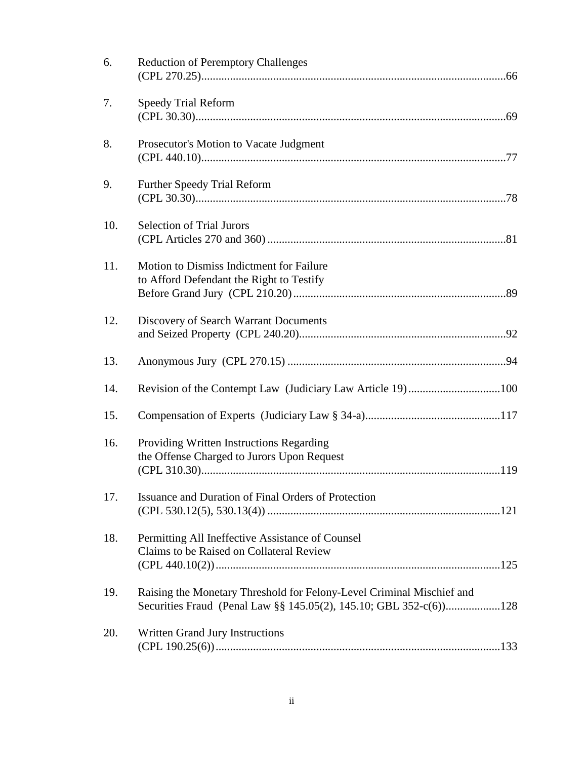6. Reduction of Peremptory Challenges (CPL 270.25) .......... 66

7. Speedy Trial Reform (CPL 30.30) .......... 69

8. Prosecutor's Motion to Vacate Judgment (CPL 440.10) .......... 77

9. Further Speedy Trial Reform (CPL 30.30) .......... 78

10. Selection of Trial Jurors (CPL Articles 270 and 360) .......... 81

11. Motion to Dismiss Indictment for Failure to Afford Defendant the Right to Testify Before Grand Jury (CPL 210.20) .......... 89

12. Discovery of Search Warrant Documents and Seized Property (CPL 240.20) .......... 92

13. Anonymous Jury (CPL 270.15) .......... 94

14. Revision of the Contempt Law (Judiciary Law Article 19) .......... 100

15. Compensation of Experts (Judiciary Law § 34-a) .......... 117

16. Providing Written Instructions Regarding the Offense Charged to Jurors Upon Request (CPL 310.30) .......... 119

17. Issuance and Duration of Final Orders of Protection (CPL 530.12(5), 530.13(4)) .......... 121

18. Permitting All Ineffective Assistance of Counsel Claims to be Raised on Collateral Review (CPL 440.10(2)) .......... 125

19. Raising the Monetary Threshold for Felony-Level Criminal Mischief and Securities Fraud (Penal Law §§ 145.05(2), 145.10; GBL 352-c(6)) .......... 128

20. Written Grand Jury Instructions (CPL 190.25(6)) .......... 133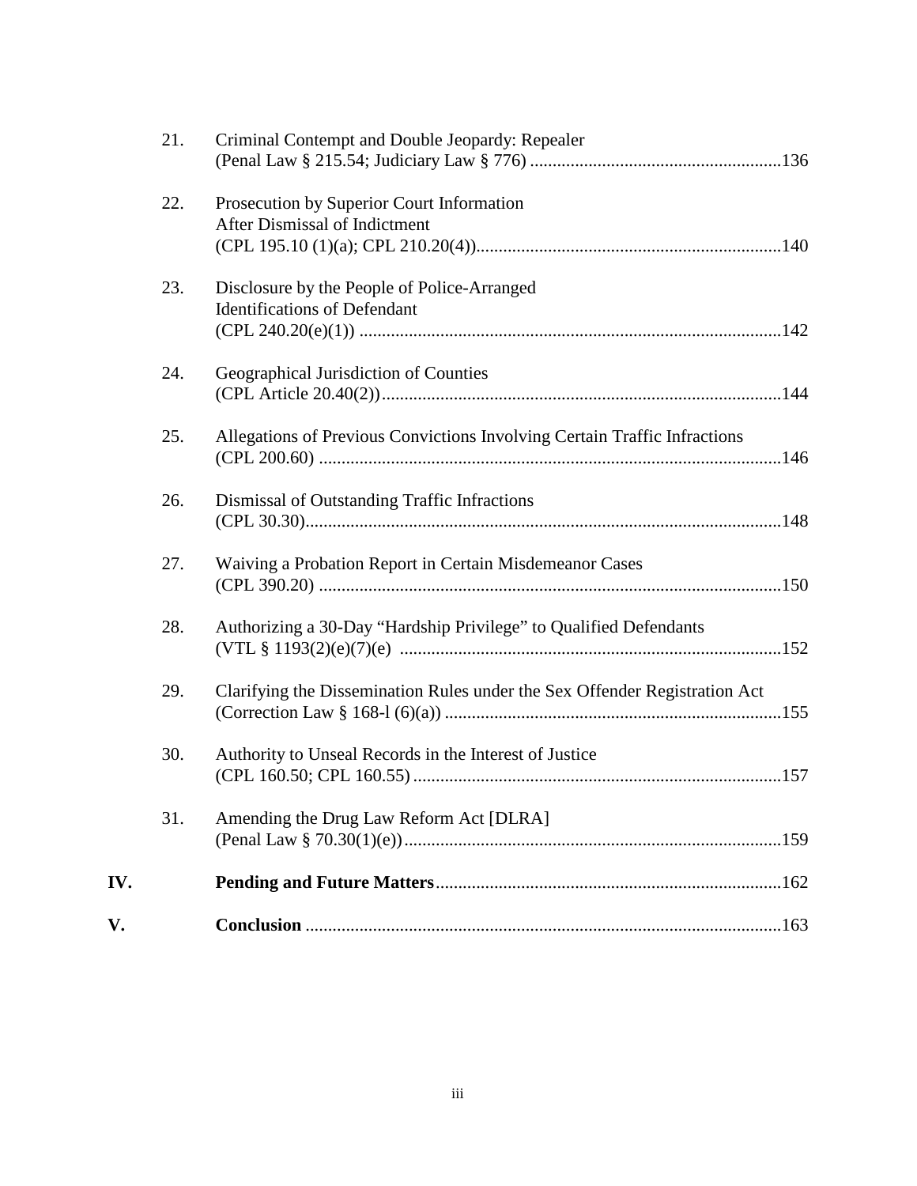21. Criminal Contempt and Double Jeopardy: Repealer (Penal Law § 215.54; Judiciary Law § 776) ........................................................136

22. Prosecution by Superior Court Information After Dismissal of Indictment (CPL 195.10 (1)(a); CPL 210.20(4))...................................................................140

23. Disclosure by the People of Police-Arranged Identifications of Defendant (CPL 240.20(e)(1)) .............................................................................................142

24. Geographical Jurisdiction of Counties (CPL Article 20.40(2)).........................................................................................144

25. Allegations of Previous Convictions Involving Certain Traffic Infractions (CPL 200.60) .......................................................................................................146

26. Dismissal of Outstanding Traffic Infractions (CPL 30.30).........................................................................................................148

27. Waiving a Probation Report in Certain Misdemeanor Cases (CPL 390.20) ......................................................................................................150

28. Authorizing a 30-Day "Hardship Privilege" to Qualified Defendants (VTL § 1193(2)(e)(7)(e) .....................................................................................152

29. Clarifying the Dissemination Rules under the Sex Offender Registration Act (Correction Law § 168-l (6)(a)) ...........................................................................155

30. Authority to Unseal Records in the Interest of Justice (CPL 160.50; CPL 160.55) .................................................................................157

31. Amending the Drug Law Reform Act [DLRA] (Penal Law § 70.30(1)(e))....................................................................................159

**IV. Pending and Future Matters**............................................................................162

**V. Conclusion** .........................................................................................................163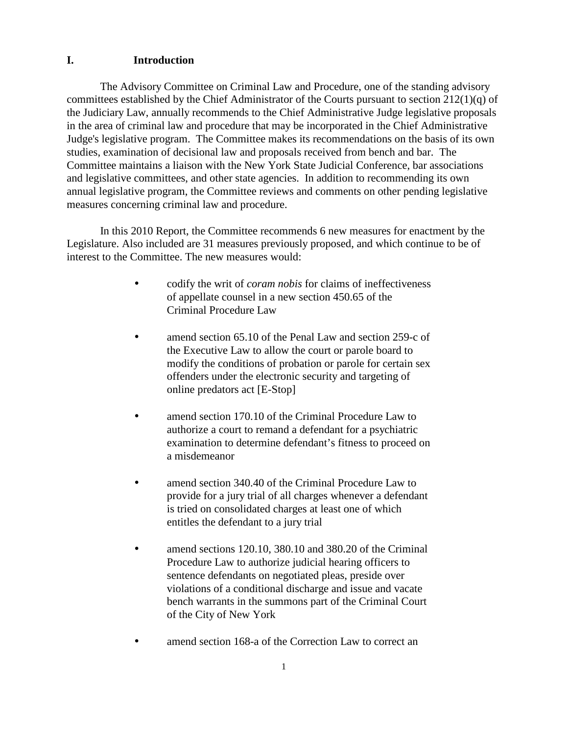# I. Introduction

The Advisory Committee on Criminal Law and Procedure, one of the standing advisory committees established by the Chief Administrator of the Courts pursuant to section 212(1)(q) of the Judiciary Law, annually recommends to the Chief Administrative Judge legislative proposals in the area of criminal law and procedure that may be incorporated in the Chief Administrative Judge's legislative program. The Committee makes its recommendations on the basis of its own studies, examination of decisional law and proposals received from bench and bar. The Committee maintains a liaison with the New York State Judicial Conference, bar associations and legislative committees, and other state agencies. In addition to recommending its own annual legislative program, the Committee reviews and comments on other pending legislative measures concerning criminal law and procedure.

In this 2010 Report, the Committee recommends 6 new measures for enactment by the Legislature. Also included are 31 measures previously proposed, and which continue to be of interest to the Committee. The new measures would:

- codify the writ of *coram nobis* for claims of ineffectiveness of appellate counsel in a new section 450.65 of the Criminal Procedure Law

- amend section 65.10 of the Penal Law and section 259-c of the Executive Law to allow the court or parole board to modify the conditions of probation or parole for certain sex offenders under the electronic security and targeting of online predators act [E-Stop]

- amend section 170.10 of the Criminal Procedure Law to authorize a court to remand a defendant for a psychiatric examination to determine defendant's fitness to proceed on a misdemeanor

- amend section 340.40 of the Criminal Procedure Law to provide for a jury trial of all charges whenever a defendant is tried on consolidated charges at least one of which entitles the defendant to a jury trial

- amend sections 120.10, 380.10 and 380.20 of the Criminal Procedure Law to authorize judicial hearing officers to sentence defendants on negotiated pleas, preside over violations of a conditional discharge and issue and vacate bench warrants in the summons part of the Criminal Court of the City of New York

- amend section 168-a of the Correction Law to correct an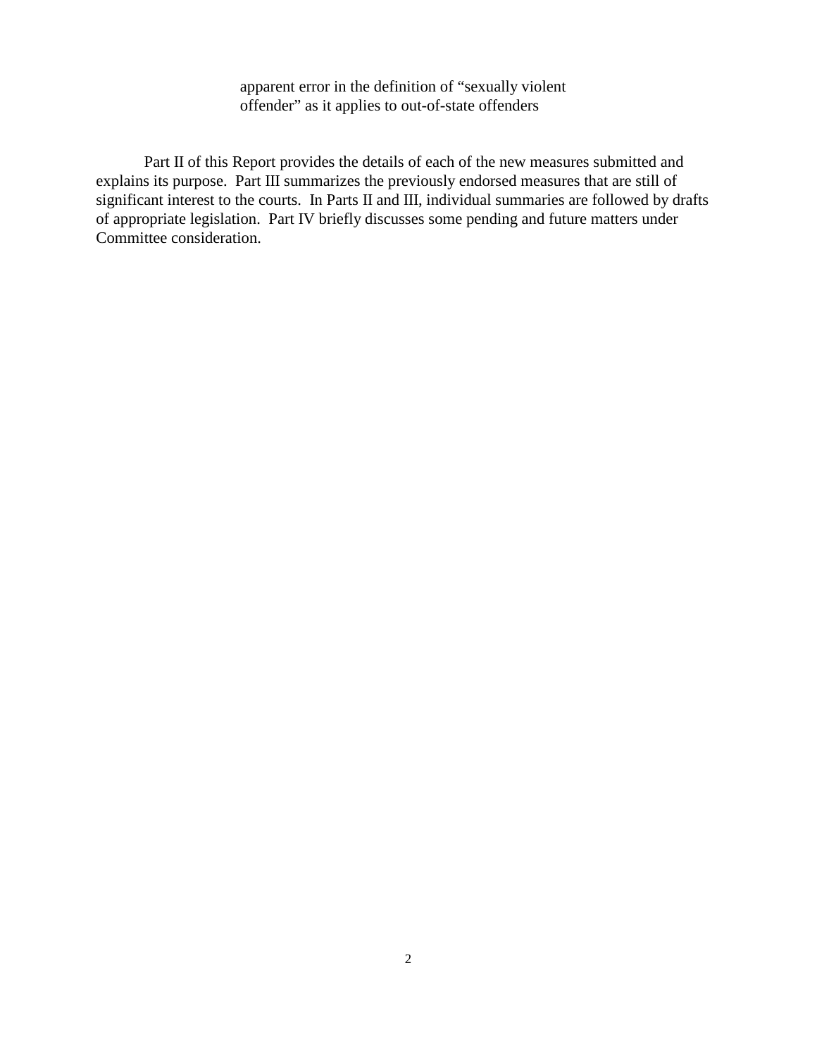apparent error in the definition of "sexually violent offender" as it applies to out-of-state offenders

Part II of this Report provides the details of each of the new measures submitted and explains its purpose. Part III summarizes the previously endorsed measures that are still of significant interest to the courts. In Parts II and III, individual summaries are followed by drafts of appropriate legislation. Part IV briefly discusses some pending and future matters under Committee consideration.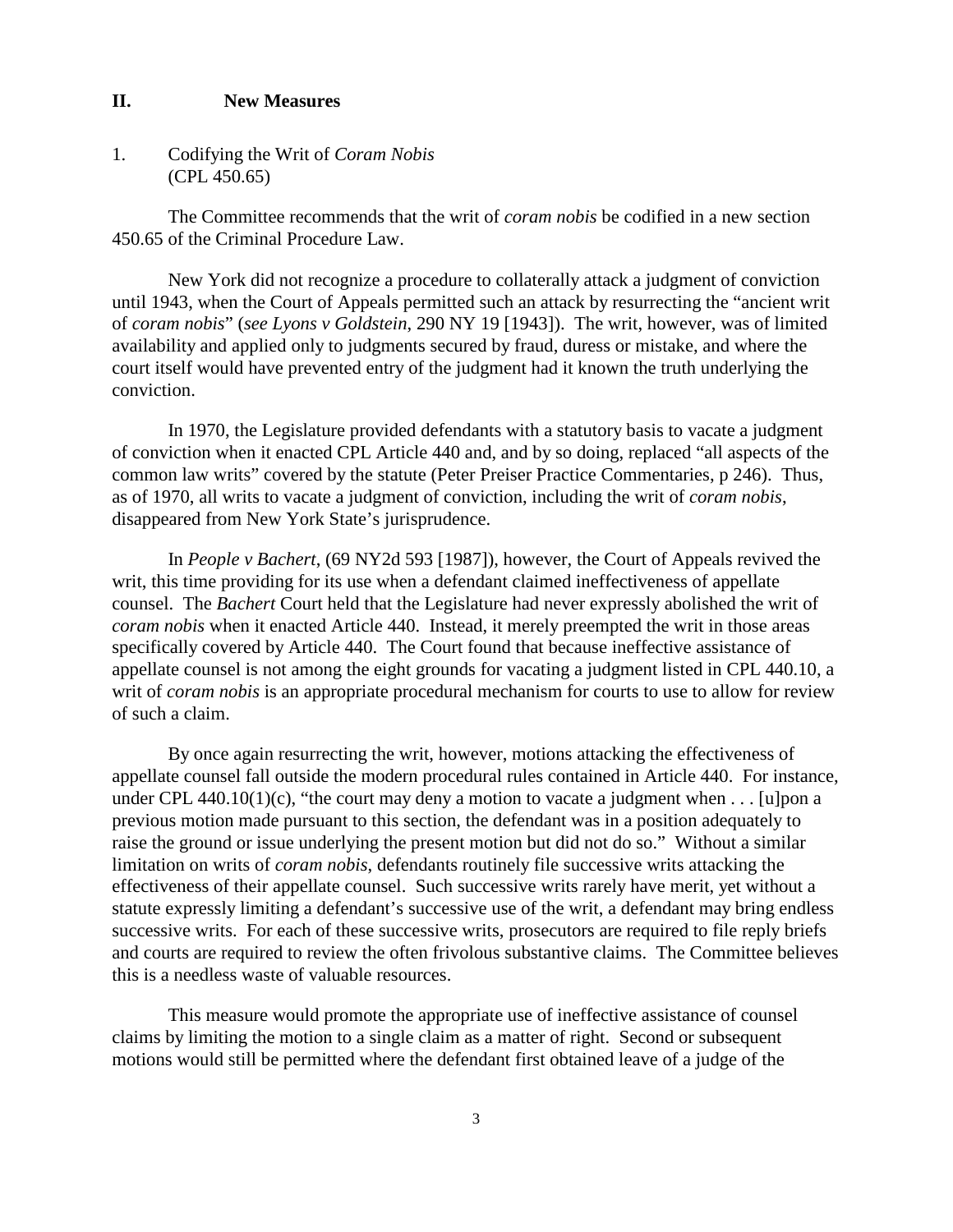## II. New Measures

### 1. Codifying the Writ of *Coram Nobis* (CPL 450.65)

The Committee recommends that the writ of *coram nobis* be codified in a new section 450.65 of the Criminal Procedure Law.

New York did not recognize a procedure to collaterally attack a judgment of conviction until 1943, when the Court of Appeals permitted such an attack by resurrecting the "ancient writ of *coram nobis*" (*see Lyons v Goldstein*, 290 NY 19 [1943]). The writ, however, was of limited availability and applied only to judgments secured by fraud, duress or mistake, and where the court itself would have prevented entry of the judgment had it known the truth underlying the conviction.

In 1970, the Legislature provided defendants with a statutory basis to vacate a judgment of conviction when it enacted CPL Article 440 and, and by so doing, replaced "all aspects of the common law writs" covered by the statute (Peter Preiser Practice Commentaries, p 246). Thus, as of 1970, all writs to vacate a judgment of conviction, including the writ of *coram nobis*, disappeared from New York State's jurisprudence.

In *People v Bachert*, (69 NY2d 593 [1987]), however, the Court of Appeals revived the writ, this time providing for its use when a defendant claimed ineffectiveness of appellate counsel. The *Bachert* Court held that the Legislature had never expressly abolished the writ of *coram nobis* when it enacted Article 440. Instead, it merely preempted the writ in those areas specifically covered by Article 440. The Court found that because ineffective assistance of appellate counsel is not among the eight grounds for vacating a judgment listed in CPL 440.10, a writ of *coram nobis* is an appropriate procedural mechanism for courts to use to allow for review of such a claim.

By once again resurrecting the writ, however, motions attacking the effectiveness of appellate counsel fall outside the modern procedural rules contained in Article 440. For instance, under CPL 440.10(1)(c), "the court may deny a motion to vacate a judgment when . . . [u]pon a previous motion made pursuant to this section, the defendant was in a position adequately to raise the ground or issue underlying the present motion but did not do so." Without a similar limitation on writs of *coram nobis*, defendants routinely file successive writs attacking the effectiveness of their appellate counsel. Such successive writs rarely have merit, yet without a statute expressly limiting a defendant's successive use of the writ, a defendant may bring endless successive writs. For each of these successive writs, prosecutors are required to file reply briefs and courts are required to review the often frivolous substantive claims. The Committee believes this is a needless waste of valuable resources.

This measure would promote the appropriate use of ineffective assistance of counsel claims by limiting the motion to a single claim as a matter of right. Second or subsequent motions would still be permitted where the defendant first obtained leave of a judge of the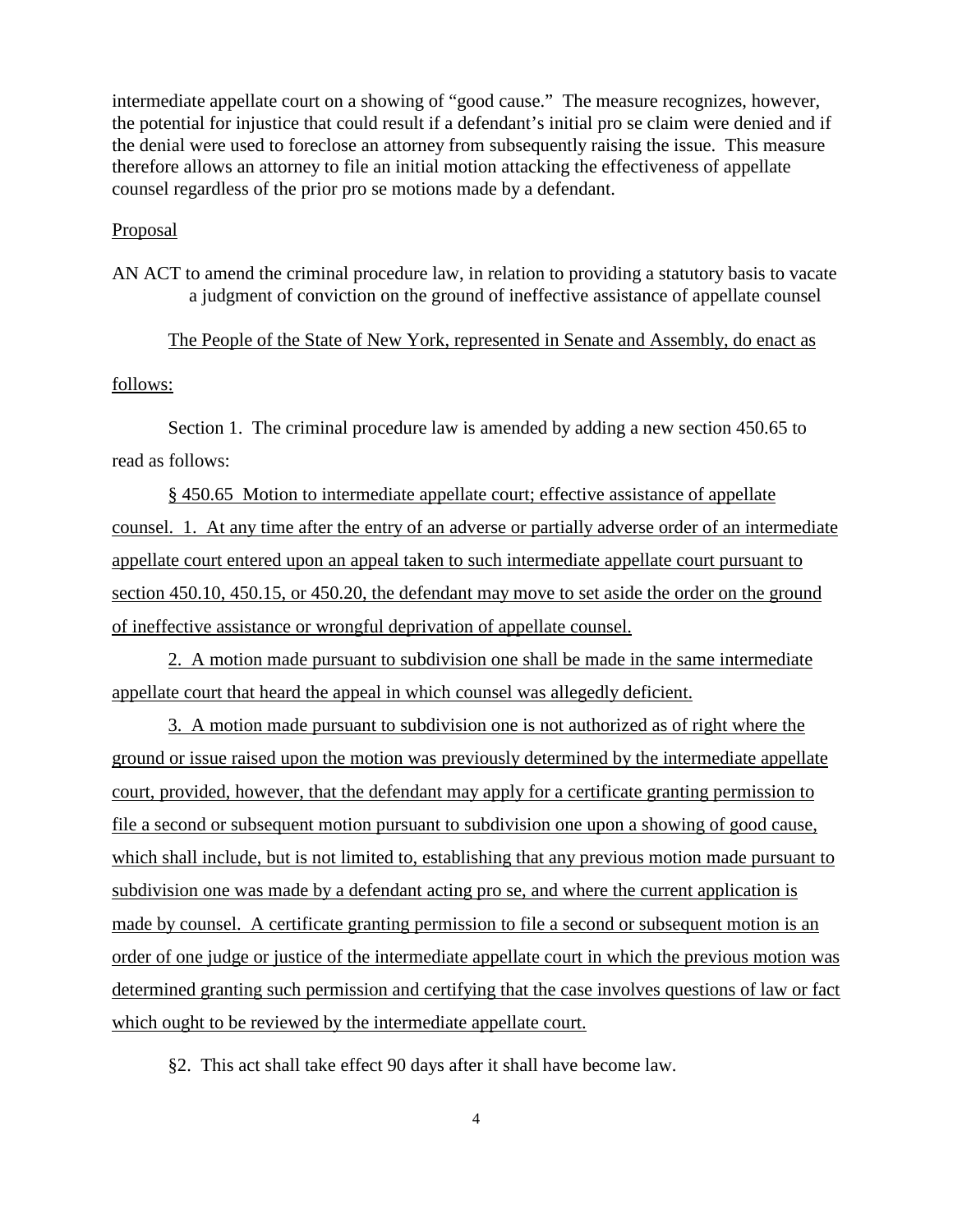intermediate appellate court on a showing of "good cause." The measure recognizes, however, the potential for injustice that could result if a defendant's initial pro se claim were denied and if the denial were used to foreclose an attorney from subsequently raising the issue. This measure therefore allows an attorney to file an initial motion attacking the effectiveness of appellate counsel regardless of the prior pro se motions made by a defendant.

Proposal

AN ACT to amend the criminal procedure law, in relation to providing a statutory basis to vacate a judgment of conviction on the ground of ineffective assistance of appellate counsel

The People of the State of New York, represented in Senate and Assembly, do enact as follows:

Section 1. The criminal procedure law is amended by adding a new section 450.65 to read as follows:

§ 450.65 Motion to intermediate appellate court; effective assistance of appellate counsel. 1. At any time after the entry of an adverse or partially adverse order of an intermediate appellate court entered upon an appeal taken to such intermediate appellate court pursuant to section 450.10, 450.15, or 450.20, the defendant may move to set aside the order on the ground of ineffective assistance or wrongful deprivation of appellate counsel.

2. A motion made pursuant to subdivision one shall be made in the same intermediate appellate court that heard the appeal in which counsel was allegedly deficient.

3. A motion made pursuant to subdivision one is not authorized as of right where the ground or issue raised upon the motion was previously determined by the intermediate appellate court, provided, however, that the defendant may apply for a certificate granting permission to file a second or subsequent motion pursuant to subdivision one upon a showing of good cause, which shall include, but is not limited to, establishing that any previous motion made pursuant to subdivision one was made by a defendant acting pro se, and where the current application is made by counsel. A certificate granting permission to file a second or subsequent motion is an order of one judge or justice of the intermediate appellate court in which the previous motion was determined granting such permission and certifying that the case involves questions of law or fact which ought to be reviewed by the intermediate appellate court.

§2. This act shall take effect 90 days after it shall have become law.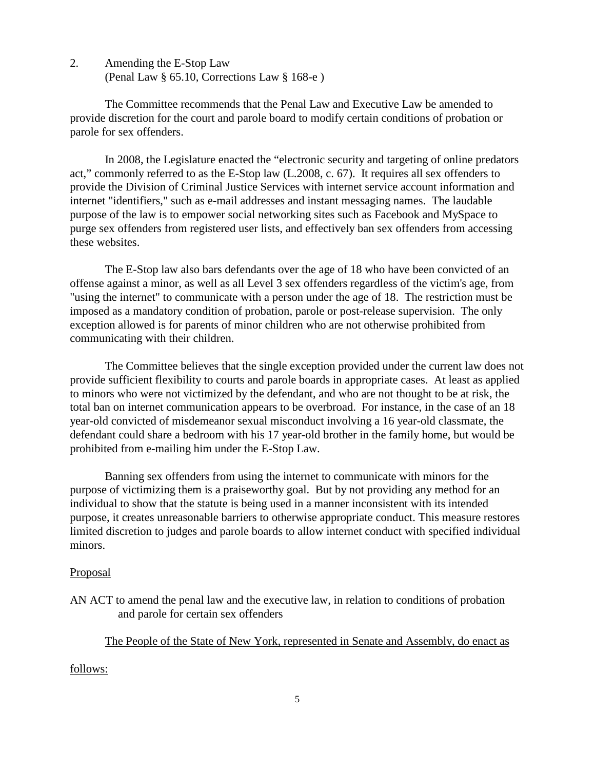2. Amending the E-Stop Law
(Penal Law § 65.10, Corrections Law § 168-e )

The Committee recommends that the Penal Law and Executive Law be amended to provide discretion for the court and parole board to modify certain conditions of probation or parole for sex offenders.

In 2008, the Legislature enacted the "electronic security and targeting of online predators act," commonly referred to as the E-Stop law (L.2008, c. 67). It requires all sex offenders to provide the Division of Criminal Justice Services with internet service account information and internet "identifiers," such as e-mail addresses and instant messaging names. The laudable purpose of the law is to empower social networking sites such as Facebook and MySpace to purge sex offenders from registered user lists, and effectively ban sex offenders from accessing these websites.

The E-Stop law also bars defendants over the age of 18 who have been convicted of an offense against a minor, as well as all Level 3 sex offenders regardless of the victim's age, from "using the internet" to communicate with a person under the age of 18. The restriction must be imposed as a mandatory condition of probation, parole or post-release supervision. The only exception allowed is for parents of minor children who are not otherwise prohibited from communicating with their children.

The Committee believes that the single exception provided under the current law does not provide sufficient flexibility to courts and parole boards in appropriate cases. At least as applied to minors who were not victimized by the defendant, and who are not thought to be at risk, the total ban on internet communication appears to be overbroad. For instance, in the case of an 18 year-old convicted of misdemeanor sexual misconduct involving a 16 year-old classmate, the defendant could share a bedroom with his 17 year-old brother in the family home, but would be prohibited from e-mailing him under the E-Stop Law.

Banning sex offenders from using the internet to communicate with minors for the purpose of victimizing them is a praiseworthy goal. But by not providing any method for an individual to show that the statute is being used in a manner inconsistent with its intended purpose, it creates unreasonable barriers to otherwise appropriate conduct. This measure restores limited discretion to judges and parole boards to allow internet conduct with specified individual minors.

Proposal

AN ACT to amend the penal law and the executive law, in relation to conditions of probation and parole for certain sex offenders

The People of the State of New York, represented in Senate and Assembly, do enact as follows: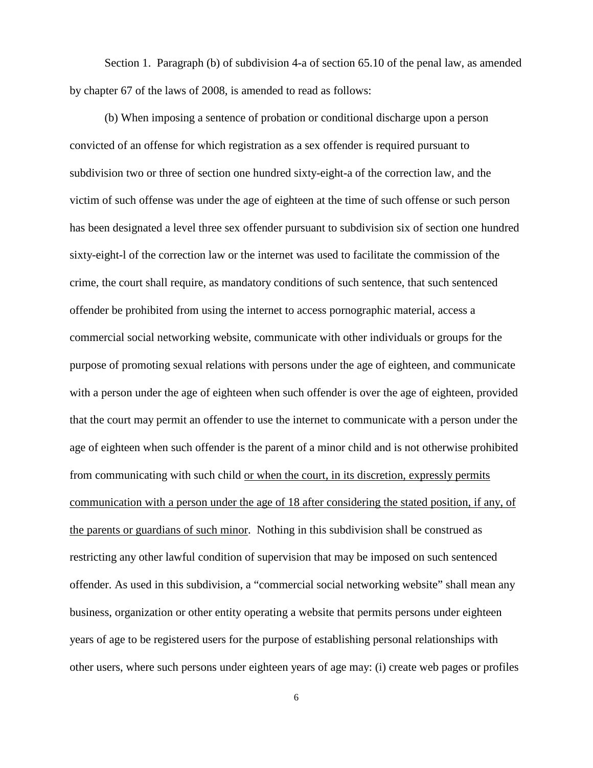Section 1. Paragraph (b) of subdivision 4-a of section 65.10 of the penal law, as amended by chapter 67 of the laws of 2008, is amended to read as follows:

(b) When imposing a sentence of probation or conditional discharge upon a person convicted of an offense for which registration as a sex offender is required pursuant to subdivision two or three of section one hundred sixty-eight-a of the correction law, and the victim of such offense was under the age of eighteen at the time of such offense or such person has been designated a level three sex offender pursuant to subdivision six of section one hundred sixty-eight-l of the correction law or the internet was used to facilitate the commission of the crime, the court shall require, as mandatory conditions of such sentence, that such sentenced offender be prohibited from using the internet to access pornographic material, access a commercial social networking website, communicate with other individuals or groups for the purpose of promoting sexual relations with persons under the age of eighteen, and communicate with a person under the age of eighteen when such offender is over the age of eighteen, provided that the court may permit an offender to use the internet to communicate with a person under the age of eighteen when such offender is the parent of a minor child and is not otherwise prohibited from communicating with such child <u>or when the court, in its discretion, expressly permits communication with a person under the age of 18 after considering the stated position, if any, of the parents or guardians of such minor</u>. Nothing in this subdivision shall be construed as restricting any other lawful condition of supervision that may be imposed on such sentenced offender. As used in this subdivision, a "commercial social networking website" shall mean any business, organization or other entity operating a website that permits persons under eighteen years of age to be registered users for the purpose of establishing personal relationships with other users, where such persons under eighteen years of age may: (i) create web pages or profiles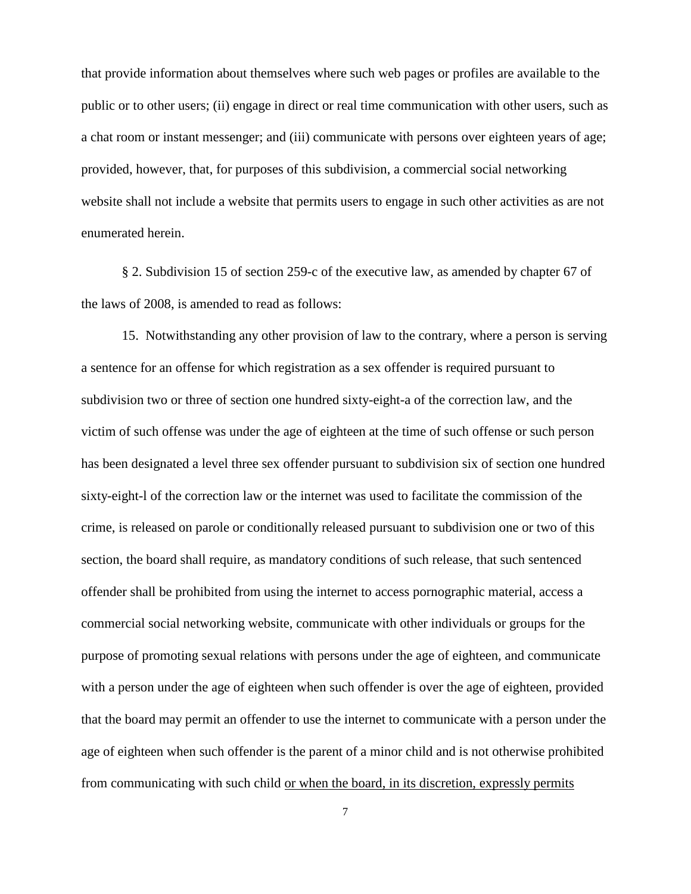that provide information about themselves where such web pages or profiles are available to the public or to other users; (ii) engage in direct or real time communication with other users, such as a chat room or instant messenger; and (iii) communicate with persons over eighteen years of age; provided, however, that, for purposes of this subdivision, a commercial social networking website shall not include a website that permits users to engage in such other activities as are not enumerated herein.

§ 2. Subdivision 15 of section 259-c of the executive law, as amended by chapter 67 of the laws of 2008, is amended to read as follows:

15. Notwithstanding any other provision of law to the contrary, where a person is serving a sentence for an offense for which registration as a sex offender is required pursuant to subdivision two or three of section one hundred sixty-eight-a of the correction law, and the victim of such offense was under the age of eighteen at the time of such offense or such person has been designated a level three sex offender pursuant to subdivision six of section one hundred sixty-eight-l of the correction law or the internet was used to facilitate the commission of the crime, is released on parole or conditionally released pursuant to subdivision one or two of this section, the board shall require, as mandatory conditions of such release, that such sentenced offender shall be prohibited from using the internet to access pornographic material, access a commercial social networking website, communicate with other individuals or groups for the purpose of promoting sexual relations with persons under the age of eighteen, and communicate with a person under the age of eighteen when such offender is over the age of eighteen, provided that the board may permit an offender to use the internet to communicate with a person under the age of eighteen when such offender is the parent of a minor child and is not otherwise prohibited from communicating with such child <u>or when the board, in its discretion, expressly permits</u>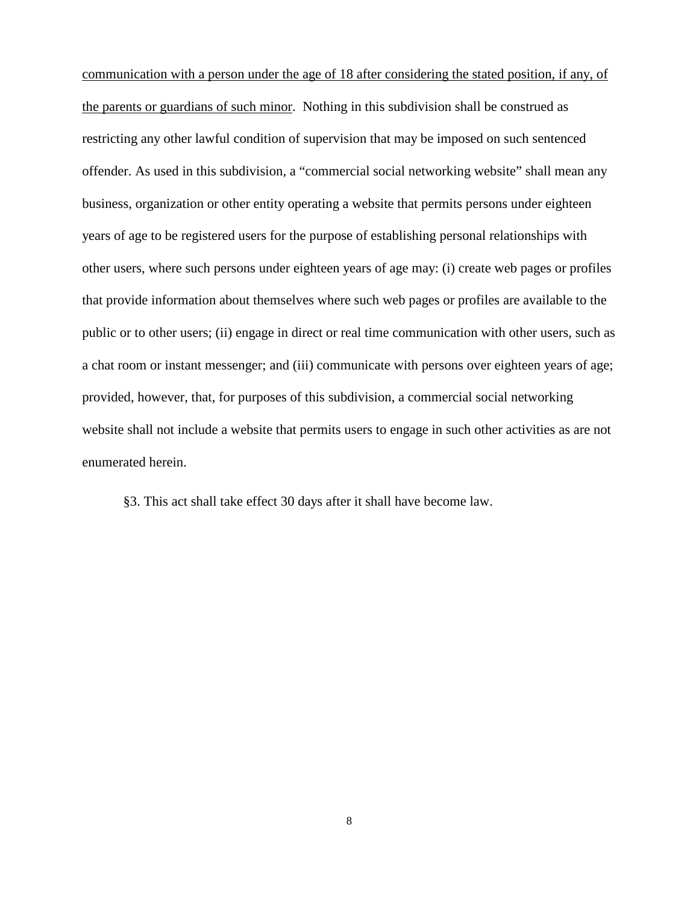communication with a person under the age of 18 after considering the stated position, if any, of the parents or guardians of such minor. Nothing in this subdivision shall be construed as restricting any other lawful condition of supervision that may be imposed on such sentenced offender. As used in this subdivision, a "commercial social networking website" shall mean any business, organization or other entity operating a website that permits persons under eighteen years of age to be registered users for the purpose of establishing personal relationships with other users, where such persons under eighteen years of age may: (i) create web pages or profiles that provide information about themselves where such web pages or profiles are available to the public or to other users; (ii) engage in direct or real time communication with other users, such as a chat room or instant messenger; and (iii) communicate with persons over eighteen years of age; provided, however, that, for purposes of this subdivision, a commercial social networking website shall not include a website that permits users to engage in such other activities as are not enumerated herein.

§3. This act shall take effect 30 days after it shall have become law.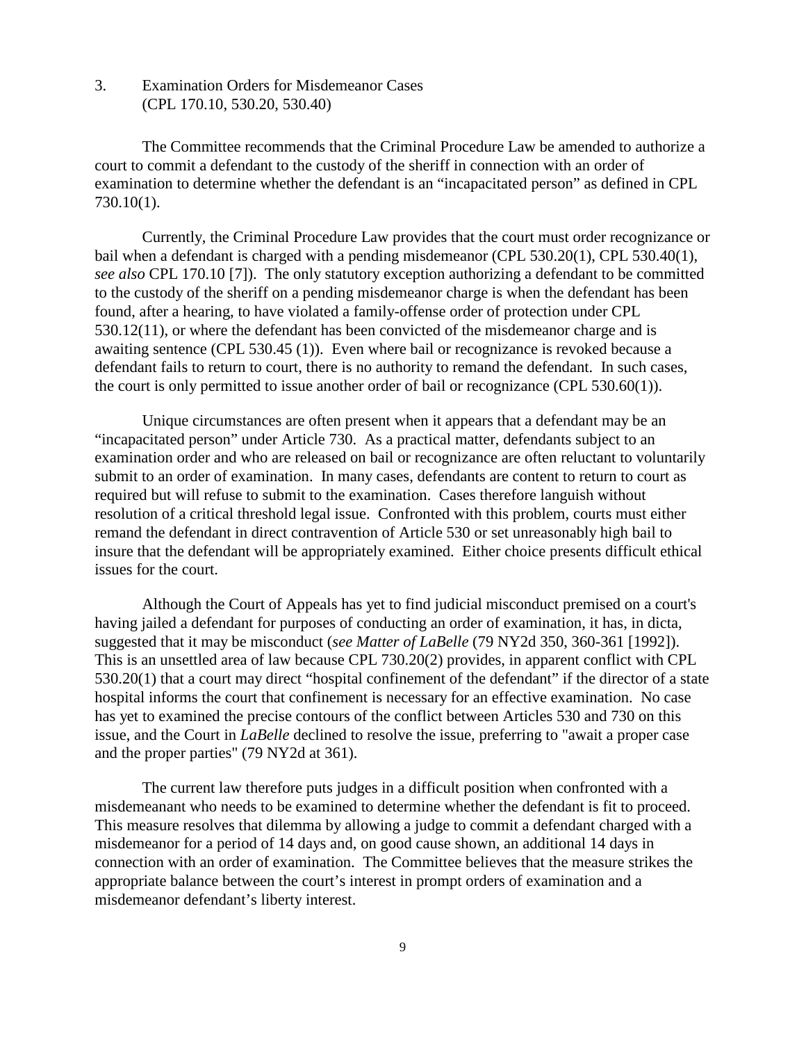3. Examination Orders for Misdemeanor Cases
(CPL 170.10, 530.20, 530.40)

The Committee recommends that the Criminal Procedure Law be amended to authorize a court to commit a defendant to the custody of the sheriff in connection with an order of examination to determine whether the defendant is an "incapacitated person" as defined in CPL 730.10(1).

Currently, the Criminal Procedure Law provides that the court must order recognizance or bail when a defendant is charged with a pending misdemeanor (CPL 530.20(1), CPL 530.40(1), *see also* CPL 170.10 [7]). The only statutory exception authorizing a defendant to be committed to the custody of the sheriff on a pending misdemeanor charge is when the defendant has been found, after a hearing, to have violated a family-offense order of protection under CPL 530.12(11), or where the defendant has been convicted of the misdemeanor charge and is awaiting sentence (CPL 530.45 (1)). Even where bail or recognizance is revoked because a defendant fails to return to court, there is no authority to remand the defendant. In such cases, the court is only permitted to issue another order of bail or recognizance (CPL 530.60(1)).

Unique circumstances are often present when it appears that a defendant may be an "incapacitated person" under Article 730. As a practical matter, defendants subject to an examination order and who are released on bail or recognizance are often reluctant to voluntarily submit to an order of examination. In many cases, defendants are content to return to court as required but will refuse to submit to the examination. Cases therefore languish without resolution of a critical threshold legal issue. Confronted with this problem, courts must either remand the defendant in direct contravention of Article 530 or set unreasonably high bail to insure that the defendant will be appropriately examined. Either choice presents difficult ethical issues for the court.

Although the Court of Appeals has yet to find judicial misconduct premised on a court's having jailed a defendant for purposes of conducting an order of examination, it has, in dicta, suggested that it may be misconduct (*see Matter of LaBelle* (79 NY2d 350, 360-361 [1992]). This is an unsettled area of law because CPL 730.20(2) provides, in apparent conflict with CPL 530.20(1) that a court may direct "hospital confinement of the defendant" if the director of a state hospital informs the court that confinement is necessary for an effective examination. No case has yet to examined the precise contours of the conflict between Articles 530 and 730 on this issue, and the Court in *LaBelle* declined to resolve the issue, preferring to "await a proper case and the proper parties" (79 NY2d at 361).

The current law therefore puts judges in a difficult position when confronted with a misdemeanant who needs to be examined to determine whether the defendant is fit to proceed. This measure resolves that dilemma by allowing a judge to commit a defendant charged with a misdemeanor for a period of 14 days and, on good cause shown, an additional 14 days in connection with an order of examination. The Committee believes that the measure strikes the appropriate balance between the court's interest in prompt orders of examination and a misdemeanor defendant's liberty interest.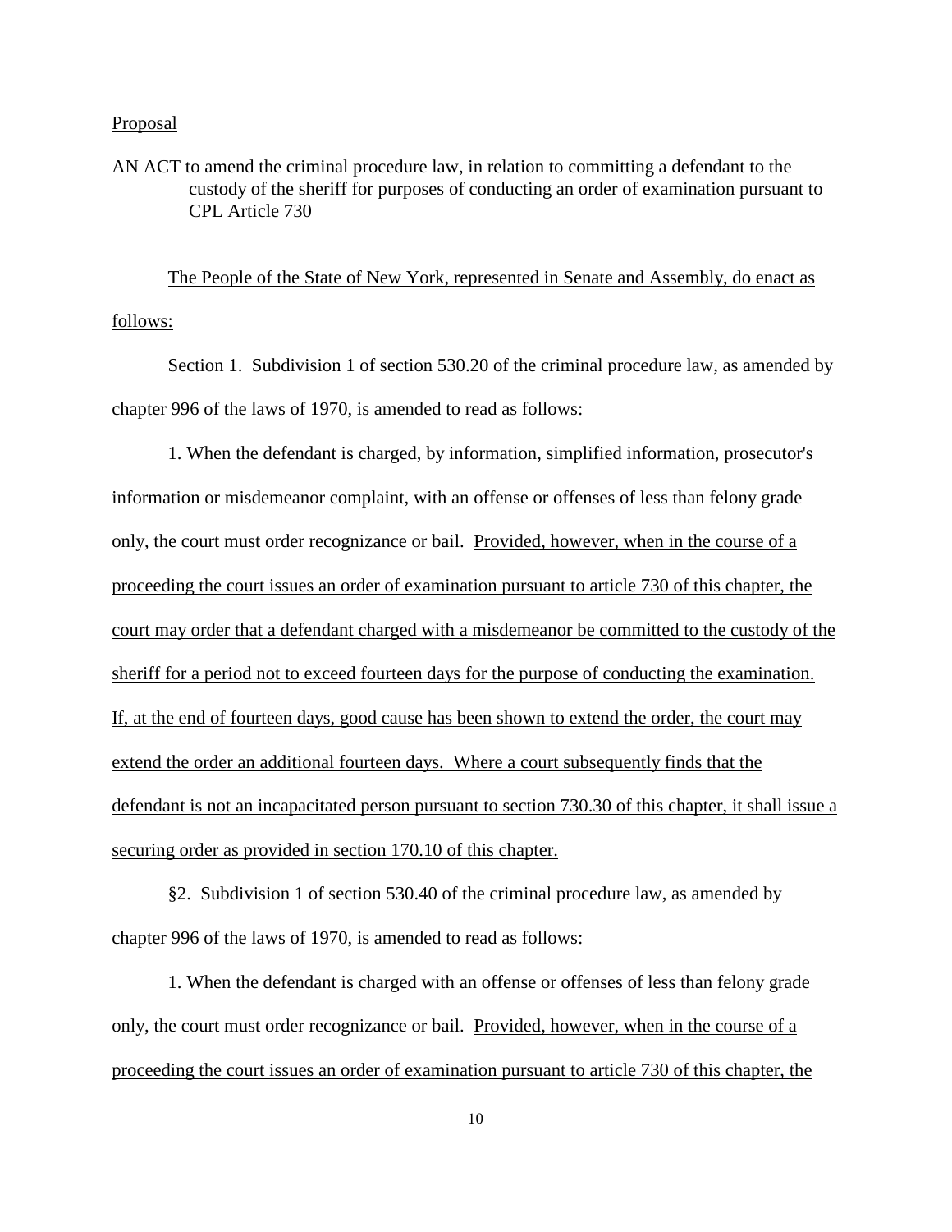<u>Proposal</u>

AN ACT to amend the criminal procedure law, in relation to committing a defendant to the custody of the sheriff for purposes of conducting an order of examination pursuant to CPL Article 730

<u>The People of the State of New York, represented in Senate and Assembly, do enact as follows:</u>

Section 1. Subdivision 1 of section 530.20 of the criminal procedure law, as amended by chapter 996 of the laws of 1970, is amended to read as follows:

1. When the defendant is charged, by information, simplified information, prosecutor's information or misdemeanor complaint, with an offense or offenses of less than felony grade only, the court must order recognizance or bail. <u>Provided, however, when in the course of a proceeding the court issues an order of examination pursuant to article 730 of this chapter, the court may order that a defendant charged with a misdemeanor be committed to the custody of the sheriff for a period not to exceed fourteen days for the purpose of conducting the examination. If, at the end of fourteen days, good cause has been shown to extend the order, the court may extend the order an additional fourteen days. Where a court subsequently finds that the defendant is not an incapacitated person pursuant to section 730.30 of this chapter, it shall issue a securing order as provided in section 170.10 of this chapter.</u>

§2. Subdivision 1 of section 530.40 of the criminal procedure law, as amended by chapter 996 of the laws of 1970, is amended to read as follows:

1. When the defendant is charged with an offense or offenses of less than felony grade only, the court must order recognizance or bail. <u>Provided, however, when in the course of a proceeding the court issues an order of examination pursuant to article 730 of this chapter, the</u>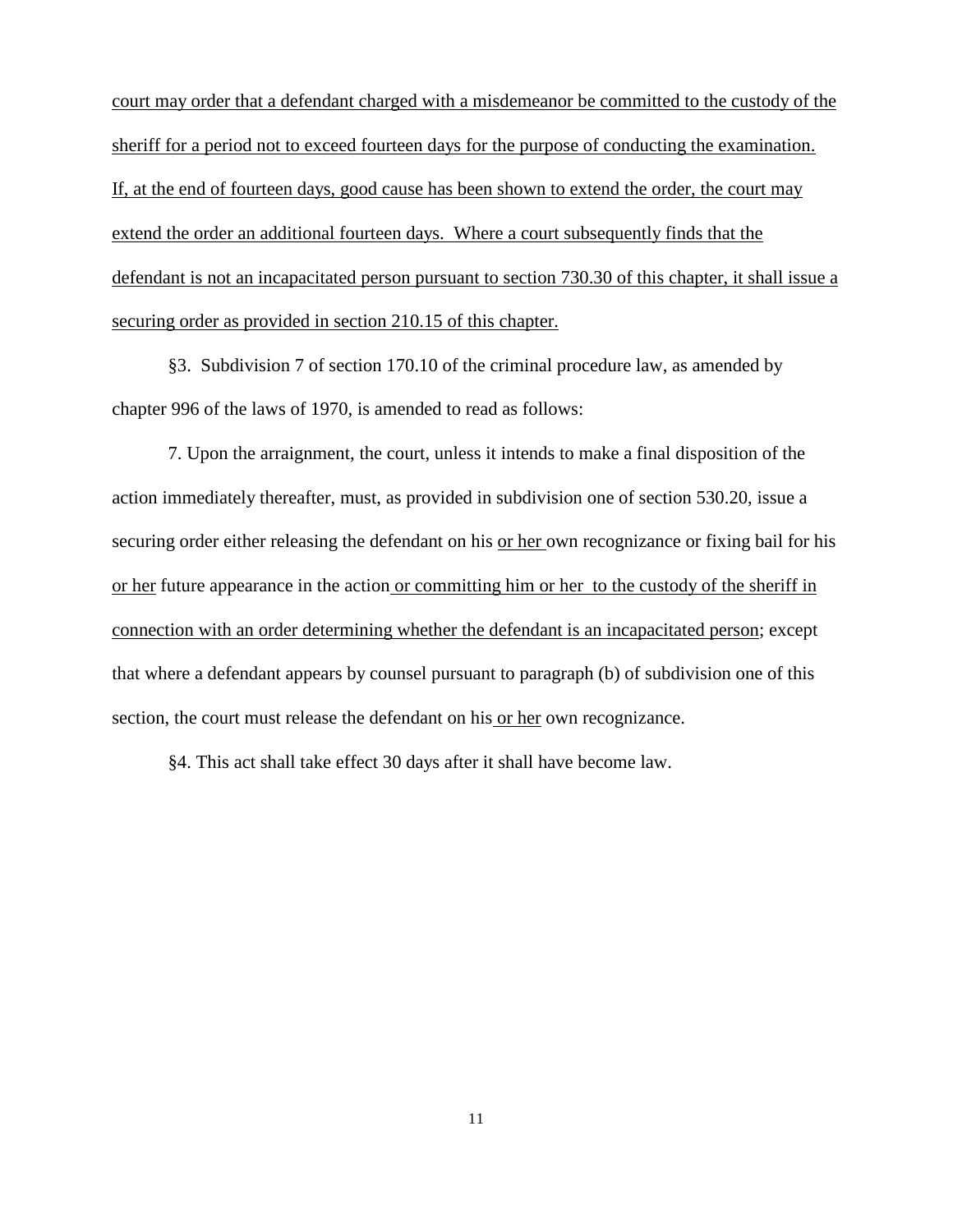court may order that a defendant charged with a misdemeanor be committed to the custody of the sheriff for a period not to exceed fourteen days for the purpose of conducting the examination. If, at the end of fourteen days, good cause has been shown to extend the order, the court may extend the order an additional fourteen days. Where a court subsequently finds that the defendant is not an incapacitated person pursuant to section 730.30 of this chapter, it shall issue a securing order as provided in section 210.15 of this chapter.

§3. Subdivision 7 of section 170.10 of the criminal procedure law, as amended by chapter 996 of the laws of 1970, is amended to read as follows:

7. Upon the arraignment, the court, unless it intends to make a final disposition of the action immediately thereafter, must, as provided in subdivision one of section 530.20, issue a securing order either releasing the defendant on his or her own recognizance or fixing bail for his or her future appearance in the action or committing him or her to the custody of the sheriff in connection with an order determining whether the defendant is an incapacitated person; except that where a defendant appears by counsel pursuant to paragraph (b) of subdivision one of this section, the court must release the defendant on his or her own recognizance.

§4. This act shall take effect 30 days after it shall have become law.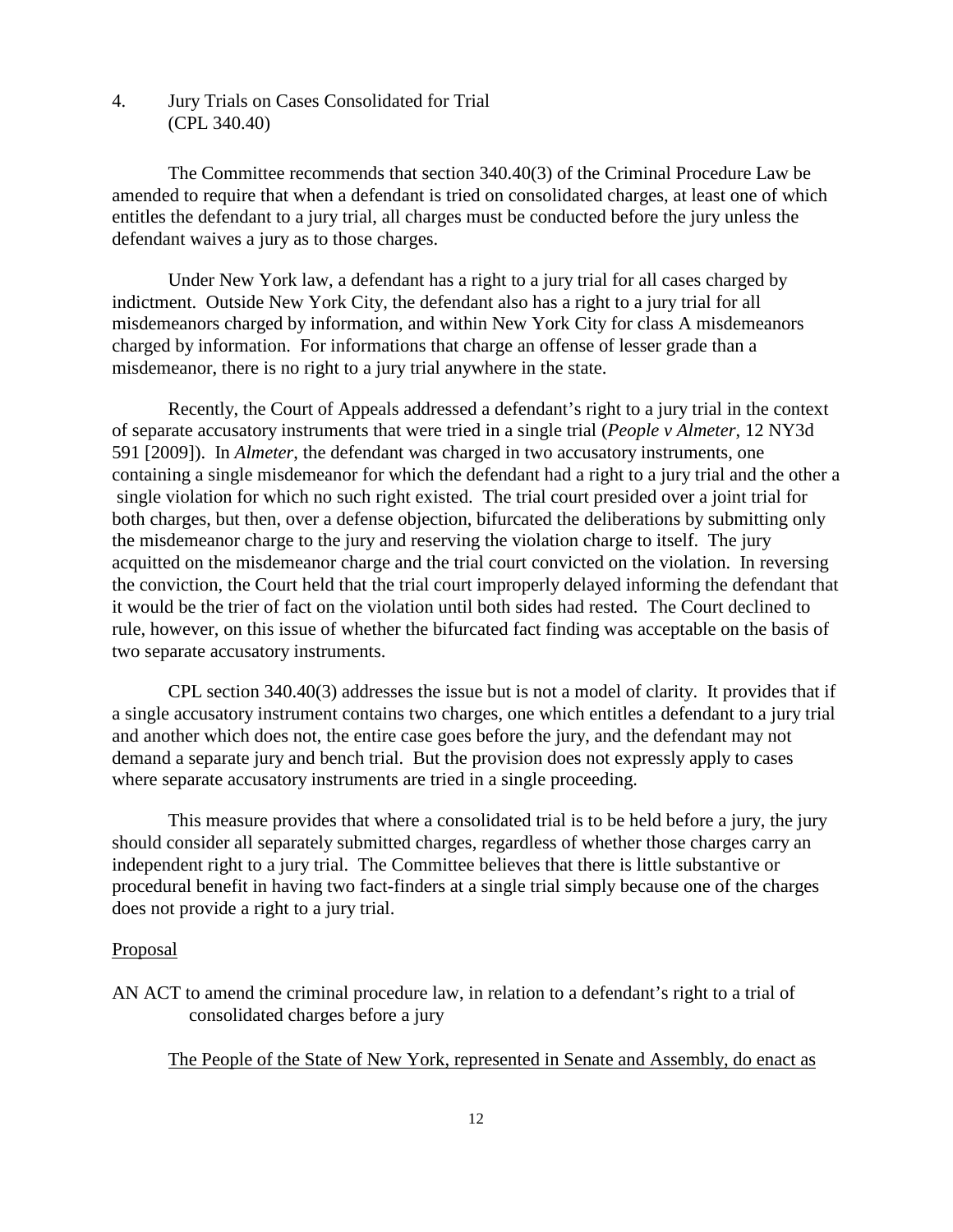4. Jury Trials on Cases Consolidated for Trial (CPL 340.40)

The Committee recommends that section 340.40(3) of the Criminal Procedure Law be amended to require that when a defendant is tried on consolidated charges, at least one of which entitles the defendant to a jury trial, all charges must be conducted before the jury unless the defendant waives a jury as to those charges.

Under New York law, a defendant has a right to a jury trial for all cases charged by indictment. Outside New York City, the defendant also has a right to a jury trial for all misdemeanors charged by information, and within New York City for class A misdemeanors charged by information. For informations that charge an offense of lesser grade than a misdemeanor, there is no right to a jury trial anywhere in the state.

Recently, the Court of Appeals addressed a defendant's right to a jury trial in the context of separate accusatory instruments that were tried in a single trial (*People v Almeter*, 12 NY3d 591 [2009]). In *Almeter*, the defendant was charged in two accusatory instruments, one containing a single misdemeanor for which the defendant had a right to a jury trial and the other a single violation for which no such right existed. The trial court presided over a joint trial for both charges, but then, over a defense objection, bifurcated the deliberations by submitting only the misdemeanor charge to the jury and reserving the violation charge to itself. The jury acquitted on the misdemeanor charge and the trial court convicted on the violation. In reversing the conviction, the Court held that the trial court improperly delayed informing the defendant that it would be the trier of fact on the violation until both sides had rested. The Court declined to rule, however, on this issue of whether the bifurcated fact finding was acceptable on the basis of two separate accusatory instruments.

CPL section 340.40(3) addresses the issue but is not a model of clarity. It provides that if a single accusatory instrument contains two charges, one which entitles a defendant to a jury trial and another which does not, the entire case goes before the jury, and the defendant may not demand a separate jury and bench trial. But the provision does not expressly apply to cases where separate accusatory instruments are tried in a single proceeding.

This measure provides that where a consolidated trial is to be held before a jury, the jury should consider all separately submitted charges, regardless of whether those charges carry an independent right to a jury trial. The Committee believes that there is little substantive or procedural benefit in having two fact-finders at a single trial simply because one of the charges does not provide a right to a jury trial.

<u>Proposal</u>

AN ACT to amend the criminal procedure law, in relation to a defendant's right to a trial of consolidated charges before a jury

<u>The People of the State of New York, represented in Senate and Assembly, do enact as</u>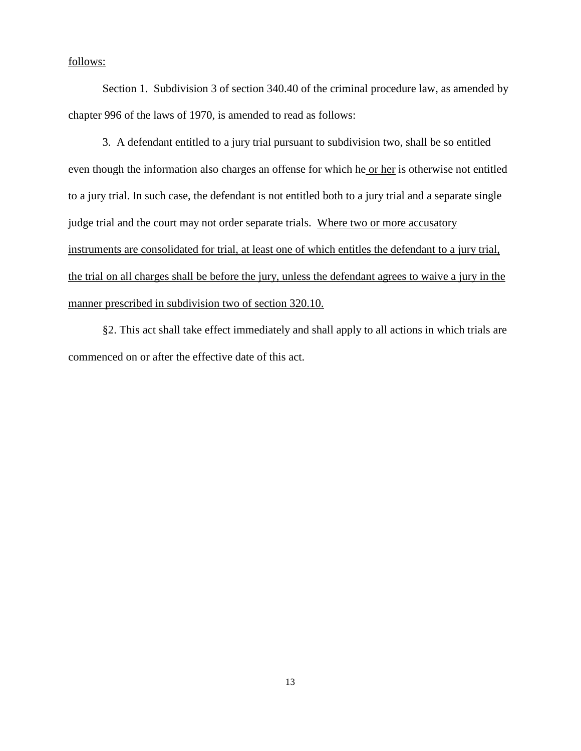follows:

Section 1. Subdivision 3 of section 340.40 of the criminal procedure law, as amended by chapter 996 of the laws of 1970, is amended to read as follows:

3. A defendant entitled to a jury trial pursuant to subdivision two, shall be so entitled even though the information also charges an offense for which he or her is otherwise not entitled to a jury trial. In such case, the defendant is not entitled both to a jury trial and a separate single judge trial and the court may not order separate trials. Where two or more accusatory instruments are consolidated for trial, at least one of which entitles the defendant to a jury trial, the trial on all charges shall be before the jury, unless the defendant agrees to waive a jury in the manner prescribed in subdivision two of section 320.10.

§2. This act shall take effect immediately and shall apply to all actions in which trials are commenced on or after the effective date of this act.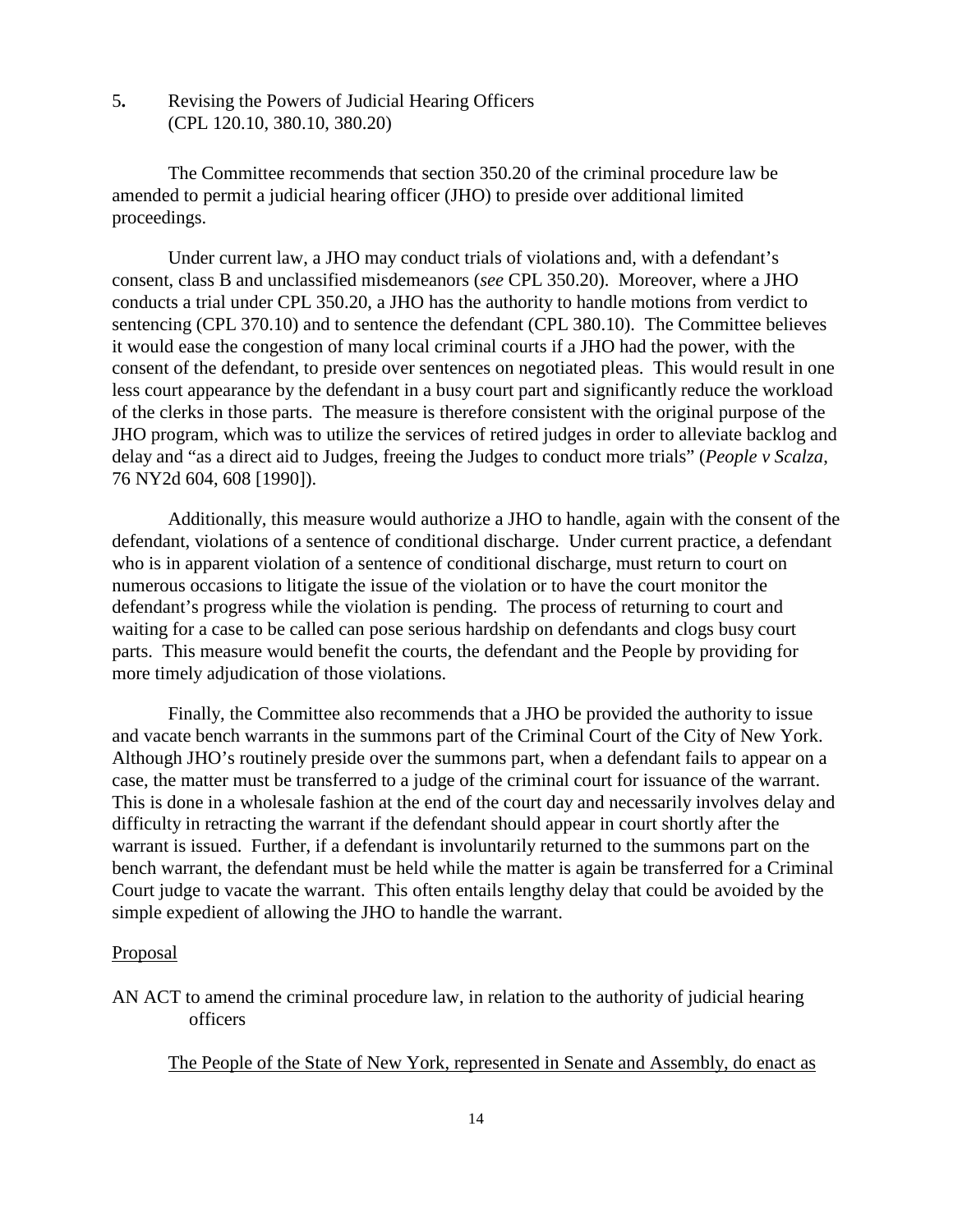5**.** Revising the Powers of Judicial Hearing Officers
(CPL 120.10, 380.10, 380.20)

The Committee recommends that section 350.20 of the criminal procedure law be amended to permit a judicial hearing officer (JHO) to preside over additional limited proceedings.

Under current law, a JHO may conduct trials of violations and, with a defendant's consent, class B and unclassified misdemeanors (*see* CPL 350.20). Moreover, where a JHO conducts a trial under CPL 350.20, a JHO has the authority to handle motions from verdict to sentencing (CPL 370.10) and to sentence the defendant (CPL 380.10). The Committee believes it would ease the congestion of many local criminal courts if a JHO had the power, with the consent of the defendant, to preside over sentences on negotiated pleas. This would result in one less court appearance by the defendant in a busy court part and significantly reduce the workload of the clerks in those parts. The measure is therefore consistent with the original purpose of the JHO program, which was to utilize the services of retired judges in order to alleviate backlog and delay and "as a direct aid to Judges, freeing the Judges to conduct more trials" (*People v Scalza*, 76 NY2d 604, 608 [1990]).

Additionally, this measure would authorize a JHO to handle, again with the consent of the defendant, violations of a sentence of conditional discharge. Under current practice, a defendant who is in apparent violation of a sentence of conditional discharge, must return to court on numerous occasions to litigate the issue of the violation or to have the court monitor the defendant's progress while the violation is pending. The process of returning to court and waiting for a case to be called can pose serious hardship on defendants and clogs busy court parts. This measure would benefit the courts, the defendant and the People by providing for more timely adjudication of those violations.

Finally, the Committee also recommends that a JHO be provided the authority to issue and vacate bench warrants in the summons part of the Criminal Court of the City of New York. Although JHO's routinely preside over the summons part, when a defendant fails to appear on a case, the matter must be transferred to a judge of the criminal court for issuance of the warrant. This is done in a wholesale fashion at the end of the court day and necessarily involves delay and difficulty in retracting the warrant if the defendant should appear in court shortly after the warrant is issued. Further, if a defendant is involuntarily returned to the summons part on the bench warrant, the defendant must be held while the matter is again be transferred for a Criminal Court judge to vacate the warrant. This often entails lengthy delay that could be avoided by the simple expedient of allowing the JHO to handle the warrant.

Proposal

AN ACT to amend the criminal procedure law, in relation to the authority of judicial hearing officers

The People of the State of New York, represented in Senate and Assembly, do enact as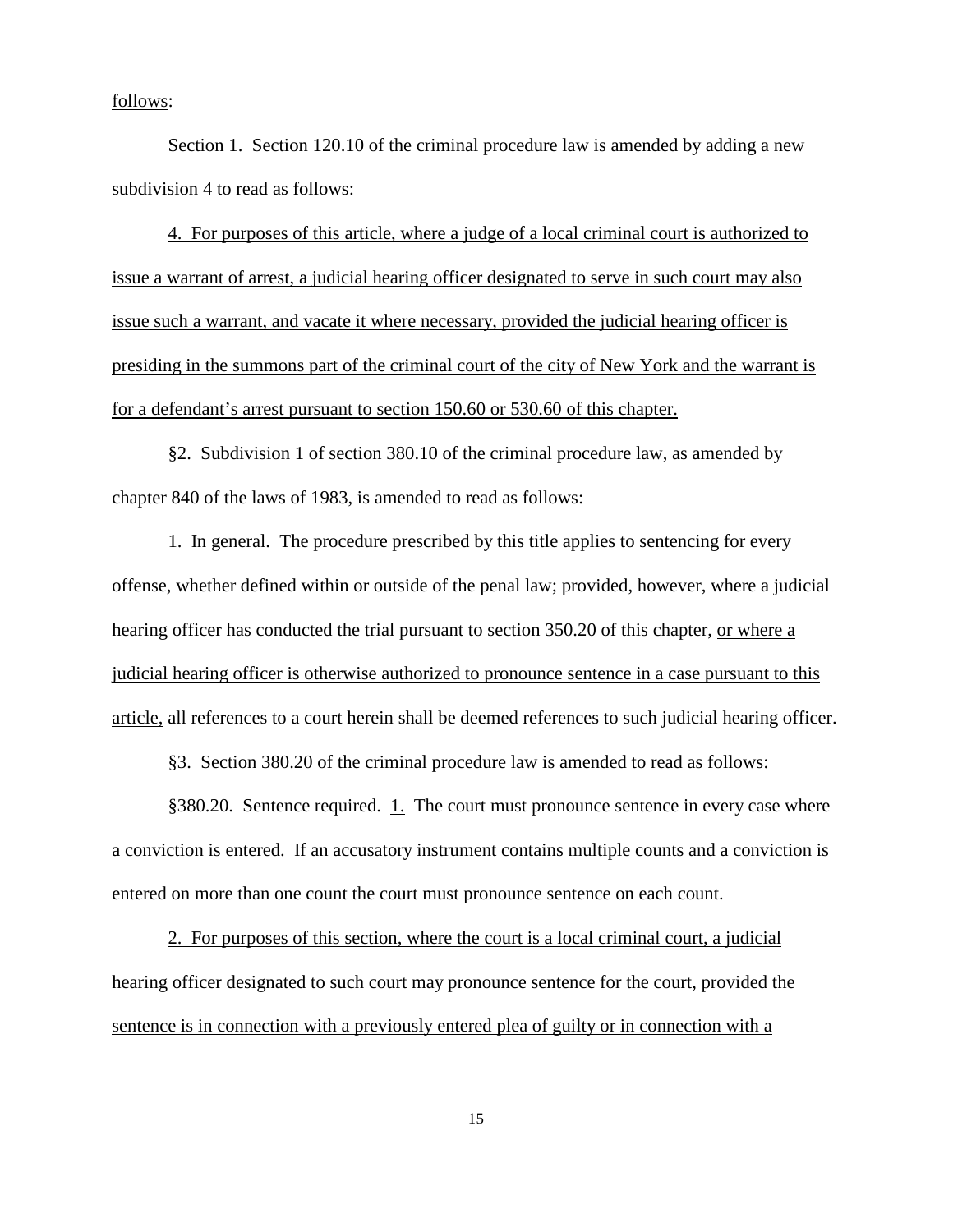follows:

Section 1. Section 120.10 of the criminal procedure law is amended by adding a new subdivision 4 to read as follows:

<u>4. For purposes of this article, where a judge of a local criminal court is authorized to issue a warrant of arrest, a judicial hearing officer designated to serve in such court may also issue such a warrant, and vacate it where necessary, provided the judicial hearing officer is presiding in the summons part of the criminal court of the city of New York and the warrant is for a defendant's arrest pursuant to section 150.60 or 530.60 of this chapter.</u>

§2. Subdivision 1 of section 380.10 of the criminal procedure law, as amended by chapter 840 of the laws of 1983, is amended to read as follows:

1. In general. The procedure prescribed by this title applies to sentencing for every offense, whether defined within or outside of the penal law; provided, however, where a judicial hearing officer has conducted the trial pursuant to section 350.20 of this chapter, <u>or where a judicial hearing officer is otherwise authorized to pronounce sentence in a case pursuant to this article,</u> all references to a court herein shall be deemed references to such judicial hearing officer.

§3. Section 380.20 of the criminal procedure law is amended to read as follows:

§380.20. Sentence required. <u>1.</u> The court must pronounce sentence in every case where a conviction is entered. If an accusatory instrument contains multiple counts and a conviction is entered on more than one count the court must pronounce sentence on each count.

<u>2. For purposes of this section, where the court is a local criminal court, a judicial hearing officer designated to such court may pronounce sentence for the court, provided the sentence is in connection with a previously entered plea of guilty or in connection with a</u>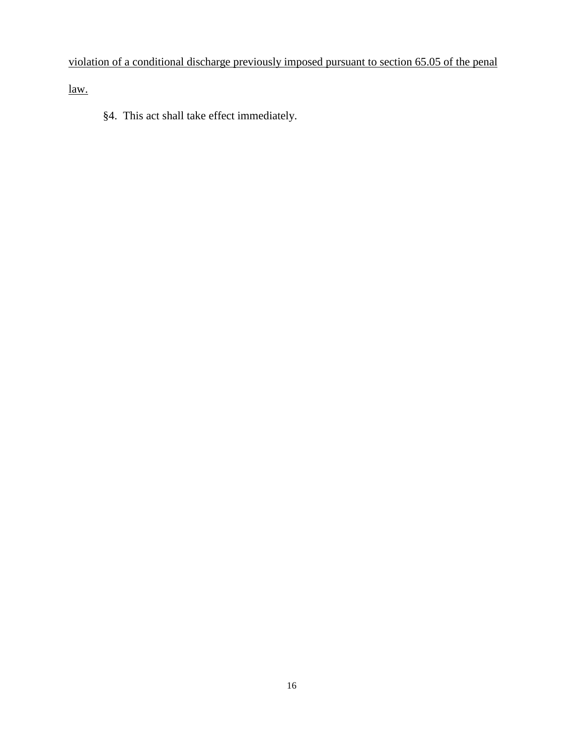<u>violation of a conditional discharge previously imposed pursuant to section 65.05 of the penal law.</u>

§4. This act shall take effect immediately.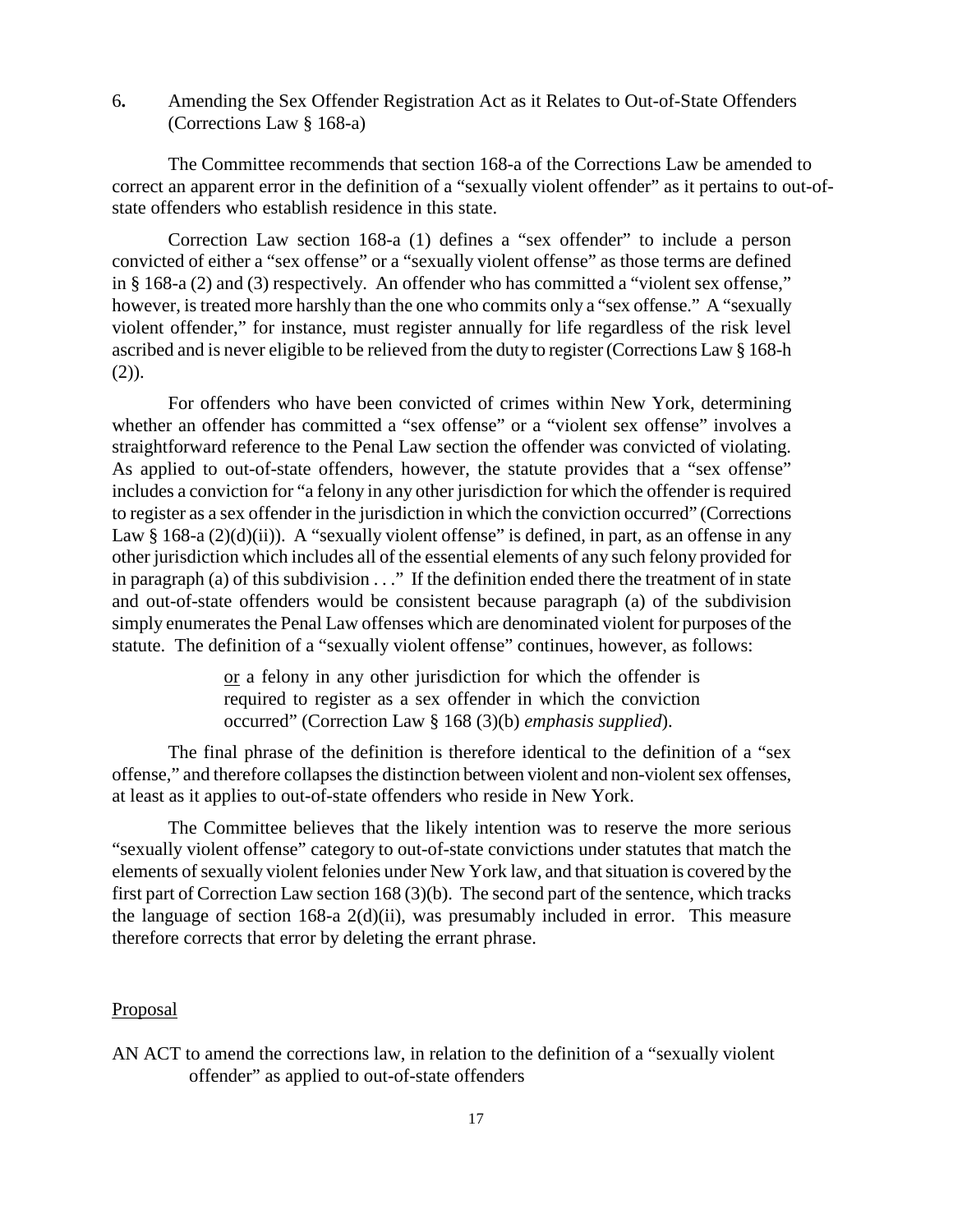6. Amending the Sex Offender Registration Act as it Relates to Out-of-State Offenders (Corrections Law § 168-a)

The Committee recommends that section 168-a of the Corrections Law be amended to correct an apparent error in the definition of a "sexually violent offender" as it pertains to out-of-state offenders who establish residence in this state.

Correction Law section 168-a (1) defines a "sex offender" to include a person convicted of either a "sex offense" or a "sexually violent offense" as those terms are defined in § 168-a (2) and (3) respectively. An offender who has committed a "violent sex offense," however, is treated more harshly than the one who commits only a "sex offense." A "sexually violent offender," for instance, must register annually for life regardless of the risk level ascribed and is never eligible to be relieved from the duty to register (Corrections Law § 168-h (2)).

For offenders who have been convicted of crimes within New York, determining whether an offender has committed a "sex offense" or a "violent sex offense" involves a straightforward reference to the Penal Law section the offender was convicted of violating. As applied to out-of-state offenders, however, the statute provides that a "sex offense" includes a conviction for "a felony in any other jurisdiction for which the offender is required to register as a sex offender in the jurisdiction in which the conviction occurred" (Corrections Law § 168-a (2)(d)(ii)). A "sexually violent offense" is defined, in part, as an offense in any other jurisdiction which includes all of the essential elements of any such felony provided for in paragraph (a) of this subdivision . . ." If the definition ended there the treatment of in state and out-of-state offenders would be consistent because paragraph (a) of the subdivision simply enumerates the Penal Law offenses which are denominated violent for purposes of the statute. The definition of a "sexually violent offense" continues, however, as follows:

> <u>or</u> a felony in any other jurisdiction for which the offender is required to register as a sex offender in which the conviction occurred" (Correction Law § 168 (3)(b) *emphasis supplied*).

The final phrase of the definition is therefore identical to the definition of a "sex offense," and therefore collapses the distinction between violent and non-violent sex offenses, at least as it applies to out-of-state offenders who reside in New York.

The Committee believes that the likely intention was to reserve the more serious "sexually violent offense" category to out-of-state convictions under statutes that match the elements of sexually violent felonies under New York law, and that situation is covered by the first part of Correction Law section 168 (3)(b). The second part of the sentence, which tracks the language of section 168-a 2(d)(ii), was presumably included in error. This measure therefore corrects that error by deleting the errant phrase.

<u>Proposal</u>

AN ACT to amend the corrections law, in relation to the definition of a "sexually violent offender" as applied to out-of-state offenders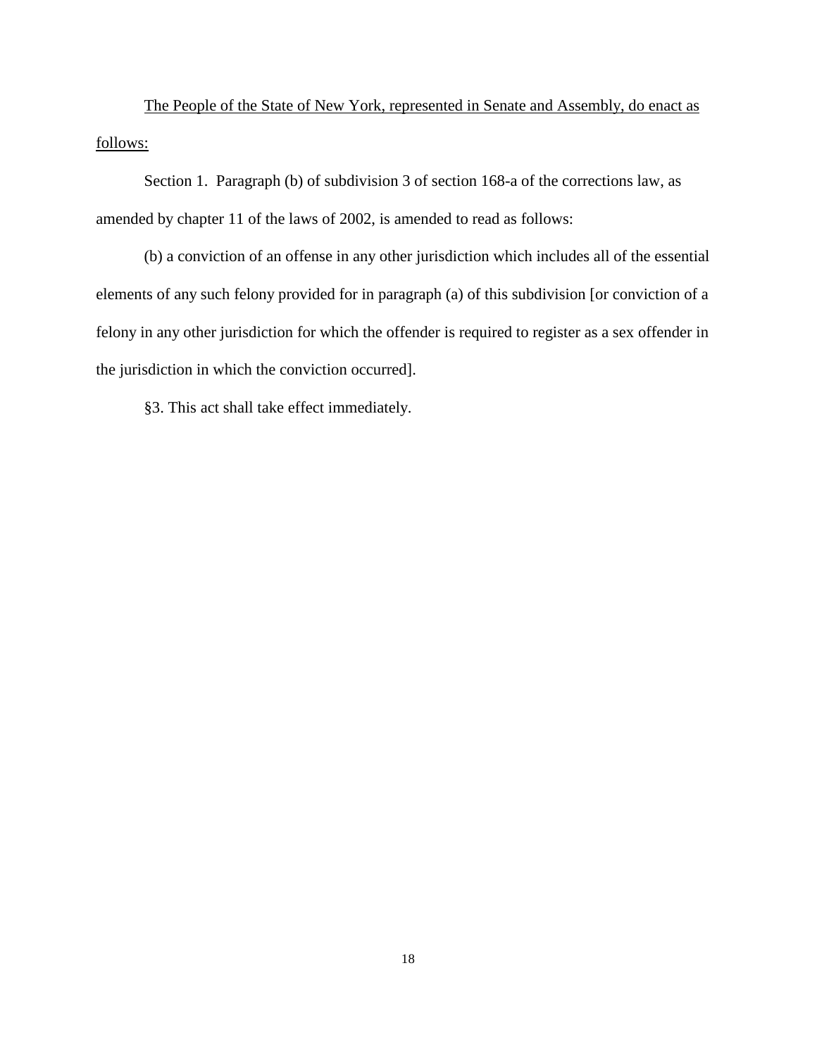<u>The People of the State of New York, represented in Senate and Assembly, do enact as follows:</u>

Section 1. Paragraph (b) of subdivision 3 of section 168-a of the corrections law, as amended by chapter 11 of the laws of 2002, is amended to read as follows:

(b) a conviction of an offense in any other jurisdiction which includes all of the essential elements of any such felony provided for in paragraph (a) of this subdivision [or conviction of a felony in any other jurisdiction for which the offender is required to register as a sex offender in the jurisdiction in which the conviction occurred].

§3. This act shall take effect immediately.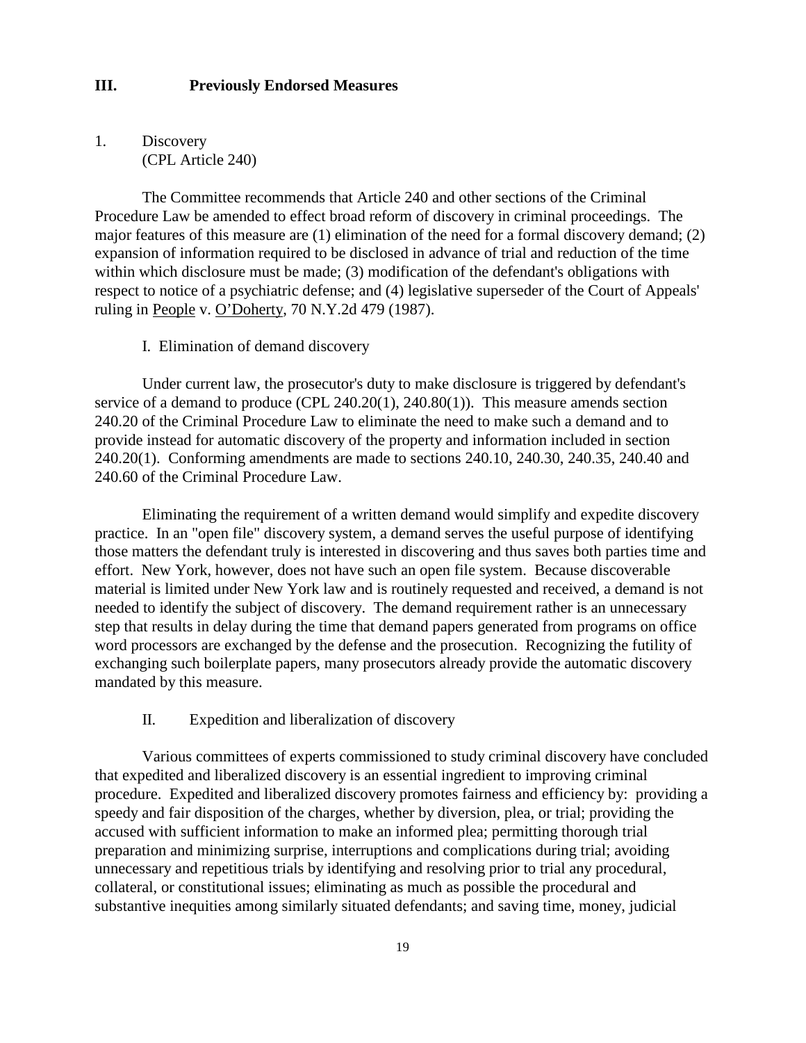## III. Previously Endorsed Measures

### 1. Discovery (CPL Article 240)

The Committee recommends that Article 240 and other sections of the Criminal Procedure Law be amended to effect broad reform of discovery in criminal proceedings. The major features of this measure are (1) elimination of the need for a formal discovery demand; (2) expansion of information required to be disclosed in advance of trial and reduction of the time within which disclosure must be made; (3) modification of the defendant's obligations with respect to notice of a psychiatric defense; and (4) legislative superseder of the Court of Appeals' ruling in People v. O'Doherty, 70 N.Y.2d 479 (1987).

#### I. Elimination of demand discovery

Under current law, the prosecutor's duty to make disclosure is triggered by defendant's service of a demand to produce (CPL 240.20(1), 240.80(1)). This measure amends section 240.20 of the Criminal Procedure Law to eliminate the need to make such a demand and to provide instead for automatic discovery of the property and information included in section 240.20(1). Conforming amendments are made to sections 240.10, 240.30, 240.35, 240.40 and 240.60 of the Criminal Procedure Law.

Eliminating the requirement of a written demand would simplify and expedite discovery practice. In an "open file" discovery system, a demand serves the useful purpose of identifying those matters the defendant truly is interested in discovering and thus saves both parties time and effort. New York, however, does not have such an open file system. Because discoverable material is limited under New York law and is routinely requested and received, a demand is not needed to identify the subject of discovery. The demand requirement rather is an unnecessary step that results in delay during the time that demand papers generated from programs on office word processors are exchanged by the defense and the prosecution. Recognizing the futility of exchanging such boilerplate papers, many prosecutors already provide the automatic discovery mandated by this measure.

#### II. Expedition and liberalization of discovery

Various committees of experts commissioned to study criminal discovery have concluded that expedited and liberalized discovery is an essential ingredient to improving criminal procedure. Expedited and liberalized discovery promotes fairness and efficiency by: providing a speedy and fair disposition of the charges, whether by diversion, plea, or trial; providing the accused with sufficient information to make an informed plea; permitting thorough trial preparation and minimizing surprise, interruptions and complications during trial; avoiding unnecessary and repetitious trials by identifying and resolving prior to trial any procedural, collateral, or constitutional issues; eliminating as much as possible the procedural and substantive inequities among similarly situated defendants; and saving time, money, judicial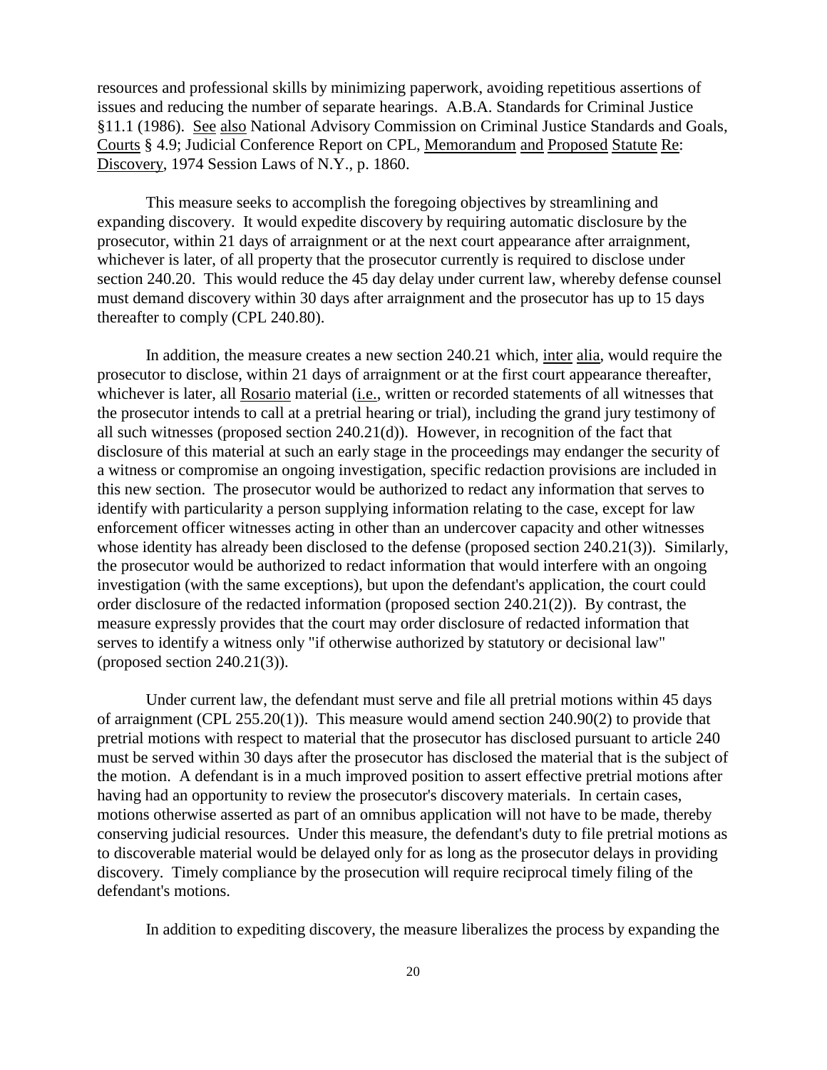resources and professional skills by minimizing paperwork, avoiding repetitious assertions of issues and reducing the number of separate hearings. A.B.A. Standards for Criminal Justice §11.1 (1986). See also National Advisory Commission on Criminal Justice Standards and Goals, Courts § 4.9; Judicial Conference Report on CPL, Memorandum and Proposed Statute Re: Discovery, 1974 Session Laws of N.Y., p. 1860.

This measure seeks to accomplish the foregoing objectives by streamlining and expanding discovery. It would expedite discovery by requiring automatic disclosure by the prosecutor, within 21 days of arraignment or at the next court appearance after arraignment, whichever is later, of all property that the prosecutor currently is required to disclose under section 240.20. This would reduce the 45 day delay under current law, whereby defense counsel must demand discovery within 30 days after arraignment and the prosecutor has up to 15 days thereafter to comply (CPL 240.80).

In addition, the measure creates a new section 240.21 which, inter alia, would require the prosecutor to disclose, within 21 days of arraignment or at the first court appearance thereafter, whichever is later, all Rosario material (i.e., written or recorded statements of all witnesses that the prosecutor intends to call at a pretrial hearing or trial), including the grand jury testimony of all such witnesses (proposed section 240.21(d)). However, in recognition of the fact that disclosure of this material at such an early stage in the proceedings may endanger the security of a witness or compromise an ongoing investigation, specific redaction provisions are included in this new section. The prosecutor would be authorized to redact any information that serves to identify with particularity a person supplying information relating to the case, except for law enforcement officer witnesses acting in other than an undercover capacity and other witnesses whose identity has already been disclosed to the defense (proposed section 240.21(3)). Similarly, the prosecutor would be authorized to redact information that would interfere with an ongoing investigation (with the same exceptions), but upon the defendant's application, the court could order disclosure of the redacted information (proposed section 240.21(2)). By contrast, the measure expressly provides that the court may order disclosure of redacted information that serves to identify a witness only "if otherwise authorized by statutory or decisional law" (proposed section 240.21(3)).

Under current law, the defendant must serve and file all pretrial motions within 45 days of arraignment (CPL 255.20(1)). This measure would amend section 240.90(2) to provide that pretrial motions with respect to material that the prosecutor has disclosed pursuant to article 240 must be served within 30 days after the prosecutor has disclosed the material that is the subject of the motion. A defendant is in a much improved position to assert effective pretrial motions after having had an opportunity to review the prosecutor's discovery materials. In certain cases, motions otherwise asserted as part of an omnibus application will not have to be made, thereby conserving judicial resources. Under this measure, the defendant's duty to file pretrial motions as to discoverable material would be delayed only for as long as the prosecutor delays in providing discovery. Timely compliance by the prosecution will require reciprocal timely filing of the defendant's motions.

In addition to expediting discovery, the measure liberalizes the process by expanding the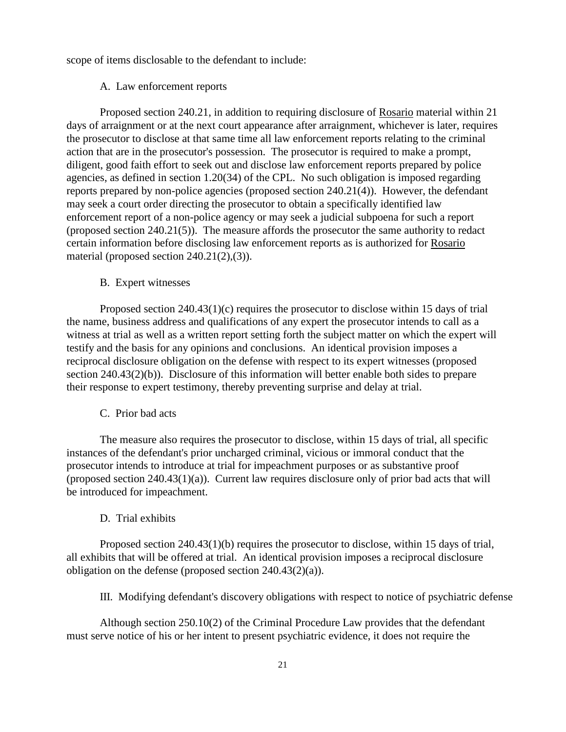scope of items disclosable to the defendant to include:

A. Law enforcement reports

Proposed section 240.21, in addition to requiring disclosure of Rosario material within 21 days of arraignment or at the next court appearance after arraignment, whichever is later, requires the prosecutor to disclose at that same time all law enforcement reports relating to the criminal action that are in the prosecutor's possession. The prosecutor is required to make a prompt, diligent, good faith effort to seek out and disclose law enforcement reports prepared by police agencies, as defined in section 1.20(34) of the CPL. No such obligation is imposed regarding reports prepared by non-police agencies (proposed section 240.21(4)). However, the defendant may seek a court order directing the prosecutor to obtain a specifically identified law enforcement report of a non-police agency or may seek a judicial subpoena for such a report (proposed section 240.21(5)). The measure affords the prosecutor the same authority to redact certain information before disclosing law enforcement reports as is authorized for Rosario material (proposed section 240.21(2),(3)).

B. Expert witnesses

Proposed section 240.43(1)(c) requires the prosecutor to disclose within 15 days of trial the name, business address and qualifications of any expert the prosecutor intends to call as a witness at trial as well as a written report setting forth the subject matter on which the expert will testify and the basis for any opinions and conclusions. An identical provision imposes a reciprocal disclosure obligation on the defense with respect to its expert witnesses (proposed section 240.43(2)(b)). Disclosure of this information will better enable both sides to prepare their response to expert testimony, thereby preventing surprise and delay at trial.

C. Prior bad acts

The measure also requires the prosecutor to disclose, within 15 days of trial, all specific instances of the defendant's prior uncharged criminal, vicious or immoral conduct that the prosecutor intends to introduce at trial for impeachment purposes or as substantive proof (proposed section 240.43(1)(a)). Current law requires disclosure only of prior bad acts that will be introduced for impeachment.

D. Trial exhibits

Proposed section 240.43(1)(b) requires the prosecutor to disclose, within 15 days of trial, all exhibits that will be offered at trial. An identical provision imposes a reciprocal disclosure obligation on the defense (proposed section 240.43(2)(a)).

III. Modifying defendant's discovery obligations with respect to notice of psychiatric defense

Although section 250.10(2) of the Criminal Procedure Law provides that the defendant must serve notice of his or her intent to present psychiatric evidence, it does not require the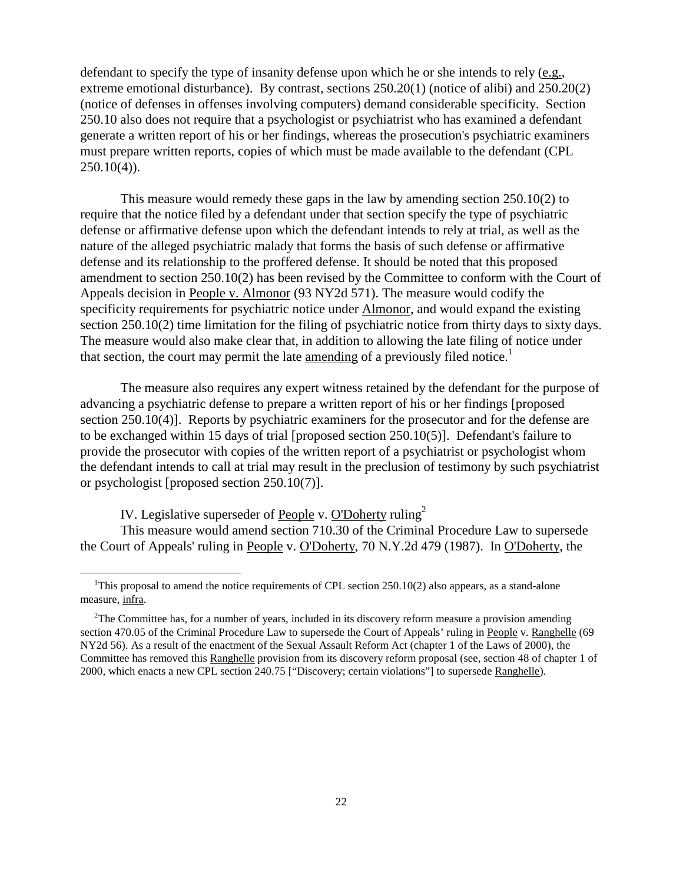defendant to specify the type of insanity defense upon which he or she intends to rely (e.g., extreme emotional disturbance). By contrast, sections 250.20(1) (notice of alibi) and 250.20(2) (notice of defenses in offenses involving computers) demand considerable specificity. Section 250.10 also does not require that a psychologist or psychiatrist who has examined a defendant generate a written report of his or her findings, whereas the prosecution's psychiatric examiners must prepare written reports, copies of which must be made available to the defendant (CPL 250.10(4)).

This measure would remedy these gaps in the law by amending section 250.10(2) to require that the notice filed by a defendant under that section specify the type of psychiatric defense or affirmative defense upon which the defendant intends to rely at trial, as well as the nature of the alleged psychiatric malady that forms the basis of such defense or affirmative defense and its relationship to the proffered defense. It should be noted that this proposed amendment to section 250.10(2) has been revised by the Committee to conform with the Court of Appeals decision in People v. Almonor (93 NY2d 571). The measure would codify the specificity requirements for psychiatric notice under Almonor, and would expand the existing section 250.10(2) time limitation for the filing of psychiatric notice from thirty days to sixty days. The measure would also make clear that, in addition to allowing the late filing of notice under that section, the court may permit the late amending of a previously filed notice.[1]

The measure also requires any expert witness retained by the defendant for the purpose of advancing a psychiatric defense to prepare a written report of his or her findings [proposed section 250.10(4)]. Reports by psychiatric examiners for the prosecutor and for the defense are to be exchanged within 15 days of trial [proposed section 250.10(5)]. Defendant's failure to provide the prosecutor with copies of the written report of a psychiatrist or psychologist whom the defendant intends to call at trial may result in the preclusion of testimony by such psychiatrist or psychologist [proposed section 250.10(7)].

IV. Legislative superseder of People v. O'Doherty ruling[2]

This measure would amend section 710.30 of the Criminal Procedure Law to supersede the Court of Appeals' ruling in People v. O'Doherty, 70 N.Y.2d 479 (1987). In O'Doherty, the

---

[1] This proposal to amend the notice requirements of CPL section 250.10(2) also appears, as a stand-alone measure, infra.

[2] The Committee has, for a number of years, included in its discovery reform measure a provision amending section 470.05 of the Criminal Procedure Law to supersede the Court of Appeals' ruling in People v. Ranghelle (69 NY2d 56). As a result of the enactment of the Sexual Assault Reform Act (chapter 1 of the Laws of 2000), the Committee has removed this Ranghelle provision from its discovery reform proposal (see, section 48 of chapter 1 of 2000, which enacts a new CPL section 240.75 ["Discovery; certain violations"] to supersede Ranghelle).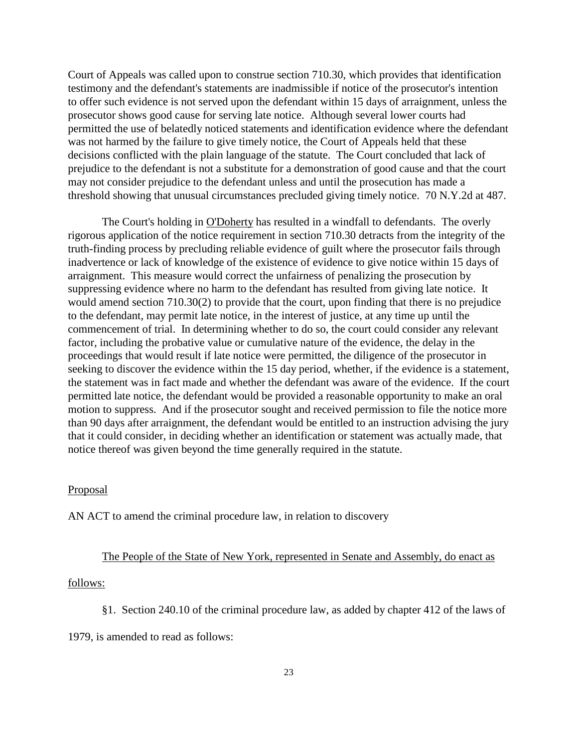Court of Appeals was called upon to construe section 710.30, which provides that identification testimony and the defendant's statements are inadmissible if notice of the prosecutor's intention to offer such evidence is not served upon the defendant within 15 days of arraignment, unless the prosecutor shows good cause for serving late notice. Although several lower courts had permitted the use of belatedly noticed statements and identification evidence where the defendant was not harmed by the failure to give timely notice, the Court of Appeals held that these decisions conflicted with the plain language of the statute. The Court concluded that lack of prejudice to the defendant is not a substitute for a demonstration of good cause and that the court may not consider prejudice to the defendant unless and until the prosecution has made a threshold showing that unusual circumstances precluded giving timely notice. 70 N.Y.2d at 487.

The Court's holding in O'Doherty has resulted in a windfall to defendants. The overly rigorous application of the notice requirement in section 710.30 detracts from the integrity of the truth-finding process by precluding reliable evidence of guilt where the prosecutor fails through inadvertence or lack of knowledge of the existence of evidence to give notice within 15 days of arraignment. This measure would correct the unfairness of penalizing the prosecution by suppressing evidence where no harm to the defendant has resulted from giving late notice. It would amend section 710.30(2) to provide that the court, upon finding that there is no prejudice to the defendant, may permit late notice, in the interest of justice, at any time up until the commencement of trial. In determining whether to do so, the court could consider any relevant factor, including the probative value or cumulative nature of the evidence, the delay in the proceedings that would result if late notice were permitted, the diligence of the prosecutor in seeking to discover the evidence within the 15 day period, whether, if the evidence is a statement, the statement was in fact made and whether the defendant was aware of the evidence. If the court permitted late notice, the defendant would be provided a reasonable opportunity to make an oral motion to suppress. And if the prosecutor sought and received permission to file the notice more than 90 days after arraignment, the defendant would be entitled to an instruction advising the jury that it could consider, in deciding whether an identification or statement was actually made, that notice thereof was given beyond the time generally required in the statute.

Proposal

AN ACT to amend the criminal procedure law, in relation to discovery

The People of the State of New York, represented in Senate and Assembly, do enact as follows:

§1. Section 240.10 of the criminal procedure law, as added by chapter 412 of the laws of 1979, is amended to read as follows: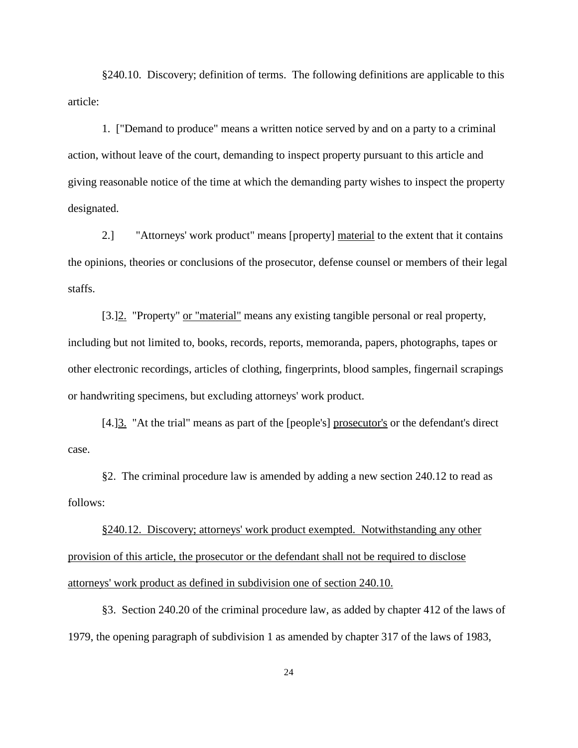§240.10. Discovery; definition of terms. The following definitions are applicable to this article:

1. ["Demand to produce" means a written notice served by and on a party to a criminal action, without leave of the court, demanding to inspect property pursuant to this article and giving reasonable notice of the time at which the demanding party wishes to inspect the property designated.

2.] "Attorneys' work product" means [property] <u>material</u> to the extent that it contains the opinions, theories or conclusions of the prosecutor, defense counsel or members of their legal staffs.

[3.]<u>2.</u> "Property" <u>or "material"</u> means any existing tangible personal or real property, including but not limited to, books, records, reports, memoranda, papers, photographs, tapes or other electronic recordings, articles of clothing, fingerprints, blood samples, fingernail scrapings or handwriting specimens, but excluding attorneys' work product.

[4.]<u>3.</u> "At the trial" means as part of the [people's] <u>prosecutor's</u> or the defendant's direct case.

§2. The criminal procedure law is amended by adding a new section 240.12 to read as follows:

<u>§240.12. Discovery; attorneys' work product exempted. Notwithstanding any other provision of this article, the prosecutor or the defendant shall not be required to disclose attorneys' work product as defined in subdivision one of section 240.10.</u>

§3. Section 240.20 of the criminal procedure law, as added by chapter 412 of the laws of 1979, the opening paragraph of subdivision 1 as amended by chapter 317 of the laws of 1983,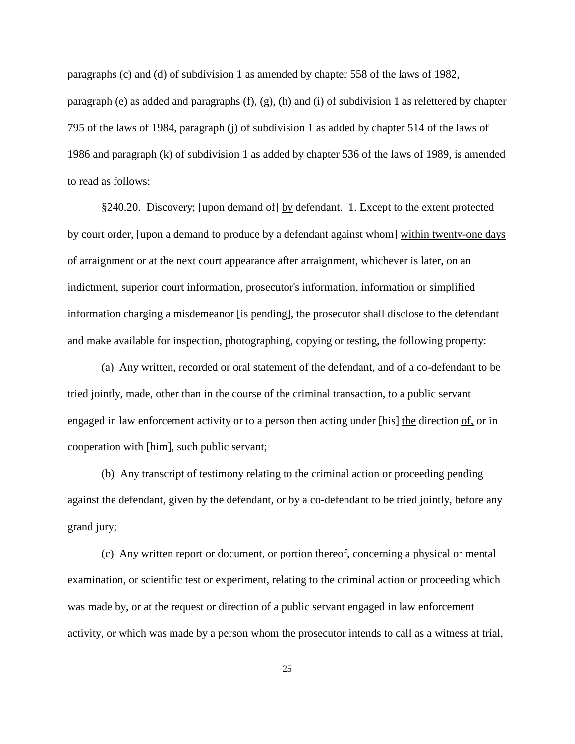paragraphs (c) and (d) of subdivision 1 as amended by chapter 558 of the laws of 1982, paragraph (e) as added and paragraphs (f), (g), (h) and (i) of subdivision 1 as relettered by chapter 795 of the laws of 1984, paragraph (j) of subdivision 1 as added by chapter 514 of the laws of 1986 and paragraph (k) of subdivision 1 as added by chapter 536 of the laws of 1989, is amended to read as follows:

§240.20. Discovery; [upon demand of] <u>by</u> defendant. 1. Except to the extent protected by court order, [upon a demand to produce by a defendant against whom] <u>within twenty-one days of arraignment or at the next court appearance after arraignment, whichever is later, on</u> an indictment, superior court information, prosecutor's information, information or simplified information charging a misdemeanor [is pending], the prosecutor shall disclose to the defendant and make available for inspection, photographing, copying or testing, the following property:

(a) Any written, recorded or oral statement of the defendant, and of a co-defendant to be tried jointly, made, other than in the course of the criminal transaction, to a public servant engaged in law enforcement activity or to a person then acting under [his] <u>the</u> direction <u>of,</u> or in cooperation with [him]<u>, such public servant</u>;

(b) Any transcript of testimony relating to the criminal action or proceeding pending against the defendant, given by the defendant, or by a co-defendant to be tried jointly, before any grand jury;

(c) Any written report or document, or portion thereof, concerning a physical or mental examination, or scientific test or experiment, relating to the criminal action or proceeding which was made by, or at the request or direction of a public servant engaged in law enforcement activity, or which was made by a person whom the prosecutor intends to call as a witness at trial,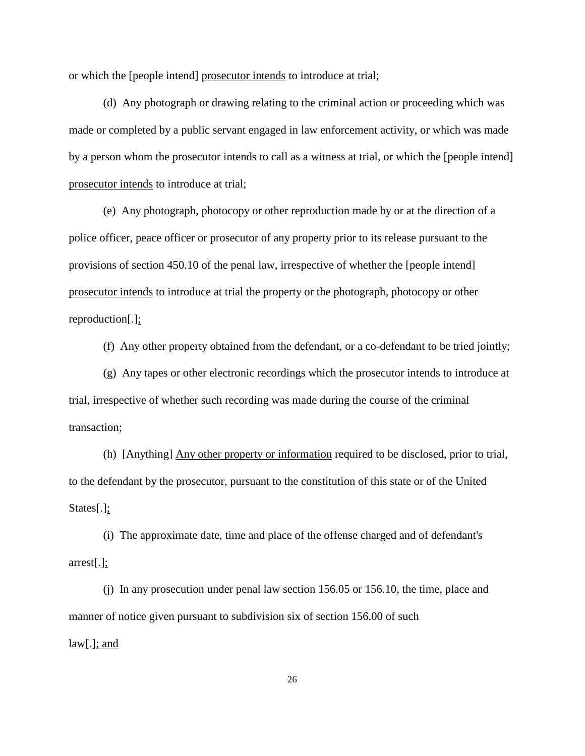or which the [people intend] <u>prosecutor intends</u> to introduce at trial;

(d) Any photograph or drawing relating to the criminal action or proceeding which was made or completed by a public servant engaged in law enforcement activity, or which was made by a person whom the prosecutor intends to call as a witness at trial, or which the [people intend] <u>prosecutor intends</u> to introduce at trial;

(e) Any photograph, photocopy or other reproduction made by or at the direction of a police officer, peace officer or prosecutor of any property prior to its release pursuant to the provisions of section 450.10 of the penal law, irrespective of whether the [people intend] <u>prosecutor intends</u> to introduce at trial the property or the photograph, photocopy or other reproduction[.]<u>;</u>

(f) Any other property obtained from the defendant, or a co-defendant to be tried jointly;

(g) Any tapes or other electronic recordings which the prosecutor intends to introduce at trial, irrespective of whether such recording was made during the course of the criminal transaction;

(h) [Anything] <u>Any other property or information</u> required to be disclosed, prior to trial, to the defendant by the prosecutor, pursuant to the constitution of this state or of the United States[.]<u>;</u>

(i) The approximate date, time and place of the offense charged and of defendant's arrest[.]<u>;</u>

(j) In any prosecution under penal law section 156.05 or 156.10, the time, place and manner of notice given pursuant to subdivision six of section 156.00 of such law[.]<u>; and</u>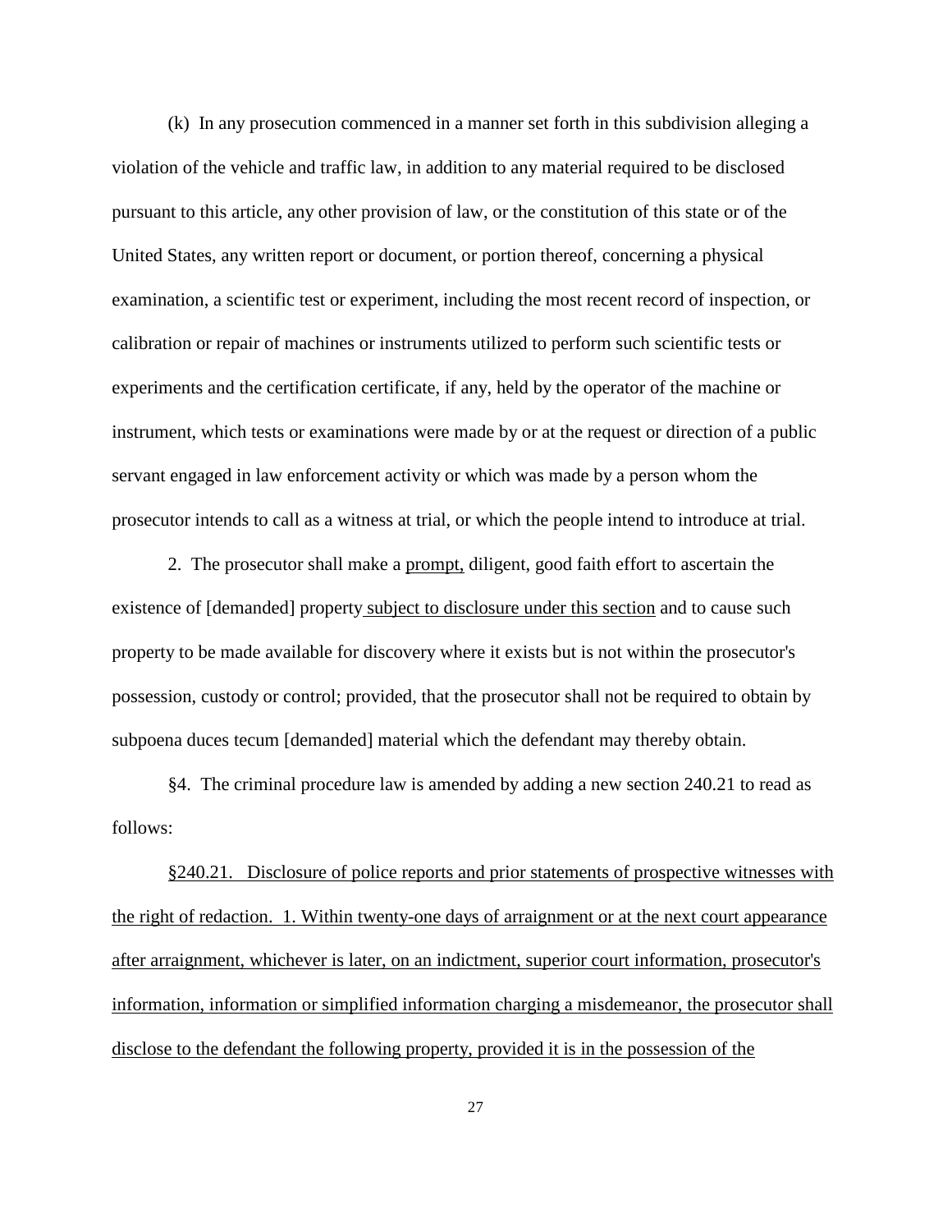(k) In any prosecution commenced in a manner set forth in this subdivision alleging a violation of the vehicle and traffic law, in addition to any material required to be disclosed pursuant to this article, any other provision of law, or the constitution of this state or of the United States, any written report or document, or portion thereof, concerning a physical examination, a scientific test or experiment, including the most recent record of inspection, or calibration or repair of machines or instruments utilized to perform such scientific tests or experiments and the certification certificate, if any, held by the operator of the machine or instrument, which tests or examinations were made by or at the request or direction of a public servant engaged in law enforcement activity or which was made by a person whom the prosecutor intends to call as a witness at trial, or which the people intend to introduce at trial.

2. The prosecutor shall make a <u>prompt,</u> diligent, good faith effort to ascertain the existence of [demanded] property<u> subject to disclosure under this section</u> and to cause such property to be made available for discovery where it exists but is not within the prosecutor's possession, custody or control; provided, that the prosecutor shall not be required to obtain by subpoena duces tecum [demanded] material which the defendant may thereby obtain.

§4. The criminal procedure law is amended by adding a new section 240.21 to read as follows:

<u>§240.21. Disclosure of police reports and prior statements of prospective witnesses with the right of redaction. 1. Within twenty-one days of arraignment or at the next court appearance after arraignment, whichever is later, on an indictment, superior court information, prosecutor's information, information or simplified information charging a misdemeanor, the prosecutor shall disclose to the defendant the following property, provided it is in the possession of the</u>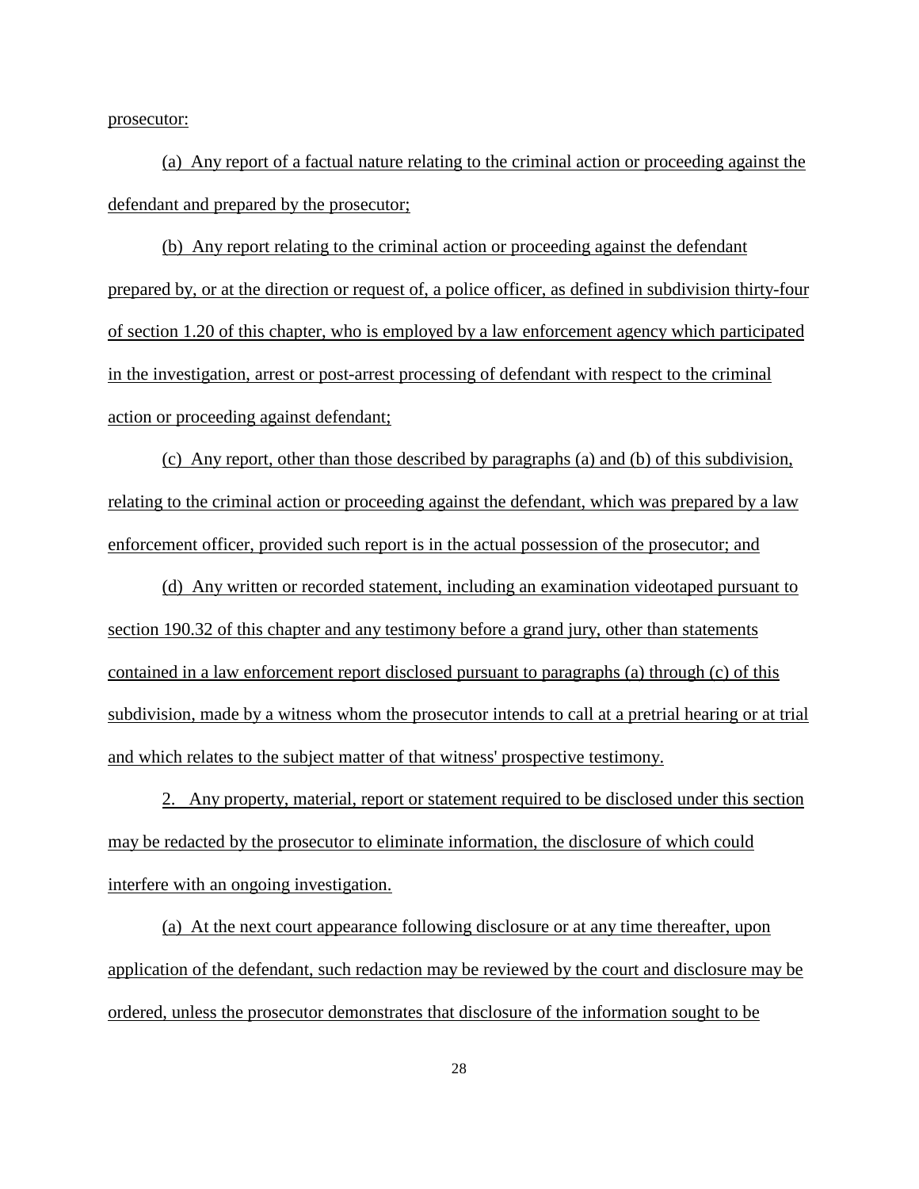prosecutor:

(a) Any report of a factual nature relating to the criminal action or proceeding against the defendant and prepared by the prosecutor;

(b) Any report relating to the criminal action or proceeding against the defendant prepared by, or at the direction or request of, a police officer, as defined in subdivision thirty-four of section 1.20 of this chapter, who is employed by a law enforcement agency which participated in the investigation, arrest or post-arrest processing of defendant with respect to the criminal action or proceeding against defendant;

(c) Any report, other than those described by paragraphs (a) and (b) of this subdivision, relating to the criminal action or proceeding against the defendant, which was prepared by a law enforcement officer, provided such report is in the actual possession of the prosecutor; and

(d) Any written or recorded statement, including an examination videotaped pursuant to section 190.32 of this chapter and any testimony before a grand jury, other than statements contained in a law enforcement report disclosed pursuant to paragraphs (a) through (c) of this subdivision, made by a witness whom the prosecutor intends to call at a pretrial hearing or at trial and which relates to the subject matter of that witness' prospective testimony.

2. Any property, material, report or statement required to be disclosed under this section may be redacted by the prosecutor to eliminate information, the disclosure of which could interfere with an ongoing investigation.

(a) At the next court appearance following disclosure or at any time thereafter, upon application of the defendant, such redaction may be reviewed by the court and disclosure may be ordered, unless the prosecutor demonstrates that disclosure of the information sought to be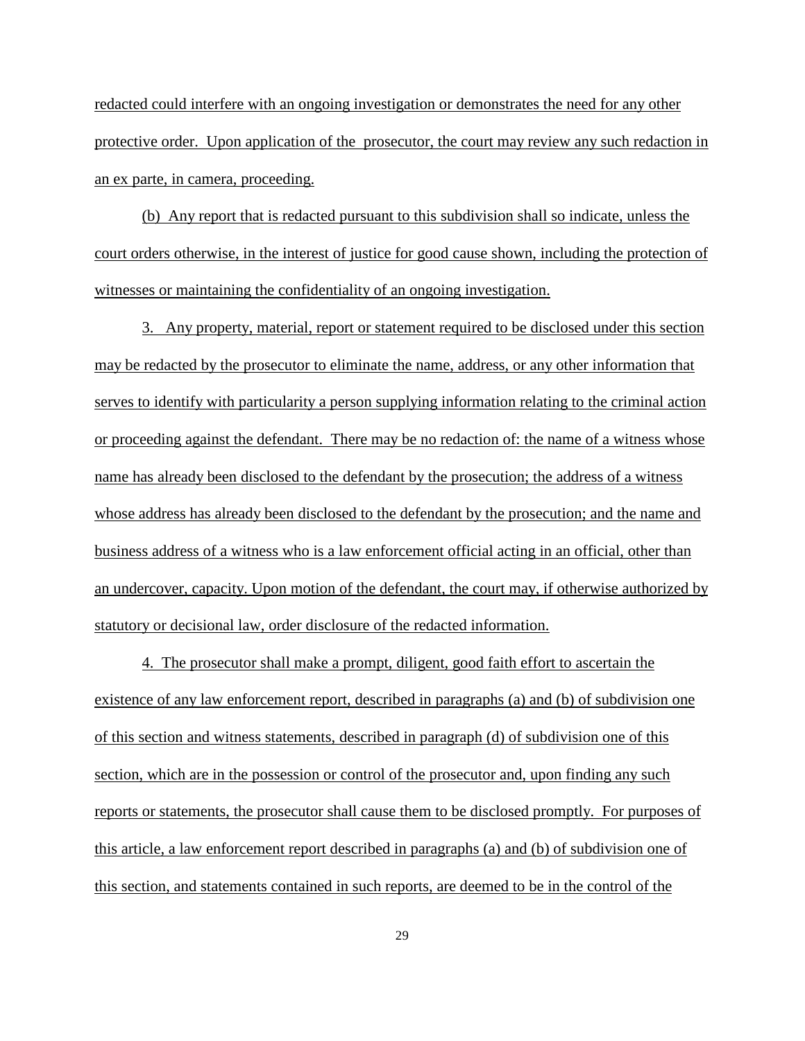redacted could interfere with an ongoing investigation or demonstrates the need for any other protective order. Upon application of the prosecutor, the court may review any such redaction in an ex parte, in camera, proceeding.

(b) Any report that is redacted pursuant to this subdivision shall so indicate, unless the court orders otherwise, in the interest of justice for good cause shown, including the protection of witnesses or maintaining the confidentiality of an ongoing investigation.

3. Any property, material, report or statement required to be disclosed under this section may be redacted by the prosecutor to eliminate the name, address, or any other information that serves to identify with particularity a person supplying information relating to the criminal action or proceeding against the defendant. There may be no redaction of: the name of a witness whose name has already been disclosed to the defendant by the prosecution; the address of a witness whose address has already been disclosed to the defendant by the prosecution; and the name and business address of a witness who is a law enforcement official acting in an official, other than an undercover, capacity. Upon motion of the defendant, the court may, if otherwise authorized by statutory or decisional law, order disclosure of the redacted information.

4. The prosecutor shall make a prompt, diligent, good faith effort to ascertain the existence of any law enforcement report, described in paragraphs (a) and (b) of subdivision one of this section and witness statements, described in paragraph (d) of subdivision one of this section, which are in the possession or control of the prosecutor and, upon finding any such reports or statements, the prosecutor shall cause them to be disclosed promptly. For purposes of this article, a law enforcement report described in paragraphs (a) and (b) of subdivision one of this section, and statements contained in such reports, are deemed to be in the control of the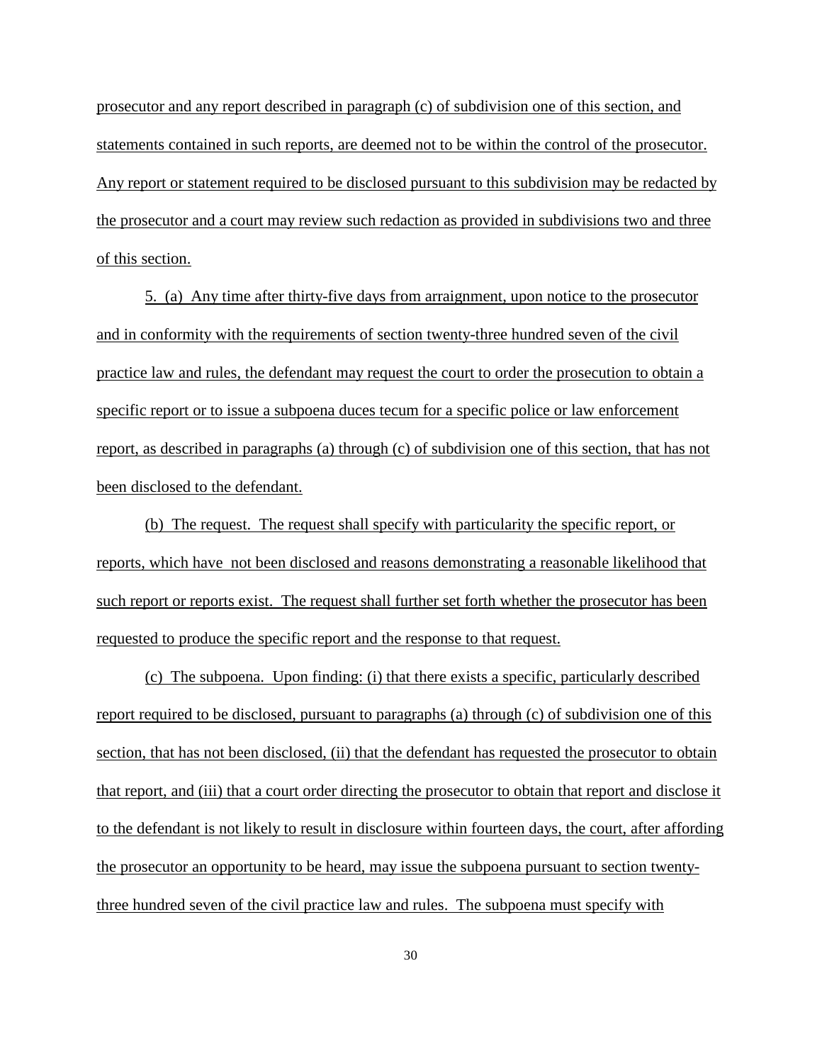prosecutor and any report described in paragraph (c) of subdivision one of this section, and statements contained in such reports, are deemed not to be within the control of the prosecutor. Any report or statement required to be disclosed pursuant to this subdivision may be redacted by the prosecutor and a court may review such redaction as provided in subdivisions two and three of this section.

5. (a) Any time after thirty-five days from arraignment, upon notice to the prosecutor and in conformity with the requirements of section twenty-three hundred seven of the civil practice law and rules, the defendant may request the court to order the prosecution to obtain a specific report or to issue a subpoena duces tecum for a specific police or law enforcement report, as described in paragraphs (a) through (c) of subdivision one of this section, that has not been disclosed to the defendant.

(b) The request. The request shall specify with particularity the specific report, or reports, which have not been disclosed and reasons demonstrating a reasonable likelihood that such report or reports exist. The request shall further set forth whether the prosecutor has been requested to produce the specific report and the response to that request.

(c) The subpoena. Upon finding: (i) that there exists a specific, particularly described report required to be disclosed, pursuant to paragraphs (a) through (c) of subdivision one of this section, that has not been disclosed, (ii) that the defendant has requested the prosecutor to obtain that report, and (iii) that a court order directing the prosecutor to obtain that report and disclose it to the defendant is not likely to result in disclosure within fourteen days, the court, after affording the prosecutor an opportunity to be heard, may issue the subpoena pursuant to section twenty-three hundred seven of the civil practice law and rules. The subpoena must specify with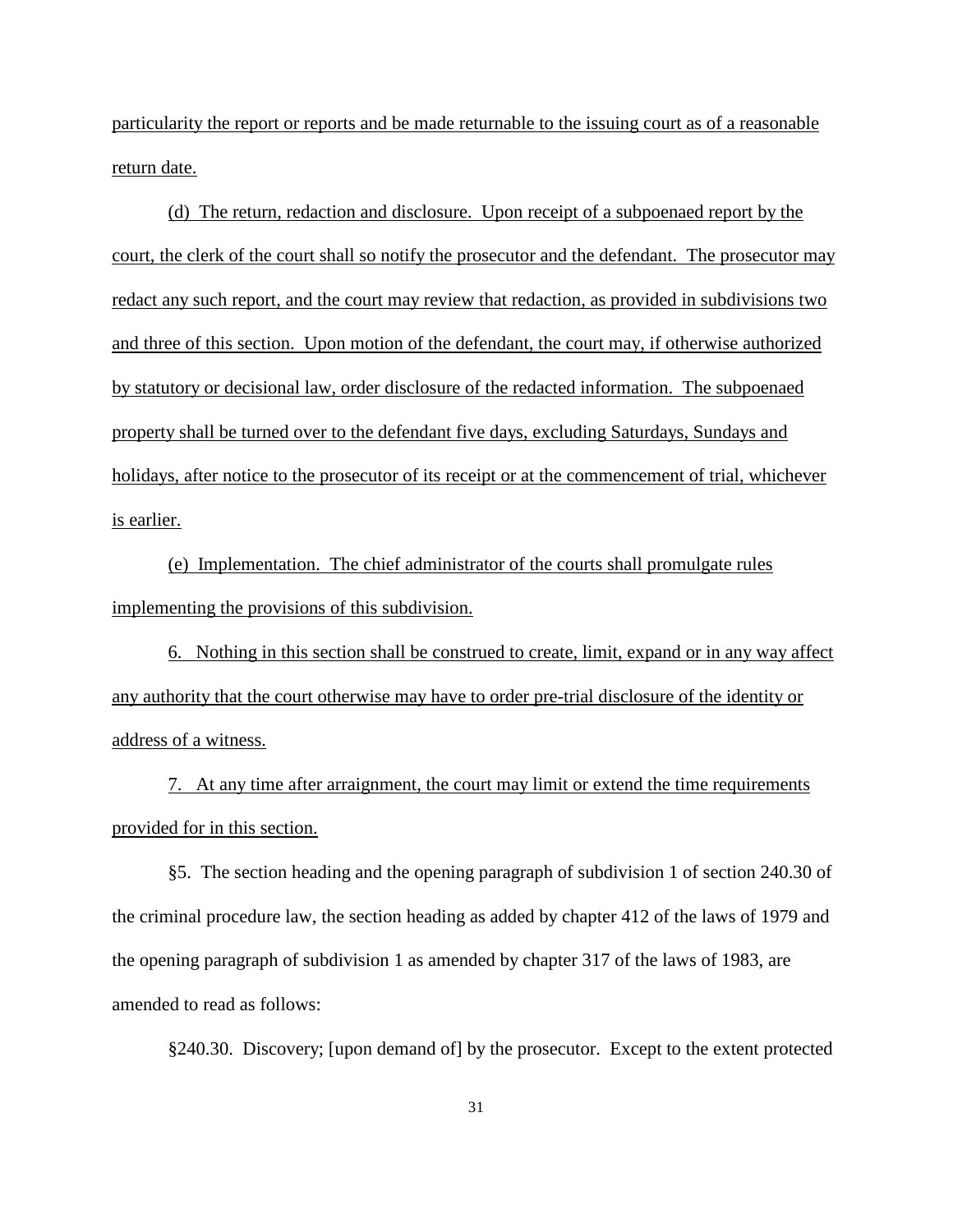particularity the report or reports and be made returnable to the issuing court as of a reasonable return date.

(d) The return, redaction and disclosure. Upon receipt of a subpoenaed report by the court, the clerk of the court shall so notify the prosecutor and the defendant. The prosecutor may redact any such report, and the court may review that redaction, as provided in subdivisions two and three of this section. Upon motion of the defendant, the court may, if otherwise authorized by statutory or decisional law, order disclosure of the redacted information. The subpoenaed property shall be turned over to the defendant five days, excluding Saturdays, Sundays and holidays, after notice to the prosecutor of its receipt or at the commencement of trial, whichever is earlier.

(e) Implementation. The chief administrator of the courts shall promulgate rules implementing the provisions of this subdivision.

6. Nothing in this section shall be construed to create, limit, expand or in any way affect any authority that the court otherwise may have to order pre-trial disclosure of the identity or address of a witness.

7. At any time after arraignment, the court may limit or extend the time requirements provided for in this section.

§5. The section heading and the opening paragraph of subdivision 1 of section 240.30 of the criminal procedure law, the section heading as added by chapter 412 of the laws of 1979 and the opening paragraph of subdivision 1 as amended by chapter 317 of the laws of 1983, are amended to read as follows:

§240.30. Discovery; [upon demand of] by the prosecutor. Except to the extent protected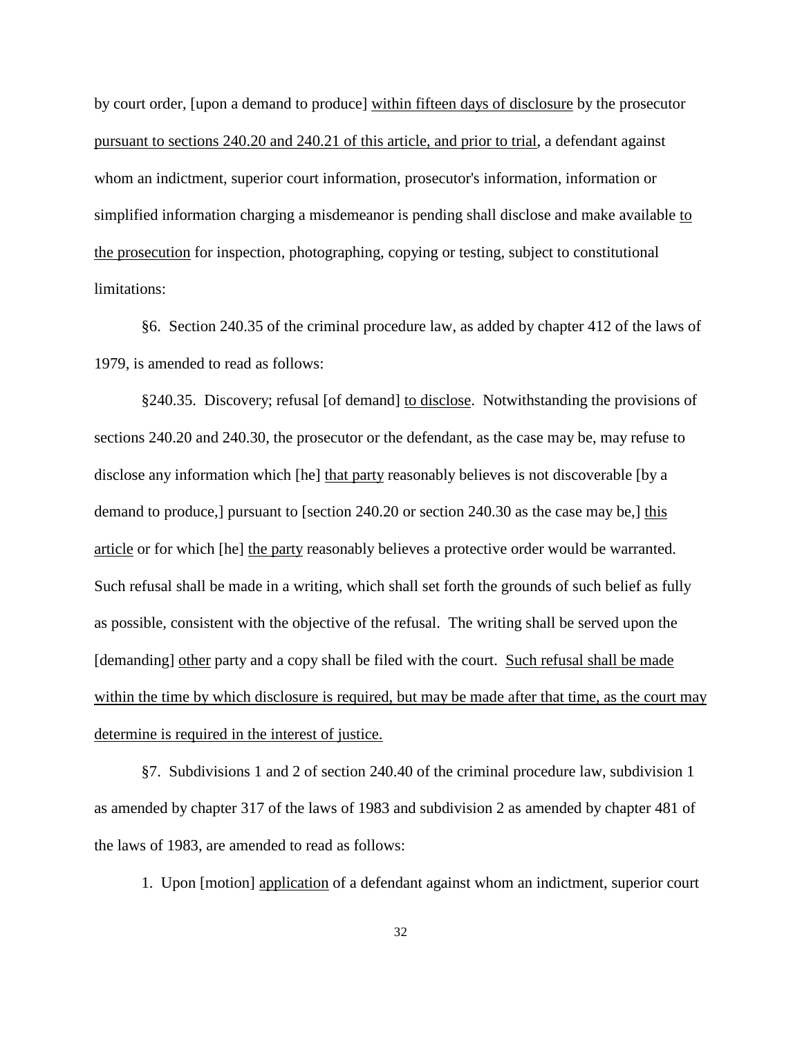by court order, [upon a demand to produce] <u>within fifteen days of disclosure</u> by the prosecutor <u>pursuant to sections 240.20 and 240.21 of this article, and prior to trial</u>, a defendant against whom an indictment, superior court information, prosecutor's information, information or simplified information charging a misdemeanor is pending shall disclose and make available <u>to the prosecution</u> for inspection, photographing, copying or testing, subject to constitutional limitations:

§6. Section 240.35 of the criminal procedure law, as added by chapter 412 of the laws of 1979, is amended to read as follows:

§240.35. Discovery; refusal [of demand] <u>to disclose</u>. Notwithstanding the provisions of sections 240.20 and 240.30, the prosecutor or the defendant, as the case may be, may refuse to disclose any information which [he] <u>that party</u> reasonably believes is not discoverable [by a demand to produce,] pursuant to [section 240.20 or section 240.30 as the case may be,] <u>this article</u> or for which [he] <u>the party</u> reasonably believes a protective order would be warranted. Such refusal shall be made in a writing, which shall set forth the grounds of such belief as fully as possible, consistent with the objective of the refusal. The writing shall be served upon the [demanding] <u>other</u> party and a copy shall be filed with the court. <u>Such refusal shall be made within the time by which disclosure is required, but may be made after that time, as the court may determine is required in the interest of justice.</u>

§7. Subdivisions 1 and 2 of section 240.40 of the criminal procedure law, subdivision 1 as amended by chapter 317 of the laws of 1983 and subdivision 2 as amended by chapter 481 of the laws of 1983, are amended to read as follows:

1. Upon [motion] <u>application</u> of a defendant against whom an indictment, superior court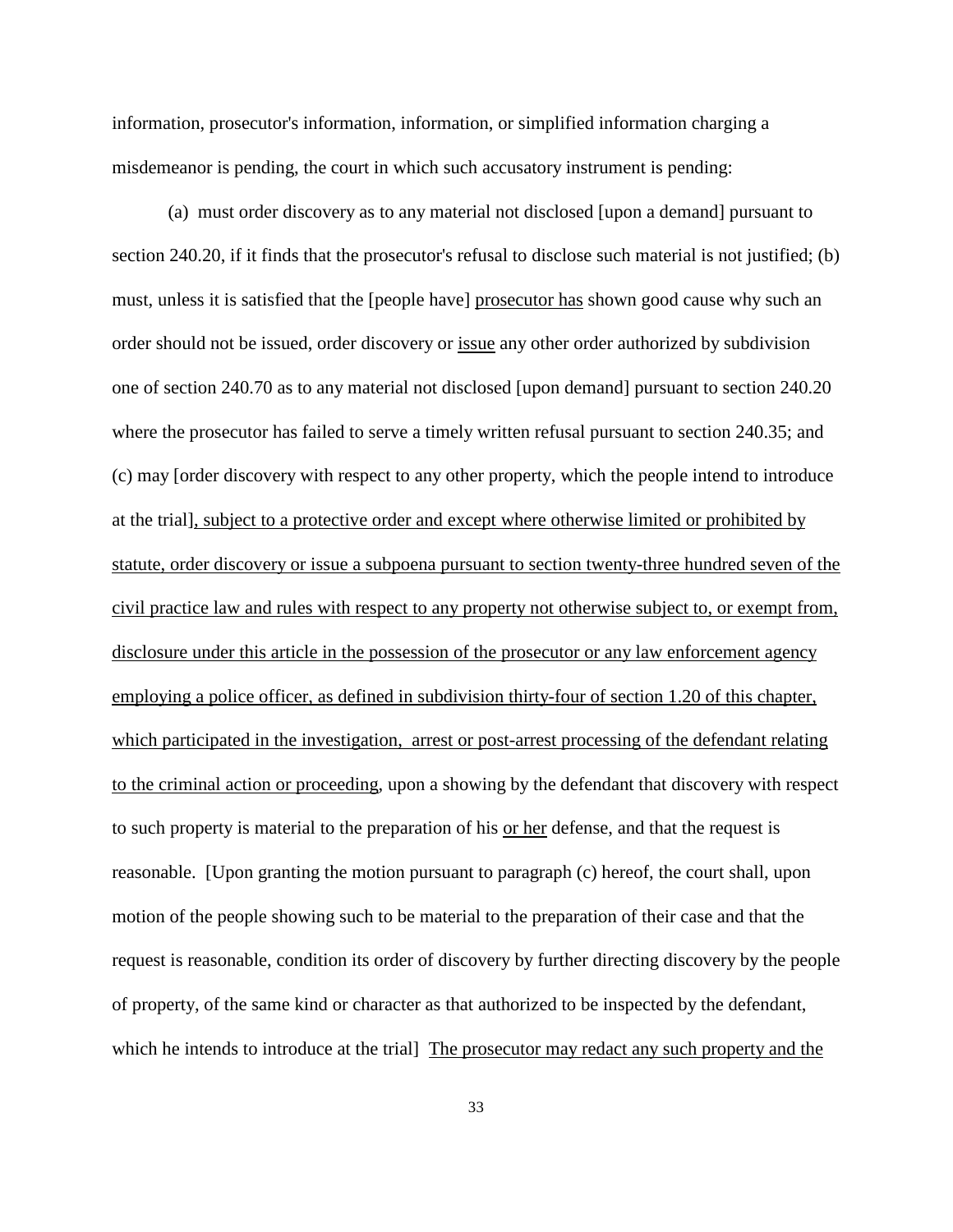information, prosecutor's information, information, or simplified information charging a misdemeanor is pending, the court in which such accusatory instrument is pending:

(a) must order discovery as to any material not disclosed [upon a demand] pursuant to section 240.20, if it finds that the prosecutor's refusal to disclose such material is not justified; (b) must, unless it is satisfied that the [people have] <u>prosecutor has</u> shown good cause why such an order should not be issued, order discovery or <u>issue</u> any other order authorized by subdivision one of section 240.70 as to any material not disclosed [upon demand] pursuant to section 240.20 where the prosecutor has failed to serve a timely written refusal pursuant to section 240.35; and (c) may [order discovery with respect to any other property, which the people intend to introduce at the trial]<u>, subject to a protective order and except where otherwise limited or prohibited by statute, order discovery or issue a subpoena pursuant to section twenty-three hundred seven of the civil practice law and rules with respect to any property not otherwise subject to, or exempt from, disclosure under this article in the possession of the prosecutor or any law enforcement agency employing a police officer, as defined in subdivision thirty-four of section 1.20 of this chapter, which participated in the investigation, arrest or post-arrest processing of the defendant relating to the criminal action or proceeding</u>, upon a showing by the defendant that discovery with respect to such property is material to the preparation of his <u>or her</u> defense, and that the request is reasonable. [Upon granting the motion pursuant to paragraph (c) hereof, the court shall, upon motion of the people showing such to be material to the preparation of their case and that the request is reasonable, condition its order of discovery by further directing discovery by the people of property, of the same kind or character as that authorized to be inspected by the defendant, which he intends to introduce at the trial] <u>The prosecutor may redact any such property and the</u>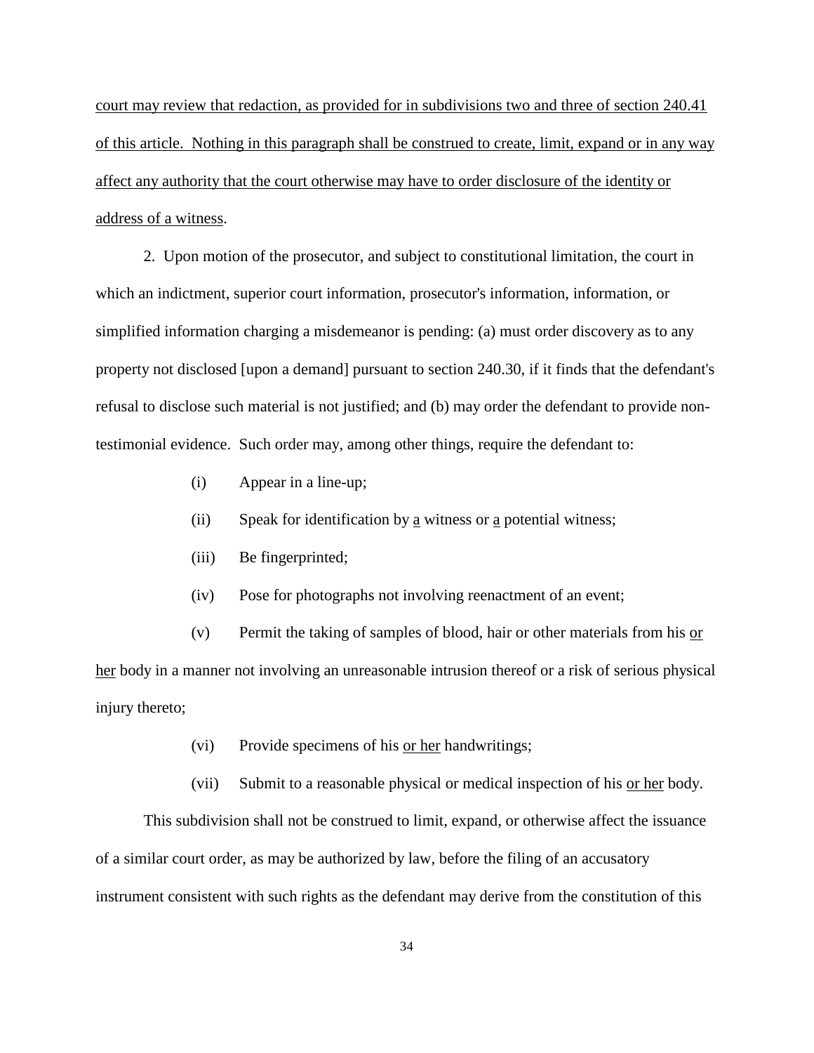court may review that redaction, as provided for in subdivisions two and three of section 240.41 of this article. Nothing in this paragraph shall be construed to create, limit, expand or in any way affect any authority that the court otherwise may have to order disclosure of the identity or address of a witness.

2. Upon motion of the prosecutor, and subject to constitutional limitation, the court in which an indictment, superior court information, prosecutor's information, information, or simplified information charging a misdemeanor is pending: (a) must order discovery as to any property not disclosed [upon a demand] pursuant to section 240.30, if it finds that the defendant's refusal to disclose such material is not justified; and (b) may order the defendant to provide non-testimonial evidence. Such order may, among other things, require the defendant to:

(i) Appear in a line-up;

(ii) Speak for identification by a witness or a potential witness;

(iii) Be fingerprinted;

(iv) Pose for photographs not involving reenactment of an event;

(v) Permit the taking of samples of blood, hair or other materials from his or her body in a manner not involving an unreasonable intrusion thereof or a risk of serious physical injury thereto;

(vi) Provide specimens of his or her handwritings;

(vii) Submit to a reasonable physical or medical inspection of his or her body.

This subdivision shall not be construed to limit, expand, or otherwise affect the issuance of a similar court order, as may be authorized by law, before the filing of an accusatory instrument consistent with such rights as the defendant may derive from the constitution of this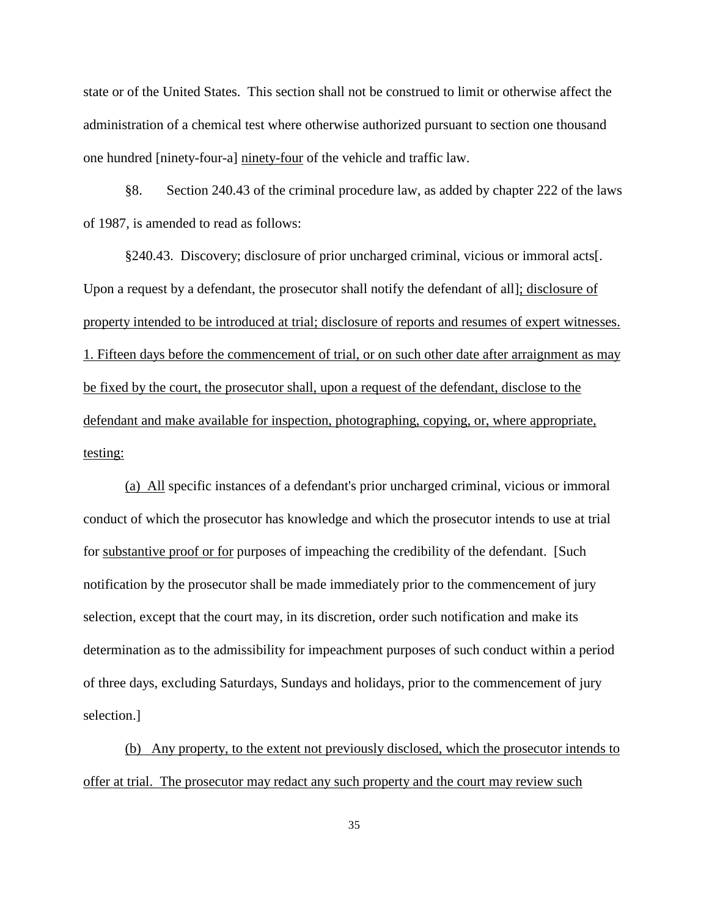state or of the United States. This section shall not be construed to limit or otherwise affect the administration of a chemical test where otherwise authorized pursuant to section one thousand one hundred [ninety-four-a] <u>ninety-four</u> of the vehicle and traffic law.

§8. Section 240.43 of the criminal procedure law, as added by chapter 222 of the laws of 1987, is amended to read as follows:

§240.43. Discovery; disclosure of prior uncharged criminal, vicious or immoral acts[. Upon a request by a defendant, the prosecutor shall notify the defendant of all]<u>; disclosure of property intended to be introduced at trial; disclosure of reports and resumes of expert witnesses. 1. Fifteen days before the commencement of trial, or on such other date after arraignment as may be fixed by the court, the prosecutor shall, upon a request of the defendant, disclose to the defendant and make available for inspection, photographing, copying, or, where appropriate, testing:</u>

<u>(a) All</u> specific instances of a defendant's prior uncharged criminal, vicious or immoral conduct of which the prosecutor has knowledge and which the prosecutor intends to use at trial for <u>substantive proof or for</u> purposes of impeaching the credibility of the defendant. [Such notification by the prosecutor shall be made immediately prior to the commencement of jury selection, except that the court may, in its discretion, order such notification and make its determination as to the admissibility for impeachment purposes of such conduct within a period of three days, excluding Saturdays, Sundays and holidays, prior to the commencement of jury selection.]

<u>(b) Any property, to the extent not previously disclosed, which the prosecutor intends to offer at trial. The prosecutor may redact any such property and the court may review such</u>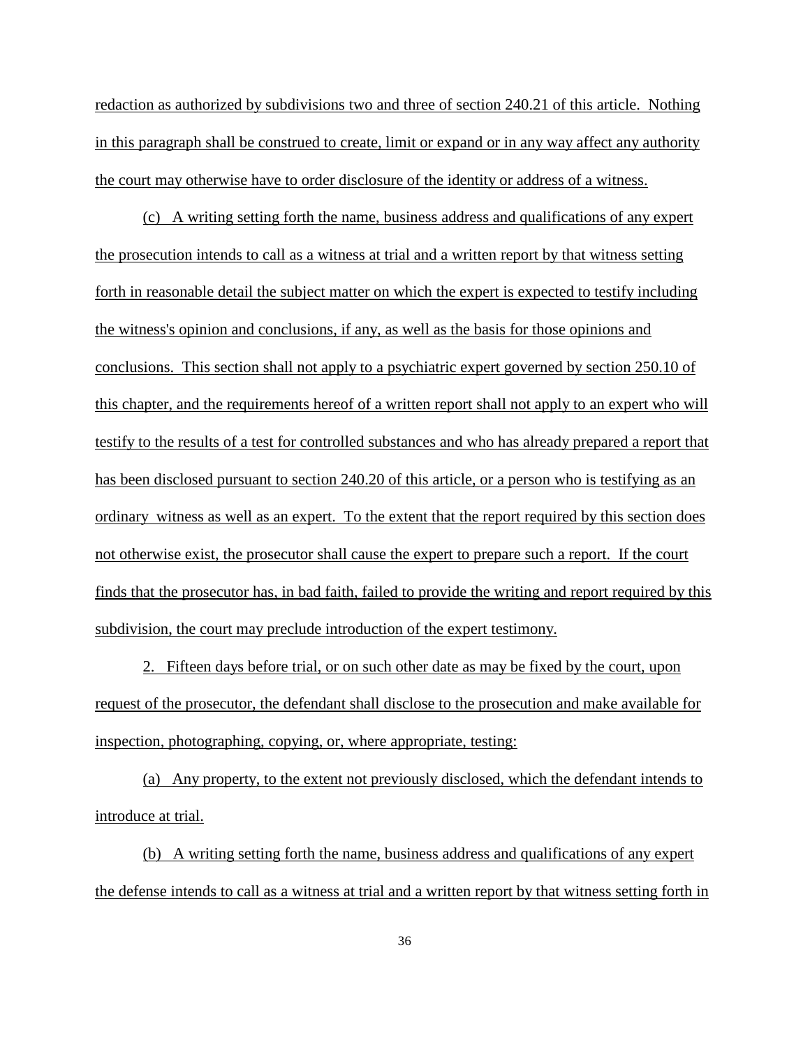redaction as authorized by subdivisions two and three of section 240.21 of this article. Nothing in this paragraph shall be construed to create, limit or expand or in any way affect any authority the court may otherwise have to order disclosure of the identity or address of a witness.

(c) A writing setting forth the name, business address and qualifications of any expert the prosecution intends to call as a witness at trial and a written report by that witness setting forth in reasonable detail the subject matter on which the expert is expected to testify including the witness's opinion and conclusions, if any, as well as the basis for those opinions and conclusions. This section shall not apply to a psychiatric expert governed by section 250.10 of this chapter, and the requirements hereof of a written report shall not apply to an expert who will testify to the results of a test for controlled substances and who has already prepared a report that has been disclosed pursuant to section 240.20 of this article, or a person who is testifying as an ordinary witness as well as an expert. To the extent that the report required by this section does not otherwise exist, the prosecutor shall cause the expert to prepare such a report. If the court finds that the prosecutor has, in bad faith, failed to provide the writing and report required by this subdivision, the court may preclude introduction of the expert testimony.

2. Fifteen days before trial, or on such other date as may be fixed by the court, upon request of the prosecutor, the defendant shall disclose to the prosecution and make available for inspection, photographing, copying, or, where appropriate, testing:

(a) Any property, to the extent not previously disclosed, which the defendant intends to introduce at trial.

(b) A writing setting forth the name, business address and qualifications of any expert the defense intends to call as a witness at trial and a written report by that witness setting forth in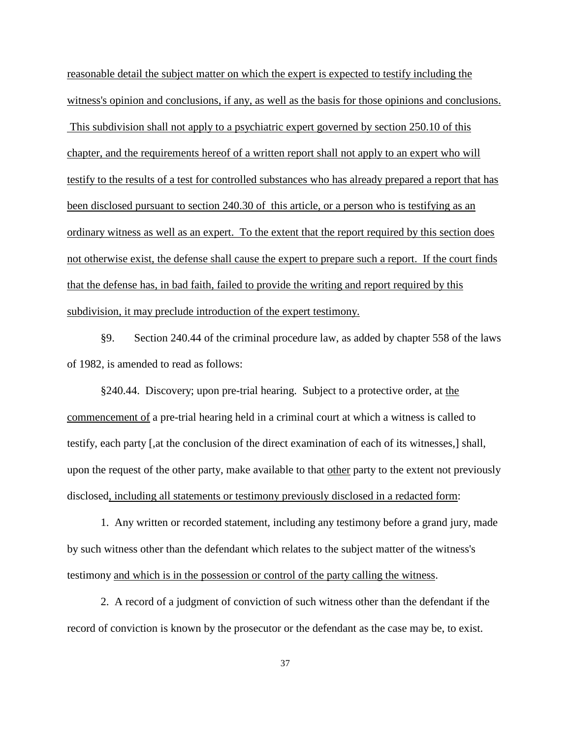<u>reasonable detail the subject matter on which the expert is expected to testify including the witness's opinion and conclusions, if any, as well as the basis for those opinions and conclusions. This subdivision shall not apply to a psychiatric expert governed by section 250.10 of this chapter, and the requirements hereof of a written report shall not apply to an expert who will testify to the results of a test for controlled substances who has already prepared a report that has been disclosed pursuant to section 240.30 of this article, or a person who is testifying as an ordinary witness as well as an expert. To the extent that the report required by this section does not otherwise exist, the defense shall cause the expert to prepare such a report. If the court finds that the defense has, in bad faith, failed to provide the writing and report required by this subdivision, it may preclude introduction of the expert testimony.</u>

§9. Section 240.44 of the criminal procedure law, as added by chapter 558 of the laws of 1982, is amended to read as follows:

§240.44. Discovery; upon pre-trial hearing. Subject to a protective order, at <u>the commencement of</u> a pre-trial hearing held in a criminal court at which a witness is called to testify, each party [,at the conclusion of the direct examination of each of its witnesses,] shall, upon the request of the other party, make available to that <u>other</u> party to the extent not previously disclosed<u>, including all statements or testimony previously disclosed in a redacted form</u>:

1. Any written or recorded statement, including any testimony before a grand jury, made by such witness other than the defendant which relates to the subject matter of the witness's testimony <u>and which is in the possession or control of the party calling the witness</u>.

2. A record of a judgment of conviction of such witness other than the defendant if the record of conviction is known by the prosecutor or the defendant as the case may be, to exist.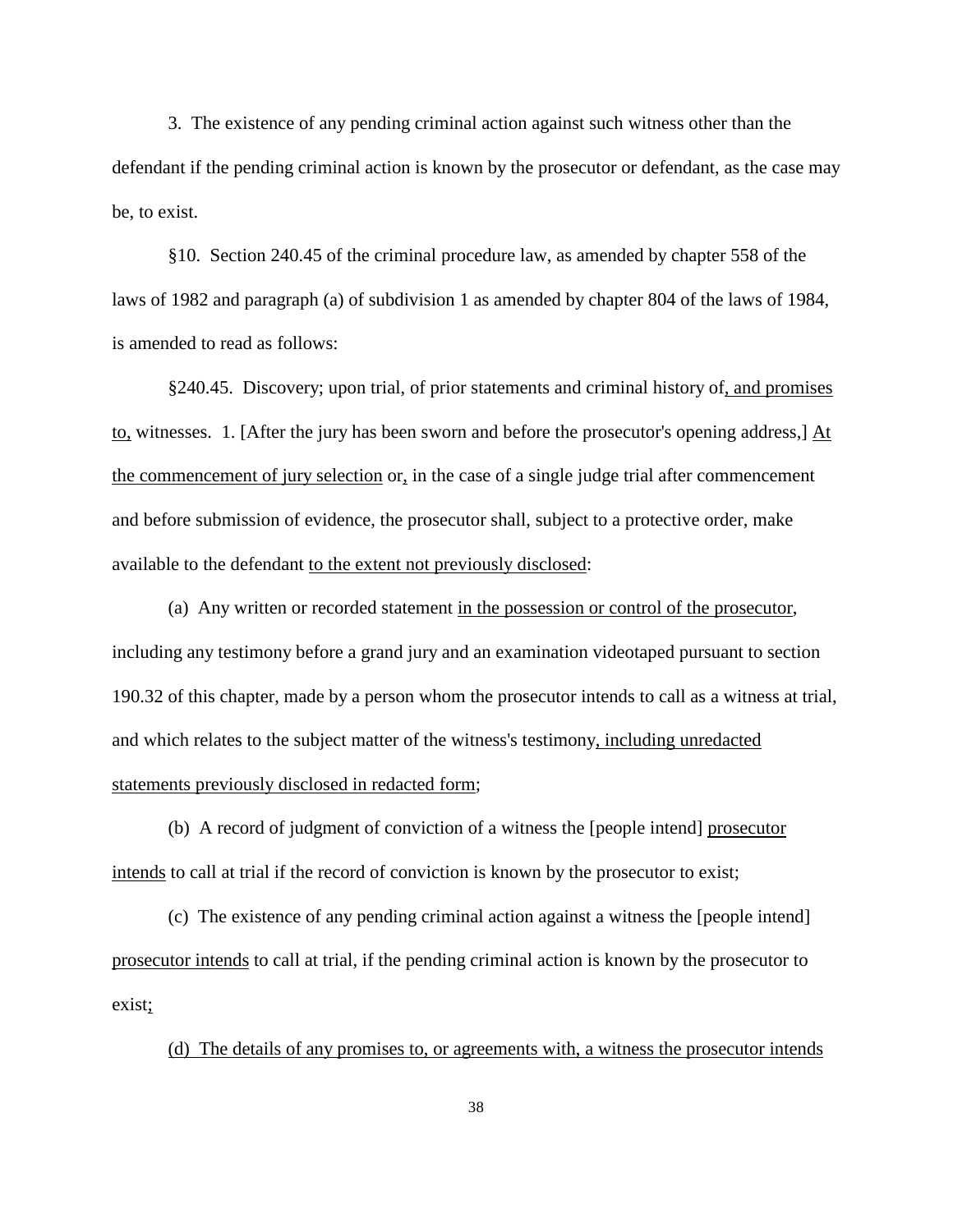3. The existence of any pending criminal action against such witness other than the defendant if the pending criminal action is known by the prosecutor or defendant, as the case may be, to exist.

§10. Section 240.45 of the criminal procedure law, as amended by chapter 558 of the laws of 1982 and paragraph (a) of subdivision 1 as amended by chapter 804 of the laws of 1984, is amended to read as follows:

§240.45. Discovery; upon trial, of prior statements and criminal history of<u>, and promises to,</u> witnesses. 1. [After the jury has been sworn and before the prosecutor's opening address,] <u>At the commencement of jury selection</u> or<u>,</u> in the case of a single judge trial after commencement and before submission of evidence, the prosecutor shall, subject to a protective order, make available to the defendant <u>to the extent not previously disclosed</u>:

(a) Any written or recorded statement <u>in the possession or control of the prosecutor</u>, including any testimony before a grand jury and an examination videotaped pursuant to section 190.32 of this chapter, made by a person whom the prosecutor intends to call as a witness at trial, and which relates to the subject matter of the witness's testimony<u>, including unredacted statements previously disclosed in redacted form</u>;

(b) A record of judgment of conviction of a witness the [people intend] <u>prosecutor intends</u> to call at trial if the record of conviction is known by the prosecutor to exist;

(c) The existence of any pending criminal action against a witness the [people intend] <u>prosecutor intends</u> to call at trial, if the pending criminal action is known by the prosecutor to exist<u>;</u>

<u>(d) The details of any promises to, or agreements with, a witness the prosecutor intends</u>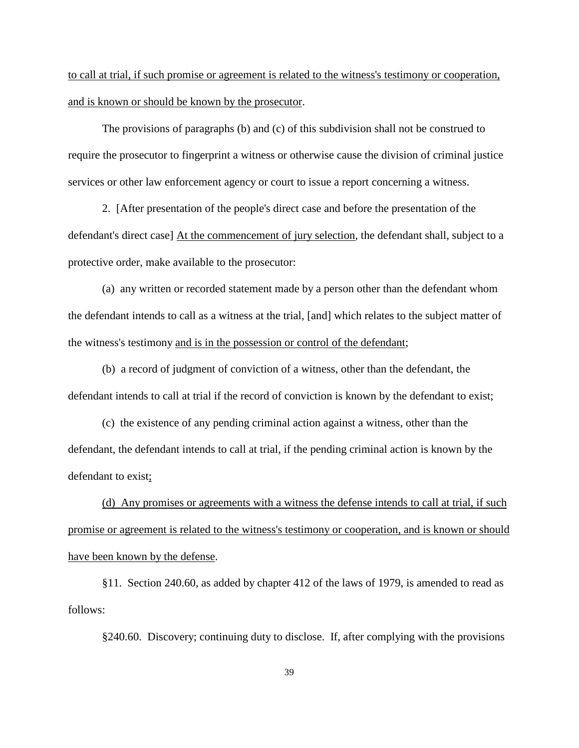<u>to call at trial, if such promise or agreement is related to the witness's testimony or cooperation, and is known or should be known by the prosecutor</u>.

The provisions of paragraphs (b) and (c) of this subdivision shall not be construed to require the prosecutor to fingerprint a witness or otherwise cause the division of criminal justice services or other law enforcement agency or court to issue a report concerning a witness.

2. [After presentation of the people's direct case and before the presentation of the defendant's direct case] <u>At the commencement of jury selection</u>, the defendant shall, subject to a protective order, make available to the prosecutor:

(a) any written or recorded statement made by a person other than the defendant whom the defendant intends to call as a witness at the trial, [and] which relates to the subject matter of the witness's testimony <u>and is in the possession or control of the defendant</u>;

(b) a record of judgment of conviction of a witness, other than the defendant, the defendant intends to call at trial if the record of conviction is known by the defendant to exist;

(c) the existence of any pending criminal action against a witness, other than the defendant, the defendant intends to call at trial, if the pending criminal action is known by the defendant to exist<u>;</u>

<u>(d) Any promises or agreements with a witness the defense intends to call at trial, if such promise or agreement is related to the witness's testimony or cooperation, and is known or should have been known by the defense</u>.

§11. Section 240.60, as added by chapter 412 of the laws of 1979, is amended to read as follows:

§240.60. Discovery; continuing duty to disclose. If, after complying with the provisions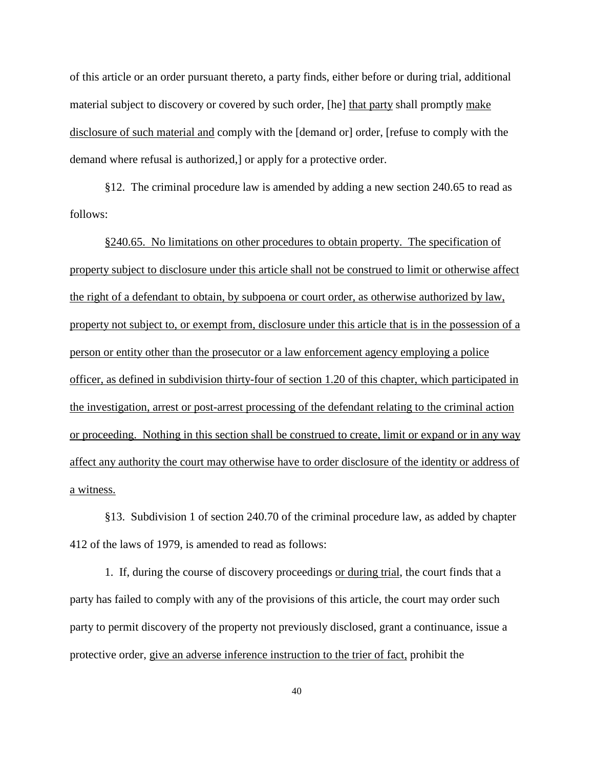of this article or an order pursuant thereto, a party finds, either before or during trial, additional material subject to discovery or covered by such order, [he] <u>that party</u> shall promptly <u>make disclosure of such material and</u> comply with the [demand or] order, [refuse to comply with the demand where refusal is authorized,] or apply for a protective order.

§12. The criminal procedure law is amended by adding a new section 240.65 to read as follows:

<u>§240.65. No limitations on other procedures to obtain property. The specification of property subject to disclosure under this article shall not be construed to limit or otherwise affect the right of a defendant to obtain, by subpoena or court order, as otherwise authorized by law, property not subject to, or exempt from, disclosure under this article that is in the possession of a person or entity other than the prosecutor or a law enforcement agency employing a police officer, as defined in subdivision thirty-four of section 1.20 of this chapter, which participated in the investigation, arrest or post-arrest processing of the defendant relating to the criminal action or proceeding. Nothing in this section shall be construed to create, limit or expand or in any way affect any authority the court may otherwise have to order disclosure of the identity or address of a witness.</u>

§13. Subdivision 1 of section 240.70 of the criminal procedure law, as added by chapter 412 of the laws of 1979, is amended to read as follows:

1. If, during the course of discovery proceedings <u>or during trial</u>, the court finds that a party has failed to comply with any of the provisions of this article, the court may order such party to permit discovery of the property not previously disclosed, grant a continuance, issue a protective order, <u>give an adverse inference instruction to the trier of fact,</u> prohibit the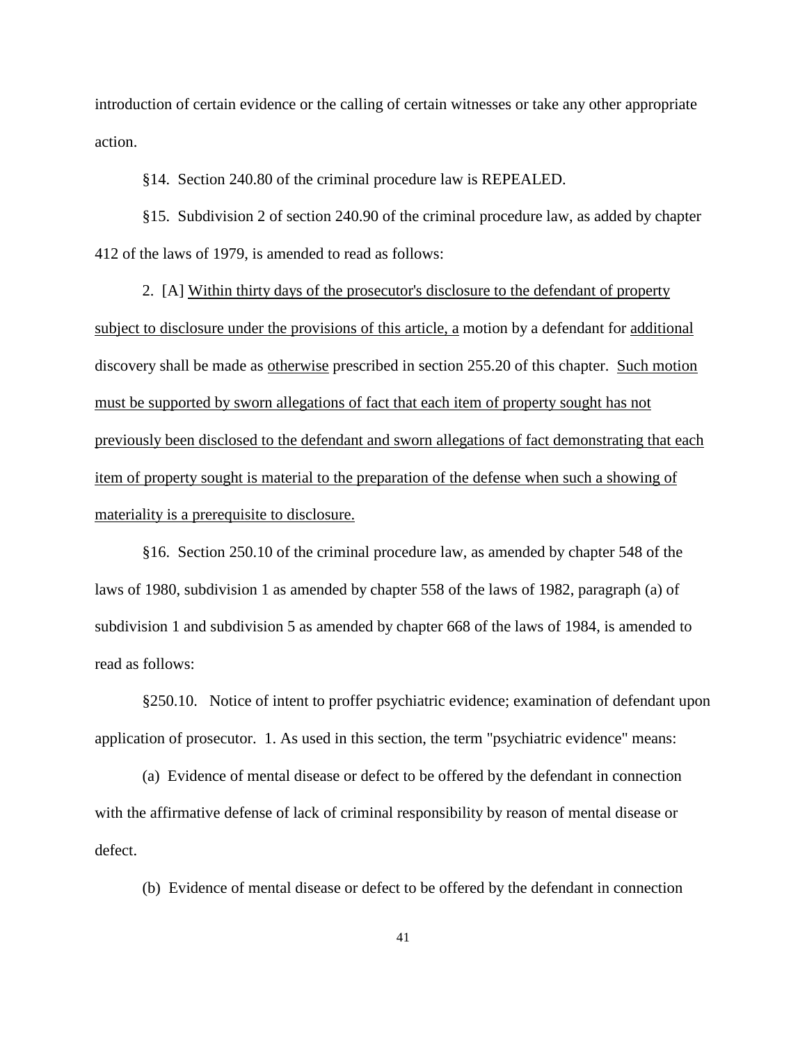introduction of certain evidence or the calling of certain witnesses or take any other appropriate action.

§14. Section 240.80 of the criminal procedure law is REPEALED.

§15. Subdivision 2 of section 240.90 of the criminal procedure law, as added by chapter 412 of the laws of 1979, is amended to read as follows:

2. [A] <u>Within thirty days of the prosecutor's disclosure to the defendant of property subject to disclosure under the provisions of this article, a</u> motion by a defendant for <u>additional</u> discovery shall be made as <u>otherwise</u> prescribed in section 255.20 of this chapter. <u>Such motion must be supported by sworn allegations of fact that each item of property sought has not previously been disclosed to the defendant and sworn allegations of fact demonstrating that each item of property sought is material to the preparation of the defense when such a showing of materiality is a prerequisite to disclosure.</u>

§16. Section 250.10 of the criminal procedure law, as amended by chapter 548 of the laws of 1980, subdivision 1 as amended by chapter 558 of the laws of 1982, paragraph (a) of subdivision 1 and subdivision 5 as amended by chapter 668 of the laws of 1984, is amended to read as follows:

§250.10. Notice of intent to proffer psychiatric evidence; examination of defendant upon application of prosecutor. 1. As used in this section, the term "psychiatric evidence" means:

(a) Evidence of mental disease or defect to be offered by the defendant in connection with the affirmative defense of lack of criminal responsibility by reason of mental disease or defect.

(b) Evidence of mental disease or defect to be offered by the defendant in connection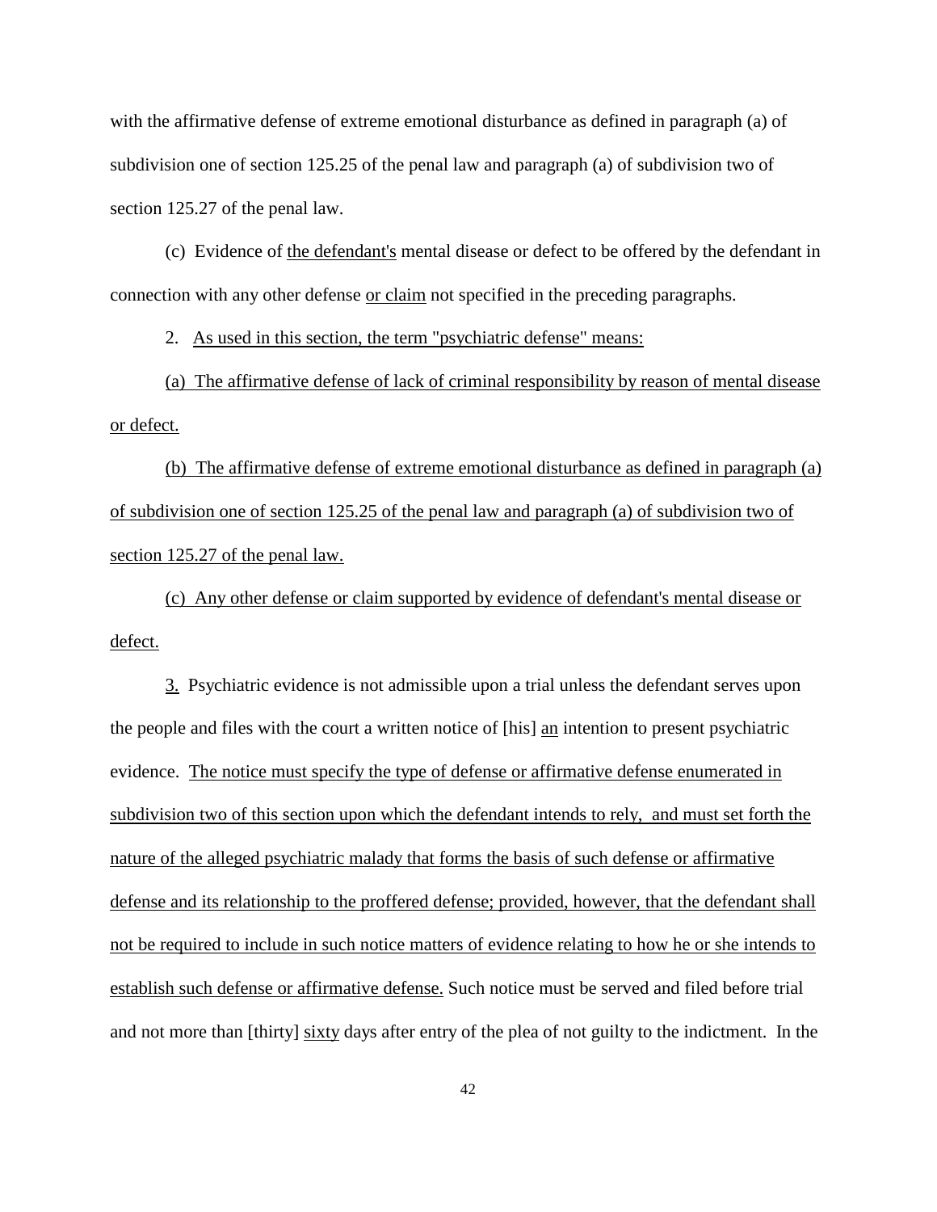with the affirmative defense of extreme emotional disturbance as defined in paragraph (a) of subdivision one of section 125.25 of the penal law and paragraph (a) of subdivision two of section 125.27 of the penal law.

(c) Evidence of <u>the defendant's</u> mental disease or defect to be offered by the defendant in connection with any other defense <u>or claim</u> not specified in the preceding paragraphs.

2. <u>As used in this section, the term "psychiatric defense" means:</u>

<u>(a) The affirmative defense of lack of criminal responsibility by reason of mental disease or defect.</u>

<u>(b) The affirmative defense of extreme emotional disturbance as defined in paragraph (a) of subdivision one of section 125.25 of the penal law and paragraph (a) of subdivision two of section 125.27 of the penal law.</u>

<u>(c) Any other defense or claim supported by evidence of defendant's mental disease or defect.</u>

<u>3.</u> Psychiatric evidence is not admissible upon a trial unless the defendant serves upon the people and files with the court a written notice of [his] <u>an</u> intention to present psychiatric evidence. <u>The notice must specify the type of defense or affirmative defense enumerated in subdivision two of this section upon which the defendant intends to rely, and must set forth the nature of the alleged psychiatric malady that forms the basis of such defense or affirmative defense and its relationship to the proffered defense; provided, however, that the defendant shall not be required to include in such notice matters of evidence relating to how he or she intends to establish such defense or affirmative defense.</u> Such notice must be served and filed before trial and not more than [thirty] <u>sixty</u> days after entry of the plea of not guilty to the indictment. In the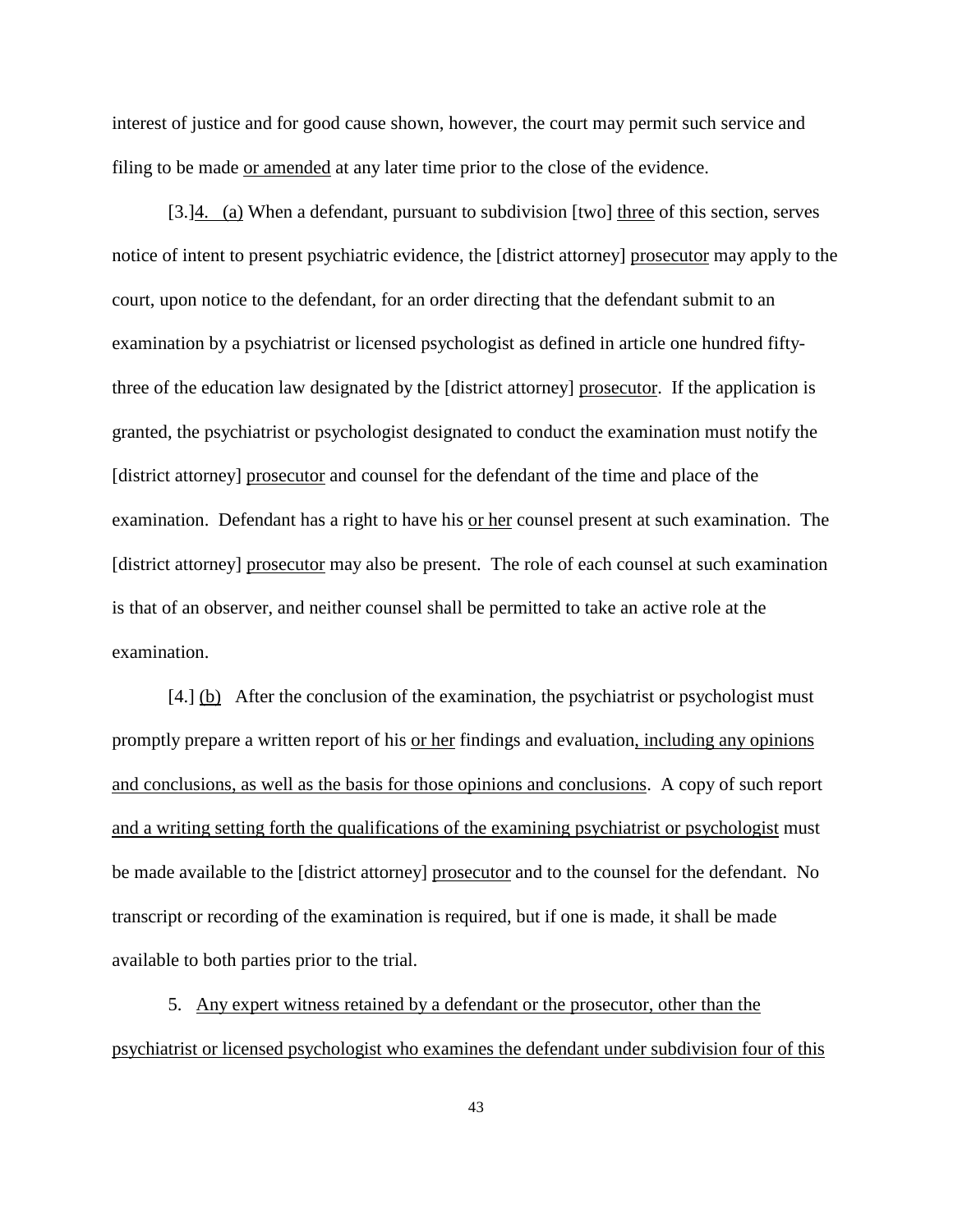interest of justice and for good cause shown, however, the court may permit such service and filing to be made <u>or amended</u> at any later time prior to the close of the evidence.

[3.]<u>4. (a)</u> When a defendant, pursuant to subdivision [two] <u>three</u> of this section, serves notice of intent to present psychiatric evidence, the [district attorney] <u>prosecutor</u> may apply to the court, upon notice to the defendant, for an order directing that the defendant submit to an examination by a psychiatrist or licensed psychologist as defined in article one hundred fifty-three of the education law designated by the [district attorney] <u>prosecutor</u>. If the application is granted, the psychiatrist or psychologist designated to conduct the examination must notify the [district attorney] <u>prosecutor</u> and counsel for the defendant of the time and place of the examination. Defendant has a right to have his <u>or her</u> counsel present at such examination. The [district attorney] <u>prosecutor</u> may also be present. The role of each counsel at such examination is that of an observer, and neither counsel shall be permitted to take an active role at the examination.

[4.] <u>(b)</u> After the conclusion of the examination, the psychiatrist or psychologist must promptly prepare a written report of his <u>or her</u> findings and evaluation<u>, including any opinions and conclusions, as well as the basis for those opinions and conclusions</u>. A copy of such report <u>and a writing setting forth the qualifications of the examining psychiatrist or psychologist</u> must be made available to the [district attorney] <u>prosecutor</u> and to the counsel for the defendant. No transcript or recording of the examination is required, but if one is made, it shall be made available to both parties prior to the trial.

5. <u>Any expert witness retained by a defendant or the prosecutor, other than the psychiatrist or licensed psychologist who examines the defendant under subdivision four of this</u>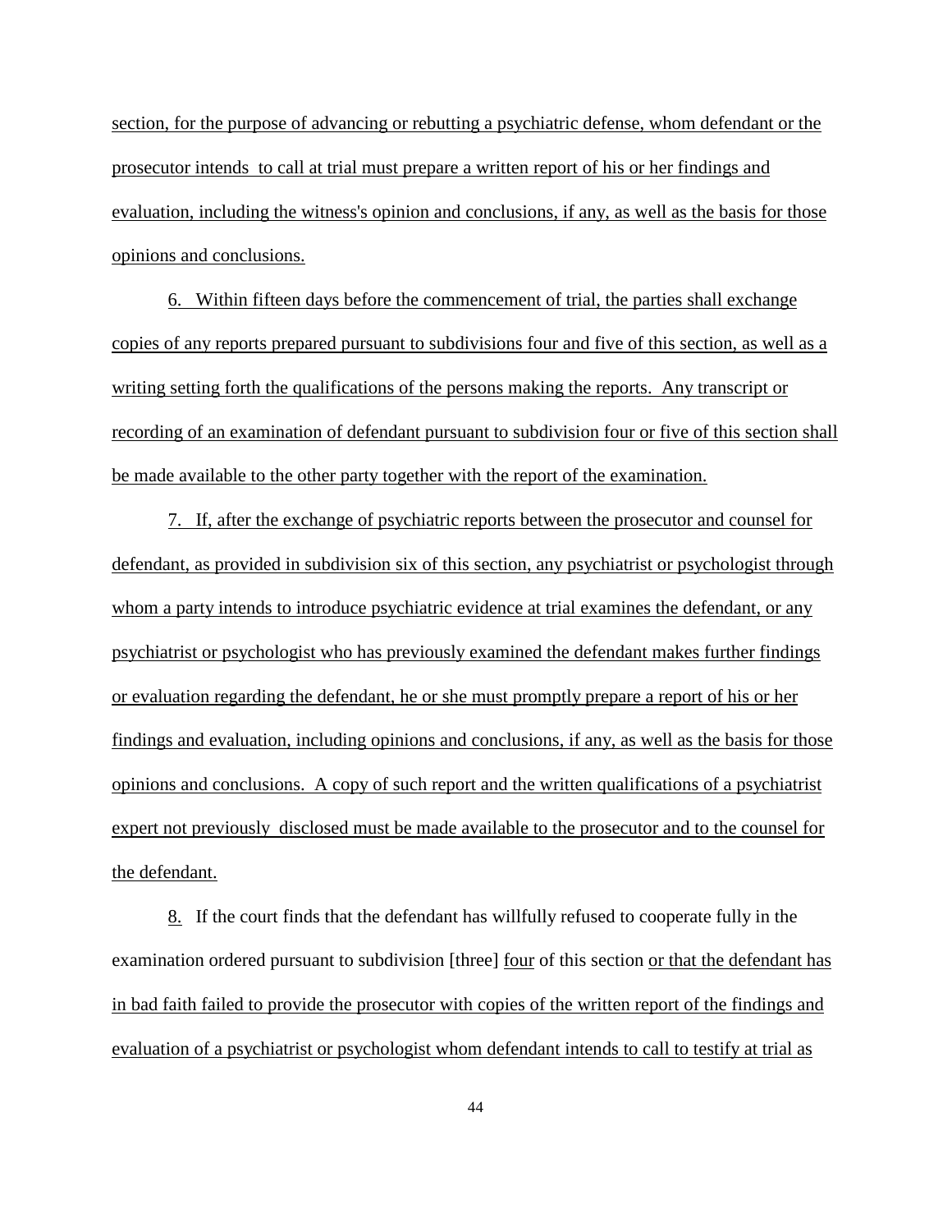section, for the purpose of advancing or rebutting a psychiatric defense, whom defendant or the prosecutor intends to call at trial must prepare a written report of his or her findings and evaluation, including the witness's opinion and conclusions, if any, as well as the basis for those opinions and conclusions.

6. Within fifteen days before the commencement of trial, the parties shall exchange copies of any reports prepared pursuant to subdivisions four and five of this section, as well as a writing setting forth the qualifications of the persons making the reports. Any transcript or recording of an examination of defendant pursuant to subdivision four or five of this section shall be made available to the other party together with the report of the examination.

7. If, after the exchange of psychiatric reports between the prosecutor and counsel for defendant, as provided in subdivision six of this section, any psychiatrist or psychologist through whom a party intends to introduce psychiatric evidence at trial examines the defendant, or any psychiatrist or psychologist who has previously examined the defendant makes further findings or evaluation regarding the defendant, he or she must promptly prepare a report of his or her findings and evaluation, including opinions and conclusions, if any, as well as the basis for those opinions and conclusions. A copy of such report and the written qualifications of a psychiatrist expert not previously disclosed must be made available to the prosecutor and to the counsel for the defendant.

8. If the court finds that the defendant has willfully refused to cooperate fully in the examination ordered pursuant to subdivision [three] four of this section or that the defendant has in bad faith failed to provide the prosecutor with copies of the written report of the findings and evaluation of a psychiatrist or psychologist whom defendant intends to call to testify at trial as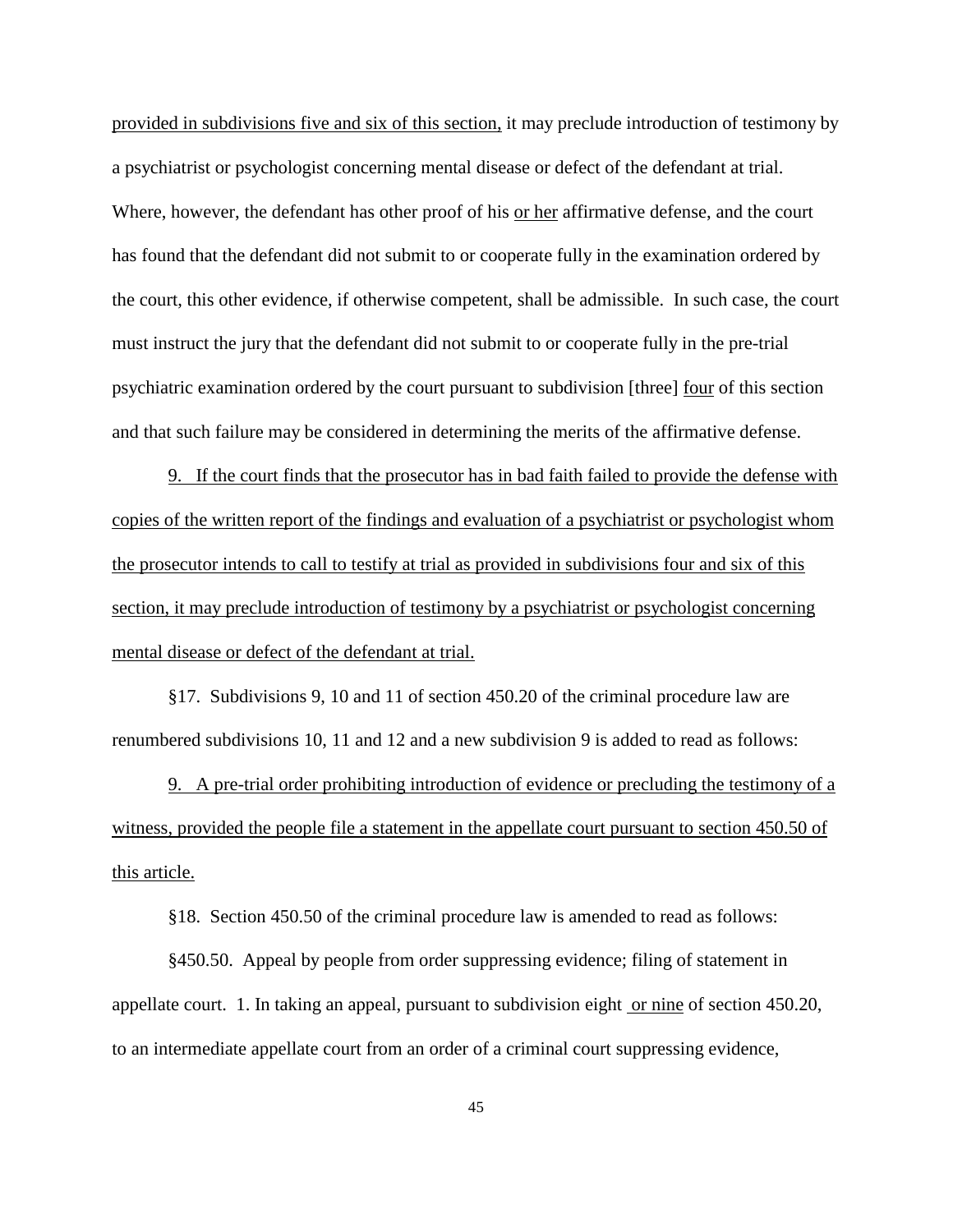provided in subdivisions five and six of this section, it may preclude introduction of testimony by a psychiatrist or psychologist concerning mental disease or defect of the defendant at trial. Where, however, the defendant has other proof of his or her affirmative defense, and the court has found that the defendant did not submit to or cooperate fully in the examination ordered by the court, this other evidence, if otherwise competent, shall be admissible. In such case, the court must instruct the jury that the defendant did not submit to or cooperate fully in the pre-trial psychiatric examination ordered by the court pursuant to subdivision [three] four of this section and that such failure may be considered in determining the merits of the affirmative defense.

9. If the court finds that the prosecutor has in bad faith failed to provide the defense with copies of the written report of the findings and evaluation of a psychiatrist or psychologist whom the prosecutor intends to call to testify at trial as provided in subdivisions four and six of this section, it may preclude introduction of testimony by a psychiatrist or psychologist concerning mental disease or defect of the defendant at trial.

§17. Subdivisions 9, 10 and 11 of section 450.20 of the criminal procedure law are renumbered subdivisions 10, 11 and 12 and a new subdivision 9 is added to read as follows:

9. A pre-trial order prohibiting introduction of evidence or precluding the testimony of a witness, provided the people file a statement in the appellate court pursuant to section 450.50 of this article.

§18. Section 450.50 of the criminal procedure law is amended to read as follows:

§450.50. Appeal by people from order suppressing evidence; filing of statement in appellate court. 1. In taking an appeal, pursuant to subdivision eight or nine of section 450.20, to an intermediate appellate court from an order of a criminal court suppressing evidence,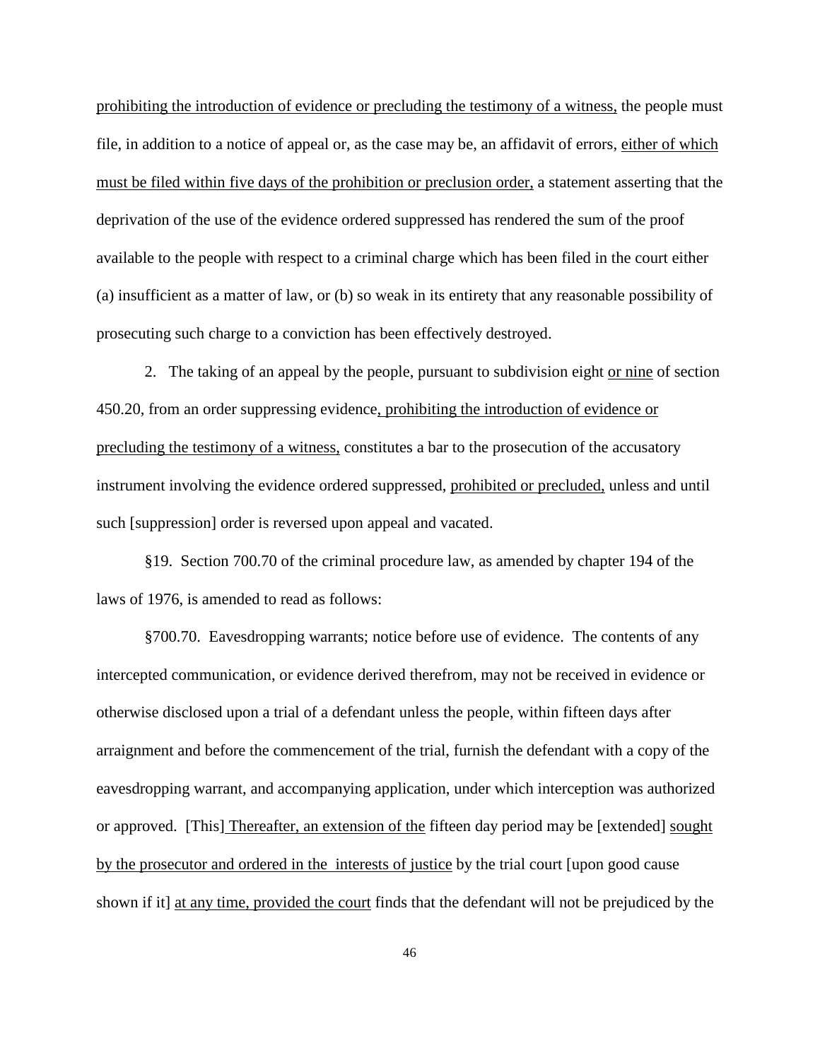prohibiting the introduction of evidence or precluding the testimony of a witness, the people must file, in addition to a notice of appeal or, as the case may be, an affidavit of errors, either of which must be filed within five days of the prohibition or preclusion order, a statement asserting that the deprivation of the use of the evidence ordered suppressed has rendered the sum of the proof available to the people with respect to a criminal charge which has been filed in the court either (a) insufficient as a matter of law, or (b) so weak in its entirety that any reasonable possibility of prosecuting such charge to a conviction has been effectively destroyed.

2. The taking of an appeal by the people, pursuant to subdivision eight or nine of section 450.20, from an order suppressing evidence, prohibiting the introduction of evidence or precluding the testimony of a witness, constitutes a bar to the prosecution of the accusatory instrument involving the evidence ordered suppressed, prohibited or precluded, unless and until such [suppression] order is reversed upon appeal and vacated.

§19. Section 700.70 of the criminal procedure law, as amended by chapter 194 of the laws of 1976, is amended to read as follows:

§700.70. Eavesdropping warrants; notice before use of evidence. The contents of any intercepted communication, or evidence derived therefrom, may not be received in evidence or otherwise disclosed upon a trial of a defendant unless the people, within fifteen days after arraignment and before the commencement of the trial, furnish the defendant with a copy of the eavesdropping warrant, and accompanying application, under which interception was authorized or approved. [This] Thereafter, an extension of the fifteen day period may be [extended] sought by the prosecutor and ordered in the interests of justice by the trial court [upon good cause shown if it] at any time, provided the court finds that the defendant will not be prejudiced by the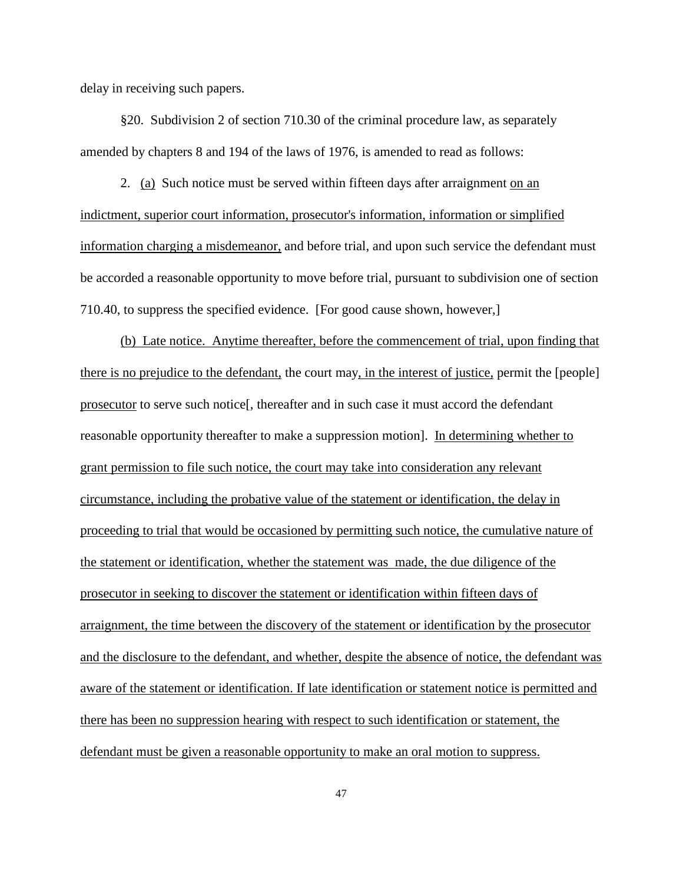delay in receiving such papers.

§20. Subdivision 2 of section 710.30 of the criminal procedure law, as separately amended by chapters 8 and 194 of the laws of 1976, is amended to read as follows:

2. (a) Such notice must be served within fifteen days after arraignment on an indictment, superior court information, prosecutor's information, information or simplified information charging a misdemeanor, and before trial, and upon such service the defendant must be accorded a reasonable opportunity to move before trial, pursuant to subdivision one of section 710.40, to suppress the specified evidence. [For good cause shown, however,]

(b) Late notice. Anytime thereafter, before the commencement of trial, upon finding that there is no prejudice to the defendant, the court may, in the interest of justice, permit the [people] prosecutor to serve such notice[, thereafter and in such case it must accord the defendant reasonable opportunity thereafter to make a suppression motion]. In determining whether to grant permission to file such notice, the court may take into consideration any relevant circumstance, including the probative value of the statement or identification, the delay in proceeding to trial that would be occasioned by permitting such notice, the cumulative nature of the statement or identification, whether the statement was made, the due diligence of the prosecutor in seeking to discover the statement or identification within fifteen days of arraignment, the time between the discovery of the statement or identification by the prosecutor and the disclosure to the defendant, and whether, despite the absence of notice, the defendant was aware of the statement or identification. If late identification or statement notice is permitted and there has been no suppression hearing with respect to such identification or statement, the defendant must be given a reasonable opportunity to make an oral motion to suppress.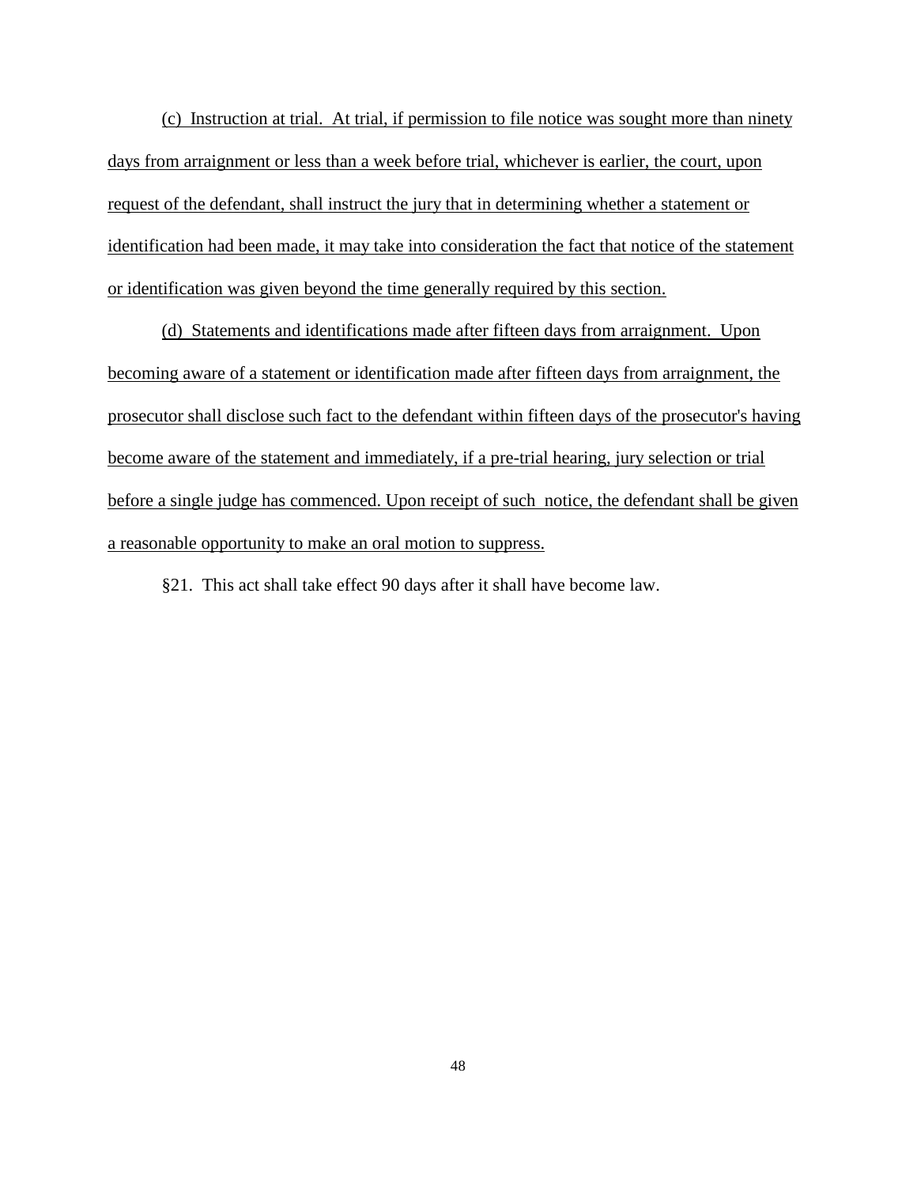(c) Instruction at trial. At trial, if permission to file notice was sought more than ninety days from arraignment or less than a week before trial, whichever is earlier, the court, upon request of the defendant, shall instruct the jury that in determining whether a statement or identification had been made, it may take into consideration the fact that notice of the statement or identification was given beyond the time generally required by this section.

(d) Statements and identifications made after fifteen days from arraignment. Upon becoming aware of a statement or identification made after fifteen days from arraignment, the prosecutor shall disclose such fact to the defendant within fifteen days of the prosecutor's having become aware of the statement and immediately, if a pre-trial hearing, jury selection or trial before a single judge has commenced. Upon receipt of such notice, the defendant shall be given a reasonable opportunity to make an oral motion to suppress.

§21. This act shall take effect 90 days after it shall have become law.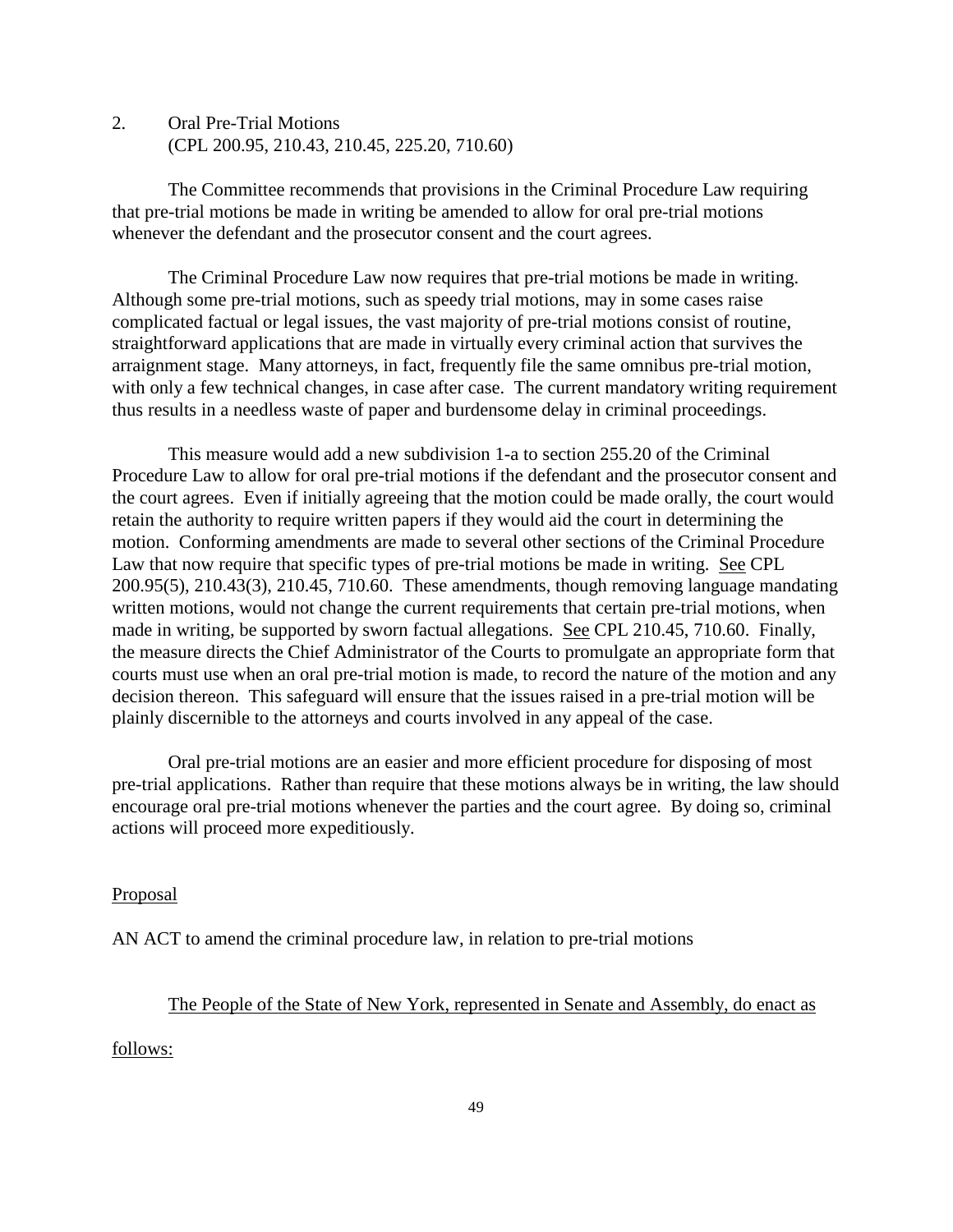## 2. Oral Pre-Trial Motions
(CPL 200.95, 210.43, 210.45, 225.20, 710.60)

The Committee recommends that provisions in the Criminal Procedure Law requiring that pre-trial motions be made in writing be amended to allow for oral pre-trial motions whenever the defendant and the prosecutor consent and the court agrees.

The Criminal Procedure Law now requires that pre-trial motions be made in writing. Although some pre-trial motions, such as speedy trial motions, may in some cases raise complicated factual or legal issues, the vast majority of pre-trial motions consist of routine, straightforward applications that are made in virtually every criminal action that survives the arraignment stage. Many attorneys, in fact, frequently file the same omnibus pre-trial motion, with only a few technical changes, in case after case. The current mandatory writing requirement thus results in a needless waste of paper and burdensome delay in criminal proceedings.

This measure would add a new subdivision 1-a to section 255.20 of the Criminal Procedure Law to allow for oral pre-trial motions if the defendant and the prosecutor consent and the court agrees. Even if initially agreeing that the motion could be made orally, the court would retain the authority to require written papers if they would aid the court in determining the motion. Conforming amendments are made to several other sections of the Criminal Procedure Law that now require that specific types of pre-trial motions be made in writing. See CPL 200.95(5), 210.43(3), 210.45, 710.60. These amendments, though removing language mandating written motions, would not change the current requirements that certain pre-trial motions, when made in writing, be supported by sworn factual allegations. See CPL 210.45, 710.60. Finally, the measure directs the Chief Administrator of the Courts to promulgate an appropriate form that courts must use when an oral pre-trial motion is made, to record the nature of the motion and any decision thereon. This safeguard will ensure that the issues raised in a pre-trial motion will be plainly discernible to the attorneys and courts involved in any appeal of the case.

Oral pre-trial motions are an easier and more efficient procedure for disposing of most pre-trial applications. Rather than require that these motions always be in writing, the law should encourage oral pre-trial motions whenever the parties and the court agree. By doing so, criminal actions will proceed more expeditiously.

Proposal

AN ACT to amend the criminal procedure law, in relation to pre-trial motions

The People of the State of New York, represented in Senate and Assembly, do enact as follows: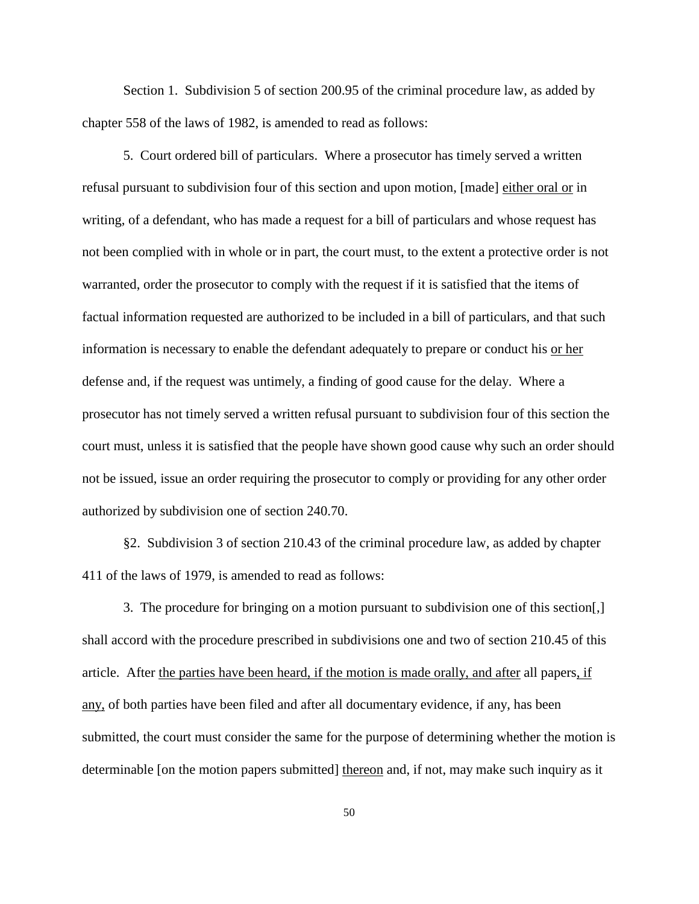Section 1. Subdivision 5 of section 200.95 of the criminal procedure law, as added by chapter 558 of the laws of 1982, is amended to read as follows:

5. Court ordered bill of particulars. Where a prosecutor has timely served a written refusal pursuant to subdivision four of this section and upon motion, [made] <u>either oral or</u> in writing, of a defendant, who has made a request for a bill of particulars and whose request has not been complied with in whole or in part, the court must, to the extent a protective order is not warranted, order the prosecutor to comply with the request if it is satisfied that the items of factual information requested are authorized to be included in a bill of particulars, and that such information is necessary to enable the defendant adequately to prepare or conduct his <u>or her</u> defense and, if the request was untimely, a finding of good cause for the delay. Where a prosecutor has not timely served a written refusal pursuant to subdivision four of this section the court must, unless it is satisfied that the people have shown good cause why such an order should not be issued, issue an order requiring the prosecutor to comply or providing for any other order authorized by subdivision one of section 240.70.

§2. Subdivision 3 of section 210.43 of the criminal procedure law, as added by chapter 411 of the laws of 1979, is amended to read as follows:

3. The procedure for bringing on a motion pursuant to subdivision one of this section[,] shall accord with the procedure prescribed in subdivisions one and two of section 210.45 of this article. After <u>the parties have been heard, if the motion is made orally, and after</u> all papers<u>, if any,</u> of both parties have been filed and after all documentary evidence, if any, has been submitted, the court must consider the same for the purpose of determining whether the motion is determinable [on the motion papers submitted] <u>thereon</u> and, if not, may make such inquiry as it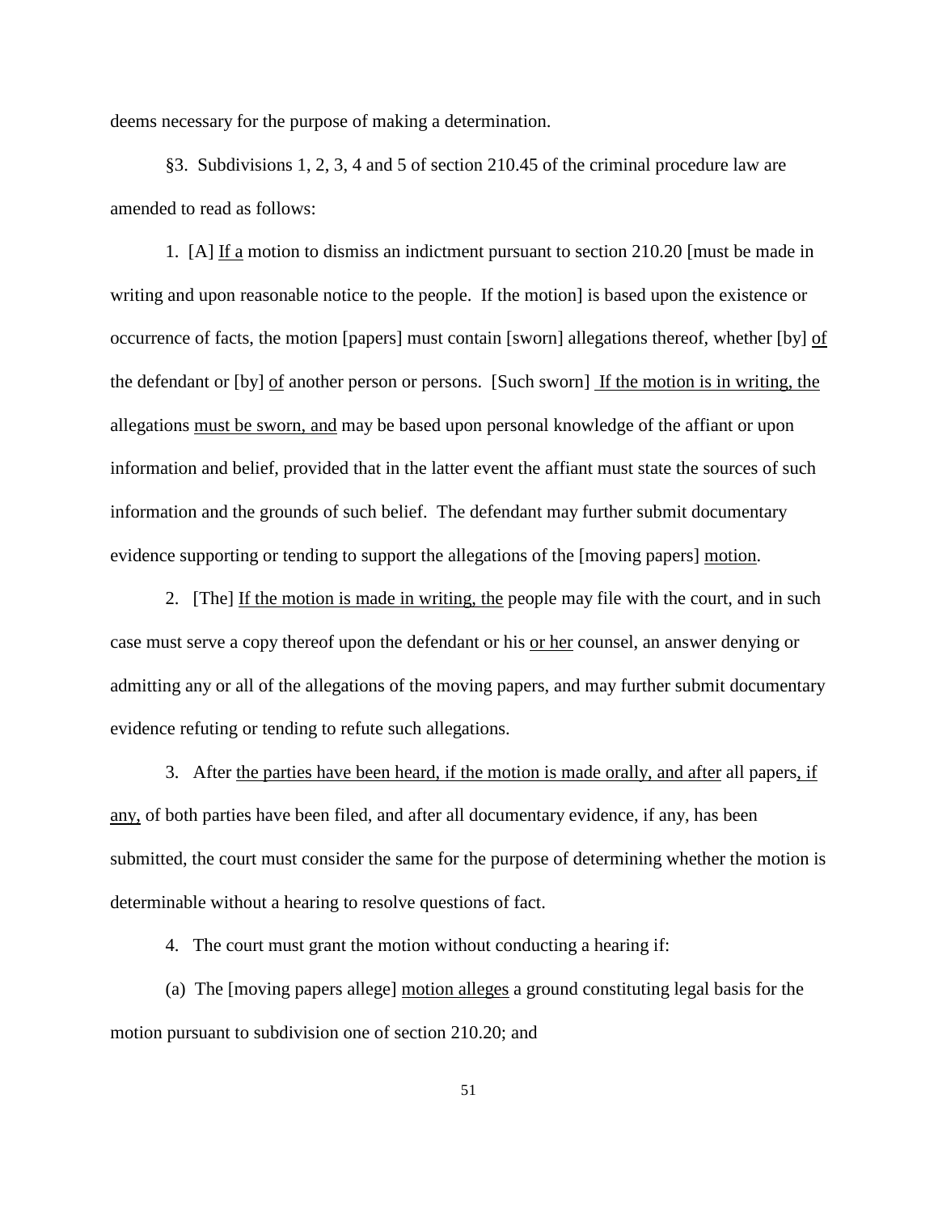deems necessary for the purpose of making a determination.

§3. Subdivisions 1, 2, 3, 4 and 5 of section 210.45 of the criminal procedure law are amended to read as follows:

1. [A] <u>If a</u> motion to dismiss an indictment pursuant to section 210.20 [must be made in writing and upon reasonable notice to the people. If the motion] is based upon the existence or occurrence of facts, the motion [papers] must contain [sworn] allegations thereof, whether [by] <u>of</u> the defendant or [by] <u>of</u> another person or persons. [Such sworn] <u>If the motion is in writing, the</u> allegations <u>must be sworn, and</u> may be based upon personal knowledge of the affiant or upon information and belief, provided that in the latter event the affiant must state the sources of such information and the grounds of such belief. The defendant may further submit documentary evidence supporting or tending to support the allegations of the [moving papers] <u>motion</u>.

2. [The] <u>If the motion is made in writing, the</u> people may file with the court, and in such case must serve a copy thereof upon the defendant or his <u>or her</u> counsel, an answer denying or admitting any or all of the allegations of the moving papers, and may further submit documentary evidence refuting or tending to refute such allegations.

3. After <u>the parties have been heard, if the motion is made orally, and after</u> all papers<u>, if any,</u> of both parties have been filed, and after all documentary evidence, if any, has been submitted, the court must consider the same for the purpose of determining whether the motion is determinable without a hearing to resolve questions of fact.

4. The court must grant the motion without conducting a hearing if:

(a) The [moving papers allege] <u>motion alleges</u> a ground constituting legal basis for the motion pursuant to subdivision one of section 210.20; and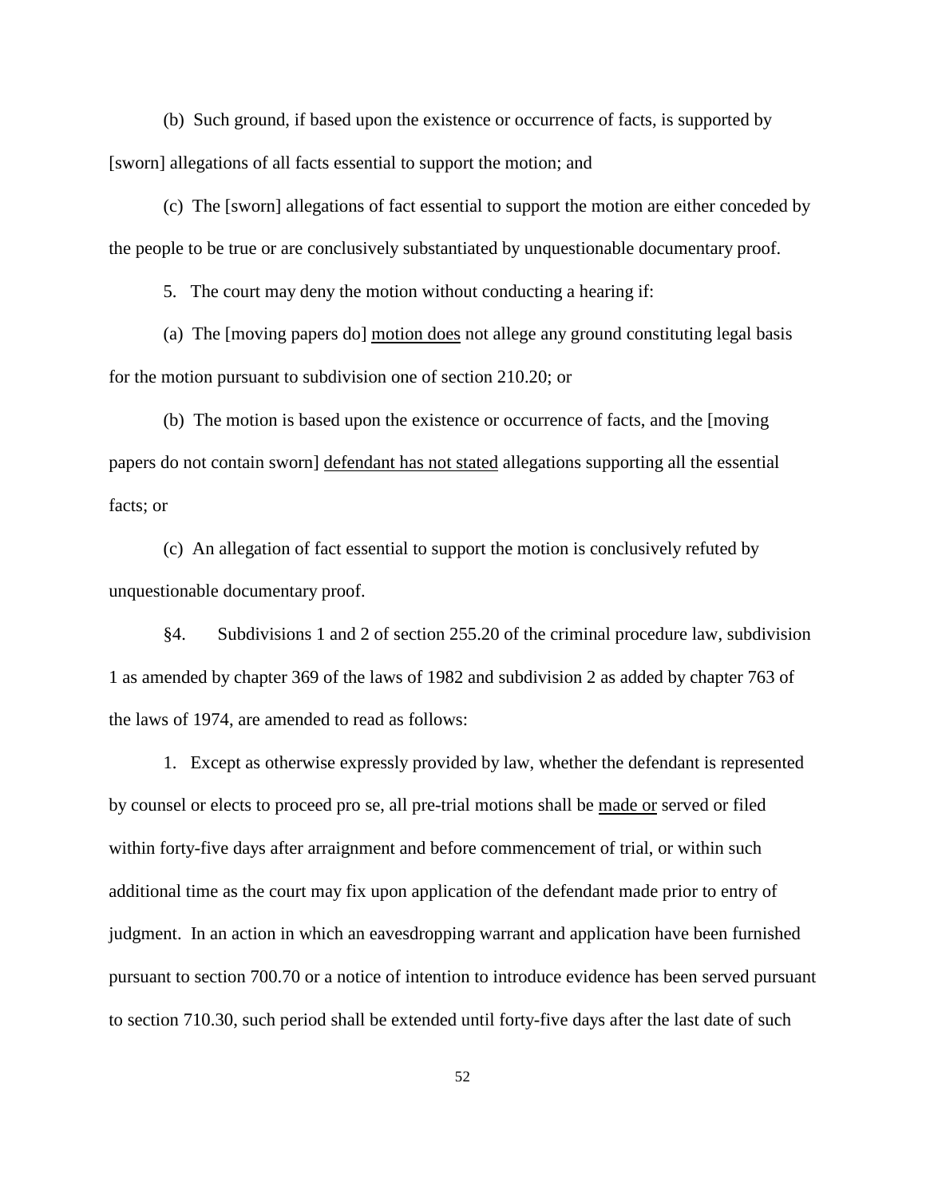(b) Such ground, if based upon the existence or occurrence of facts, is supported by [sworn] allegations of all facts essential to support the motion; and

(c) The [sworn] allegations of fact essential to support the motion are either conceded by the people to be true or are conclusively substantiated by unquestionable documentary proof.

5. The court may deny the motion without conducting a hearing if:

(a) The [moving papers do] <u>motion does</u> not allege any ground constituting legal basis for the motion pursuant to subdivision one of section 210.20; or

(b) The motion is based upon the existence or occurrence of facts, and the [moving papers do not contain sworn] <u>defendant has not stated</u> allegations supporting all the essential facts; or

(c) An allegation of fact essential to support the motion is conclusively refuted by unquestionable documentary proof.

§4. Subdivisions 1 and 2 of section 255.20 of the criminal procedure law, subdivision 1 as amended by chapter 369 of the laws of 1982 and subdivision 2 as added by chapter 763 of the laws of 1974, are amended to read as follows:

1. Except as otherwise expressly provided by law, whether the defendant is represented by counsel or elects to proceed pro se, all pre-trial motions shall be <u>made or</u> served or filed within forty-five days after arraignment and before commencement of trial, or within such additional time as the court may fix upon application of the defendant made prior to entry of judgment. In an action in which an eavesdropping warrant and application have been furnished pursuant to section 700.70 or a notice of intention to introduce evidence has been served pursuant to section 710.30, such period shall be extended until forty-five days after the last date of such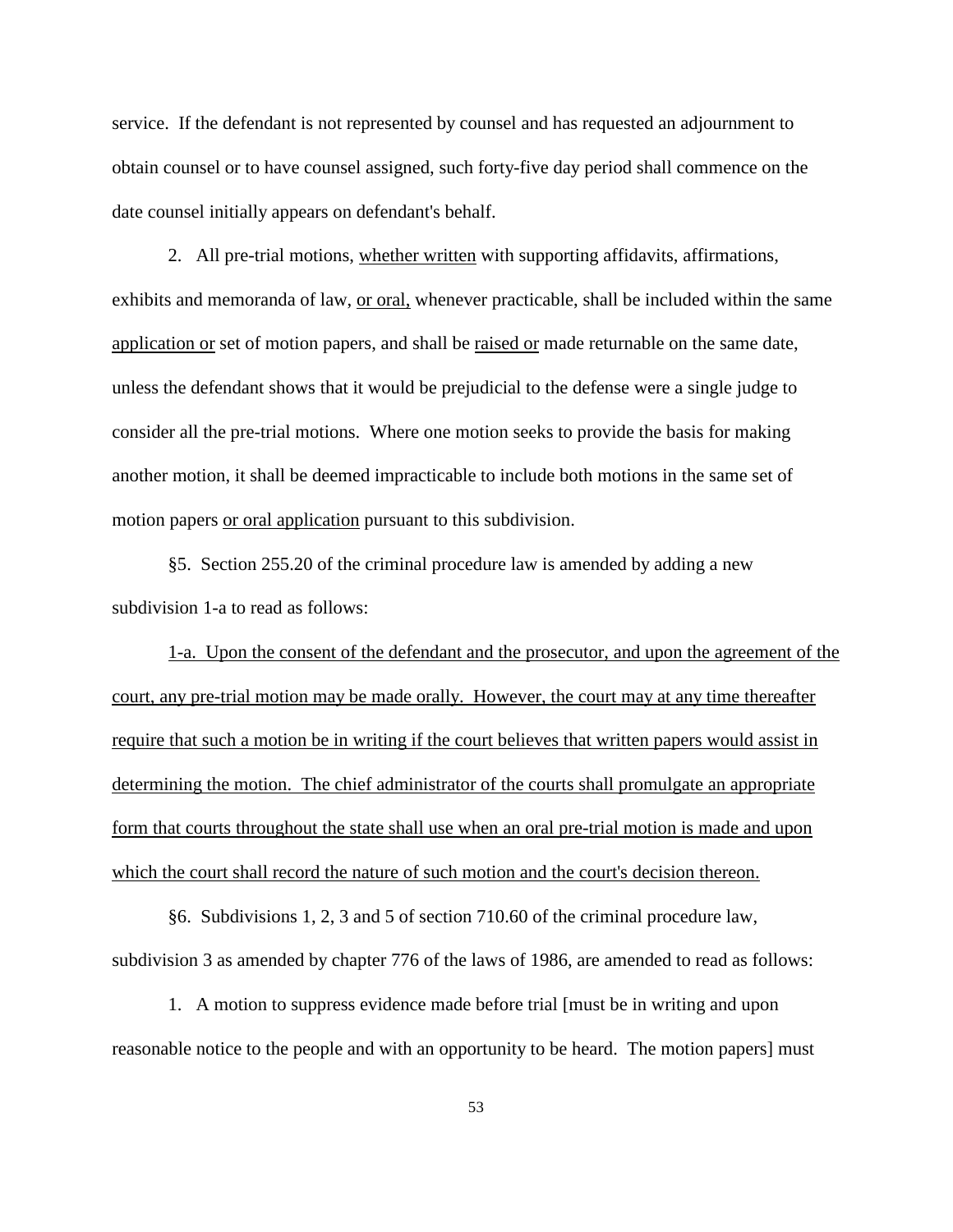service. If the defendant is not represented by counsel and has requested an adjournment to obtain counsel or to have counsel assigned, such forty-five day period shall commence on the date counsel initially appears on defendant's behalf.

2. All pre-trial motions, <u>whether written</u> with supporting affidavits, affirmations, exhibits and memoranda of law, <u>or oral,</u> whenever practicable, shall be included within the same <u>application or</u> set of motion papers, and shall be <u>raised or</u> made returnable on the same date, unless the defendant shows that it would be prejudicial to the defense were a single judge to consider all the pre-trial motions. Where one motion seeks to provide the basis for making another motion, it shall be deemed impracticable to include both motions in the same set of motion papers <u>or oral application</u> pursuant to this subdivision.

§5. Section 255.20 of the criminal procedure law is amended by adding a new subdivision 1-a to read as follows:

<u>1-a. Upon the consent of the defendant and the prosecutor, and upon the agreement of the court, any pre-trial motion may be made orally. However, the court may at any time thereafter require that such a motion be in writing if the court believes that written papers would assist in determining the motion. The chief administrator of the courts shall promulgate an appropriate form that courts throughout the state shall use when an oral pre-trial motion is made and upon which the court shall record the nature of such motion and the court's decision thereon.</u>

§6. Subdivisions 1, 2, 3 and 5 of section 710.60 of the criminal procedure law, subdivision 3 as amended by chapter 776 of the laws of 1986, are amended to read as follows:

1. A motion to suppress evidence made before trial [must be in writing and upon reasonable notice to the people and with an opportunity to be heard. The motion papers] must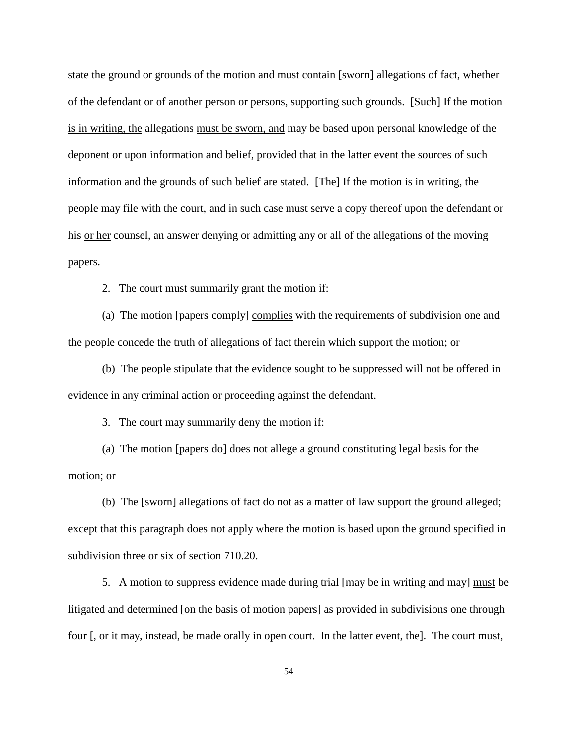state the ground or grounds of the motion and must contain [sworn] allegations of fact, whether of the defendant or of another person or persons, supporting such grounds. [Such] <u>If the motion is in writing, the</u> allegations <u>must be sworn, and</u> may be based upon personal knowledge of the deponent or upon information and belief, provided that in the latter event the sources of such information and the grounds of such belief are stated. [The] <u>If the motion is in writing, the</u> people may file with the court, and in such case must serve a copy thereof upon the defendant or his <u>or her</u> counsel, an answer denying or admitting any or all of the allegations of the moving papers.

2. The court must summarily grant the motion if:

(a) The motion [papers comply] <u>complies</u> with the requirements of subdivision one and the people concede the truth of allegations of fact therein which support the motion; or

(b) The people stipulate that the evidence sought to be suppressed will not be offered in evidence in any criminal action or proceeding against the defendant.

3. The court may summarily deny the motion if:

(a) The motion [papers do] <u>does</u> not allege a ground constituting legal basis for the motion; or

(b) The [sworn] allegations of fact do not as a matter of law support the ground alleged; except that this paragraph does not apply where the motion is based upon the ground specified in subdivision three or six of section 710.20.

5. A motion to suppress evidence made during trial [may be in writing and may] <u>must</u> be litigated and determined [on the basis of motion papers] as provided in subdivisions one through four [, or it may, instead, be made orally in open court. In the latter event, the]<u>. The</u> court must,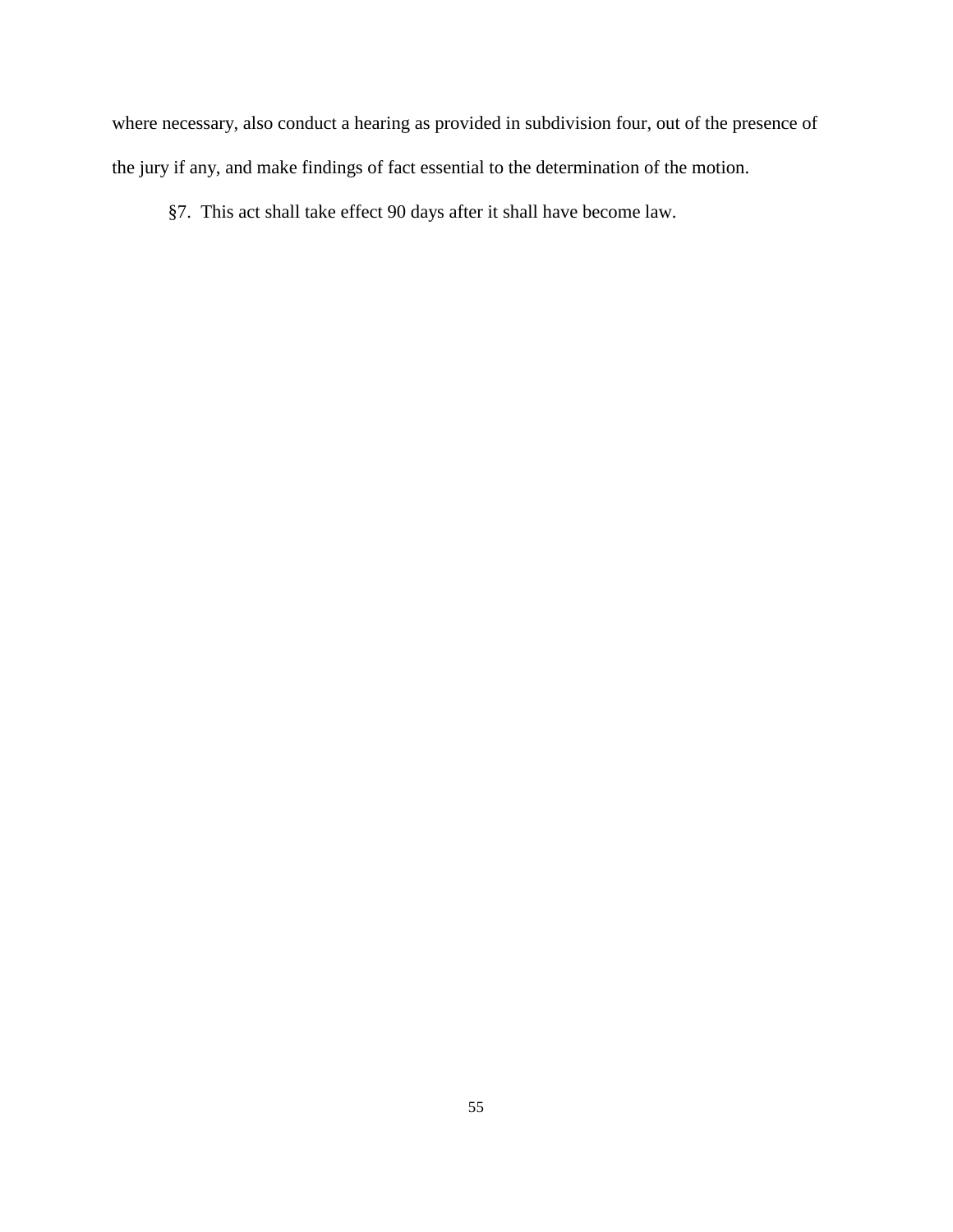where necessary, also conduct a hearing as provided in subdivision four, out of the presence of the jury if any, and make findings of fact essential to the determination of the motion.

§7. This act shall take effect 90 days after it shall have become law.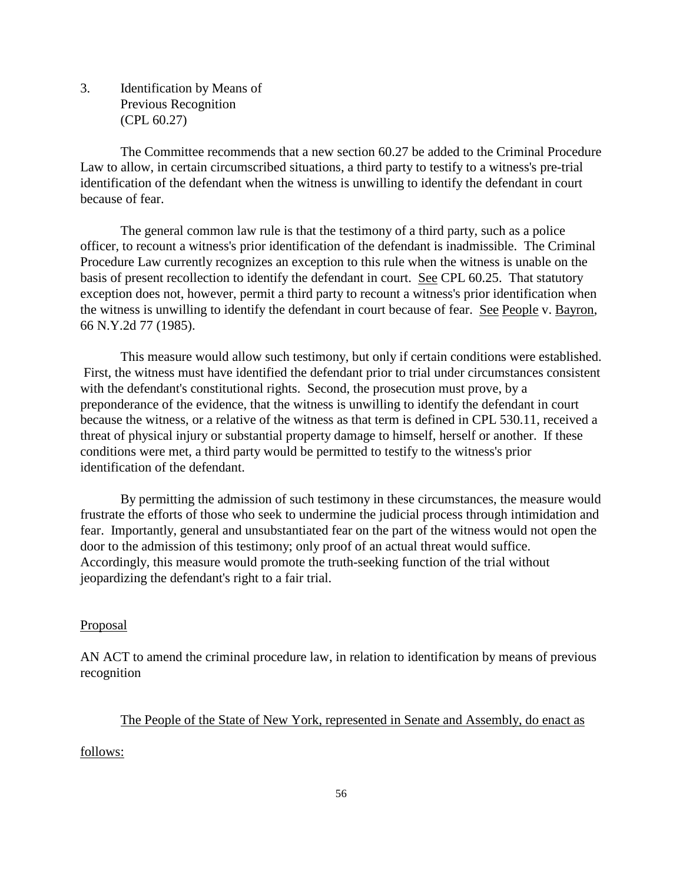### 3. Identification by Means of Previous Recognition (CPL 60.27)

The Committee recommends that a new section 60.27 be added to the Criminal Procedure Law to allow, in certain circumscribed situations, a third party to testify to a witness's pre-trial identification of the defendant when the witness is unwilling to identify the defendant in court because of fear.

The general common law rule is that the testimony of a third party, such as a police officer, to recount a witness's prior identification of the defendant is inadmissible. The Criminal Procedure Law currently recognizes an exception to this rule when the witness is unable on the basis of present recollection to identify the defendant in court. See CPL 60.25. That statutory exception does not, however, permit a third party to recount a witness's prior identification when the witness is unwilling to identify the defendant in court because of fear. See People v. Bayron, 66 N.Y.2d 77 (1985).

This measure would allow such testimony, but only if certain conditions were established. First, the witness must have identified the defendant prior to trial under circumstances consistent with the defendant's constitutional rights. Second, the prosecution must prove, by a preponderance of the evidence, that the witness is unwilling to identify the defendant in court because the witness, or a relative of the witness as that term is defined in CPL 530.11, received a threat of physical injury or substantial property damage to himself, herself or another. If these conditions were met, a third party would be permitted to testify to the witness's prior identification of the defendant.

By permitting the admission of such testimony in these circumstances, the measure would frustrate the efforts of those who seek to undermine the judicial process through intimidation and fear. Importantly, general and unsubstantiated fear on the part of the witness would not open the door to the admission of this testimony; only proof of an actual threat would suffice. Accordingly, this measure would promote the truth-seeking function of the trial without jeopardizing the defendant's right to a fair trial.

Proposal

AN ACT to amend the criminal procedure law, in relation to identification by means of previous recognition

The People of the State of New York, represented in Senate and Assembly, do enact as follows: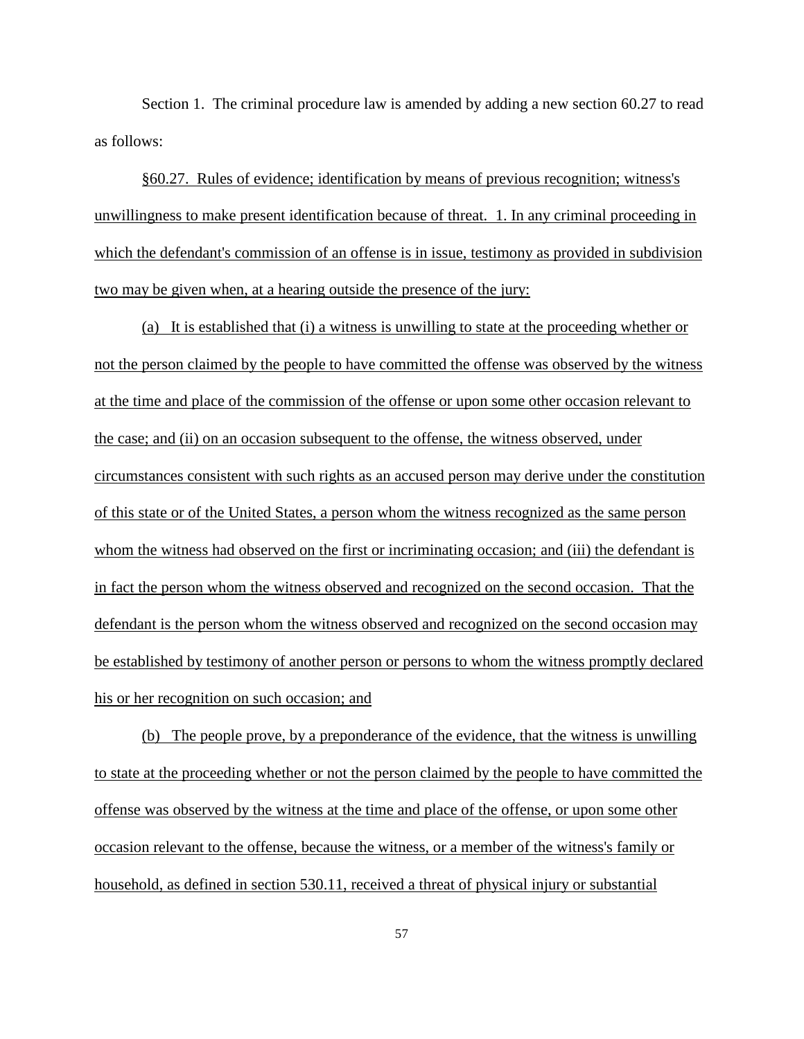Section 1. The criminal procedure law is amended by adding a new section 60.27 to read as follows:

§60.27. Rules of evidence; identification by means of previous recognition; witness's unwillingness to make present identification because of threat. 1. In any criminal proceeding in which the defendant's commission of an offense is in issue, testimony as provided in subdivision two may be given when, at a hearing outside the presence of the jury:

(a) It is established that (i) a witness is unwilling to state at the proceeding whether or not the person claimed by the people to have committed the offense was observed by the witness at the time and place of the commission of the offense or upon some other occasion relevant to the case; and (ii) on an occasion subsequent to the offense, the witness observed, under circumstances consistent with such rights as an accused person may derive under the constitution of this state or of the United States, a person whom the witness recognized as the same person whom the witness had observed on the first or incriminating occasion; and (iii) the defendant is in fact the person whom the witness observed and recognized on the second occasion. That the defendant is the person whom the witness observed and recognized on the second occasion may be established by testimony of another person or persons to whom the witness promptly declared his or her recognition on such occasion; and

(b) The people prove, by a preponderance of the evidence, that the witness is unwilling to state at the proceeding whether or not the person claimed by the people to have committed the offense was observed by the witness at the time and place of the offense, or upon some other occasion relevant to the offense, because the witness, or a member of the witness's family or household, as defined in section 530.11, received a threat of physical injury or substantial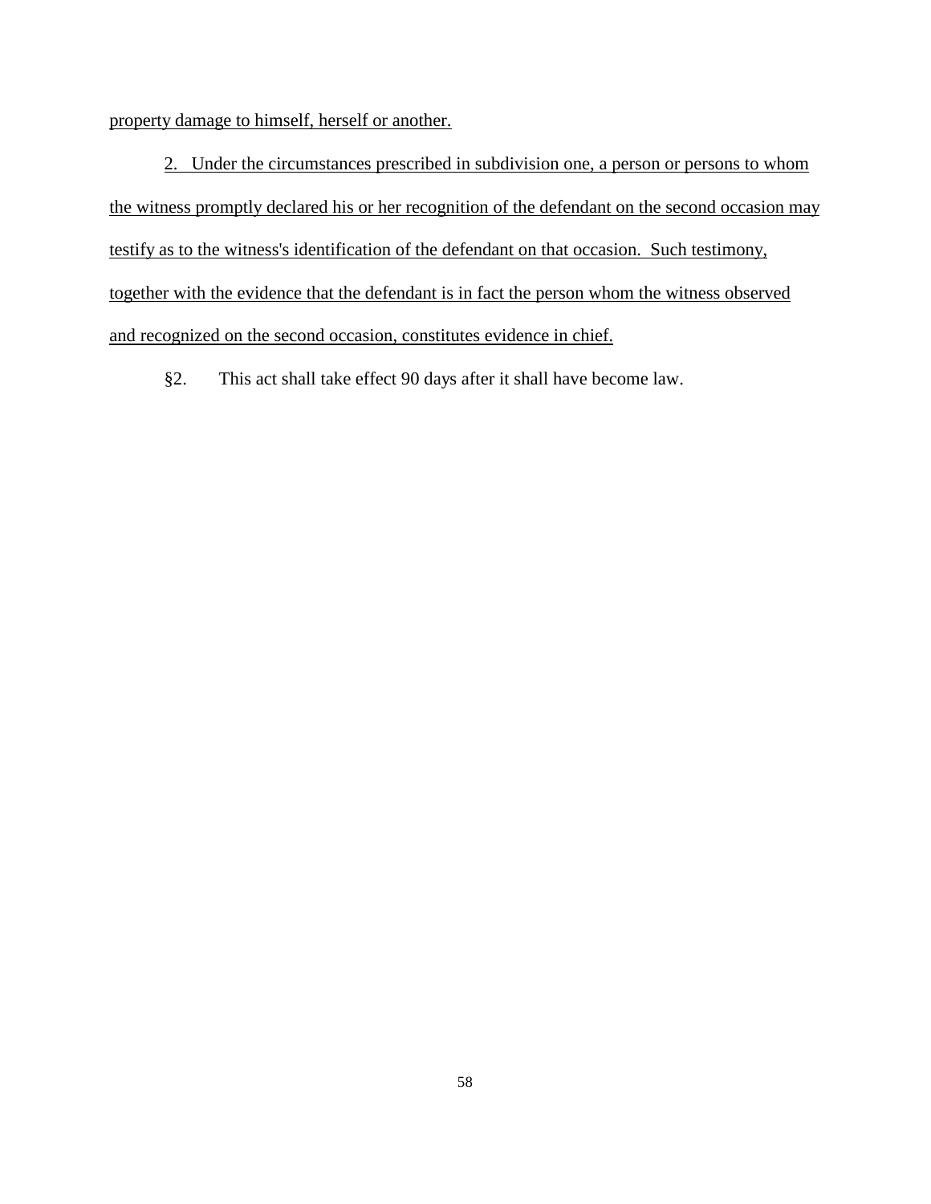property damage to himself, herself or another.

2. Under the circumstances prescribed in subdivision one, a person or persons to whom the witness promptly declared his or her recognition of the defendant on the second occasion may testify as to the witness's identification of the defendant on that occasion. Such testimony, together with the evidence that the defendant is in fact the person whom the witness observed and recognized on the second occasion, constitutes evidence in chief.

§2. This act shall take effect 90 days after it shall have become law.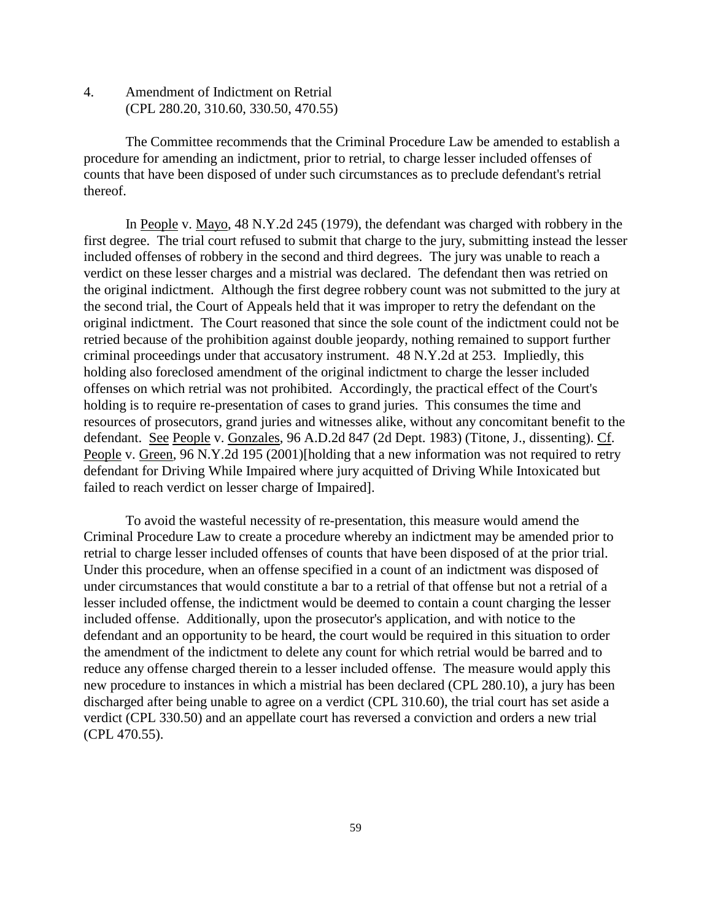4. Amendment of Indictment on Retrial
(CPL 280.20, 310.60, 330.50, 470.55)

The Committee recommends that the Criminal Procedure Law be amended to establish a procedure for amending an indictment, prior to retrial, to charge lesser included offenses of counts that have been disposed of under such circumstances as to preclude defendant's retrial thereof.

In People v. Mayo, 48 N.Y.2d 245 (1979), the defendant was charged with robbery in the first degree. The trial court refused to submit that charge to the jury, submitting instead the lesser included offenses of robbery in the second and third degrees. The jury was unable to reach a verdict on these lesser charges and a mistrial was declared. The defendant then was retried on the original indictment. Although the first degree robbery count was not submitted to the jury at the second trial, the Court of Appeals held that it was improper to retry the defendant on the original indictment. The Court reasoned that since the sole count of the indictment could not be retried because of the prohibition against double jeopardy, nothing remained to support further criminal proceedings under that accusatory instrument. 48 N.Y.2d at 253. Impliedly, this holding also foreclosed amendment of the original indictment to charge the lesser included offenses on which retrial was not prohibited. Accordingly, the practical effect of the Court's holding is to require re-presentation of cases to grand juries. This consumes the time and resources of prosecutors, grand juries and witnesses alike, without any concomitant benefit to the defendant. See People v. Gonzales, 96 A.D.2d 847 (2d Dept. 1983) (Titone, J., dissenting). Cf. People v. Green, 96 N.Y.2d 195 (2001)[holding that a new information was not required to retry defendant for Driving While Impaired where jury acquitted of Driving While Intoxicated but failed to reach verdict on lesser charge of Impaired].

To avoid the wasteful necessity of re-presentation, this measure would amend the Criminal Procedure Law to create a procedure whereby an indictment may be amended prior to retrial to charge lesser included offenses of counts that have been disposed of at the prior trial. Under this procedure, when an offense specified in a count of an indictment was disposed of under circumstances that would constitute a bar to a retrial of that offense but not a retrial of a lesser included offense, the indictment would be deemed to contain a count charging the lesser included offense. Additionally, upon the prosecutor's application, and with notice to the defendant and an opportunity to be heard, the court would be required in this situation to order the amendment of the indictment to delete any count for which retrial would be barred and to reduce any offense charged therein to a lesser included offense. The measure would apply this new procedure to instances in which a mistrial has been declared (CPL 280.10), a jury has been discharged after being unable to agree on a verdict (CPL 310.60), the trial court has set aside a verdict (CPL 330.50) and an appellate court has reversed a conviction and orders a new trial (CPL 470.55).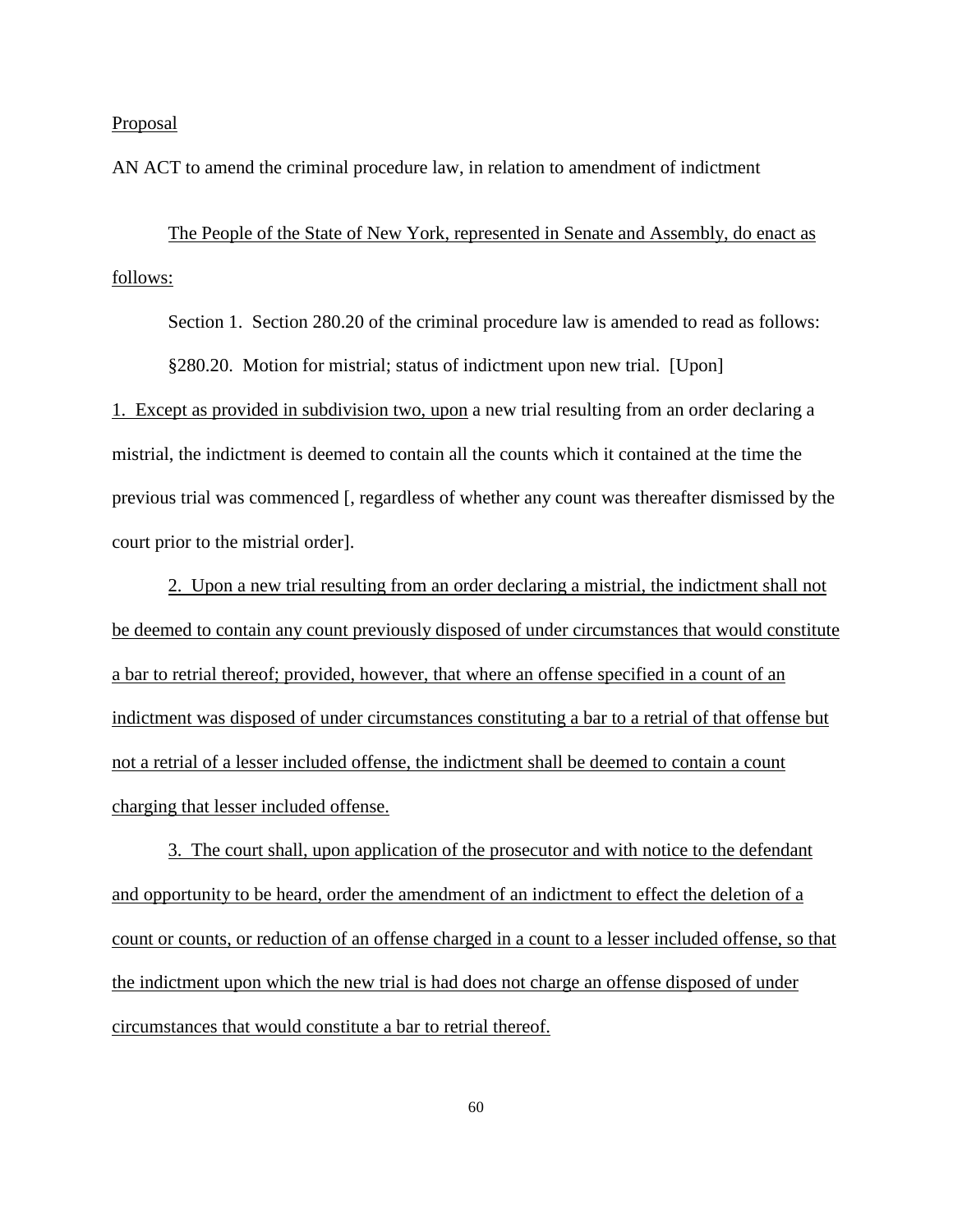Proposal

AN ACT to amend the criminal procedure law, in relation to amendment of indictment

The People of the State of New York, represented in Senate and Assembly, do enact as follows:

Section 1. Section 280.20 of the criminal procedure law is amended to read as follows:

§280.20. Motion for mistrial; status of indictment upon new trial. [Upon] 1. Except as provided in subdivision two, upon a new trial resulting from an order declaring a mistrial, the indictment is deemed to contain all the counts which it contained at the time the previous trial was commenced [, regardless of whether any count was thereafter dismissed by the court prior to the mistrial order].

2. Upon a new trial resulting from an order declaring a mistrial, the indictment shall not be deemed to contain any count previously disposed of under circumstances that would constitute a bar to retrial thereof; provided, however, that where an offense specified in a count of an indictment was disposed of under circumstances constituting a bar to a retrial of that offense but not a retrial of a lesser included offense, the indictment shall be deemed to contain a count charging that lesser included offense.

3. The court shall, upon application of the prosecutor and with notice to the defendant and opportunity to be heard, order the amendment of an indictment to effect the deletion of a count or counts, or reduction of an offense charged in a count to a lesser included offense, so that the indictment upon which the new trial is had does not charge an offense disposed of under circumstances that would constitute a bar to retrial thereof.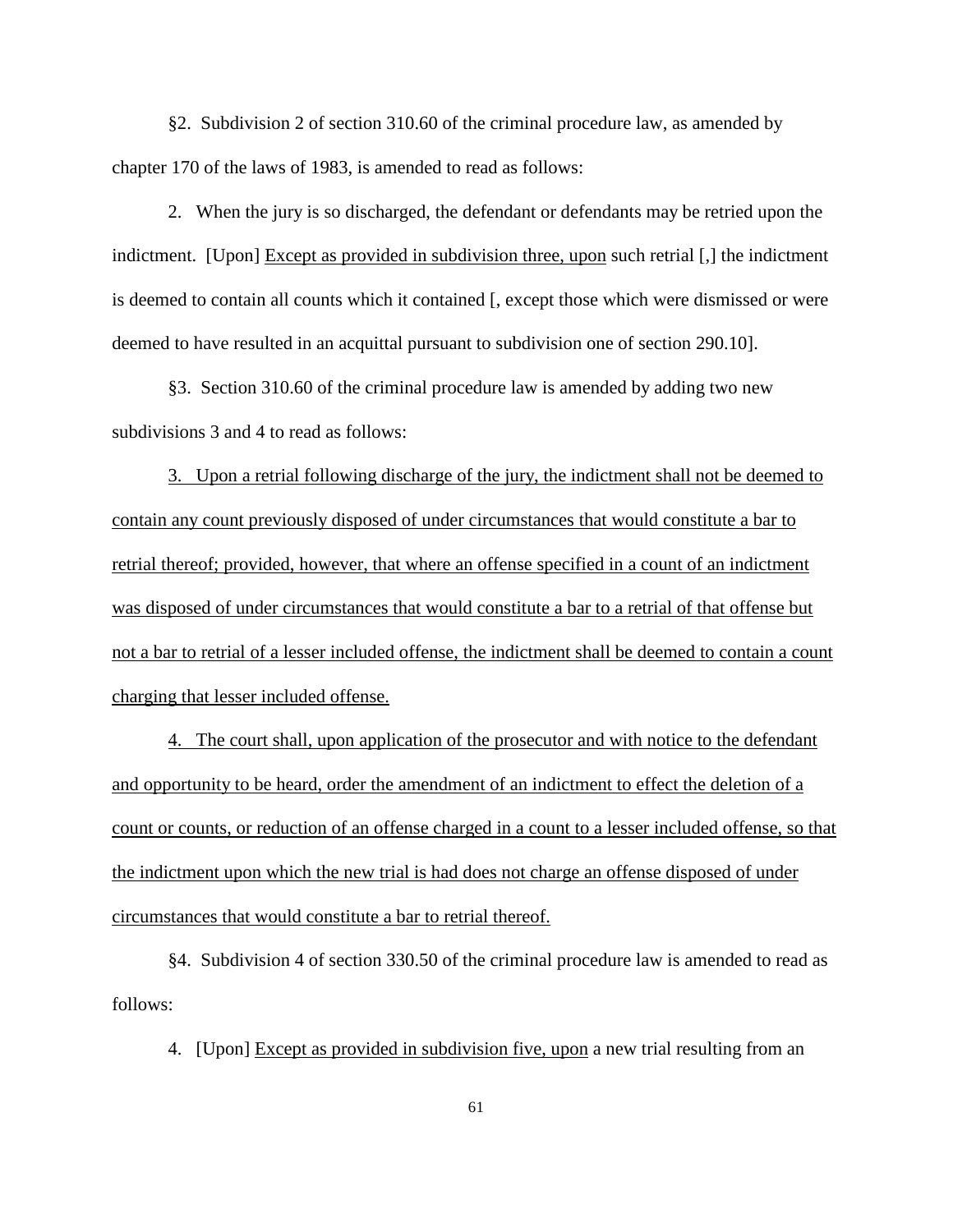§2. Subdivision 2 of section 310.60 of the criminal procedure law, as amended by chapter 170 of the laws of 1983, is amended to read as follows:

2. When the jury is so discharged, the defendant or defendants may be retried upon the indictment. [Upon] <u>Except as provided in subdivision three, upon</u> such retrial [,] the indictment is deemed to contain all counts which it contained [, except those which were dismissed or were deemed to have resulted in an acquittal pursuant to subdivision one of section 290.10].

§3. Section 310.60 of the criminal procedure law is amended by adding two new subdivisions 3 and 4 to read as follows:

<u>3. Upon a retrial following discharge of the jury, the indictment shall not be deemed to contain any count previously disposed of under circumstances that would constitute a bar to retrial thereof; provided, however, that where an offense specified in a count of an indictment was disposed of under circumstances that would constitute a bar to a retrial of that offense but not a bar to retrial of a lesser included offense, the indictment shall be deemed to contain a count charging that lesser included offense.</u>

<u>4. The court shall, upon application of the prosecutor and with notice to the defendant and opportunity to be heard, order the amendment of an indictment to effect the deletion of a count or counts, or reduction of an offense charged in a count to a lesser included offense, so that the indictment upon which the new trial is had does not charge an offense disposed of under circumstances that would constitute a bar to retrial thereof.</u>

§4. Subdivision 4 of section 330.50 of the criminal procedure law is amended to read as follows:

4. [Upon] <u>Except as provided in subdivision five, upon</u> a new trial resulting from an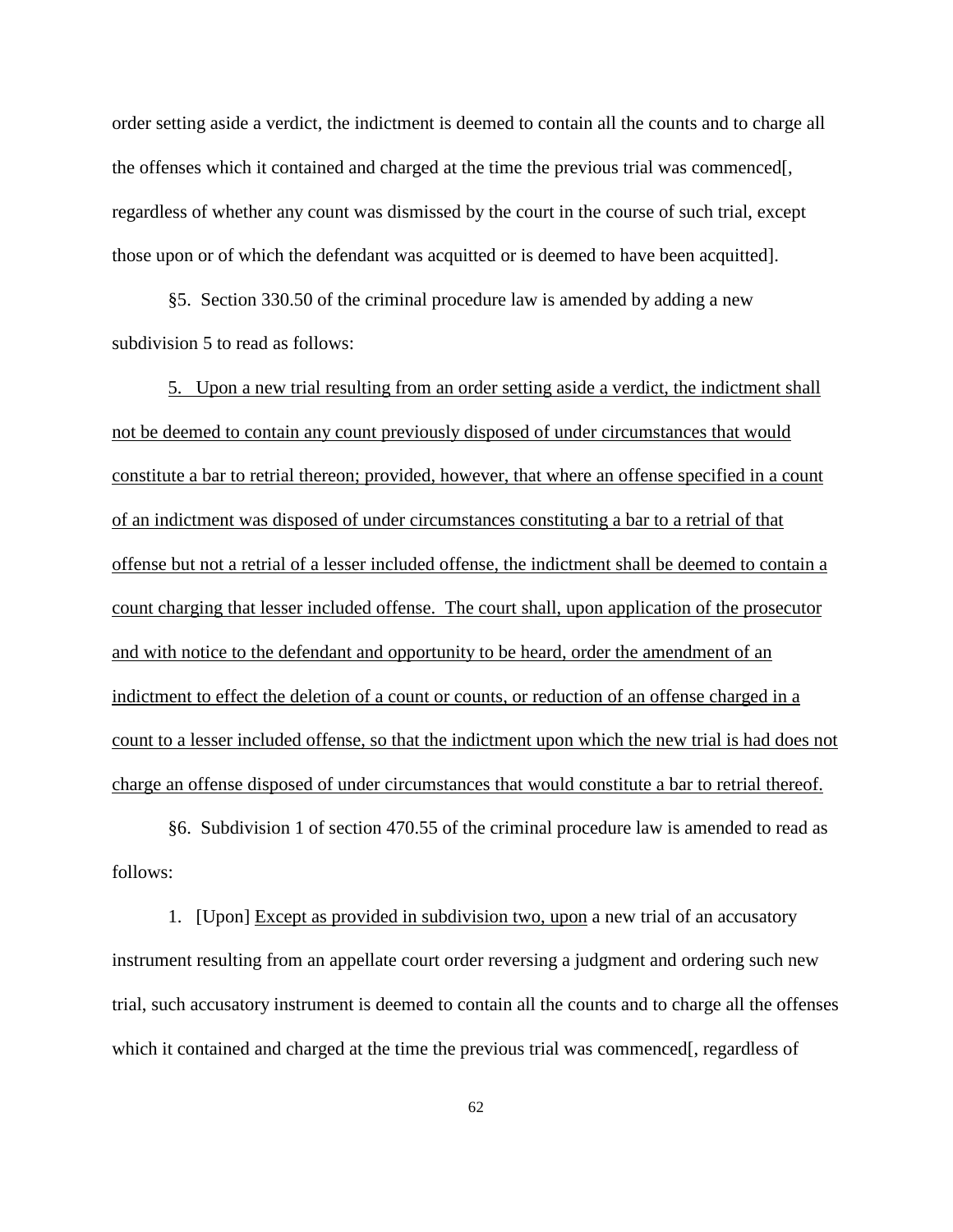order setting aside a verdict, the indictment is deemed to contain all the counts and to charge all the offenses which it contained and charged at the time the previous trial was commenced[, regardless of whether any count was dismissed by the court in the course of such trial, except those upon or of which the defendant was acquitted or is deemed to have been acquitted].

§5. Section 330.50 of the criminal procedure law is amended by adding a new subdivision 5 to read as follows:

<u>5. Upon a new trial resulting from an order setting aside a verdict, the indictment shall not be deemed to contain any count previously disposed of under circumstances that would constitute a bar to retrial thereon; provided, however, that where an offense specified in a count of an indictment was disposed of under circumstances constituting a bar to a retrial of that offense but not a retrial of a lesser included offense, the indictment shall be deemed to contain a count charging that lesser included offense. The court shall, upon application of the prosecutor and with notice to the defendant and opportunity to be heard, order the amendment of an indictment to effect the deletion of a count or counts, or reduction of an offense charged in a count to a lesser included offense, so that the indictment upon which the new trial is had does not charge an offense disposed of under circumstances that would constitute a bar to retrial thereof.</u>

§6. Subdivision 1 of section 470.55 of the criminal procedure law is amended to read as follows:

1. [Upon] <u>Except as provided in subdivision two, upon</u> a new trial of an accusatory instrument resulting from an appellate court order reversing a judgment and ordering such new trial, such accusatory instrument is deemed to contain all the counts and to charge all the offenses which it contained and charged at the time the previous trial was commenced[, regardless of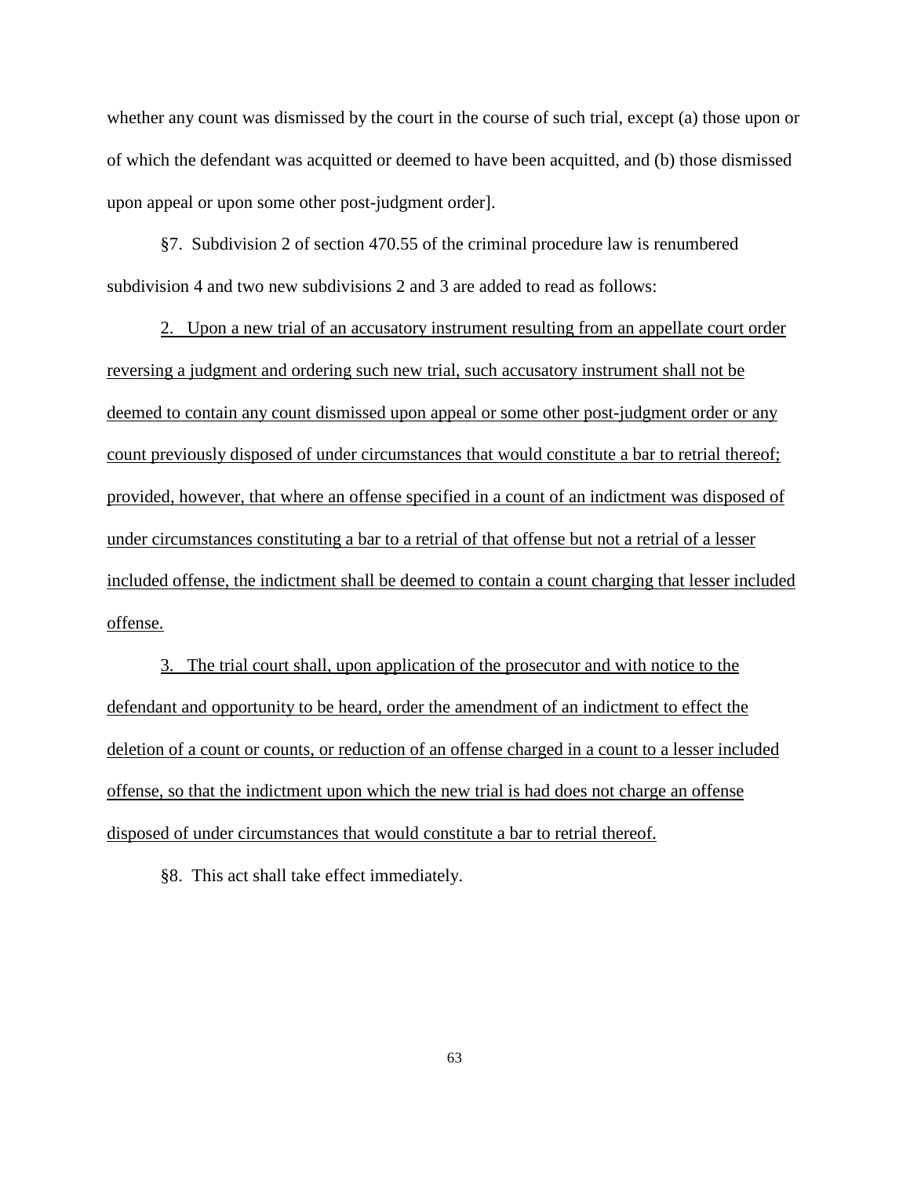whether any count was dismissed by the court in the course of such trial, except (a) those upon or of which the defendant was acquitted or deemed to have been acquitted, and (b) those dismissed upon appeal or upon some other post-judgment order].

§7. Subdivision 2 of section 470.55 of the criminal procedure law is renumbered subdivision 4 and two new subdivisions 2 and 3 are added to read as follows:

<u>2. Upon a new trial of an accusatory instrument resulting from an appellate court order reversing a judgment and ordering such new trial, such accusatory instrument shall not be deemed to contain any count dismissed upon appeal or some other post-judgment order or any count previously disposed of under circumstances that would constitute a bar to retrial thereof; provided, however, that where an offense specified in a count of an indictment was disposed of under circumstances constituting a bar to a retrial of that offense but not a retrial of a lesser included offense, the indictment shall be deemed to contain a count charging that lesser included offense.</u>

<u>3. The trial court shall, upon application of the prosecutor and with notice to the defendant and opportunity to be heard, order the amendment of an indictment to effect the deletion of a count or counts, or reduction of an offense charged in a count to a lesser included offense, so that the indictment upon which the new trial is had does not charge an offense disposed of under circumstances that would constitute a bar to retrial thereof.</u>

§8. This act shall take effect immediately.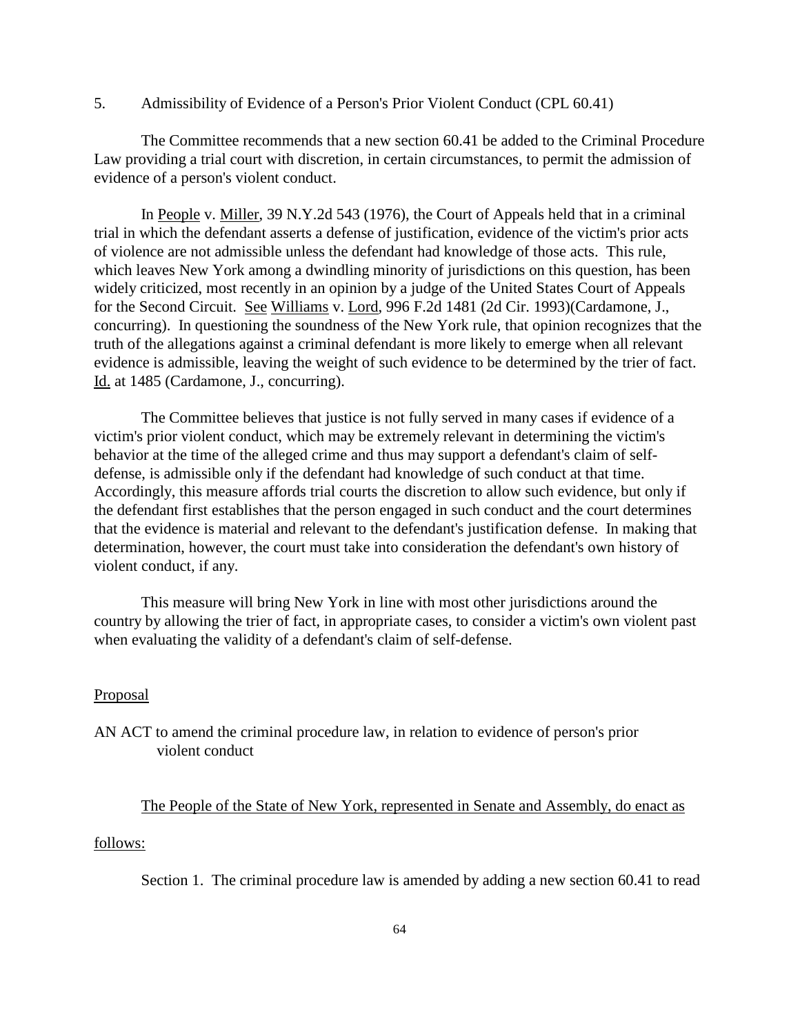5. Admissibility of Evidence of a Person's Prior Violent Conduct (CPL 60.41)

The Committee recommends that a new section 60.41 be added to the Criminal Procedure Law providing a trial court with discretion, in certain circumstances, to permit the admission of evidence of a person's violent conduct.

In People v. Miller, 39 N.Y.2d 543 (1976), the Court of Appeals held that in a criminal trial in which the defendant asserts a defense of justification, evidence of the victim's prior acts of violence are not admissible unless the defendant had knowledge of those acts. This rule, which leaves New York among a dwindling minority of jurisdictions on this question, has been widely criticized, most recently in an opinion by a judge of the United States Court of Appeals for the Second Circuit. See Williams v. Lord, 996 F.2d 1481 (2d Cir. 1993)(Cardamone, J., concurring). In questioning the soundness of the New York rule, that opinion recognizes that the truth of the allegations against a criminal defendant is more likely to emerge when all relevant evidence is admissible, leaving the weight of such evidence to be determined by the trier of fact. Id. at 1485 (Cardamone, J., concurring).

The Committee believes that justice is not fully served in many cases if evidence of a victim's prior violent conduct, which may be extremely relevant in determining the victim's behavior at the time of the alleged crime and thus may support a defendant's claim of self-defense, is admissible only if the defendant had knowledge of such conduct at that time. Accordingly, this measure affords trial courts the discretion to allow such evidence, but only if the defendant first establishes that the person engaged in such conduct and the court determines that the evidence is material and relevant to the defendant's justification defense. In making that determination, however, the court must take into consideration the defendant's own history of violent conduct, if any.

This measure will bring New York in line with most other jurisdictions around the country by allowing the trier of fact, in appropriate cases, to consider a victim's own violent past when evaluating the validity of a defendant's claim of self-defense.

Proposal

AN ACT to amend the criminal procedure law, in relation to evidence of person's prior violent conduct

The People of the State of New York, represented in Senate and Assembly, do enact as follows:

Section 1. The criminal procedure law is amended by adding a new section 60.41 to read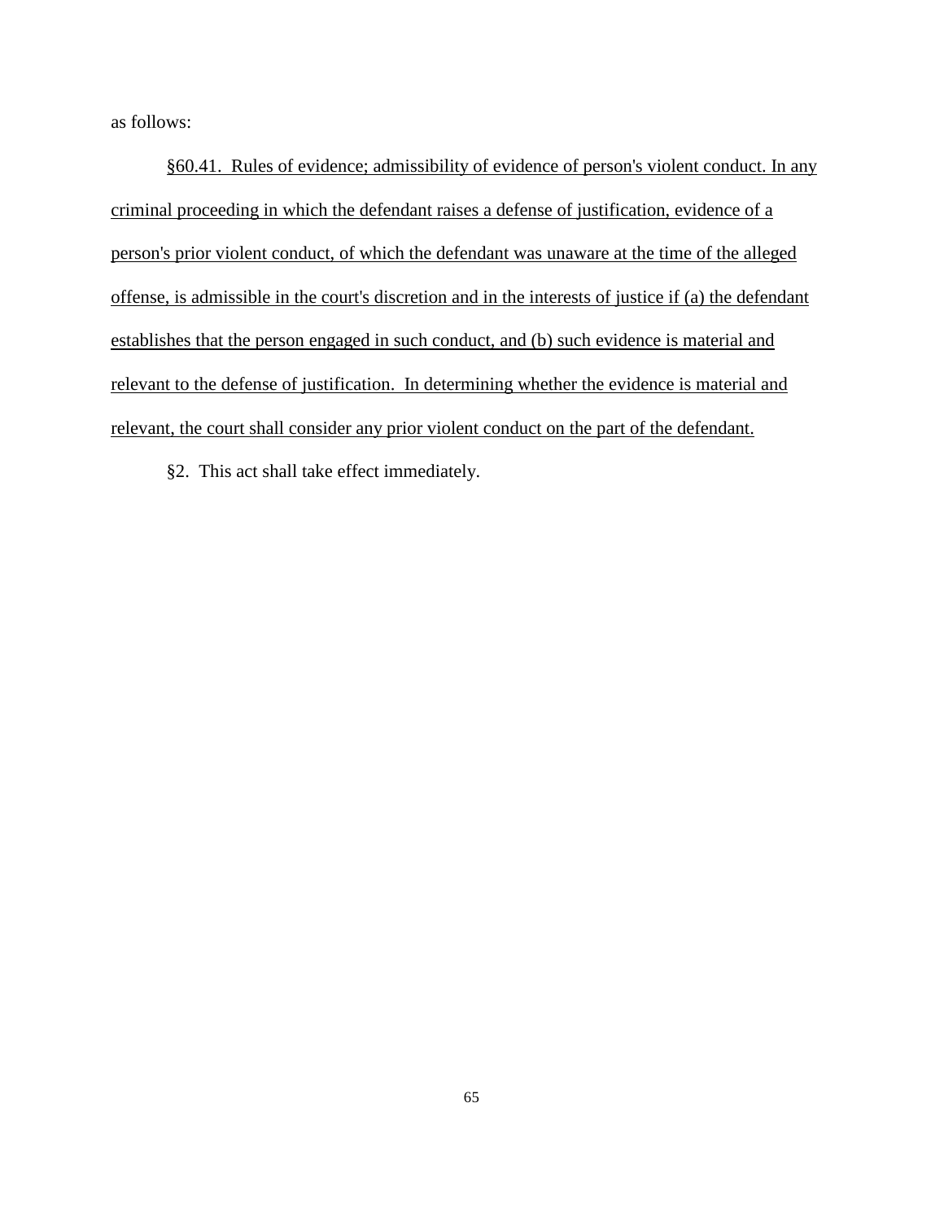as follows:

<u>§60.41. Rules of evidence; admissibility of evidence of person's violent conduct. In any criminal proceeding in which the defendant raises a defense of justification, evidence of a person's prior violent conduct, of which the defendant was unaware at the time of the alleged offense, is admissible in the court's discretion and in the interests of justice if (a) the defendant establishes that the person engaged in such conduct, and (b) such evidence is material and relevant to the defense of justification. In determining whether the evidence is material and relevant, the court shall consider any prior violent conduct on the part of the defendant.</u>

§2. This act shall take effect immediately.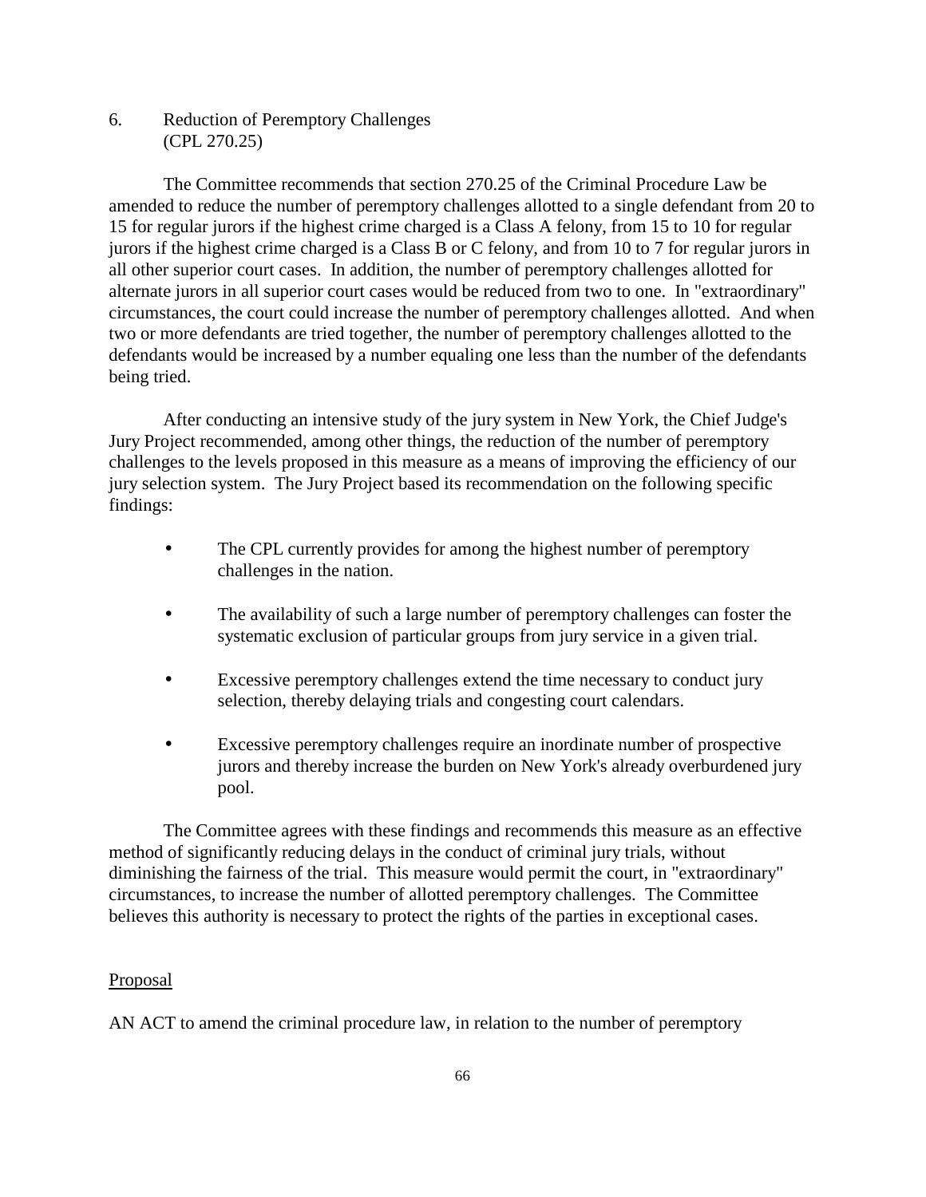6. Reduction of Peremptory Challenges
(CPL 270.25)

The Committee recommends that section 270.25 of the Criminal Procedure Law be amended to reduce the number of peremptory challenges allotted to a single defendant from 20 to 15 for regular jurors if the highest crime charged is a Class A felony, from 15 to 10 for regular jurors if the highest crime charged is a Class B or C felony, and from 10 to 7 for regular jurors in all other superior court cases. In addition, the number of peremptory challenges allotted for alternate jurors in all superior court cases would be reduced from two to one. In "extraordinary" circumstances, the court could increase the number of peremptory challenges allotted. And when two or more defendants are tried together, the number of peremptory challenges allotted to the defendants would be increased by a number equaling one less than the number of the defendants being tried.

After conducting an intensive study of the jury system in New York, the Chief Judge's Jury Project recommended, among other things, the reduction of the number of peremptory challenges to the levels proposed in this measure as a means of improving the efficiency of our jury selection system. The Jury Project based its recommendation on the following specific findings:

- The CPL currently provides for among the highest number of peremptory challenges in the nation.
- The availability of such a large number of peremptory challenges can foster the systematic exclusion of particular groups from jury service in a given trial.
- Excessive peremptory challenges extend the time necessary to conduct jury selection, thereby delaying trials and congesting court calendars.
- Excessive peremptory challenges require an inordinate number of prospective jurors and thereby increase the burden on New York's already overburdened jury pool.

The Committee agrees with these findings and recommends this measure as an effective method of significantly reducing delays in the conduct of criminal jury trials, without diminishing the fairness of the trial. This measure would permit the court, in "extraordinary" circumstances, to increase the number of allotted peremptory challenges. The Committee believes this authority is necessary to protect the rights of the parties in exceptional cases.

<u>Proposal</u>

AN ACT to amend the criminal procedure law, in relation to the number of peremptory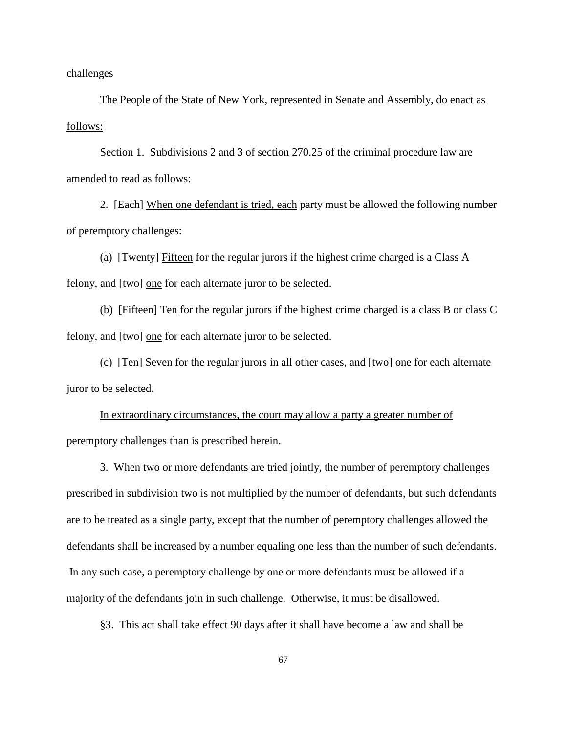challenges

<u>The People of the State of New York, represented in Senate and Assembly, do enact as follows:</u>

Section 1. Subdivisions 2 and 3 of section 270.25 of the criminal procedure law are amended to read as follows:

2. [Each] <u>When one defendant is tried, each</u> party must be allowed the following number of peremptory challenges:

(a) [Twenty] <u>Fifteen</u> for the regular jurors if the highest crime charged is a Class A felony, and [two] <u>one</u> for each alternate juror to be selected.

(b) [Fifteen] <u>Ten</u> for the regular jurors if the highest crime charged is a class B or class C felony, and [two] <u>one</u> for each alternate juror to be selected.

(c) [Ten] <u>Seven</u> for the regular jurors in all other cases, and [two] <u>one</u> for each alternate juror to be selected.

<u>In extraordinary circumstances, the court may allow a party a greater number of peremptory challenges than is prescribed herein.</u>

3. When two or more defendants are tried jointly, the number of peremptory challenges prescribed in subdivision two is not multiplied by the number of defendants, but such defendants are to be treated as a single party<u>, except that the number of peremptory challenges allowed the defendants shall be increased by a number equaling one less than the number of such defendants</u>. In any such case, a peremptory challenge by one or more defendants must be allowed if a majority of the defendants join in such challenge. Otherwise, it must be disallowed.

§3. This act shall take effect 90 days after it shall have become a law and shall be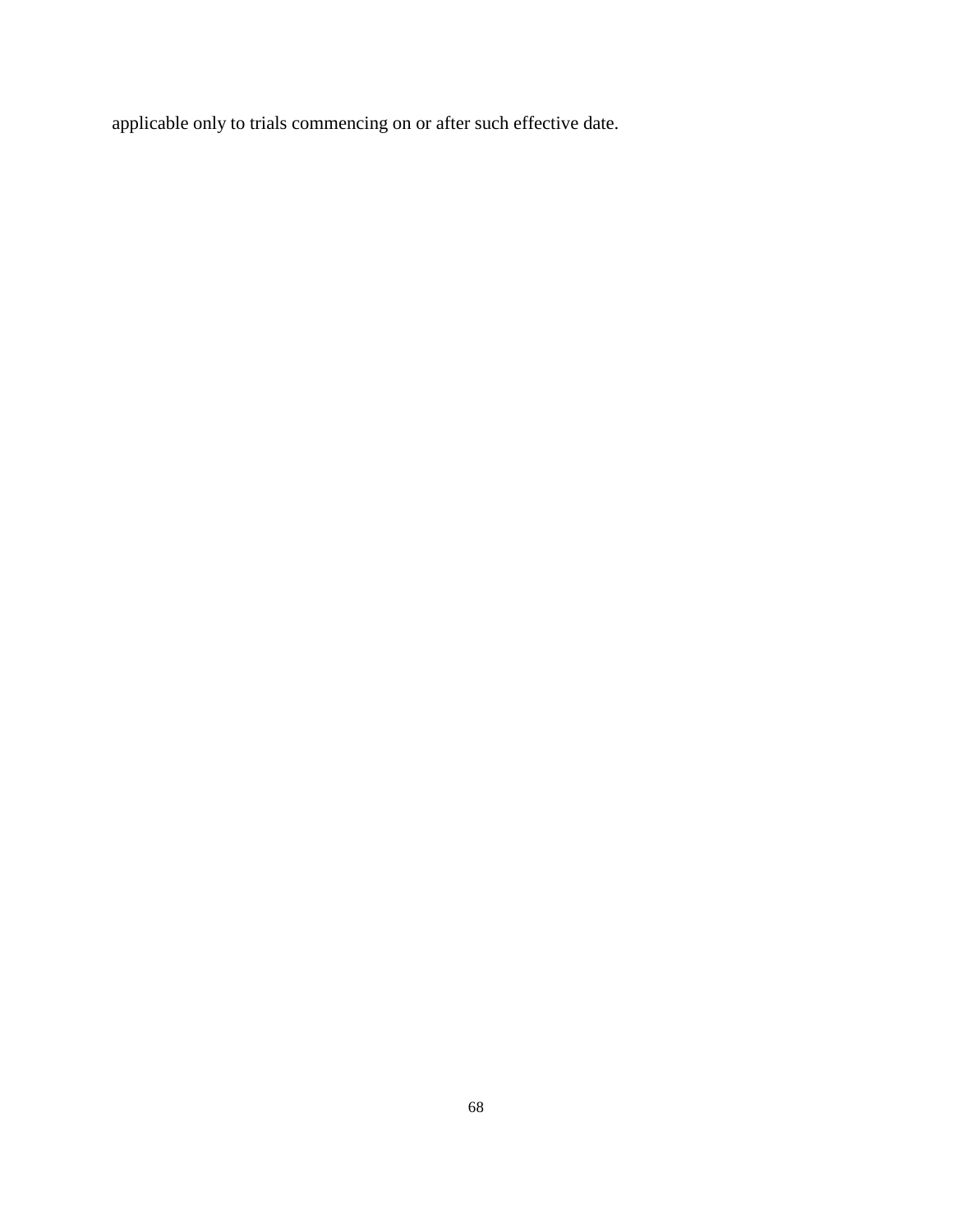applicable only to trials commencing on or after such effective date.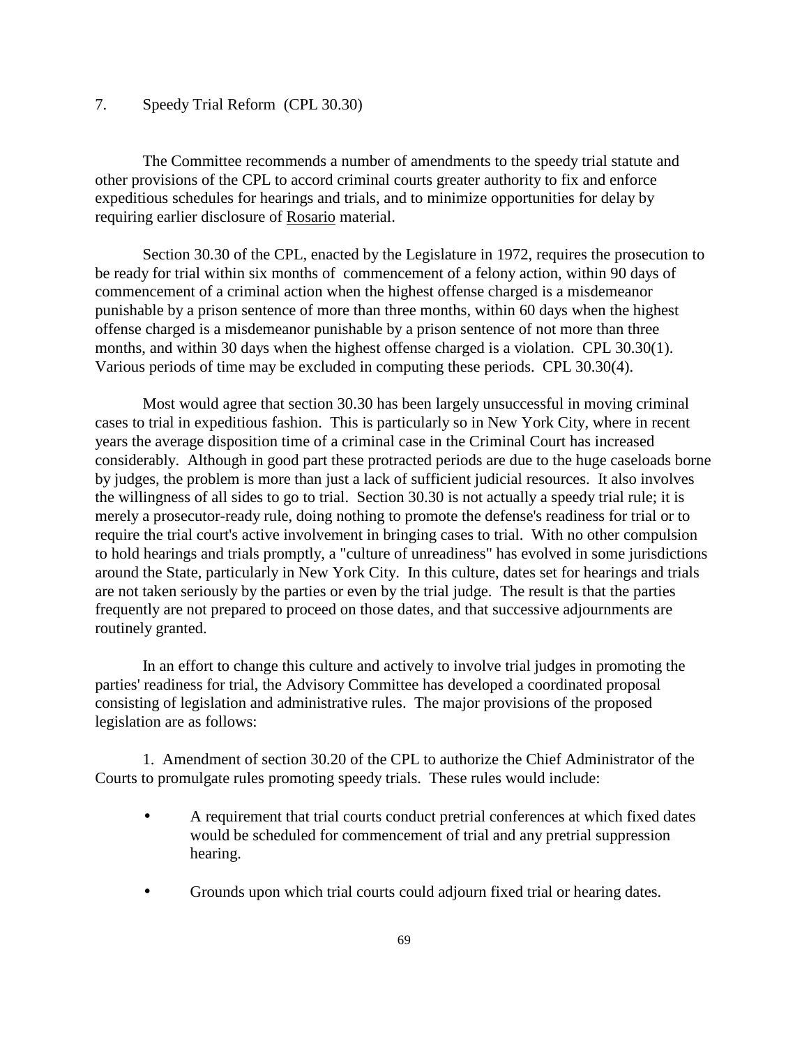## 7. Speedy Trial Reform (CPL 30.30)

The Committee recommends a number of amendments to the speedy trial statute and other provisions of the CPL to accord criminal courts greater authority to fix and enforce expeditious schedules for hearings and trials, and to minimize opportunities for delay by requiring earlier disclosure of <u>Rosario</u> material.

Section 30.30 of the CPL, enacted by the Legislature in 1972, requires the prosecution to be ready for trial within six months of commencement of a felony action, within 90 days of commencement of a criminal action when the highest offense charged is a misdemeanor punishable by a prison sentence of more than three months, within 60 days when the highest offense charged is a misdemeanor punishable by a prison sentence of not more than three months, and within 30 days when the highest offense charged is a violation. CPL 30.30(1). Various periods of time may be excluded in computing these periods. CPL 30.30(4).

Most would agree that section 30.30 has been largely unsuccessful in moving criminal cases to trial in expeditious fashion. This is particularly so in New York City, where in recent years the average disposition time of a criminal case in the Criminal Court has increased considerably. Although in good part these protracted periods are due to the huge caseloads borne by judges, the problem is more than just a lack of sufficient judicial resources. It also involves the willingness of all sides to go to trial. Section 30.30 is not actually a speedy trial rule; it is merely a prosecutor-ready rule, doing nothing to promote the defense's readiness for trial or to require the trial court's active involvement in bringing cases to trial. With no other compulsion to hold hearings and trials promptly, a "culture of unreadiness" has evolved in some jurisdictions around the State, particularly in New York City. In this culture, dates set for hearings and trials are not taken seriously by the parties or even by the trial judge. The result is that the parties frequently are not prepared to proceed on those dates, and that successive adjournments are routinely granted.

In an effort to change this culture and actively to involve trial judges in promoting the parties' readiness for trial, the Advisory Committee has developed a coordinated proposal consisting of legislation and administrative rules. The major provisions of the proposed legislation are as follows:

1. Amendment of section 30.20 of the CPL to authorize the Chief Administrator of the Courts to promulgate rules promoting speedy trials. These rules would include:

- A requirement that trial courts conduct pretrial conferences at which fixed dates would be scheduled for commencement of trial and any pretrial suppression hearing.
- Grounds upon which trial courts could adjourn fixed trial or hearing dates.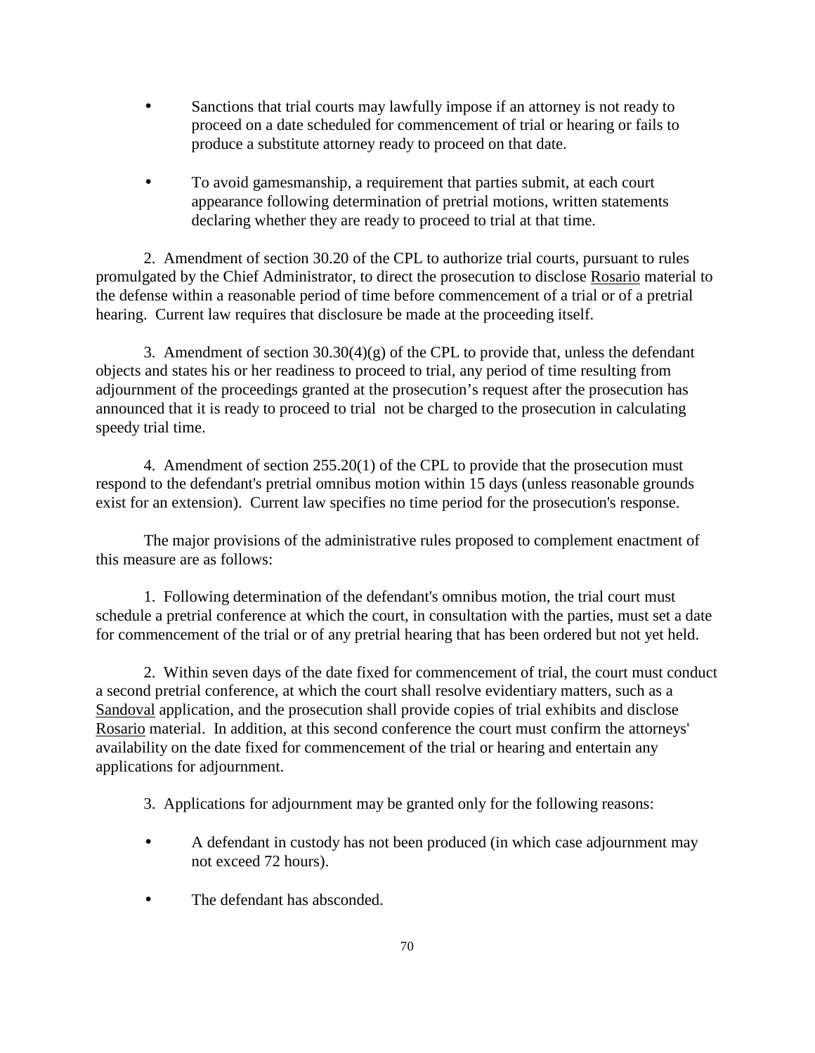- Sanctions that trial courts may lawfully impose if an attorney is not ready to proceed on a date scheduled for commencement of trial or hearing or fails to produce a substitute attorney ready to proceed on that date.

- To avoid gamesmanship, a requirement that parties submit, at each court appearance following determination of pretrial motions, written statements declaring whether they are ready to proceed to trial at that time.

2. Amendment of section 30.20 of the CPL to authorize trial courts, pursuant to rules promulgated by the Chief Administrator, to direct the prosecution to disclose Rosario material to the defense within a reasonable period of time before commencement of a trial or of a pretrial hearing. Current law requires that disclosure be made at the proceeding itself.

3. Amendment of section 30.30(4)(g) of the CPL to provide that, unless the defendant objects and states his or her readiness to proceed to trial, any period of time resulting from adjournment of the proceedings granted at the prosecution's request after the prosecution has announced that it is ready to proceed to trial not be charged to the prosecution in calculating speedy trial time.

4. Amendment of section 255.20(1) of the CPL to provide that the prosecution must respond to the defendant's pretrial omnibus motion within 15 days (unless reasonable grounds exist for an extension). Current law specifies no time period for the prosecution's response.

The major provisions of the administrative rules proposed to complement enactment of this measure are as follows:

1. Following determination of the defendant's omnibus motion, the trial court must schedule a pretrial conference at which the court, in consultation with the parties, must set a date for commencement of the trial or of any pretrial hearing that has been ordered but not yet held.

2. Within seven days of the date fixed for commencement of trial, the court must conduct a second pretrial conference, at which the court shall resolve evidentiary matters, such as a Sandoval application, and the prosecution shall provide copies of trial exhibits and disclose Rosario material. In addition, at this second conference the court must confirm the attorneys' availability on the date fixed for commencement of the trial or hearing and entertain any applications for adjournment.

3. Applications for adjournment may be granted only for the following reasons:

- A defendant in custody has not been produced (in which case adjournment may not exceed 72 hours).

- The defendant has absconded.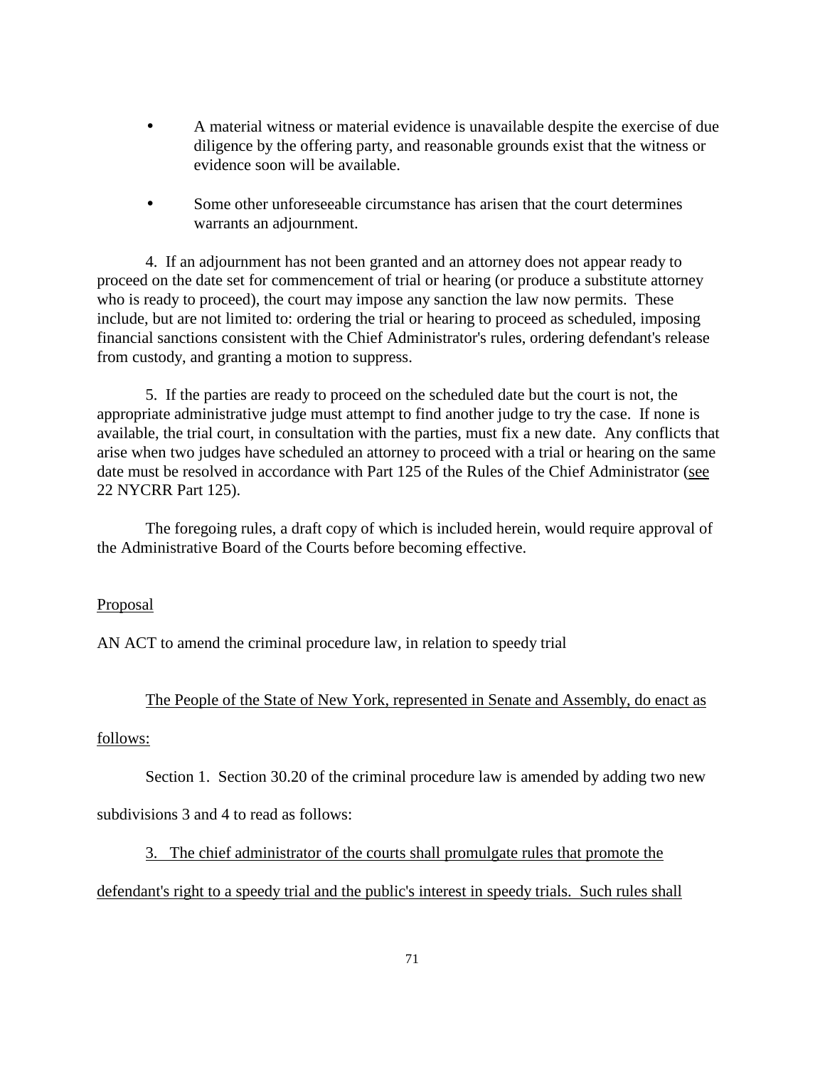- A material witness or material evidence is unavailable despite the exercise of due diligence by the offering party, and reasonable grounds exist that the witness or evidence soon will be available.

- Some other unforeseeable circumstance has arisen that the court determines warrants an adjournment.

4. If an adjournment has not been granted and an attorney does not appear ready to proceed on the date set for commencement of trial or hearing (or produce a substitute attorney who is ready to proceed), the court may impose any sanction the law now permits. These include, but are not limited to: ordering the trial or hearing to proceed as scheduled, imposing financial sanctions consistent with the Chief Administrator's rules, ordering defendant's release from custody, and granting a motion to suppress.

5. If the parties are ready to proceed on the scheduled date but the court is not, the appropriate administrative judge must attempt to find another judge to try the case. If none is available, the trial court, in consultation with the parties, must fix a new date. Any conflicts that arise when two judges have scheduled an attorney to proceed with a trial or hearing on the same date must be resolved in accordance with Part 125 of the Rules of the Chief Administrator (<u>see</u> 22 NYCRR Part 125).

The foregoing rules, a draft copy of which is included herein, would require approval of the Administrative Board of the Courts before becoming effective.

<u>Proposal</u>

AN ACT to amend the criminal procedure law, in relation to speedy trial

<u>The People of the State of New York, represented in Senate and Assembly, do enact as follows:</u>

Section 1. Section 30.20 of the criminal procedure law is amended by adding two new subdivisions 3 and 4 to read as follows:

<u>3. The chief administrator of the courts shall promulgate rules that promote the defendant's right to a speedy trial and the public's interest in speedy trials. Such rules shall</u>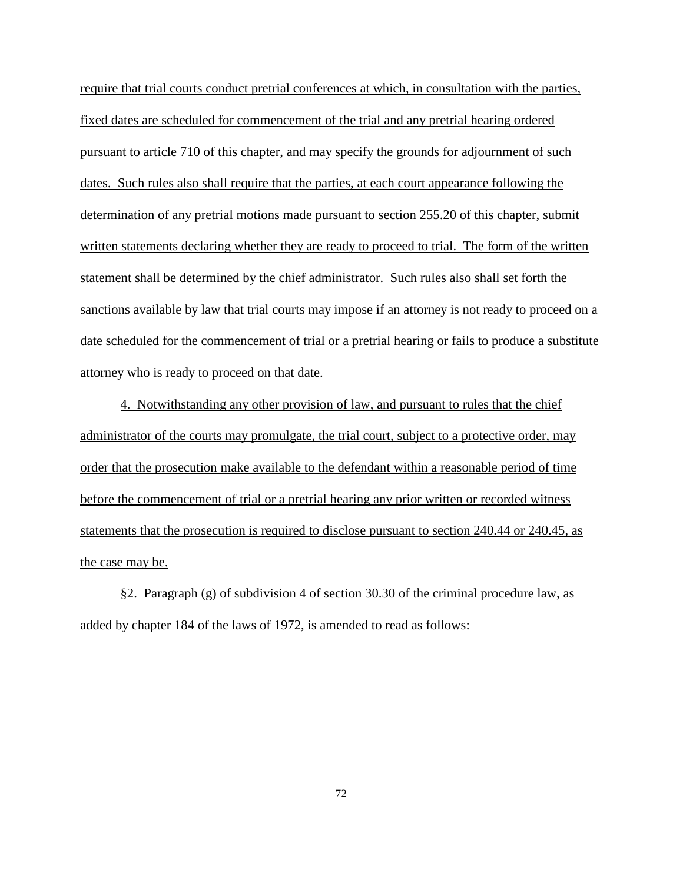require that trial courts conduct pretrial conferences at which, in consultation with the parties, fixed dates are scheduled for commencement of the trial and any pretrial hearing ordered pursuant to article 710 of this chapter, and may specify the grounds for adjournment of such dates. Such rules also shall require that the parties, at each court appearance following the determination of any pretrial motions made pursuant to section 255.20 of this chapter, submit written statements declaring whether they are ready to proceed to trial. The form of the written statement shall be determined by the chief administrator. Such rules also shall set forth the sanctions available by law that trial courts may impose if an attorney is not ready to proceed on a date scheduled for the commencement of trial or a pretrial hearing or fails to produce a substitute attorney who is ready to proceed on that date.

4. Notwithstanding any other provision of law, and pursuant to rules that the chief administrator of the courts may promulgate, the trial court, subject to a protective order, may order that the prosecution make available to the defendant within a reasonable period of time before the commencement of trial or a pretrial hearing any prior written or recorded witness statements that the prosecution is required to disclose pursuant to section 240.44 or 240.45, as the case may be.

§2. Paragraph (g) of subdivision 4 of section 30.30 of the criminal procedure law, as added by chapter 184 of the laws of 1972, is amended to read as follows: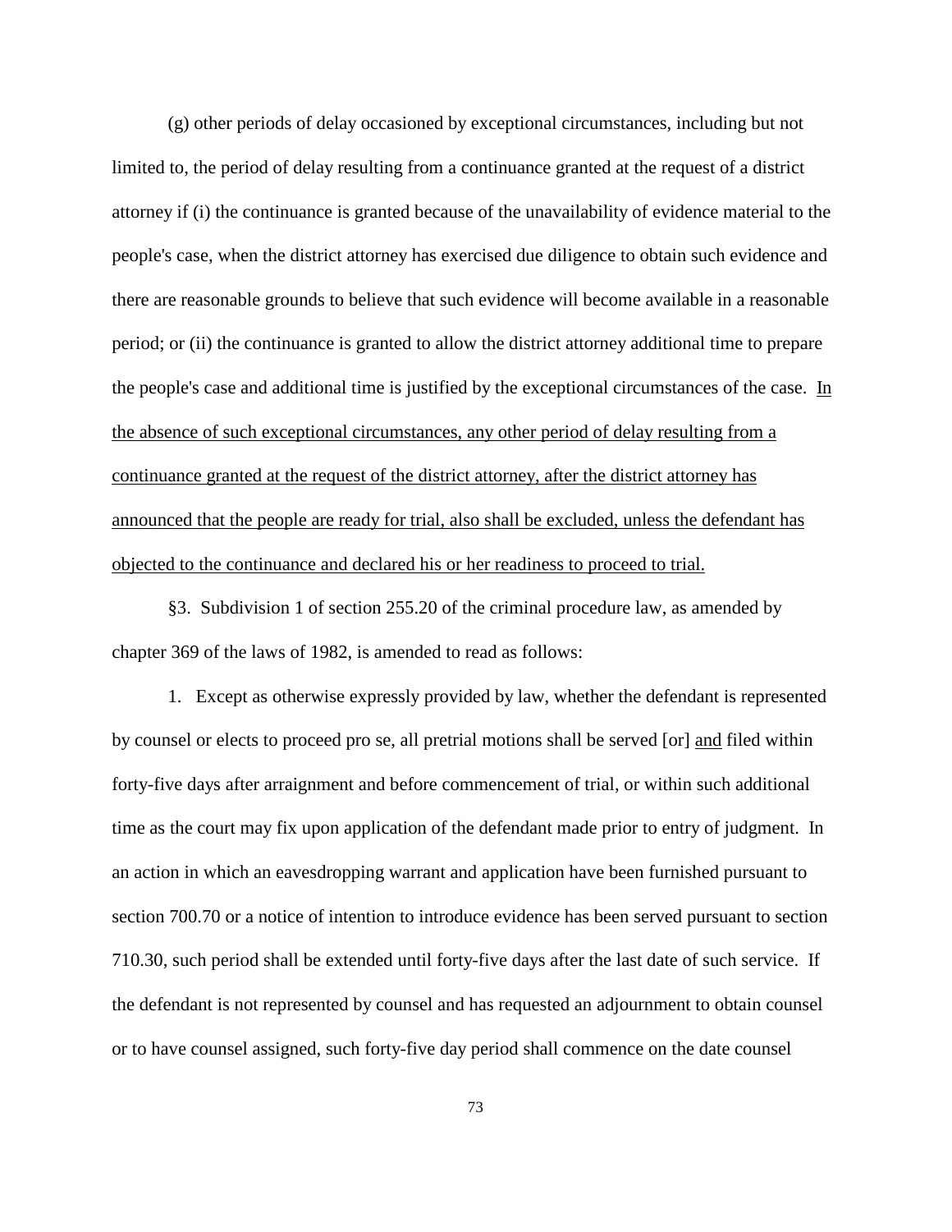(g) other periods of delay occasioned by exceptional circumstances, including but not limited to, the period of delay resulting from a continuance granted at the request of a district attorney if (i) the continuance is granted because of the unavailability of evidence material to the people's case, when the district attorney has exercised due diligence to obtain such evidence and there are reasonable grounds to believe that such evidence will become available in a reasonable period; or (ii) the continuance is granted to allow the district attorney additional time to prepare the people's case and additional time is justified by the exceptional circumstances of the case. <u>In the absence of such exceptional circumstances, any other period of delay resulting from a continuance granted at the request of the district attorney, after the district attorney has announced that the people are ready for trial, also shall be excluded, unless the defendant has objected to the continuance and declared his or her readiness to proceed to trial.</u>

§3. Subdivision 1 of section 255.20 of the criminal procedure law, as amended by chapter 369 of the laws of 1982, is amended to read as follows:

1. Except as otherwise expressly provided by law, whether the defendant is represented by counsel or elects to proceed pro se, all pretrial motions shall be served [or] <u>and</u> filed within forty-five days after arraignment and before commencement of trial, or within such additional time as the court may fix upon application of the defendant made prior to entry of judgment. In an action in which an eavesdropping warrant and application have been furnished pursuant to section 700.70 or a notice of intention to introduce evidence has been served pursuant to section 710.30, such period shall be extended until forty-five days after the last date of such service. If the defendant is not represented by counsel and has requested an adjournment to obtain counsel or to have counsel assigned, such forty-five day period shall commence on the date counsel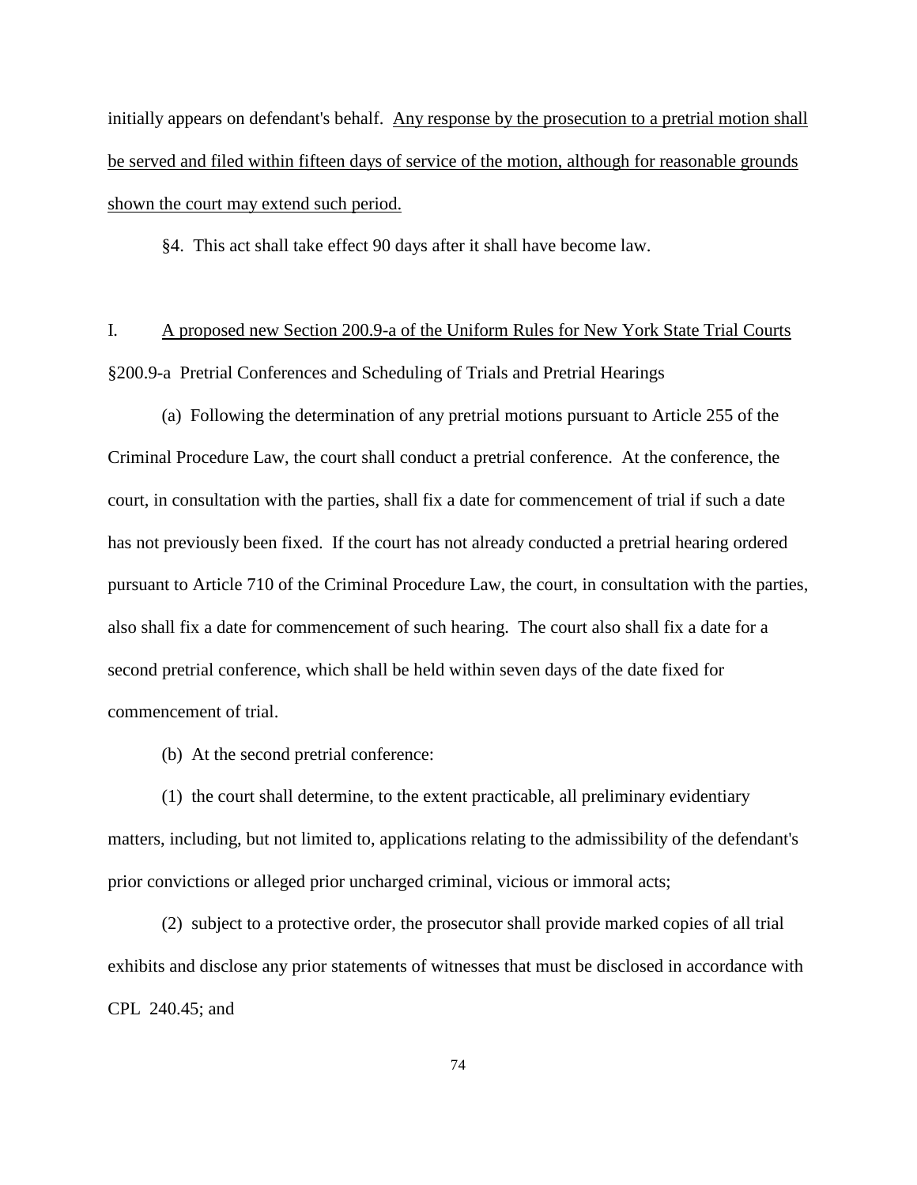initially appears on defendant's behalf. <u>Any response by the prosecution to a pretrial motion shall be served and filed within fifteen days of service of the motion, although for reasonable grounds shown the court may extend such period.</u>

§4. This act shall take effect 90 days after it shall have become law.

I. <u>A proposed new Section 200.9-a of the Uniform Rules for New York State Trial Courts</u>

§200.9-a Pretrial Conferences and Scheduling of Trials and Pretrial Hearings

(a) Following the determination of any pretrial motions pursuant to Article 255 of the Criminal Procedure Law, the court shall conduct a pretrial conference. At the conference, the court, in consultation with the parties, shall fix a date for commencement of trial if such a date has not previously been fixed. If the court has not already conducted a pretrial hearing ordered pursuant to Article 710 of the Criminal Procedure Law, the court, in consultation with the parties, also shall fix a date for commencement of such hearing. The court also shall fix a date for a second pretrial conference, which shall be held within seven days of the date fixed for commencement of trial.

(b) At the second pretrial conference:

(1) the court shall determine, to the extent practicable, all preliminary evidentiary matters, including, but not limited to, applications relating to the admissibility of the defendant's prior convictions or alleged prior uncharged criminal, vicious or immoral acts;

(2) subject to a protective order, the prosecutor shall provide marked copies of all trial exhibits and disclose any prior statements of witnesses that must be disclosed in accordance with CPL 240.45; and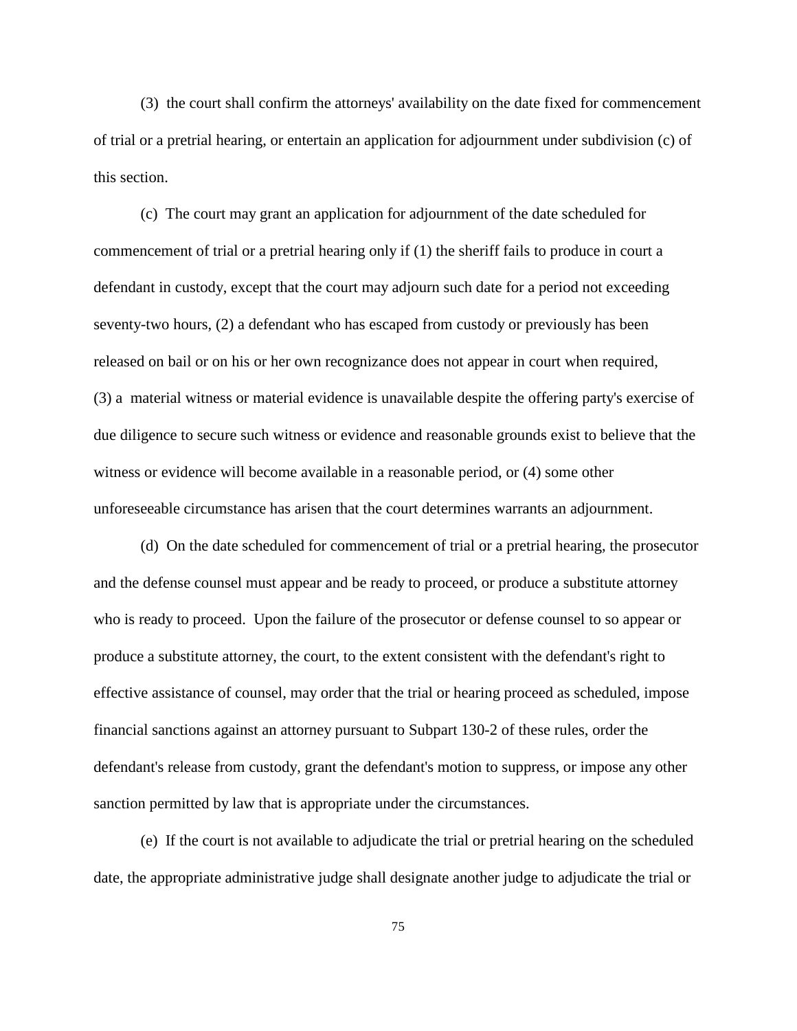(3) the court shall confirm the attorneys' availability on the date fixed for commencement of trial or a pretrial hearing, or entertain an application for adjournment under subdivision (c) of this section.

(c) The court may grant an application for adjournment of the date scheduled for commencement of trial or a pretrial hearing only if (1) the sheriff fails to produce in court a defendant in custody, except that the court may adjourn such date for a period not exceeding seventy-two hours, (2) a defendant who has escaped from custody or previously has been released on bail or on his or her own recognizance does not appear in court when required, (3) a material witness or material evidence is unavailable despite the offering party's exercise of due diligence to secure such witness or evidence and reasonable grounds exist to believe that the witness or evidence will become available in a reasonable period, or (4) some other unforeseeable circumstance has arisen that the court determines warrants an adjournment.

(d) On the date scheduled for commencement of trial or a pretrial hearing, the prosecutor and the defense counsel must appear and be ready to proceed, or produce a substitute attorney who is ready to proceed. Upon the failure of the prosecutor or defense counsel to so appear or produce a substitute attorney, the court, to the extent consistent with the defendant's right to effective assistance of counsel, may order that the trial or hearing proceed as scheduled, impose financial sanctions against an attorney pursuant to Subpart 130-2 of these rules, order the defendant's release from custody, grant the defendant's motion to suppress, or impose any other sanction permitted by law that is appropriate under the circumstances.

(e) If the court is not available to adjudicate the trial or pretrial hearing on the scheduled date, the appropriate administrative judge shall designate another judge to adjudicate the trial or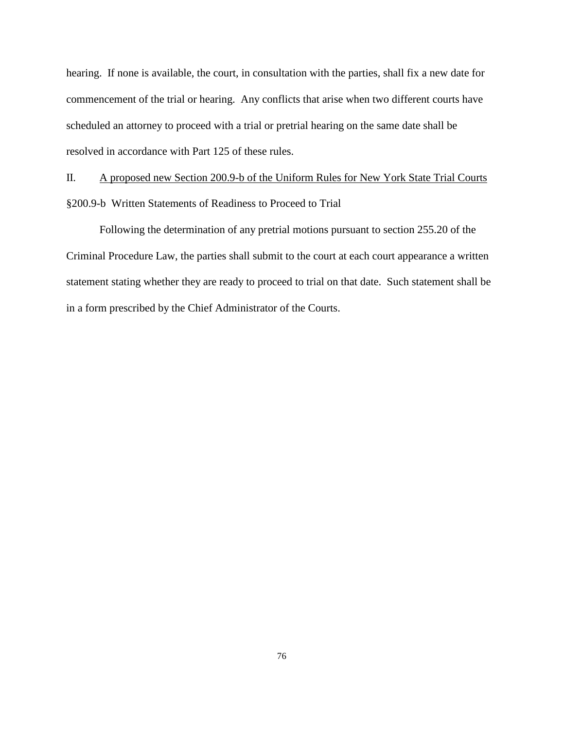hearing. If none is available, the court, in consultation with the parties, shall fix a new date for commencement of the trial or hearing. Any conflicts that arise when two different courts have scheduled an attorney to proceed with a trial or pretrial hearing on the same date shall be resolved in accordance with Part 125 of these rules.

II. <u>A proposed new Section 200.9-b of the Uniform Rules for New York State Trial Courts</u>

§200.9-b Written Statements of Readiness to Proceed to Trial

Following the determination of any pretrial motions pursuant to section 255.20 of the Criminal Procedure Law, the parties shall submit to the court at each court appearance a written statement stating whether they are ready to proceed to trial on that date. Such statement shall be in a form prescribed by the Chief Administrator of the Courts.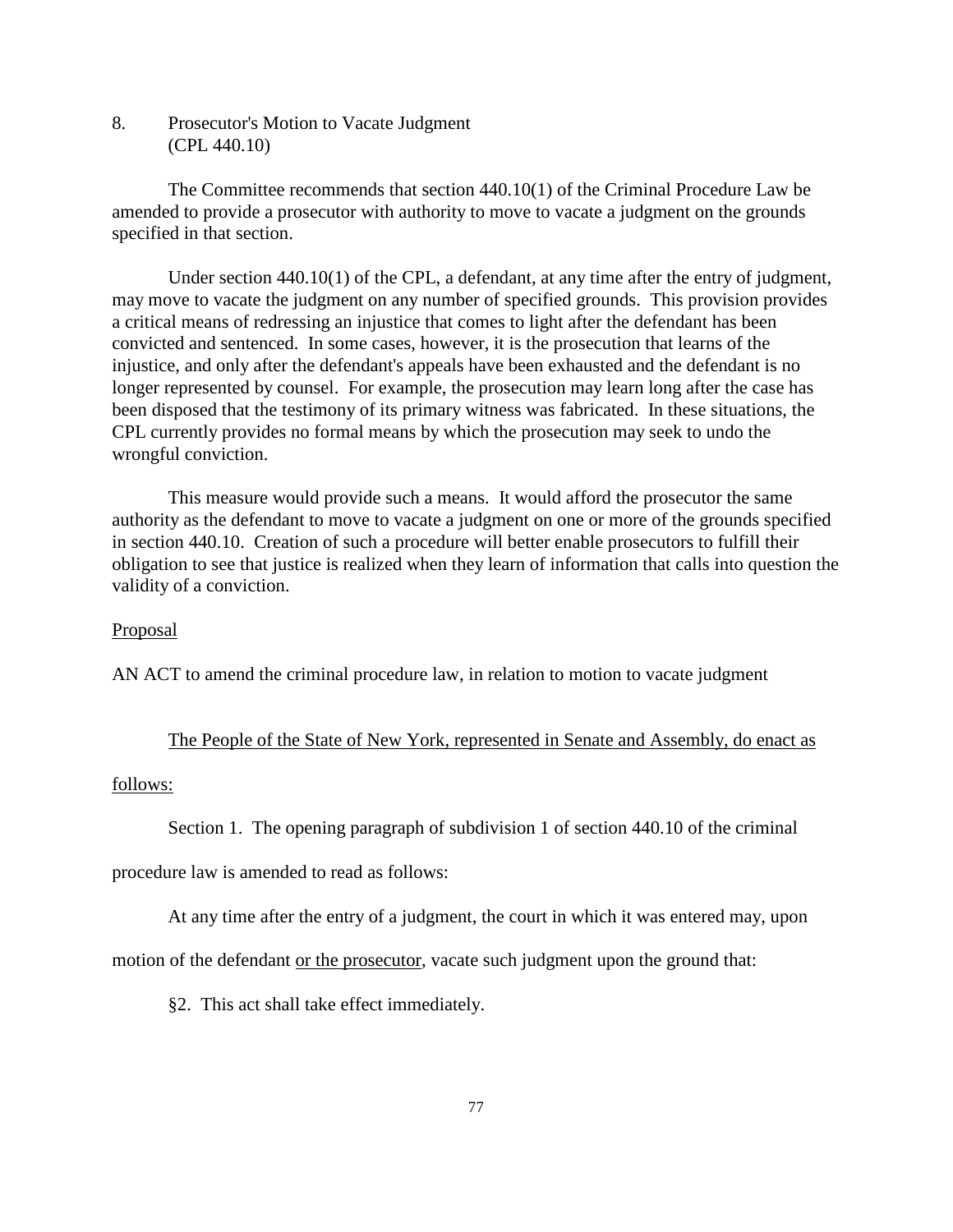8. Prosecutor's Motion to Vacate Judgment
(CPL 440.10)

The Committee recommends that section 440.10(1) of the Criminal Procedure Law be amended to provide a prosecutor with authority to move to vacate a judgment on the grounds specified in that section.

Under section 440.10(1) of the CPL, a defendant, at any time after the entry of judgment, may move to vacate the judgment on any number of specified grounds. This provision provides a critical means of redressing an injustice that comes to light after the defendant has been convicted and sentenced. In some cases, however, it is the prosecution that learns of the injustice, and only after the defendant's appeals have been exhausted and the defendant is no longer represented by counsel. For example, the prosecution may learn long after the case has been disposed that the testimony of its primary witness was fabricated. In these situations, the CPL currently provides no formal means by which the prosecution may seek to undo the wrongful conviction.

This measure would provide such a means. It would afford the prosecutor the same authority as the defendant to move to vacate a judgment on one or more of the grounds specified in section 440.10. Creation of such a procedure will better enable prosecutors to fulfill their obligation to see that justice is realized when they learn of information that calls into question the validity of a conviction.

Proposal

AN ACT to amend the criminal procedure law, in relation to motion to vacate judgment

The People of the State of New York, represented in Senate and Assembly, do enact as follows:

Section 1. The opening paragraph of subdivision 1 of section 440.10 of the criminal procedure law is amended to read as follows:

At any time after the entry of a judgment, the court in which it was entered may, upon motion of the defendant or the prosecutor, vacate such judgment upon the ground that:

§2. This act shall take effect immediately.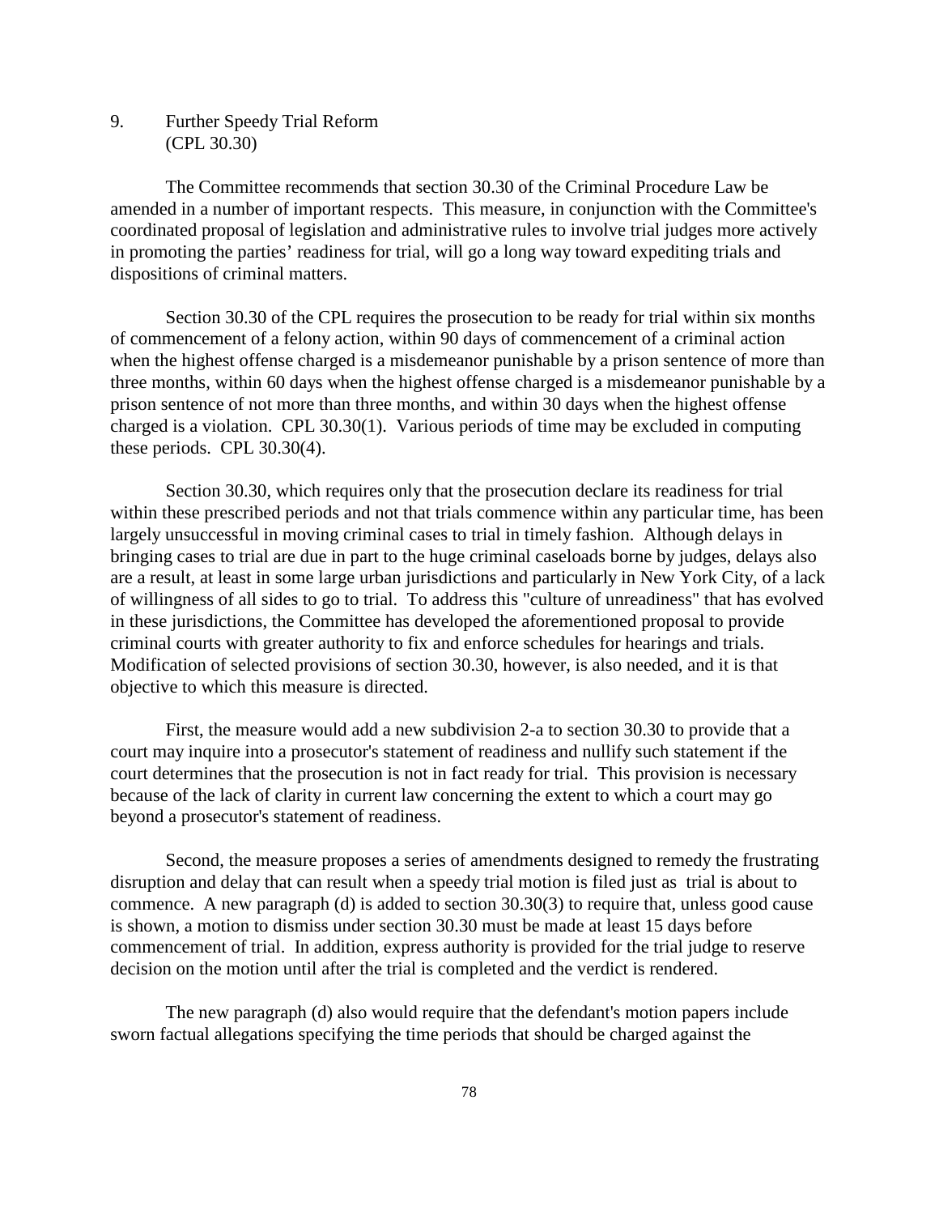## 9. Further Speedy Trial Reform (CPL 30.30)

The Committee recommends that section 30.30 of the Criminal Procedure Law be amended in a number of important respects. This measure, in conjunction with the Committee's coordinated proposal of legislation and administrative rules to involve trial judges more actively in promoting the parties' readiness for trial, will go a long way toward expediting trials and dispositions of criminal matters.

Section 30.30 of the CPL requires the prosecution to be ready for trial within six months of commencement of a felony action, within 90 days of commencement of a criminal action when the highest offense charged is a misdemeanor punishable by a prison sentence of more than three months, within 60 days when the highest offense charged is a misdemeanor punishable by a prison sentence of not more than three months, and within 30 days when the highest offense charged is a violation. CPL 30.30(1). Various periods of time may be excluded in computing these periods. CPL 30.30(4).

Section 30.30, which requires only that the prosecution declare its readiness for trial within these prescribed periods and not that trials commence within any particular time, has been largely unsuccessful in moving criminal cases to trial in timely fashion. Although delays in bringing cases to trial are due in part to the huge criminal caseloads borne by judges, delays also are a result, at least in some large urban jurisdictions and particularly in New York City, of a lack of willingness of all sides to go to trial. To address this "culture of unreadiness" that has evolved in these jurisdictions, the Committee has developed the aforementioned proposal to provide criminal courts with greater authority to fix and enforce schedules for hearings and trials. Modification of selected provisions of section 30.30, however, is also needed, and it is that objective to which this measure is directed.

First, the measure would add a new subdivision 2-a to section 30.30 to provide that a court may inquire into a prosecutor's statement of readiness and nullify such statement if the court determines that the prosecution is not in fact ready for trial. This provision is necessary because of the lack of clarity in current law concerning the extent to which a court may go beyond a prosecutor's statement of readiness.

Second, the measure proposes a series of amendments designed to remedy the frustrating disruption and delay that can result when a speedy trial motion is filed just as trial is about to commence. A new paragraph (d) is added to section 30.30(3) to require that, unless good cause is shown, a motion to dismiss under section 30.30 must be made at least 15 days before commencement of trial. In addition, express authority is provided for the trial judge to reserve decision on the motion until after the trial is completed and the verdict is rendered.

The new paragraph (d) also would require that the defendant's motion papers include sworn factual allegations specifying the time periods that should be charged against the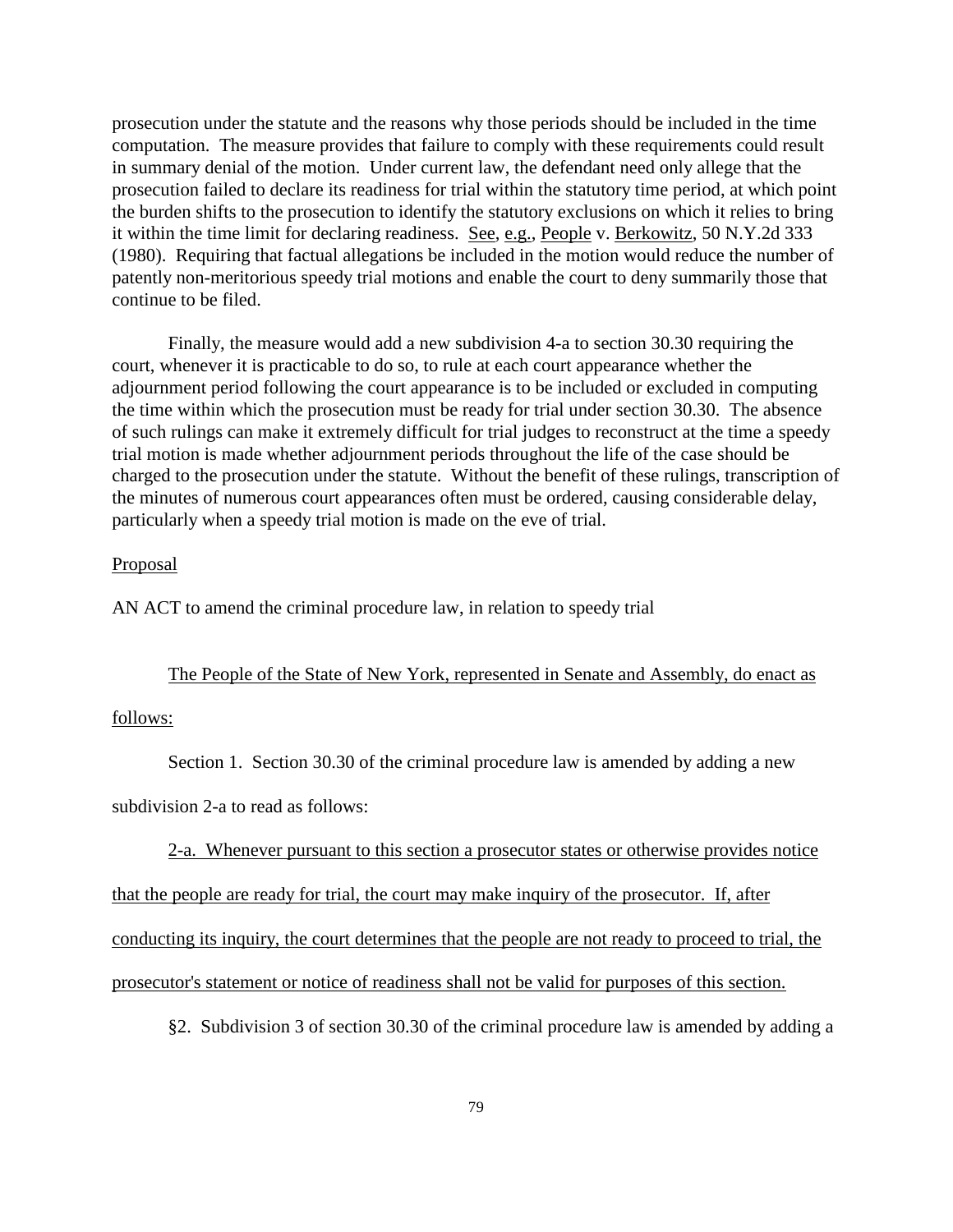prosecution under the statute and the reasons why those periods should be included in the time computation. The measure provides that failure to comply with these requirements could result in summary denial of the motion. Under current law, the defendant need only allege that the prosecution failed to declare its readiness for trial within the statutory time period, at which point the burden shifts to the prosecution to identify the statutory exclusions on which it relies to bring it within the time limit for declaring readiness. See, e.g., People v. Berkowitz, 50 N.Y.2d 333 (1980). Requiring that factual allegations be included in the motion would reduce the number of patently non-meritorious speedy trial motions and enable the court to deny summarily those that continue to be filed.

Finally, the measure would add a new subdivision 4-a to section 30.30 requiring the court, whenever it is practicable to do so, to rule at each court appearance whether the adjournment period following the court appearance is to be included or excluded in computing the time within which the prosecution must be ready for trial under section 30.30. The absence of such rulings can make it extremely difficult for trial judges to reconstruct at the time a speedy trial motion is made whether adjournment periods throughout the life of the case should be charged to the prosecution under the statute. Without the benefit of these rulings, transcription of the minutes of numerous court appearances often must be ordered, causing considerable delay, particularly when a speedy trial motion is made on the eve of trial.

Proposal

AN ACT to amend the criminal procedure law, in relation to speedy trial

The People of the State of New York, represented in Senate and Assembly, do enact as follows:

Section 1. Section 30.30 of the criminal procedure law is amended by adding a new subdivision 2-a to read as follows:

2-a. Whenever pursuant to this section a prosecutor states or otherwise provides notice that the people are ready for trial, the court may make inquiry of the prosecutor. If, after conducting its inquiry, the court determines that the people are not ready to proceed to trial, the prosecutor's statement or notice of readiness shall not be valid for purposes of this section.

§2. Subdivision 3 of section 30.30 of the criminal procedure law is amended by adding a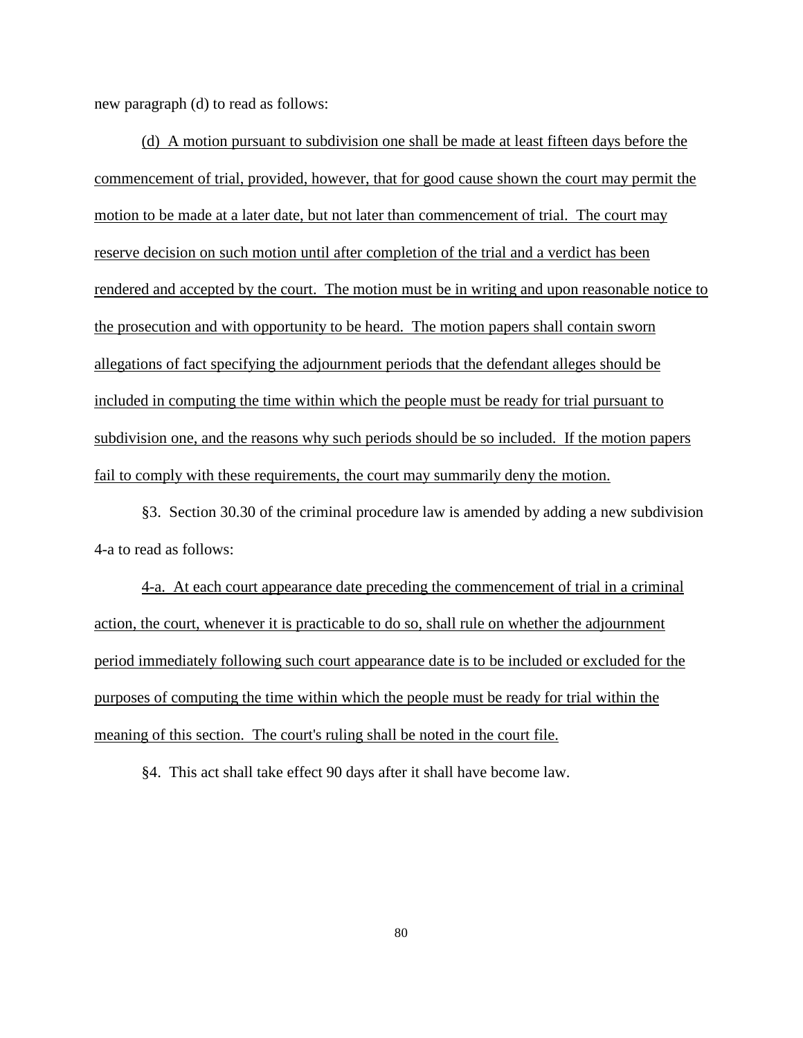new paragraph (d) to read as follows:

<u>(d) A motion pursuant to subdivision one shall be made at least fifteen days before the commencement of trial, provided, however, that for good cause shown the court may permit the motion to be made at a later date, but not later than commencement of trial. The court may reserve decision on such motion until after completion of the trial and a verdict has been rendered and accepted by the court. The motion must be in writing and upon reasonable notice to the prosecution and with opportunity to be heard. The motion papers shall contain sworn allegations of fact specifying the adjournment periods that the defendant alleges should be included in computing the time within which the people must be ready for trial pursuant to subdivision one, and the reasons why such periods should be so included. If the motion papers fail to comply with these requirements, the court may summarily deny the motion.</u>

§3. Section 30.30 of the criminal procedure law is amended by adding a new subdivision 4-a to read as follows:

<u>4-a. At each court appearance date preceding the commencement of trial in a criminal action, the court, whenever it is practicable to do so, shall rule on whether the adjournment period immediately following such court appearance date is to be included or excluded for the purposes of computing the time within which the people must be ready for trial within the meaning of this section. The court's ruling shall be noted in the court file.</u>

§4. This act shall take effect 90 days after it shall have become law.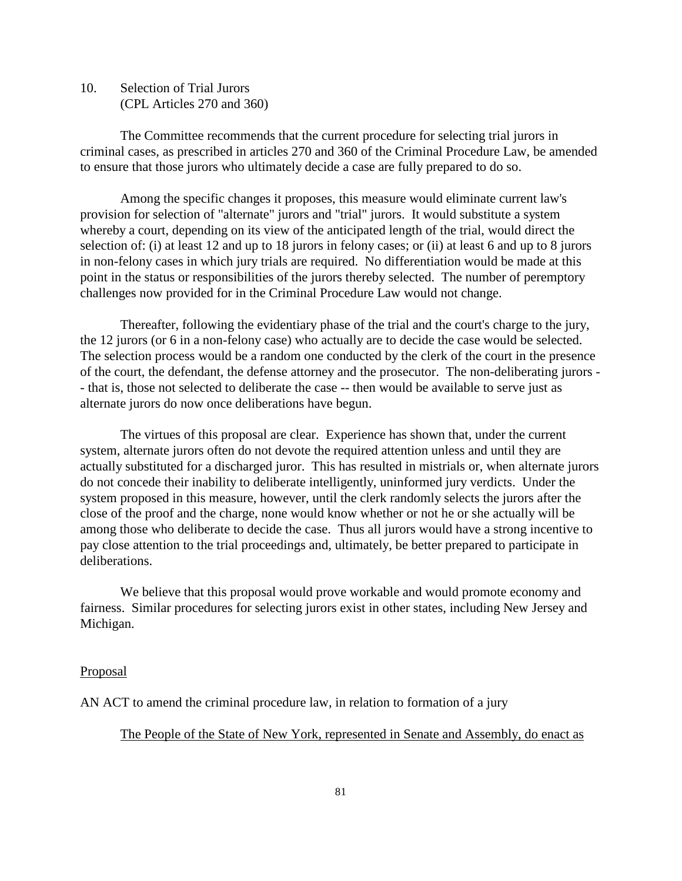10. Selection of Trial Jurors
    (CPL Articles 270 and 360)

The Committee recommends that the current procedure for selecting trial jurors in criminal cases, as prescribed in articles 270 and 360 of the Criminal Procedure Law, be amended to ensure that those jurors who ultimately decide a case are fully prepared to do so.

Among the specific changes it proposes, this measure would eliminate current law's provision for selection of "alternate" jurors and "trial" jurors. It would substitute a system whereby a court, depending on its view of the anticipated length of the trial, would direct the selection of: (i) at least 12 and up to 18 jurors in felony cases; or (ii) at least 6 and up to 8 jurors in non-felony cases in which jury trials are required. No differentiation would be made at this point in the status or responsibilities of the jurors thereby selected. The number of peremptory challenges now provided for in the Criminal Procedure Law would not change.

Thereafter, following the evidentiary phase of the trial and the court's charge to the jury, the 12 jurors (or 6 in a non-felony case) who actually are to decide the case would be selected. The selection process would be a random one conducted by the clerk of the court in the presence of the court, the defendant, the defense attorney and the prosecutor. The non-deliberating jurors -- that is, those not selected to deliberate the case -- then would be available to serve just as alternate jurors do now once deliberations have begun.

The virtues of this proposal are clear. Experience has shown that, under the current system, alternate jurors often do not devote the required attention unless and until they are actually substituted for a discharged juror. This has resulted in mistrials or, when alternate jurors do not concede their inability to deliberate intelligently, uninformed jury verdicts. Under the system proposed in this measure, however, until the clerk randomly selects the jurors after the close of the proof and the charge, none would know whether or not he or she actually will be among those who deliberate to decide the case. Thus all jurors would have a strong incentive to pay close attention to the trial proceedings and, ultimately, be better prepared to participate in deliberations.

We believe that this proposal would prove workable and would promote economy and fairness. Similar procedures for selecting jurors exist in other states, including New Jersey and Michigan.

<u>Proposal</u>

AN ACT to amend the criminal procedure law, in relation to formation of a jury

<u>The People of the State of New York, represented in Senate and Assembly, do enact as</u>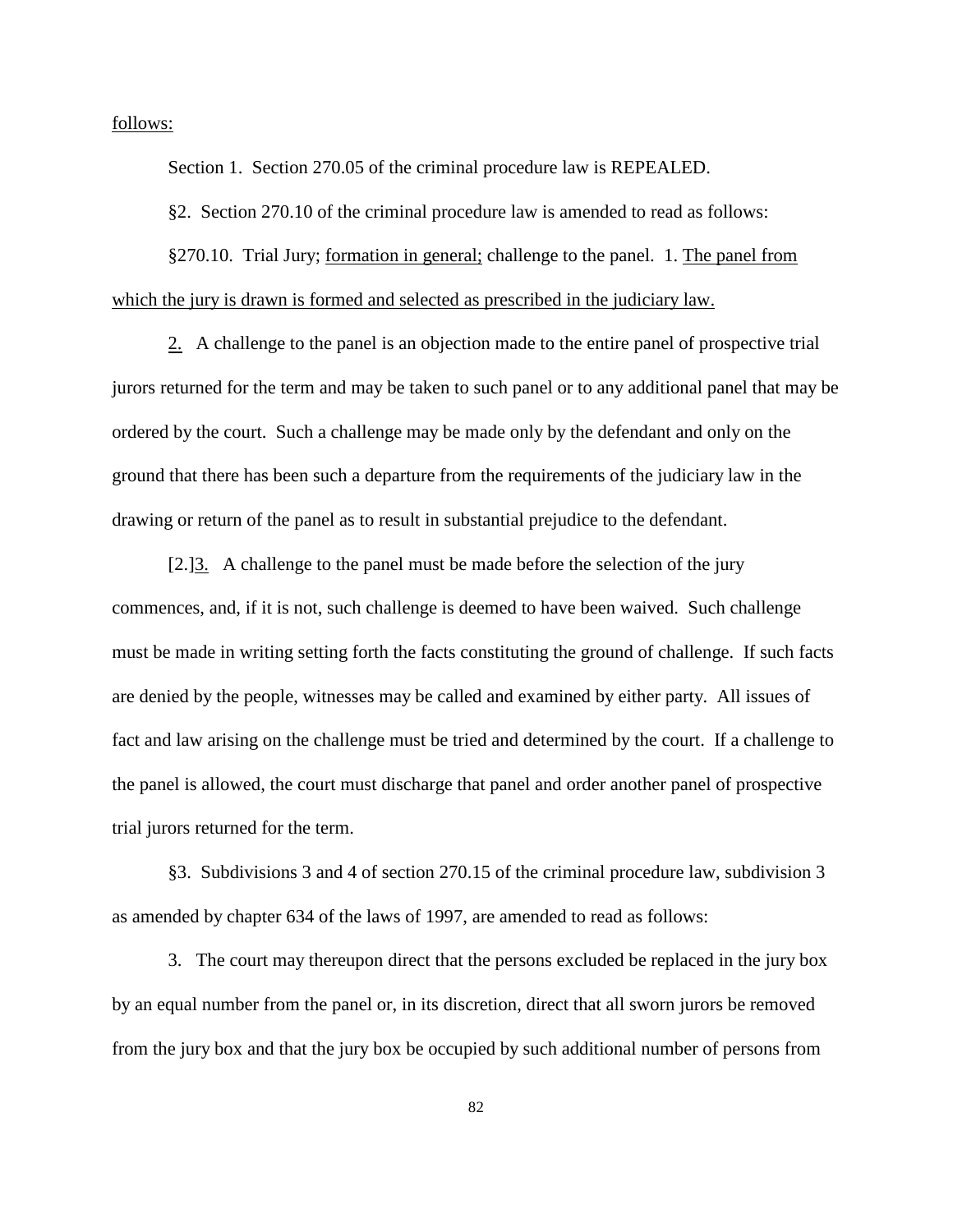follows:

Section 1. Section 270.05 of the criminal procedure law is REPEALED.

§2. Section 270.10 of the criminal procedure law is amended to read as follows:

§270.10. Trial Jury; formation in general; challenge to the panel. 1. The panel from which the jury is drawn is formed and selected as prescribed in the judiciary law.

2. A challenge to the panel is an objection made to the entire panel of prospective trial jurors returned for the term and may be taken to such panel or to any additional panel that may be ordered by the court. Such a challenge may be made only by the defendant and only on the ground that there has been such a departure from the requirements of the judiciary law in the drawing or return of the panel as to result in substantial prejudice to the defendant.

[2.]3. A challenge to the panel must be made before the selection of the jury commences, and, if it is not, such challenge is deemed to have been waived. Such challenge must be made in writing setting forth the facts constituting the ground of challenge. If such facts are denied by the people, witnesses may be called and examined by either party. All issues of fact and law arising on the challenge must be tried and determined by the court. If a challenge to the panel is allowed, the court must discharge that panel and order another panel of prospective trial jurors returned for the term.

§3. Subdivisions 3 and 4 of section 270.15 of the criminal procedure law, subdivision 3 as amended by chapter 634 of the laws of 1997, are amended to read as follows:

3. The court may thereupon direct that the persons excluded be replaced in the jury box by an equal number from the panel or, in its discretion, direct that all sworn jurors be removed from the jury box and that the jury box be occupied by such additional number of persons from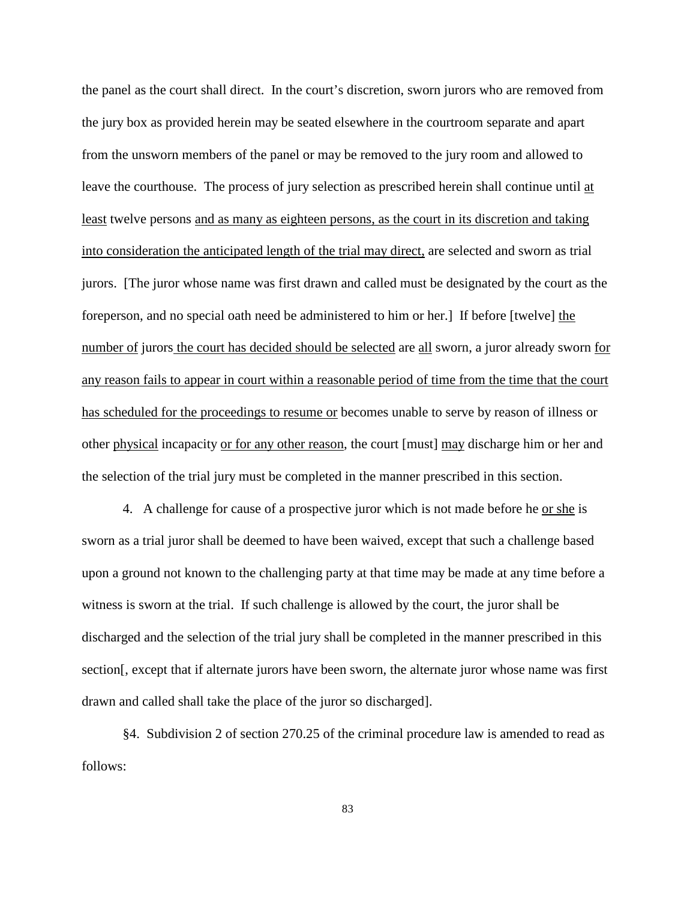the panel as the court shall direct. In the court's discretion, sworn jurors who are removed from the jury box as provided herein may be seated elsewhere in the courtroom separate and apart from the unsworn members of the panel or may be removed to the jury room and allowed to leave the courthouse. The process of jury selection as prescribed herein shall continue until <u>at least</u> twelve persons <u>and as many as eighteen persons, as the court in its discretion and taking into consideration the anticipated length of the trial may direct,</u> are selected and sworn as trial jurors. [The juror whose name was first drawn and called must be designated by the court as the foreperson, and no special oath need be administered to him or her.] If before [twelve] <u>the number of</u> jurors <u>the court has decided should be selected</u> are <u>all</u> sworn, a juror already sworn <u>for any reason fails to appear in court within a reasonable period of time from the time that the court has scheduled for the proceedings to resume or</u> becomes unable to serve by reason of illness or other <u>physical</u> incapacity <u>or for any other reason</u>, the court [must] <u>may</u> discharge him or her and the selection of the trial jury must be completed in the manner prescribed in this section.

4. A challenge for cause of a prospective juror which is not made before he <u>or she</u> is sworn as a trial juror shall be deemed to have been waived, except that such a challenge based upon a ground not known to the challenging party at that time may be made at any time before a witness is sworn at the trial. If such challenge is allowed by the court, the juror shall be discharged and the selection of the trial jury shall be completed in the manner prescribed in this section[, except that if alternate jurors have been sworn, the alternate juror whose name was first drawn and called shall take the place of the juror so discharged].

§4. Subdivision 2 of section 270.25 of the criminal procedure law is amended to read as follows: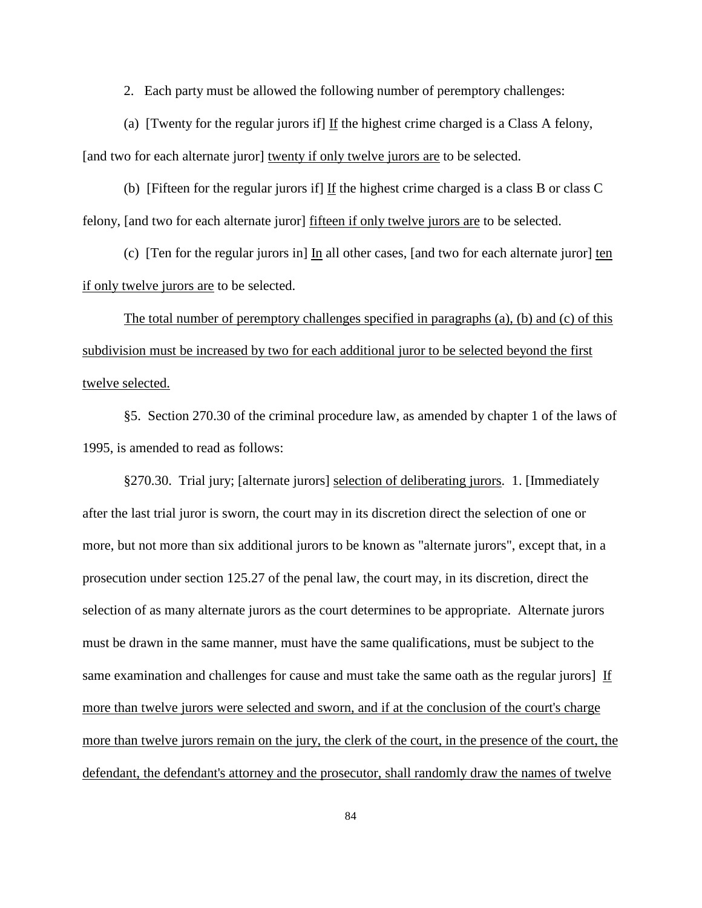2. Each party must be allowed the following number of peremptory challenges:

(a) [Twenty for the regular jurors if] <u>If</u> the highest crime charged is a Class A felony, [and two for each alternate juror] <u>twenty if only twelve jurors are</u> to be selected.

(b) [Fifteen for the regular jurors if] <u>If</u> the highest crime charged is a class B or class C felony, [and two for each alternate juror] <u>fifteen if only twelve jurors are</u> to be selected.

(c) [Ten for the regular jurors in] <u>In</u> all other cases, [and two for each alternate juror] <u>ten if only twelve jurors are</u> to be selected.

<u>The total number of peremptory challenges specified in paragraphs (a), (b) and (c) of this subdivision must be increased by two for each additional juror to be selected beyond the first twelve selected.</u>

§5. Section 270.30 of the criminal procedure law, as amended by chapter 1 of the laws of 1995, is amended to read as follows:

§270.30. Trial jury; [alternate jurors] <u>selection of deliberating jurors</u>. 1. [Immediately after the last trial juror is sworn, the court may in its discretion direct the selection of one or more, but not more than six additional jurors to be known as "alternate jurors", except that, in a prosecution under section 125.27 of the penal law, the court may, in its discretion, direct the selection of as many alternate jurors as the court determines to be appropriate. Alternate jurors must be drawn in the same manner, must have the same qualifications, must be subject to the same examination and challenges for cause and must take the same oath as the regular jurors] <u>If more than twelve jurors were selected and sworn, and if at the conclusion of the court's charge more than twelve jurors remain on the jury, the clerk of the court, in the presence of the court, the defendant, the defendant's attorney and the prosecutor, shall randomly draw the names of twelve</u>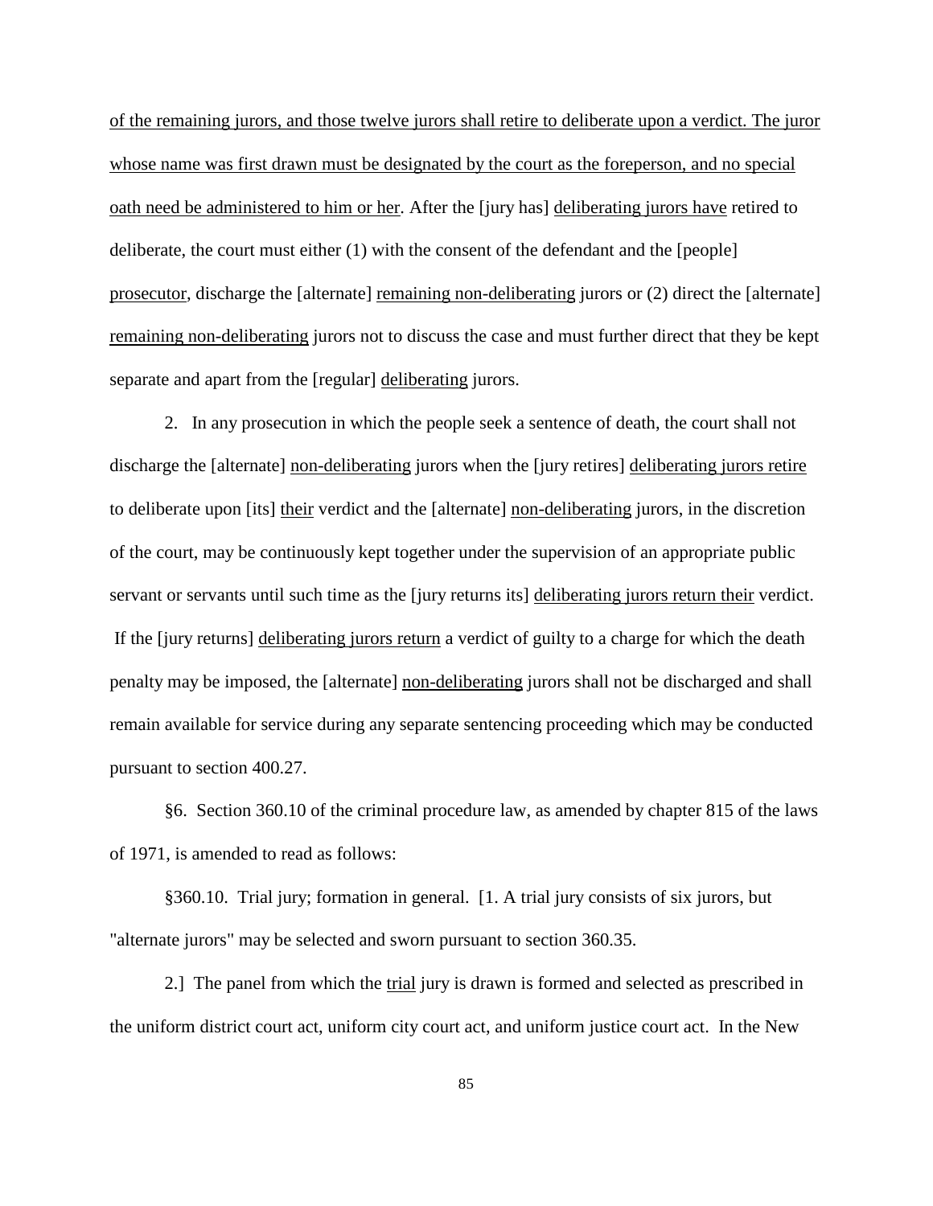of the remaining jurors, and those twelve jurors shall retire to deliberate upon a verdict. The juror whose name was first drawn must be designated by the court as the foreperson, and no special oath need be administered to him or her. After the [jury has] deliberating jurors have retired to deliberate, the court must either (1) with the consent of the defendant and the [people] prosecutor, discharge the [alternate] remaining non-deliberating jurors or (2) direct the [alternate] remaining non-deliberating jurors not to discuss the case and must further direct that they be kept separate and apart from the [regular] deliberating jurors.

2. In any prosecution in which the people seek a sentence of death, the court shall not discharge the [alternate] non-deliberating jurors when the [jury retires] deliberating jurors retire to deliberate upon [its] their verdict and the [alternate] non-deliberating jurors, in the discretion of the court, may be continuously kept together under the supervision of an appropriate public servant or servants until such time as the [jury returns its] deliberating jurors return their verdict. If the [jury returns] deliberating jurors return a verdict of guilty to a charge for which the death penalty may be imposed, the [alternate] non-deliberating jurors shall not be discharged and shall remain available for service during any separate sentencing proceeding which may be conducted pursuant to section 400.27.

§6. Section 360.10 of the criminal procedure law, as amended by chapter 815 of the laws of 1971, is amended to read as follows:

§360.10. Trial jury; formation in general. [1. A trial jury consists of six jurors, but "alternate jurors" may be selected and sworn pursuant to section 360.35.

2.] The panel from which the trial jury is drawn is formed and selected as prescribed in the uniform district court act, uniform city court act, and uniform justice court act. In the New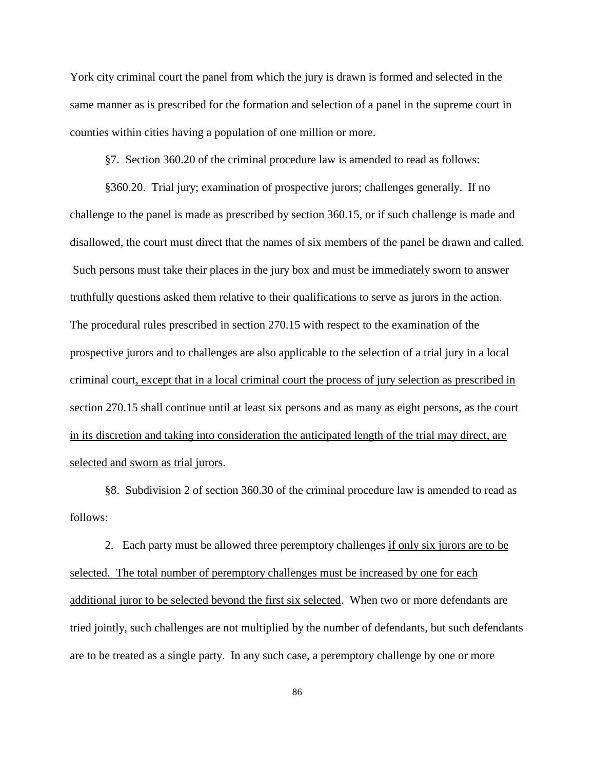York city criminal court the panel from which the jury is drawn is formed and selected in the same manner as is prescribed for the formation and selection of a panel in the supreme court in counties within cities having a population of one million or more.

§7. Section 360.20 of the criminal procedure law is amended to read as follows:

§360.20. Trial jury; examination of prospective jurors; challenges generally. If no challenge to the panel is made as prescribed by section 360.15, or if such challenge is made and disallowed, the court must direct that the names of six members of the panel be drawn and called. Such persons must take their places in the jury box and must be immediately sworn to answer truthfully questions asked them relative to their qualifications to serve as jurors in the action. The procedural rules prescribed in section 270.15 with respect to the examination of the prospective jurors and to challenges are also applicable to the selection of a trial jury in a local criminal court<u>, except that in a local criminal court the process of jury selection as prescribed in section 270.15 shall continue until at least six persons and as many as eight persons, as the court in its discretion and taking into consideration the anticipated length of the trial may direct, are selected and sworn as trial jurors</u>.

§8. Subdivision 2 of section 360.30 of the criminal procedure law is amended to read as follows:

2. Each party must be allowed three peremptory challenges <u>if only six jurors are to be selected. The total number of peremptory challenges must be increased by one for each additional juror to be selected beyond the first six selected</u>. When two or more defendants are tried jointly, such challenges are not multiplied by the number of defendants, but such defendants are to be treated as a single party. In any such case, a peremptory challenge by one or more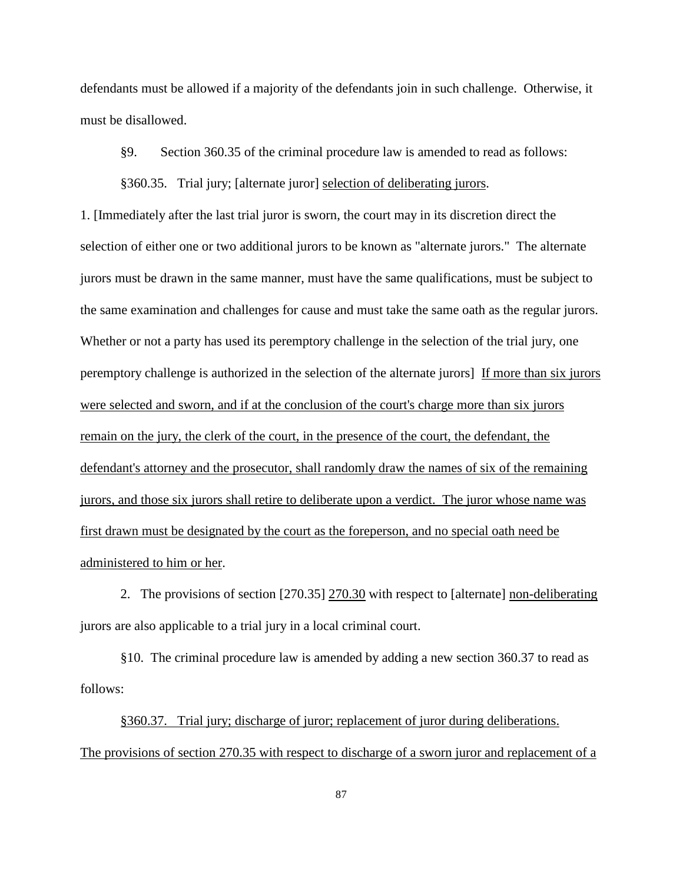defendants must be allowed if a majority of the defendants join in such challenge. Otherwise, it must be disallowed.

§9. Section 360.35 of the criminal procedure law is amended to read as follows:

§360.35. Trial jury; [alternate juror] <u>selection of deliberating jurors</u>.

1. [Immediately after the last trial juror is sworn, the court may in its discretion direct the selection of either one or two additional jurors to be known as "alternate jurors." The alternate jurors must be drawn in the same manner, must have the same qualifications, must be subject to the same examination and challenges for cause and must take the same oath as the regular jurors. Whether or not a party has used its peremptory challenge in the selection of the trial jury, one peremptory challenge is authorized in the selection of the alternate jurors] <u>If more than six jurors were selected and sworn, and if at the conclusion of the court's charge more than six jurors remain on the jury, the clerk of the court, in the presence of the court, the defendant, the defendant's attorney and the prosecutor, shall randomly draw the names of six of the remaining jurors, and those six jurors shall retire to deliberate upon a verdict. The juror whose name was first drawn must be designated by the court as the foreperson, and no special oath need be administered to him or her</u>.

2. The provisions of section [270.35] <u>270.30</u> with respect to [alternate] <u>non-deliberating</u> jurors are also applicable to a trial jury in a local criminal court.

§10. The criminal procedure law is amended by adding a new section 360.37 to read as follows:

<u>§360.37. Trial jury; discharge of juror; replacement of juror during deliberations. The provisions of section 270.35 with respect to discharge of a sworn juror and replacement of a</u>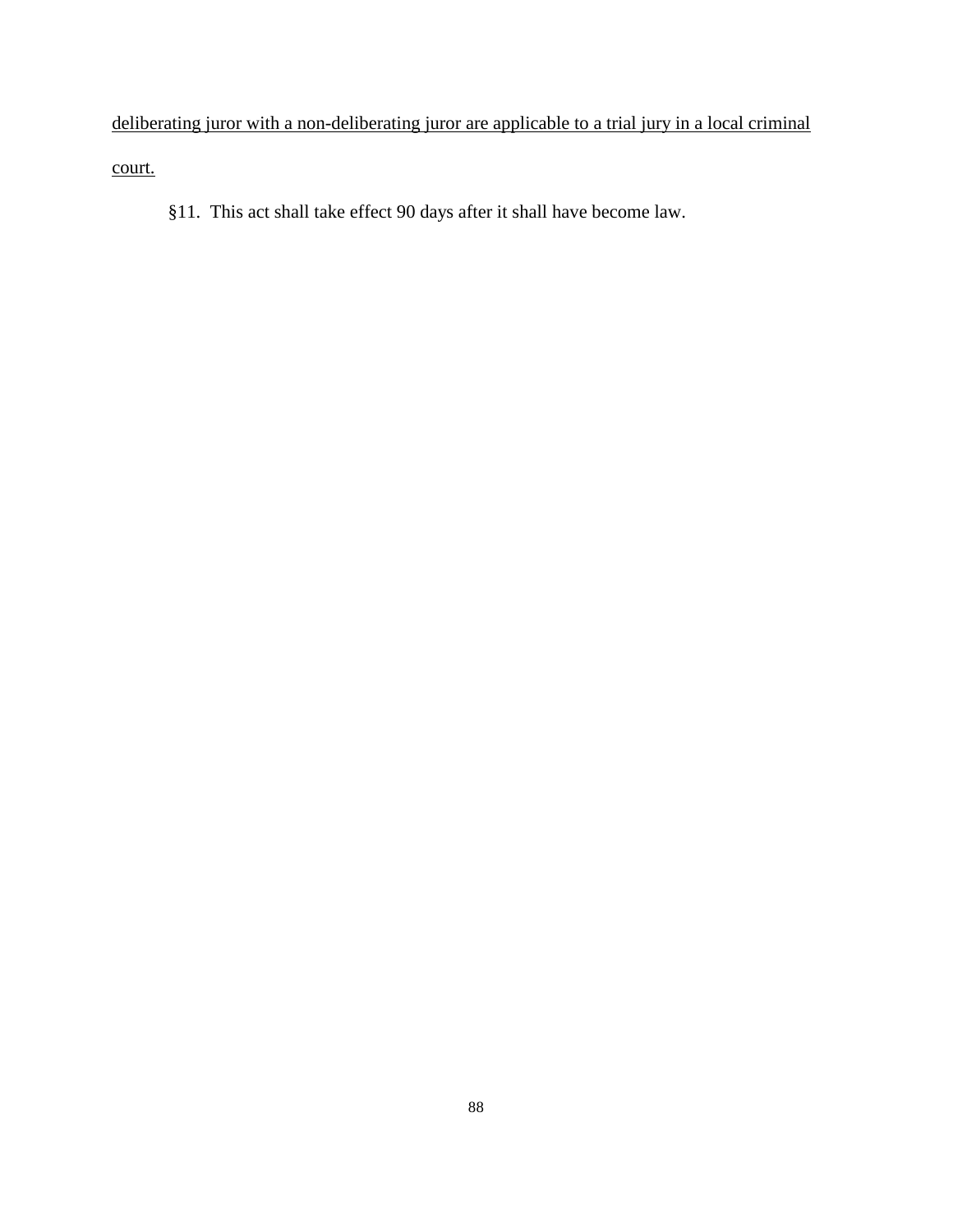<u>deliberating juror with a non-deliberating juror are applicable to a trial jury in a local criminal court.</u>

§11. This act shall take effect 90 days after it shall have become law.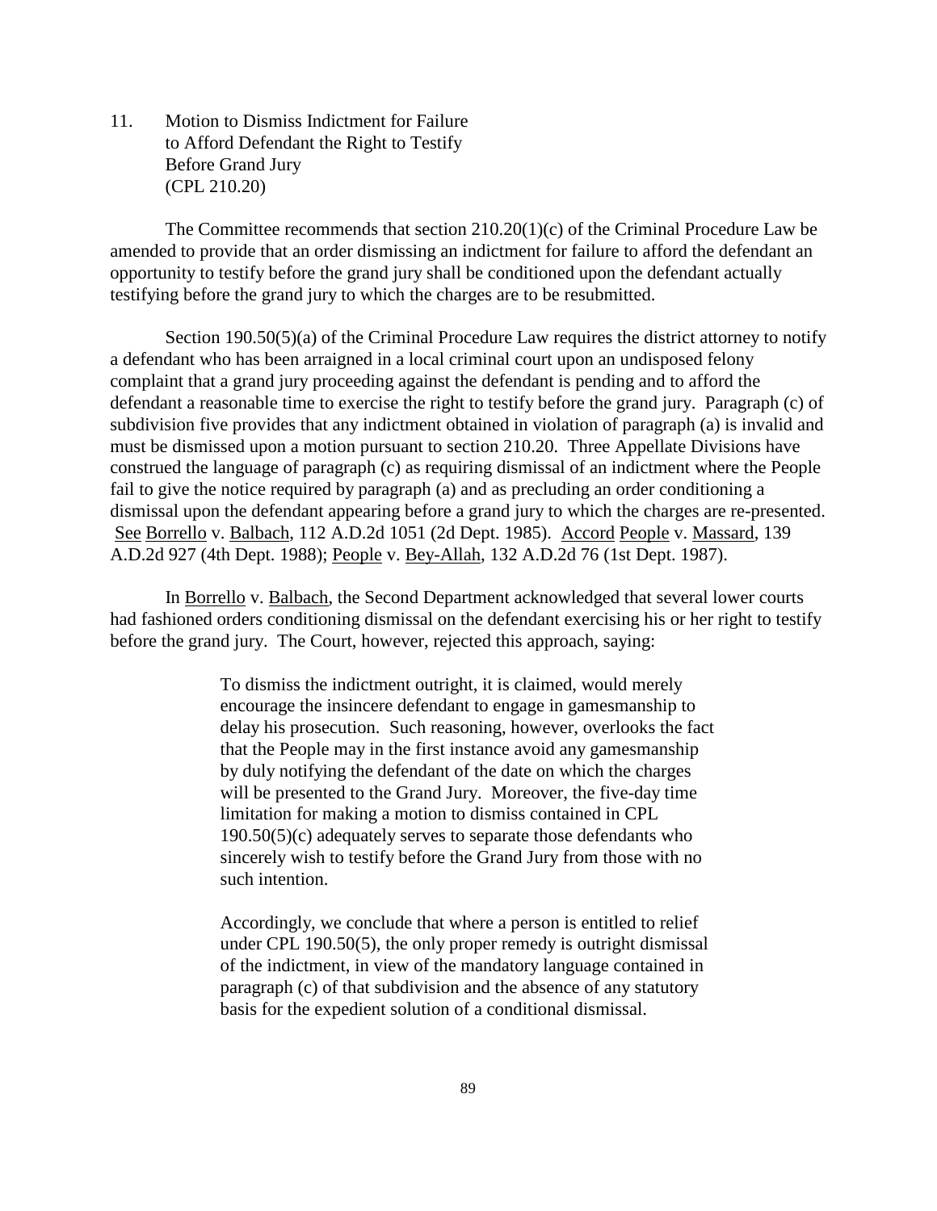## 11. Motion to Dismiss Indictment for Failure to Afford Defendant the Right to Testify Before Grand Jury (CPL 210.20)

The Committee recommends that section 210.20(1)(c) of the Criminal Procedure Law be amended to provide that an order dismissing an indictment for failure to afford the defendant an opportunity to testify before the grand jury shall be conditioned upon the defendant actually testifying before the grand jury to which the charges are to be resubmitted.

Section 190.50(5)(a) of the Criminal Procedure Law requires the district attorney to notify a defendant who has been arraigned in a local criminal court upon an undisposed felony complaint that a grand jury proceeding against the defendant is pending and to afford the defendant a reasonable time to exercise the right to testify before the grand jury. Paragraph (c) of subdivision five provides that any indictment obtained in violation of paragraph (a) is invalid and must be dismissed upon a motion pursuant to section 210.20. Three Appellate Divisions have construed the language of paragraph (c) as requiring dismissal of an indictment where the People fail to give the notice required by paragraph (a) and as precluding an order conditioning a dismissal upon the defendant appearing before a grand jury to which the charges are re-presented. See Borrello v. Balbach, 112 A.D.2d 1051 (2d Dept. 1985). Accord People v. Massard, 139 A.D.2d 927 (4th Dept. 1988); People v. Bey-Allah, 132 A.D.2d 76 (1st Dept. 1987).

In Borrello v. Balbach, the Second Department acknowledged that several lower courts had fashioned orders conditioning dismissal on the defendant exercising his or her right to testify before the grand jury. The Court, however, rejected this approach, saying:

> To dismiss the indictment outright, it is claimed, would merely encourage the insincere defendant to engage in gamesmanship to delay his prosecution. Such reasoning, however, overlooks the fact that the People may in the first instance avoid any gamesmanship by duly notifying the defendant of the date on which the charges will be presented to the Grand Jury. Moreover, the five-day time limitation for making a motion to dismiss contained in CPL 190.50(5)(c) adequately serves to separate those defendants who sincerely wish to testify before the Grand Jury from those with no such intention.
>
> Accordingly, we conclude that where a person is entitled to relief under CPL 190.50(5), the only proper remedy is outright dismissal of the indictment, in view of the mandatory language contained in paragraph (c) of that subdivision and the absence of any statutory basis for the expedient solution of a conditional dismissal.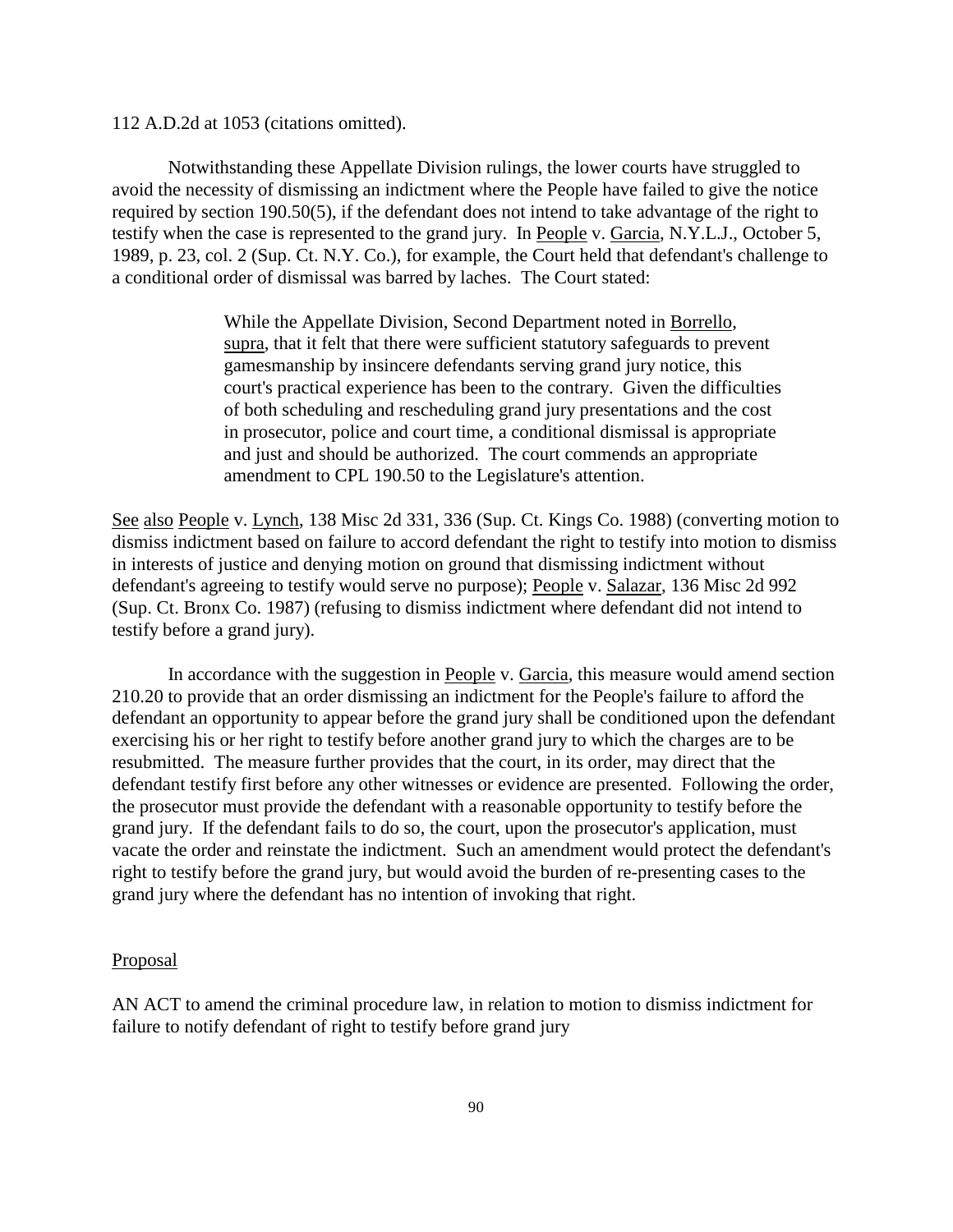112 A.D.2d at 1053 (citations omitted).

Notwithstanding these Appellate Division rulings, the lower courts have struggled to avoid the necessity of dismissing an indictment where the People have failed to give the notice required by section 190.50(5), if the defendant does not intend to take advantage of the right to testify when the case is represented to the grand jury. In People v. Garcia, N.Y.L.J., October 5, 1989, p. 23, col. 2 (Sup. Ct. N.Y. Co.), for example, the Court held that defendant's challenge to a conditional order of dismissal was barred by laches. The Court stated:

> While the Appellate Division, Second Department noted in Borrello, supra, that it felt that there were sufficient statutory safeguards to prevent gamesmanship by insincere defendants serving grand jury notice, this court's practical experience has been to the contrary. Given the difficulties of both scheduling and rescheduling grand jury presentations and the cost in prosecutor, police and court time, a conditional dismissal is appropriate and just and should be authorized. The court commends an appropriate amendment to CPL 190.50 to the Legislature's attention.

See also People v. Lynch, 138 Misc 2d 331, 336 (Sup. Ct. Kings Co. 1988) (converting motion to dismiss indictment based on failure to accord defendant the right to testify into motion to dismiss in interests of justice and denying motion on ground that dismissing indictment without defendant's agreeing to testify would serve no purpose); People v. Salazar, 136 Misc 2d 992 (Sup. Ct. Bronx Co. 1987) (refusing to dismiss indictment where defendant did not intend to testify before a grand jury).

In accordance with the suggestion in People v. Garcia, this measure would amend section 210.20 to provide that an order dismissing an indictment for the People's failure to afford the defendant an opportunity to appear before the grand jury shall be conditioned upon the defendant exercising his or her right to testify before another grand jury to which the charges are to be resubmitted. The measure further provides that the court, in its order, may direct that the defendant testify first before any other witnesses or evidence are presented. Following the order, the prosecutor must provide the defendant with a reasonable opportunity to testify before the grand jury. If the defendant fails to do so, the court, upon the prosecutor's application, must vacate the order and reinstate the indictment. Such an amendment would protect the defendant's right to testify before the grand jury, but would avoid the burden of re-presenting cases to the grand jury where the defendant has no intention of invoking that right.

## Proposal

AN ACT to amend the criminal procedure law, in relation to motion to dismiss indictment for failure to notify defendant of right to testify before grand jury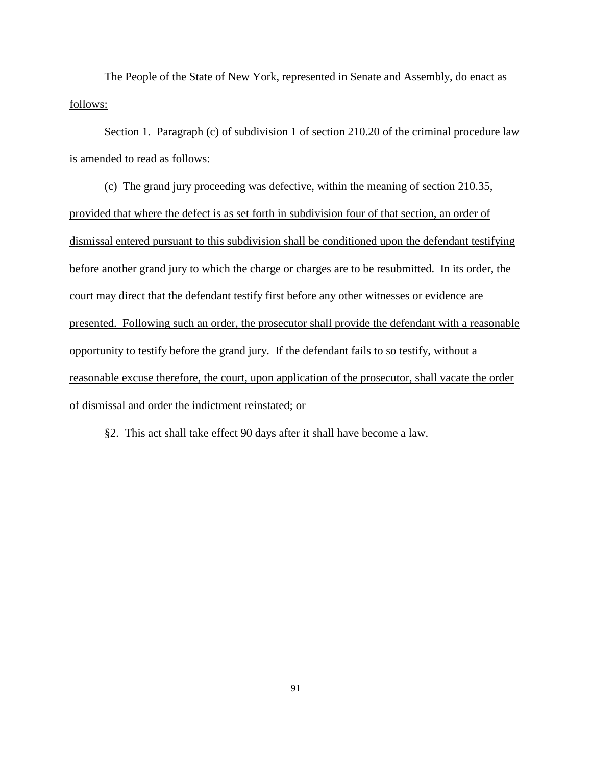The People of the State of New York, represented in Senate and Assembly, do enact as follows:

Section 1. Paragraph (c) of subdivision 1 of section 210.20 of the criminal procedure law is amended to read as follows:

(c) The grand jury proceeding was defective, within the meaning of section 210.35, provided that where the defect is as set forth in subdivision four of that section, an order of dismissal entered pursuant to this subdivision shall be conditioned upon the defendant testifying before another grand jury to which the charge or charges are to be resubmitted. In its order, the court may direct that the defendant testify first before any other witnesses or evidence are presented. Following such an order, the prosecutor shall provide the defendant with a reasonable opportunity to testify before the grand jury. If the defendant fails to so testify, without a reasonable excuse therefore, the court, upon application of the prosecutor, shall vacate the order of dismissal and order the indictment reinstated; or

§2. This act shall take effect 90 days after it shall have become a law.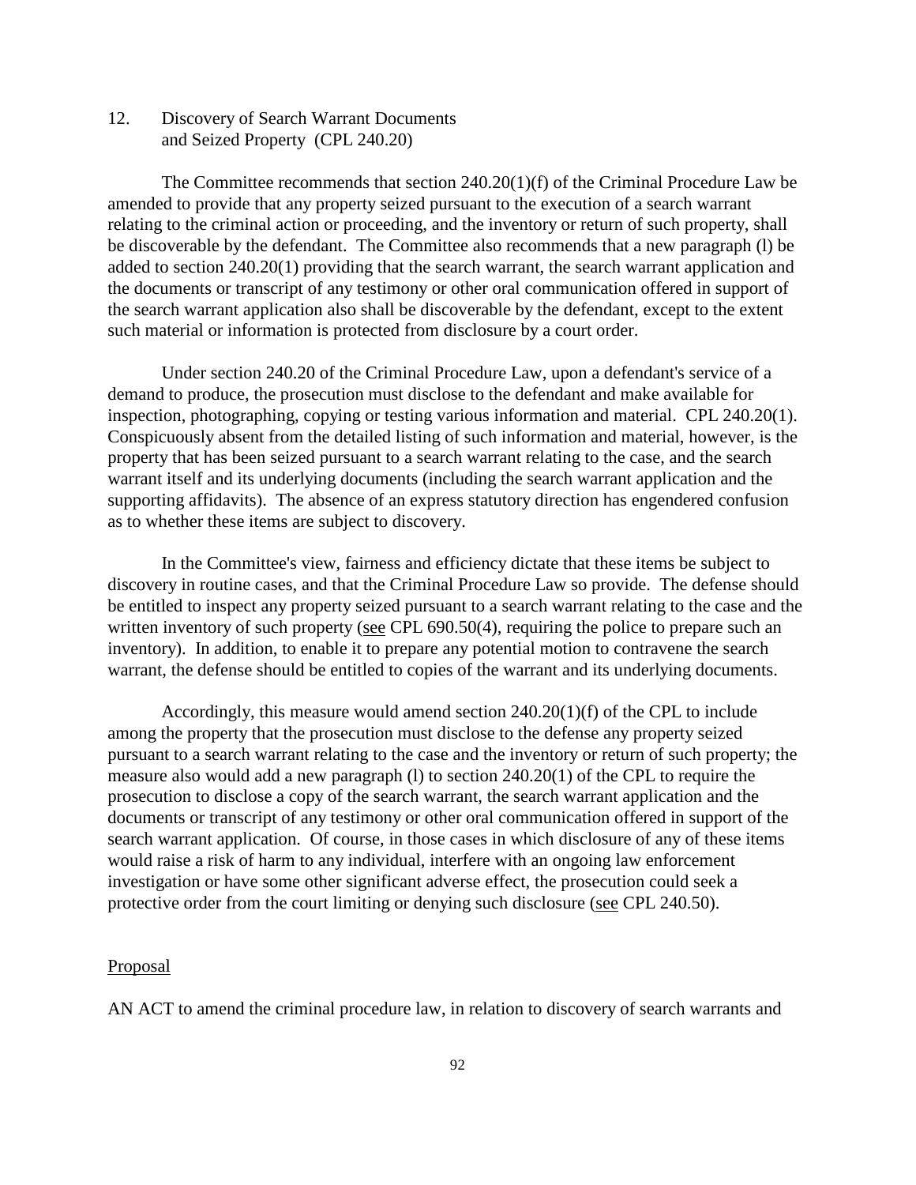## 12. Discovery of Search Warrant Documents and Seized Property (CPL 240.20)

The Committee recommends that section 240.20(1)(f) of the Criminal Procedure Law be amended to provide that any property seized pursuant to the execution of a search warrant relating to the criminal action or proceeding, and the inventory or return of such property, shall be discoverable by the defendant. The Committee also recommends that a new paragraph (l) be added to section 240.20(1) providing that the search warrant, the search warrant application and the documents or transcript of any testimony or other oral communication offered in support of the search warrant application also shall be discoverable by the defendant, except to the extent such material or information is protected from disclosure by a court order.

Under section 240.20 of the Criminal Procedure Law, upon a defendant's service of a demand to produce, the prosecution must disclose to the defendant and make available for inspection, photographing, copying or testing various information and material. CPL 240.20(1). Conspicuously absent from the detailed listing of such information and material, however, is the property that has been seized pursuant to a search warrant relating to the case, and the search warrant itself and its underlying documents (including the search warrant application and the supporting affidavits). The absence of an express statutory direction has engendered confusion as to whether these items are subject to discovery.

In the Committee's view, fairness and efficiency dictate that these items be subject to discovery in routine cases, and that the Criminal Procedure Law so provide. The defense should be entitled to inspect any property seized pursuant to a search warrant relating to the case and the written inventory of such property (see CPL 690.50(4), requiring the police to prepare such an inventory). In addition, to enable it to prepare any potential motion to contravene the search warrant, the defense should be entitled to copies of the warrant and its underlying documents.

Accordingly, this measure would amend section 240.20(1)(f) of the CPL to include among the property that the prosecution must disclose to the defense any property seized pursuant to a search warrant relating to the case and the inventory or return of such property; the measure also would add a new paragraph (l) to section 240.20(1) of the CPL to require the prosecution to disclose a copy of the search warrant, the search warrant application and the documents or transcript of any testimony or other oral communication offered in support of the search warrant application. Of course, in those cases in which disclosure of any of these items would raise a risk of harm to any individual, interfere with an ongoing law enforcement investigation or have some other significant adverse effect, the prosecution could seek a protective order from the court limiting or denying such disclosure (see CPL 240.50).

Proposal

AN ACT to amend the criminal procedure law, in relation to discovery of search warrants and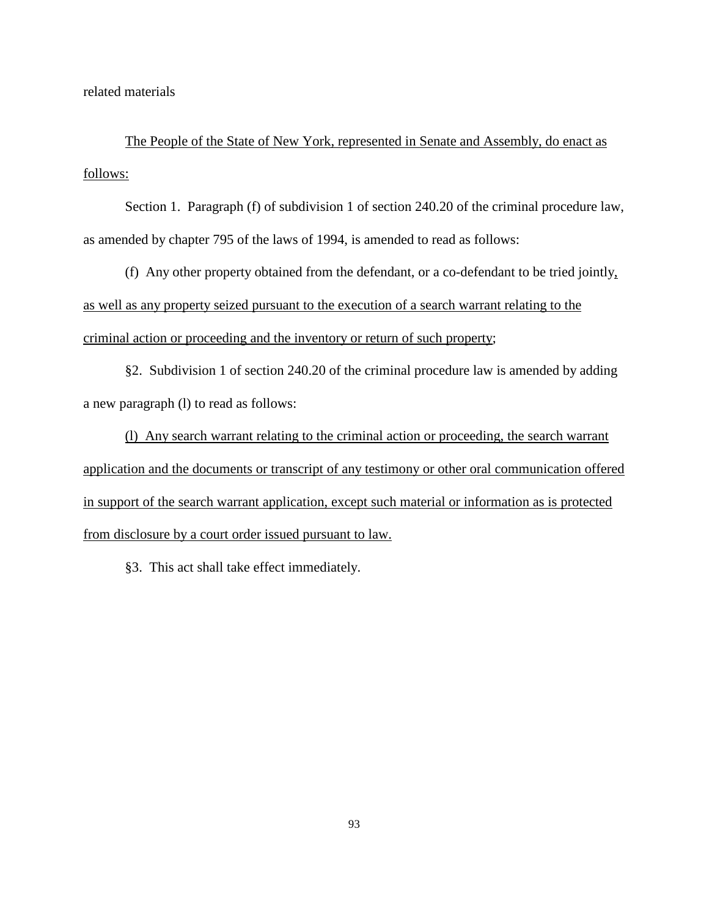related materials

The People of the State of New York, represented in Senate and Assembly, do enact as follows:

Section 1. Paragraph (f) of subdivision 1 of section 240.20 of the criminal procedure law, as amended by chapter 795 of the laws of 1994, is amended to read as follows:

(f) Any other property obtained from the defendant, or a co-defendant to be tried jointly, as well as any property seized pursuant to the execution of a search warrant relating to the criminal action or proceeding and the inventory or return of such property;

§2. Subdivision 1 of section 240.20 of the criminal procedure law is amended by adding a new paragraph (l) to read as follows:

(l) Any search warrant relating to the criminal action or proceeding, the search warrant application and the documents or transcript of any testimony or other oral communication offered in support of the search warrant application, except such material or information as is protected from disclosure by a court order issued pursuant to law.

§3. This act shall take effect immediately.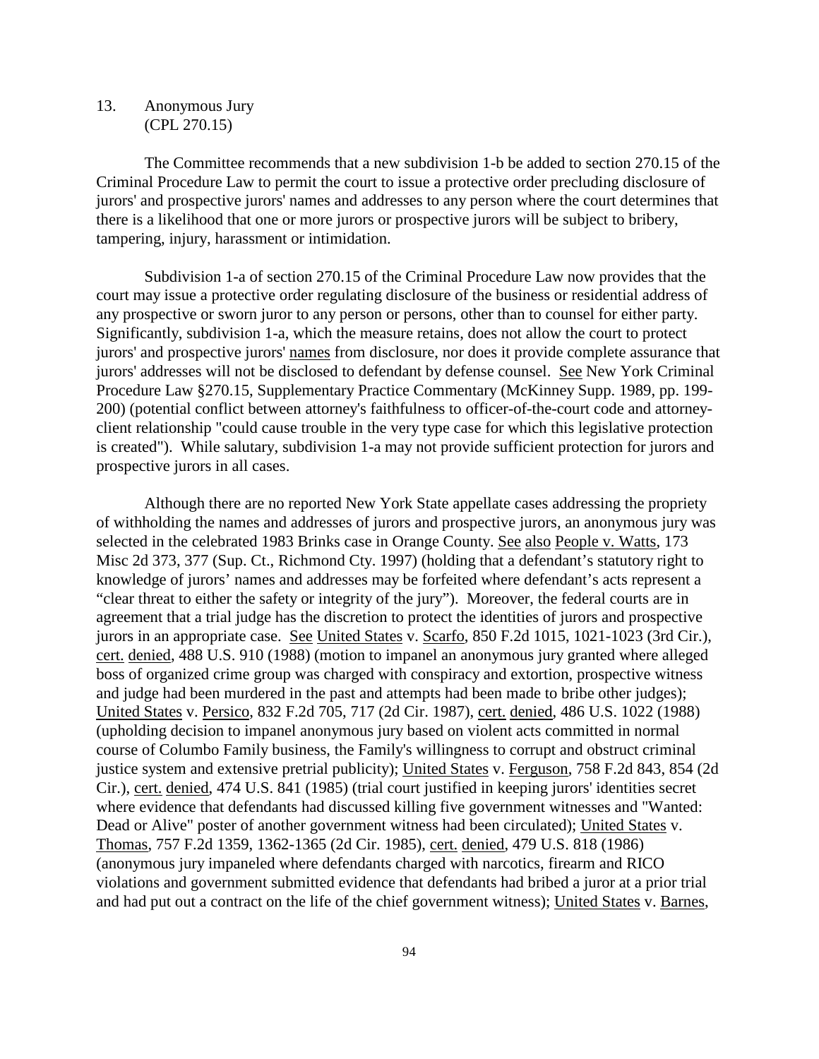13. Anonymous Jury
(CPL 270.15)

The Committee recommends that a new subdivision 1-b be added to section 270.15 of the Criminal Procedure Law to permit the court to issue a protective order precluding disclosure of jurors' and prospective jurors' names and addresses to any person where the court determines that there is a likelihood that one or more jurors or prospective jurors will be subject to bribery, tampering, injury, harassment or intimidation.

Subdivision 1-a of section 270.15 of the Criminal Procedure Law now provides that the court may issue a protective order regulating disclosure of the business or residential address of any prospective or sworn juror to any person or persons, other than to counsel for either party. Significantly, subdivision 1-a, which the measure retains, does not allow the court to protect jurors' and prospective jurors' names from disclosure, nor does it provide complete assurance that jurors' addresses will not be disclosed to defendant by defense counsel. See New York Criminal Procedure Law §270.15, Supplementary Practice Commentary (McKinney Supp. 1989, pp. 199-200) (potential conflict between attorney's faithfulness to officer-of-the-court code and attorney-client relationship "could cause trouble in the very type case for which this legislative protection is created"). While salutary, subdivision 1-a may not provide sufficient protection for jurors and prospective jurors in all cases.

Although there are no reported New York State appellate cases addressing the propriety of withholding the names and addresses of jurors and prospective jurors, an anonymous jury was selected in the celebrated 1983 Brinks case in Orange County. See also People v. Watts, 173 Misc 2d 373, 377 (Sup. Ct., Richmond Cty. 1997) (holding that a defendant's statutory right to knowledge of jurors' names and addresses may be forfeited where defendant's acts represent a "clear threat to either the safety or integrity of the jury"). Moreover, the federal courts are in agreement that a trial judge has the discretion to protect the identities of jurors and prospective jurors in an appropriate case. See United States v. Scarfo, 850 F.2d 1015, 1021-1023 (3rd Cir.), cert. denied, 488 U.S. 910 (1988) (motion to impanel an anonymous jury granted where alleged boss of organized crime group was charged with conspiracy and extortion, prospective witness and judge had been murdered in the past and attempts had been made to bribe other judges); United States v. Persico, 832 F.2d 705, 717 (2d Cir. 1987), cert. denied, 486 U.S. 1022 (1988) (upholding decision to impanel anonymous jury based on violent acts committed in normal course of Columbo Family business, the Family's willingness to corrupt and obstruct criminal justice system and extensive pretrial publicity); United States v. Ferguson, 758 F.2d 843, 854 (2d Cir.), cert. denied, 474 U.S. 841 (1985) (trial court justified in keeping jurors' identities secret where evidence that defendants had discussed killing five government witnesses and "Wanted: Dead or Alive" poster of another government witness had been circulated); United States v. Thomas, 757 F.2d 1359, 1362-1365 (2d Cir. 1985), cert. denied, 479 U.S. 818 (1986) (anonymous jury impaneled where defendants charged with narcotics, firearm and RICO violations and government submitted evidence that defendants had bribed a juror at a prior trial and had put out a contract on the life of the chief government witness); United States v. Barnes,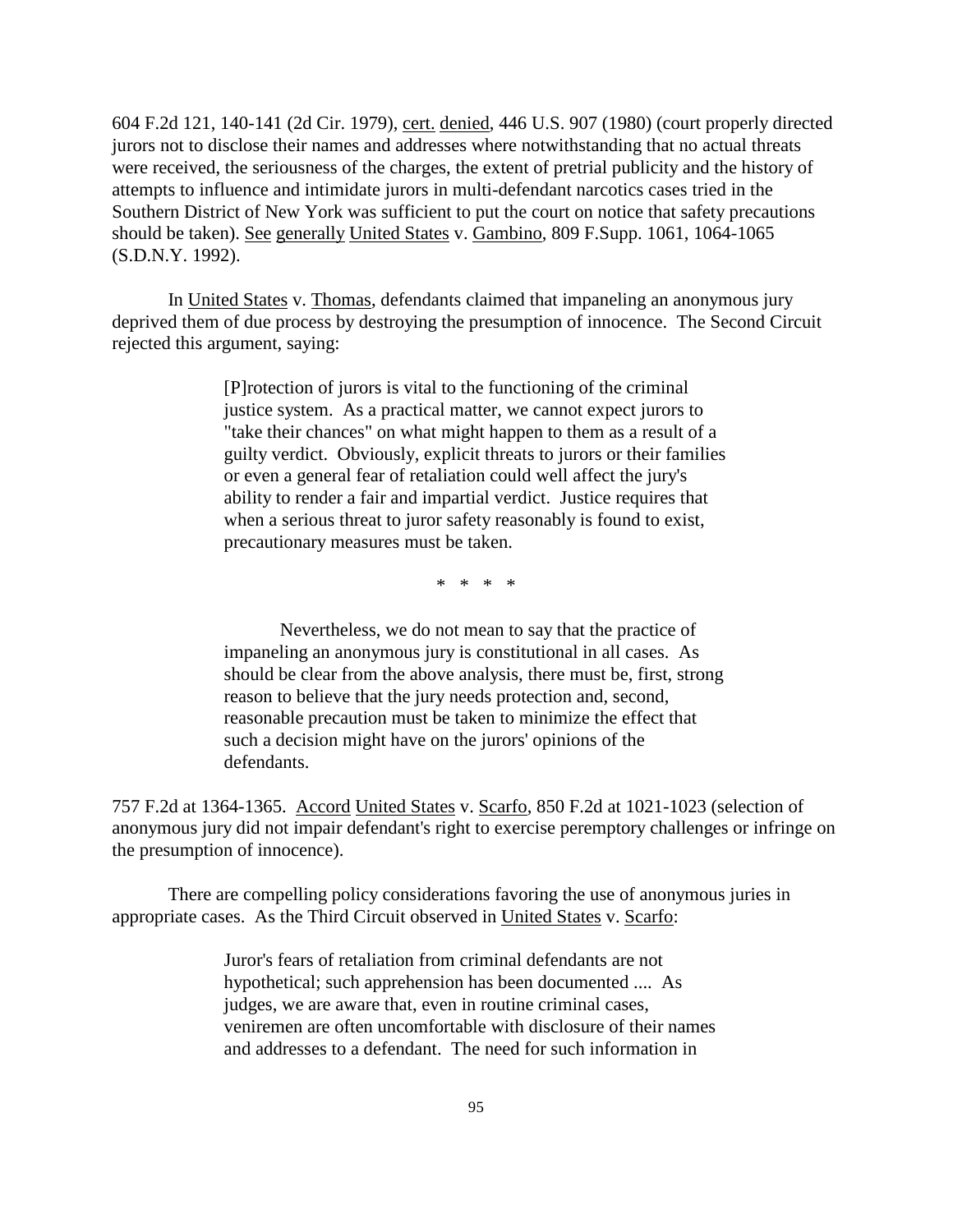604 F.2d 121, 140-141 (2d Cir. 1979), cert. denied, 446 U.S. 907 (1980) (court properly directed jurors not to disclose their names and addresses where notwithstanding that no actual threats were received, the seriousness of the charges, the extent of pretrial publicity and the history of attempts to influence and intimidate jurors in multi-defendant narcotics cases tried in the Southern District of New York was sufficient to put the court on notice that safety precautions should be taken). See generally United States v. Gambino, 809 F.Supp. 1061, 1064-1065 (S.D.N.Y. 1992).

In United States v. Thomas, defendants claimed that impaneling an anonymous jury deprived them of due process by destroying the presumption of innocence. The Second Circuit rejected this argument, saying:

> [P]rotection of jurors is vital to the functioning of the criminal justice system. As a practical matter, we cannot expect jurors to "take their chances" on what might happen to them as a result of a guilty verdict. Obviously, explicit threats to jurors or their families or even a general fear of retaliation could well affect the jury's ability to render a fair and impartial verdict. Justice requires that when a serious threat to juror safety reasonably is found to exist, precautionary measures must be taken.
>
> \* \* \* \*
>
> Nevertheless, we do not mean to say that the practice of impaneling an anonymous jury is constitutional in all cases. As should be clear from the above analysis, there must be, first, strong reason to believe that the jury needs protection and, second, reasonable precaution must be taken to minimize the effect that such a decision might have on the jurors' opinions of the defendants.

757 F.2d at 1364-1365. Accord United States v. Scarfo, 850 F.2d at 1021-1023 (selection of anonymous jury did not impair defendant's right to exercise peremptory challenges or infringe on the presumption of innocence).

There are compelling policy considerations favoring the use of anonymous juries in appropriate cases. As the Third Circuit observed in United States v. Scarfo:

> Juror's fears of retaliation from criminal defendants are not hypothetical; such apprehension has been documented .... As judges, we are aware that, even in routine criminal cases, veniremen are often uncomfortable with disclosure of their names and addresses to a defendant. The need for such information in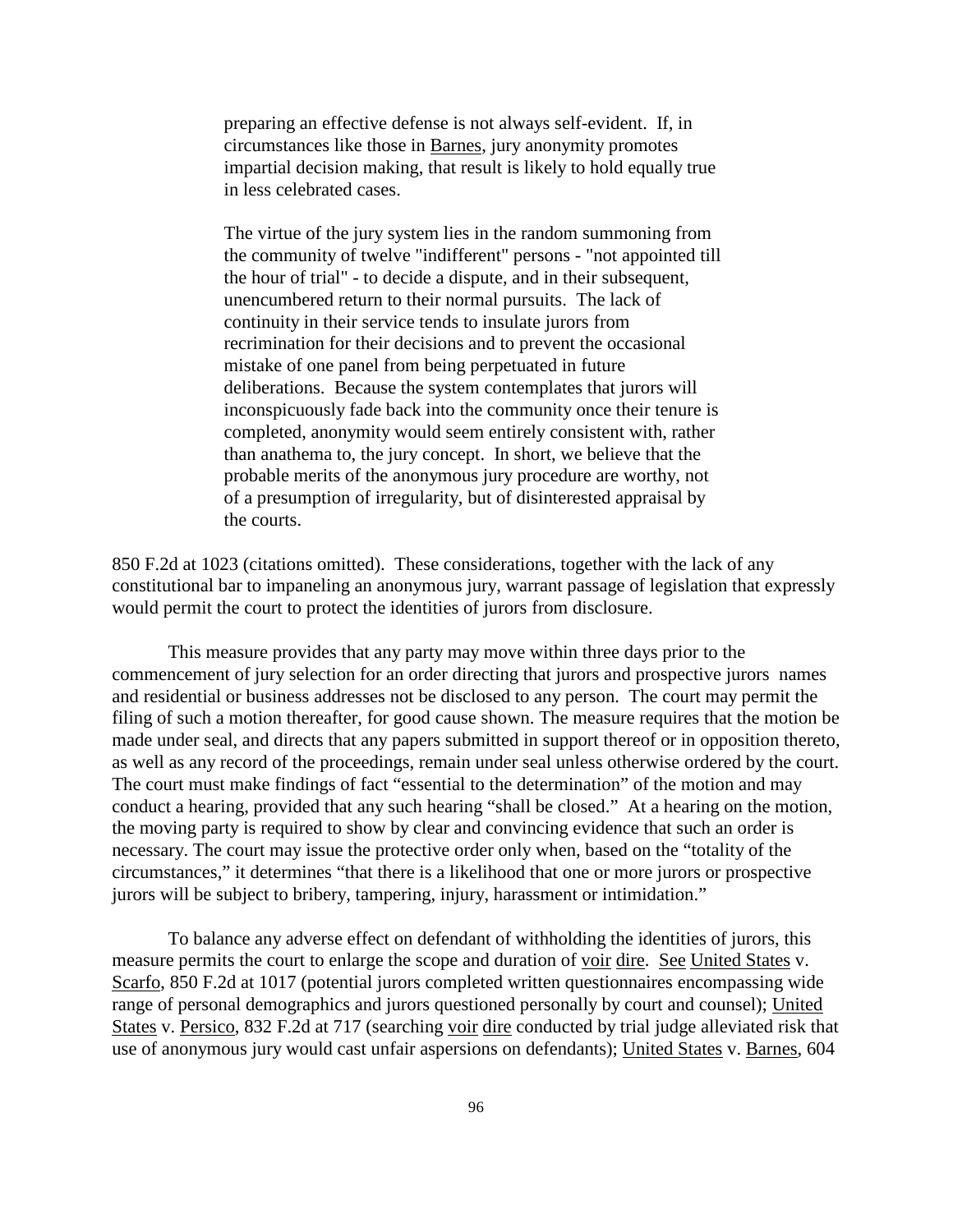> preparing an effective defense is not always self-evident. If, in circumstances like those in Barnes, jury anonymity promotes impartial decision making, that result is likely to hold equally true in less celebrated cases.
>
> The virtue of the jury system lies in the random summoning from the community of twelve "indifferent" persons - "not appointed till the hour of trial" - to decide a dispute, and in their subsequent, unencumbered return to their normal pursuits. The lack of continuity in their service tends to insulate jurors from recrimination for their decisions and to prevent the occasional mistake of one panel from being perpetuated in future deliberations. Because the system contemplates that jurors will inconspicuously fade back into the community once their tenure is completed, anonymity would seem entirely consistent with, rather than anathema to, the jury concept. In short, we believe that the probable merits of the anonymous jury procedure are worthy, not of a presumption of irregularity, but of disinterested appraisal by the courts.

850 F.2d at 1023 (citations omitted). These considerations, together with the lack of any constitutional bar to impaneling an anonymous jury, warrant passage of legislation that expressly would permit the court to protect the identities of jurors from disclosure.

This measure provides that any party may move within three days prior to the commencement of jury selection for an order directing that jurors and prospective jurors names and residential or business addresses not be disclosed to any person. The court may permit the filing of such a motion thereafter, for good cause shown. The measure requires that the motion be made under seal, and directs that any papers submitted in support thereof or in opposition thereto, as well as any record of the proceedings, remain under seal unless otherwise ordered by the court. The court must make findings of fact "essential to the determination" of the motion and may conduct a hearing, provided that any such hearing "shall be closed." At a hearing on the motion, the moving party is required to show by clear and convincing evidence that such an order is necessary. The court may issue the protective order only when, based on the "totality of the circumstances," it determines "that there is a likelihood that one or more jurors or prospective jurors will be subject to bribery, tampering, injury, harassment or intimidation."

To balance any adverse effect on defendant of withholding the identities of jurors, this measure permits the court to enlarge the scope and duration of voir dire. See United States v. Scarfo, 850 F.2d at 1017 (potential jurors completed written questionnaires encompassing wide range of personal demographics and jurors questioned personally by court and counsel); United States v. Persico, 832 F.2d at 717 (searching voir dire conducted by trial judge alleviated risk that use of anonymous jury would cast unfair aspersions on defendants); United States v. Barnes, 604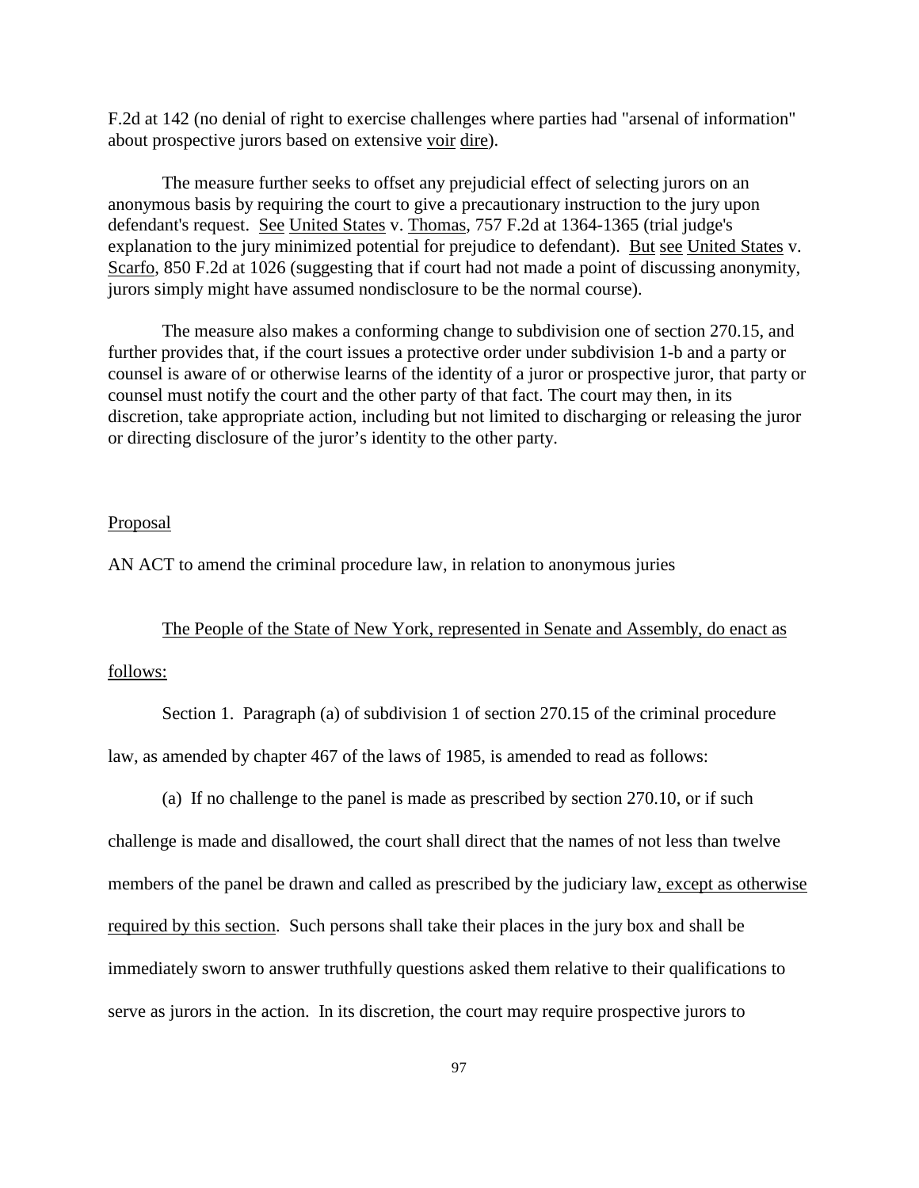F.2d at 142 (no denial of right to exercise challenges where parties had "arsenal of information" about prospective jurors based on extensive voir dire).

The measure further seeks to offset any prejudicial effect of selecting jurors on an anonymous basis by requiring the court to give a precautionary instruction to the jury upon defendant's request. See United States v. Thomas, 757 F.2d at 1364-1365 (trial judge's explanation to the jury minimized potential for prejudice to defendant). But see United States v. Scarfo, 850 F.2d at 1026 (suggesting that if court had not made a point of discussing anonymity, jurors simply might have assumed nondisclosure to be the normal course).

The measure also makes a conforming change to subdivision one of section 270.15, and further provides that, if the court issues a protective order under subdivision 1-b and a party or counsel is aware of or otherwise learns of the identity of a juror or prospective juror, that party or counsel must notify the court and the other party of that fact. The court may then, in its discretion, take appropriate action, including but not limited to discharging or releasing the juror or directing disclosure of the juror's identity to the other party.

Proposal

AN ACT to amend the criminal procedure law, in relation to anonymous juries

The People of the State of New York, represented in Senate and Assembly, do enact as follows:

Section 1. Paragraph (a) of subdivision 1 of section 270.15 of the criminal procedure law, as amended by chapter 467 of the laws of 1985, is amended to read as follows:

(a) If no challenge to the panel is made as prescribed by section 270.10, or if such challenge is made and disallowed, the court shall direct that the names of not less than twelve members of the panel be drawn and called as prescribed by the judiciary law, except as otherwise required by this section. Such persons shall take their places in the jury box and shall be immediately sworn to answer truthfully questions asked them relative to their qualifications to serve as jurors in the action. In its discretion, the court may require prospective jurors to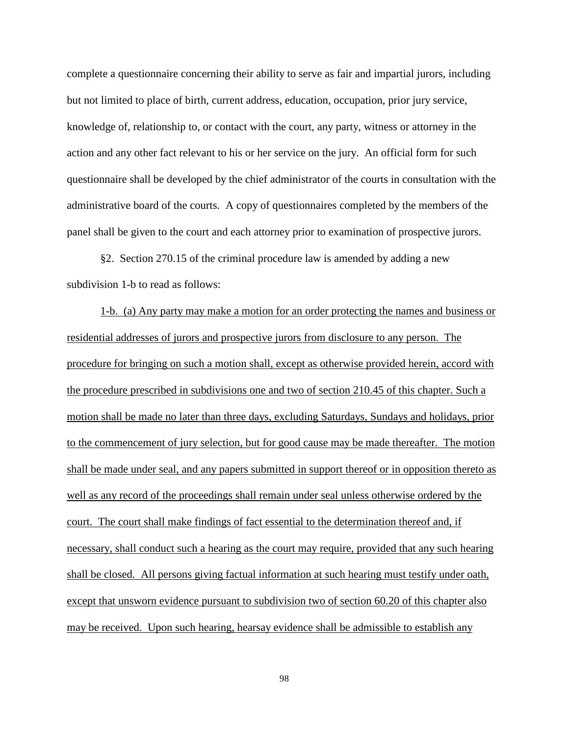complete a questionnaire concerning their ability to serve as fair and impartial jurors, including but not limited to place of birth, current address, education, occupation, prior jury service, knowledge of, relationship to, or contact with the court, any party, witness or attorney in the action and any other fact relevant to his or her service on the jury. An official form for such questionnaire shall be developed by the chief administrator of the courts in consultation with the administrative board of the courts. A copy of questionnaires completed by the members of the panel shall be given to the court and each attorney prior to examination of prospective jurors.

§2. Section 270.15 of the criminal procedure law is amended by adding a new subdivision 1-b to read as follows:

<u>1-b. (a) Any party may make a motion for an order protecting the names and business or residential addresses of jurors and prospective jurors from disclosure to any person. The procedure for bringing on such a motion shall, except as otherwise provided herein, accord with the procedure prescribed in subdivisions one and two of section 210.45 of this chapter. Such a motion shall be made no later than three days, excluding Saturdays, Sundays and holidays, prior to the commencement of jury selection, but for good cause may be made thereafter. The motion shall be made under seal, and any papers submitted in support thereof or in opposition thereto as well as any record of the proceedings shall remain under seal unless otherwise ordered by the court. The court shall make findings of fact essential to the determination thereof and, if necessary, shall conduct such a hearing as the court may require, provided that any such hearing shall be closed. All persons giving factual information at such hearing must testify under oath, except that unsworn evidence pursuant to subdivision two of section 60.20 of this chapter also may be received. Upon such hearing, hearsay evidence shall be admissible to establish any</u>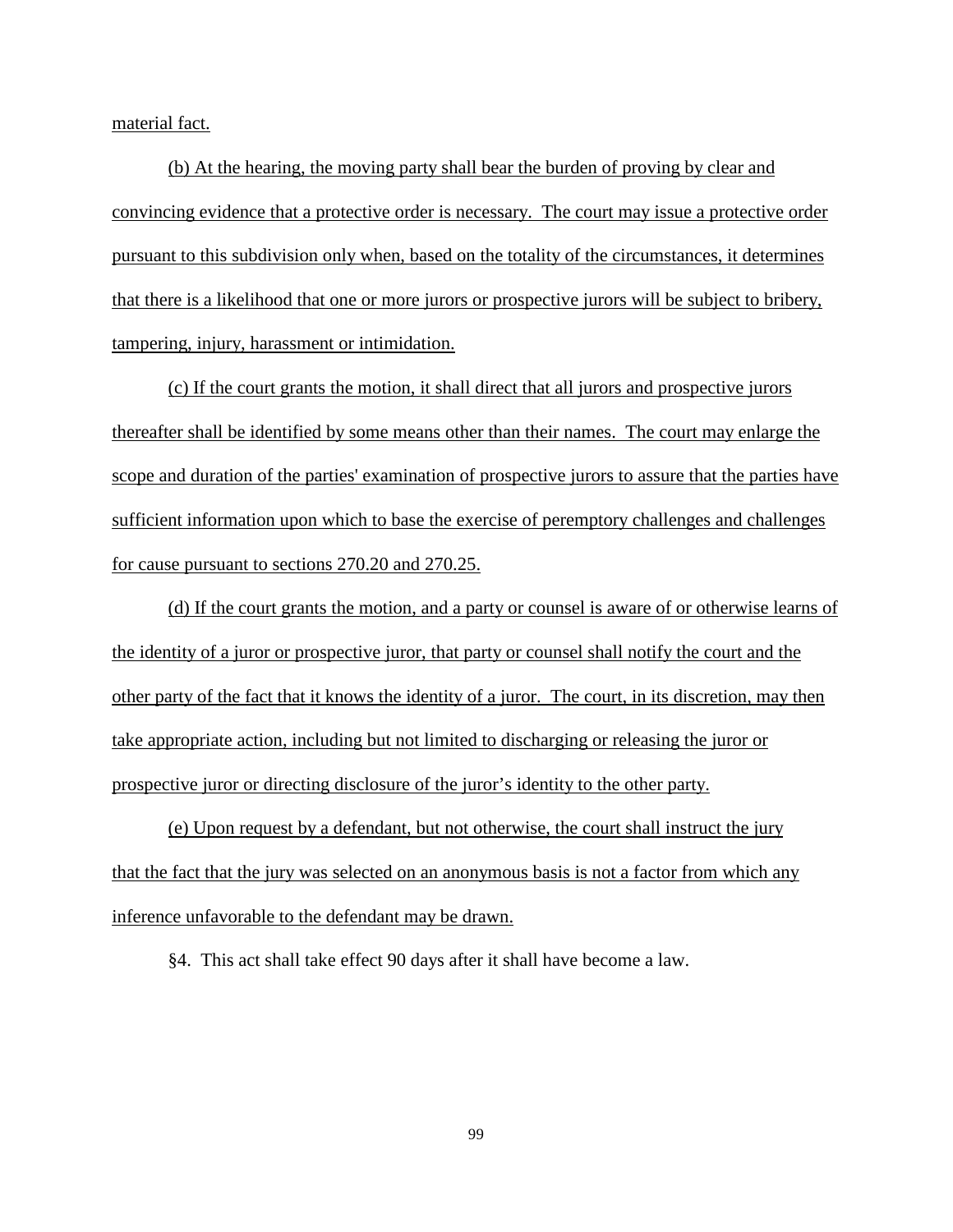material fact.

(b) At the hearing, the moving party shall bear the burden of proving by clear and convincing evidence that a protective order is necessary. The court may issue a protective order pursuant to this subdivision only when, based on the totality of the circumstances, it determines that there is a likelihood that one or more jurors or prospective jurors will be subject to bribery, tampering, injury, harassment or intimidation.

(c) If the court grants the motion, it shall direct that all jurors and prospective jurors thereafter shall be identified by some means other than their names. The court may enlarge the scope and duration of the parties' examination of prospective jurors to assure that the parties have sufficient information upon which to base the exercise of peremptory challenges and challenges for cause pursuant to sections 270.20 and 270.25.

(d) If the court grants the motion, and a party or counsel is aware of or otherwise learns of the identity of a juror or prospective juror, that party or counsel shall notify the court and the other party of the fact that it knows the identity of a juror. The court, in its discretion, may then take appropriate action, including but not limited to discharging or releasing the juror or prospective juror or directing disclosure of the juror's identity to the other party.

(e) Upon request by a defendant, but not otherwise, the court shall instruct the jury that the fact that the jury was selected on an anonymous basis is not a factor from which any inference unfavorable to the defendant may be drawn.

§4. This act shall take effect 90 days after it shall have become a law.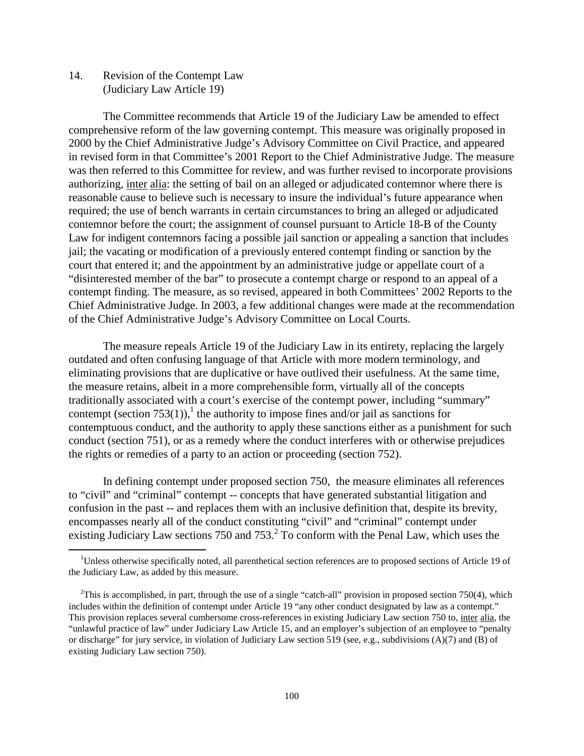14. Revision of the Contempt Law (Judiciary Law Article 19)

The Committee recommends that Article 19 of the Judiciary Law be amended to effect comprehensive reform of the law governing contempt. This measure was originally proposed in 2000 by the Chief Administrative Judge's Advisory Committee on Civil Practice, and appeared in revised form in that Committee's 2001 Report to the Chief Administrative Judge. The measure was then referred to this Committee for review, and was further revised to incorporate provisions authorizing, inter alia: the setting of bail on an alleged or adjudicated contemnor where there is reasonable cause to believe such is necessary to insure the individual's future appearance when required; the use of bench warrants in certain circumstances to bring an alleged or adjudicated contemnor before the court; the assignment of counsel pursuant to Article 18-B of the County Law for indigent contemnors facing a possible jail sanction or appealing a sanction that includes jail; the vacating or modification of a previously entered contempt finding or sanction by the court that entered it; and the appointment by an administrative judge or appellate court of a "disinterested member of the bar" to prosecute a contempt charge or respond to an appeal of a contempt finding. The measure, as so revised, appeared in both Committees' 2002 Reports to the Chief Administrative Judge. In 2003, a few additional changes were made at the recommendation of the Chief Administrative Judge's Advisory Committee on Local Courts.

The measure repeals Article 19 of the Judiciary Law in its entirety, replacing the largely outdated and often confusing language of that Article with more modern terminology, and eliminating provisions that are duplicative or have outlived their usefulness. At the same time, the measure retains, albeit in a more comprehensible form, virtually all of the concepts traditionally associated with a court's exercise of the contempt power, including "summary" contempt (section 753(1)),[1] the authority to impose fines and/or jail as sanctions for contemptuous conduct, and the authority to apply these sanctions either as a punishment for such conduct (section 751), or as a remedy where the conduct interferes with or otherwise prejudices the rights or remedies of a party to an action or proceeding (section 752).

In defining contempt under proposed section 750, the measure eliminates all references to "civil" and "criminal" contempt -- concepts that have generated substantial litigation and confusion in the past -- and replaces them with an inclusive definition that, despite its brevity, encompasses nearly all of the conduct constituting "civil" and "criminal" contempt under existing Judiciary Law sections 750 and 753.[2] To conform with the Penal Law, which uses the

[1] Unless otherwise specifically noted, all parenthetical section references are to proposed sections of Article 19 of the Judiciary Law, as added by this measure.

[2] This is accomplished, in part, through the use of a single "catch-all" provision in proposed section 750(4), which includes within the definition of contempt under Article 19 "any other conduct designated by law as a contempt." This provision replaces several cumbersome cross-references in existing Judiciary Law section 750 to, inter alia, the "unlawful practice of law" under Judiciary Law Article 15, and an employer's subjection of an employee to "penalty or discharge" for jury service, in violation of Judiciary Law section 519 (see, e.g., subdivisions (A)(7) and (B) of existing Judiciary Law section 750).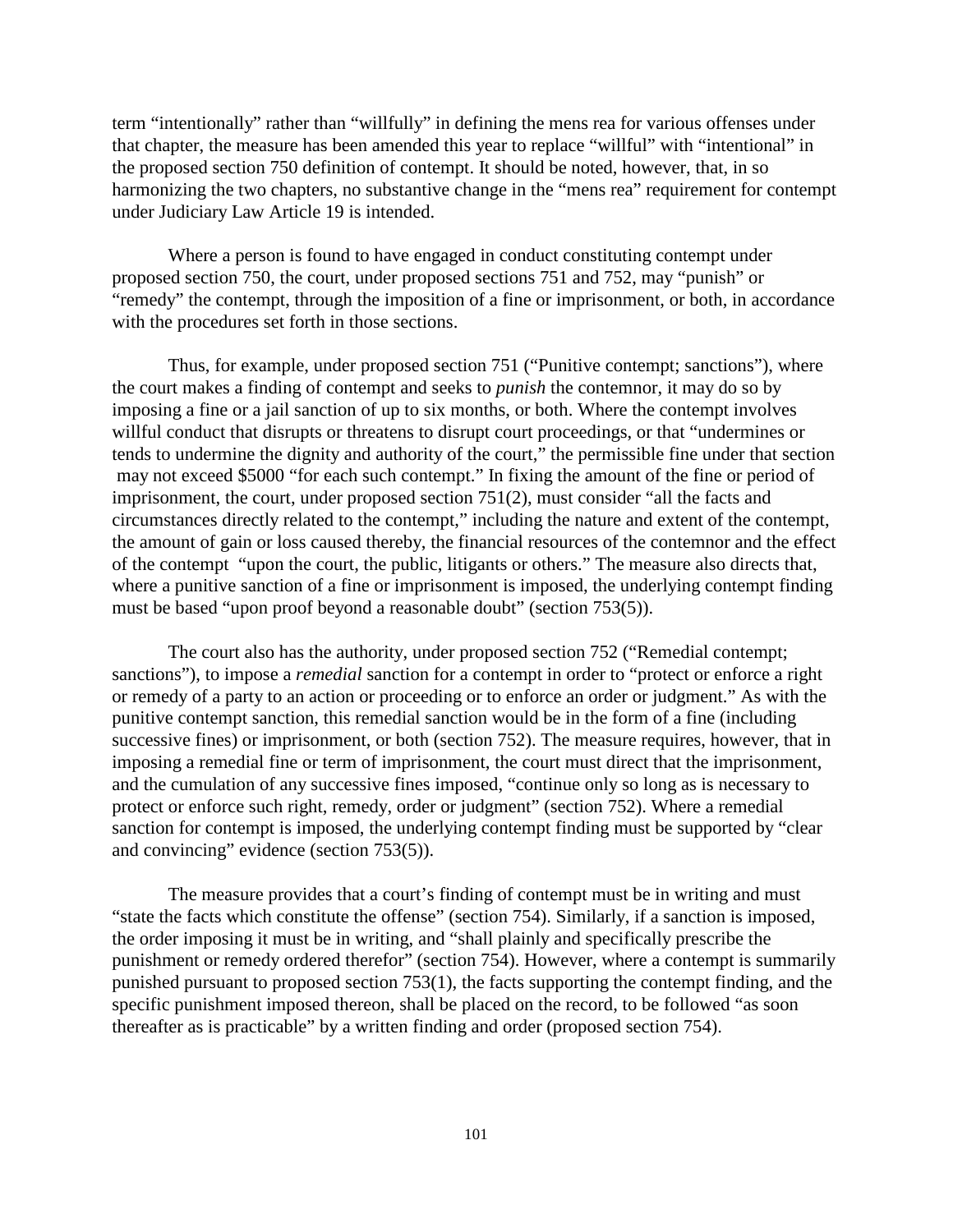term "intentionally" rather than "willfully" in defining the mens rea for various offenses under that chapter, the measure has been amended this year to replace "willful" with "intentional" in the proposed section 750 definition of contempt. It should be noted, however, that, in so harmonizing the two chapters, no substantive change in the "mens rea" requirement for contempt under Judiciary Law Article 19 is intended.

Where a person is found to have engaged in conduct constituting contempt under proposed section 750, the court, under proposed sections 751 and 752, may "punish" or "remedy" the contempt, through the imposition of a fine or imprisonment, or both, in accordance with the procedures set forth in those sections.

Thus, for example, under proposed section 751 ("Punitive contempt; sanctions"), where the court makes a finding of contempt and seeks to *punish* the contemnor, it may do so by imposing a fine or a jail sanction of up to six months, or both. Where the contempt involves willful conduct that disrupts or threatens to disrupt court proceedings, or that "undermines or tends to undermine the dignity and authority of the court," the permissible fine under that section may not exceed $5000 "for each such contempt." In fixing the amount of the fine or period of imprisonment, the court, under proposed section 751(2), must consider "all the facts and circumstances directly related to the contempt," including the nature and extent of the contempt, the amount of gain or loss caused thereby, the financial resources of the contemnor and the effect of the contempt "upon the court, the public, litigants or others." The measure also directs that, where a punitive sanction of a fine or imprisonment is imposed, the underlying contempt finding must be based "upon proof beyond a reasonable doubt" (section 753(5)).

The court also has the authority, under proposed section 752 ("Remedial contempt; sanctions"), to impose a *remedial* sanction for a contempt in order to "protect or enforce a right or remedy of a party to an action or proceeding or to enforce an order or judgment." As with the punitive contempt sanction, this remedial sanction would be in the form of a fine (including successive fines) or imprisonment, or both (section 752). The measure requires, however, that in imposing a remedial fine or term of imprisonment, the court must direct that the imprisonment, and the cumulation of any successive fines imposed, "continue only so long as is necessary to protect or enforce such right, remedy, order or judgment" (section 752). Where a remedial sanction for contempt is imposed, the underlying contempt finding must be supported by "clear and convincing" evidence (section 753(5)).

The measure provides that a court's finding of contempt must be in writing and must "state the facts which constitute the offense" (section 754). Similarly, if a sanction is imposed, the order imposing it must be in writing, and "shall plainly and specifically prescribe the punishment or remedy ordered therefor" (section 754). However, where a contempt is summarily punished pursuant to proposed section 753(1), the facts supporting the contempt finding, and the specific punishment imposed thereon, shall be placed on the record, to be followed "as soon thereafter as is practicable" by a written finding and order (proposed section 754).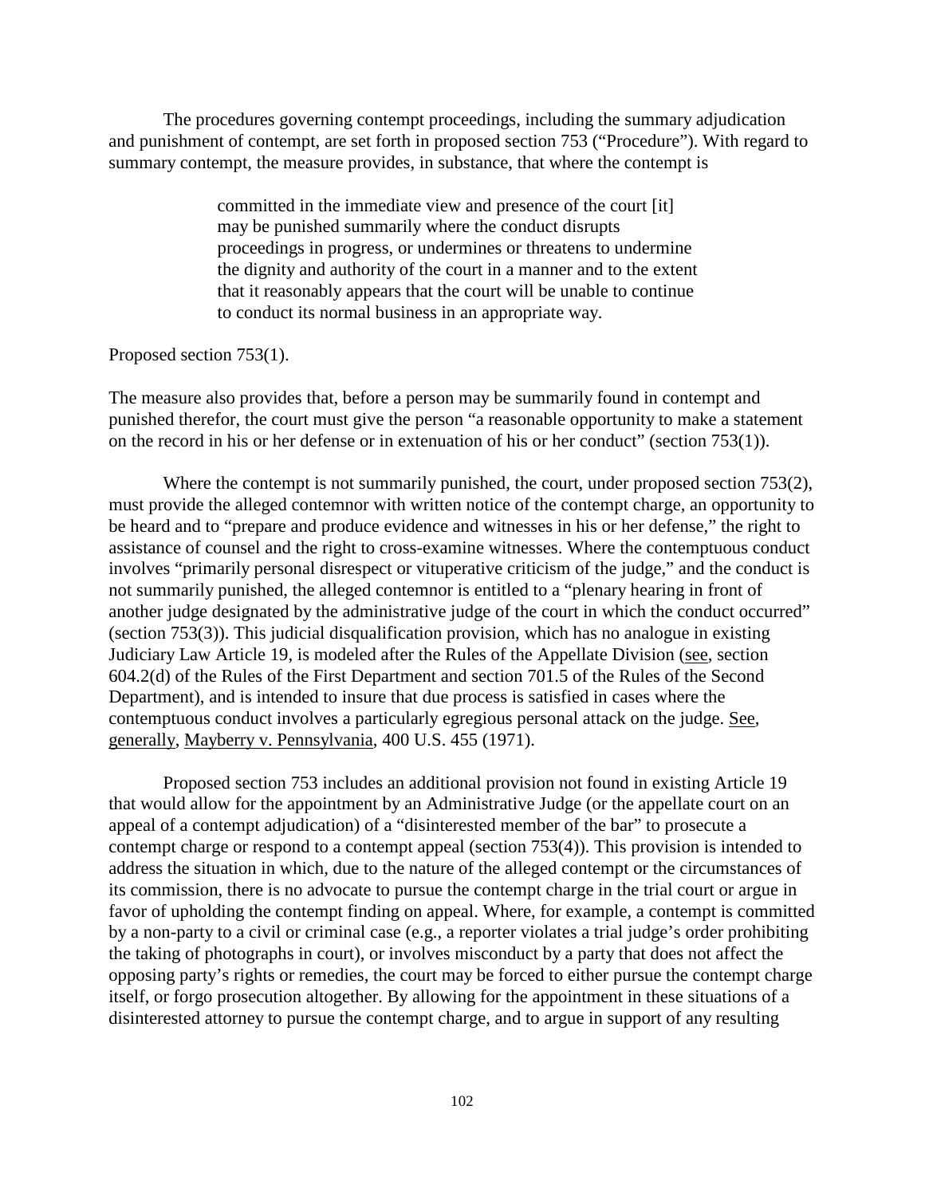The procedures governing contempt proceedings, including the summary adjudication and punishment of contempt, are set forth in proposed section 753 ("Procedure"). With regard to summary contempt, the measure provides, in substance, that where the contempt is

> committed in the immediate view and presence of the court [it] may be punished summarily where the conduct disrupts proceedings in progress, or undermines or threatens to undermine the dignity and authority of the court in a manner and to the extent that it reasonably appears that the court will be unable to continue to conduct its normal business in an appropriate way.

Proposed section 753(1).

The measure also provides that, before a person may be summarily found in contempt and punished therefor, the court must give the person "a reasonable opportunity to make a statement on the record in his or her defense or in extenuation of his or her conduct" (section 753(1)).

Where the contempt is not summarily punished, the court, under proposed section 753(2), must provide the alleged contemnor with written notice of the contempt charge, an opportunity to be heard and to "prepare and produce evidence and witnesses in his or her defense," the right to assistance of counsel and the right to cross-examine witnesses. Where the contemptuous conduct involves "primarily personal disrespect or vituperative criticism of the judge," and the conduct is not summarily punished, the alleged contemnor is entitled to a "plenary hearing in front of another judge designated by the administrative judge of the court in which the conduct occurred" (section 753(3)). This judicial disqualification provision, which has no analogue in existing Judiciary Law Article 19, is modeled after the Rules of the Appellate Division (see, section 604.2(d) of the Rules of the First Department and section 701.5 of the Rules of the Second Department), and is intended to insure that due process is satisfied in cases where the contemptuous conduct involves a particularly egregious personal attack on the judge. See, generally, Mayberry v. Pennsylvania, 400 U.S. 455 (1971).

Proposed section 753 includes an additional provision not found in existing Article 19 that would allow for the appointment by an Administrative Judge (or the appellate court on an appeal of a contempt adjudication) of a "disinterested member of the bar" to prosecute a contempt charge or respond to a contempt appeal (section 753(4)). This provision is intended to address the situation in which, due to the nature of the alleged contempt or the circumstances of its commission, there is no advocate to pursue the contempt charge in the trial court or argue in favor of upholding the contempt finding on appeal. Where, for example, a contempt is committed by a non-party to a civil or criminal case (e.g., a reporter violates a trial judge's order prohibiting the taking of photographs in court), or involves misconduct by a party that does not affect the opposing party's rights or remedies, the court may be forced to either pursue the contempt charge itself, or forgo prosecution altogether. By allowing for the appointment in these situations of a disinterested attorney to pursue the contempt charge, and to argue in support of any resulting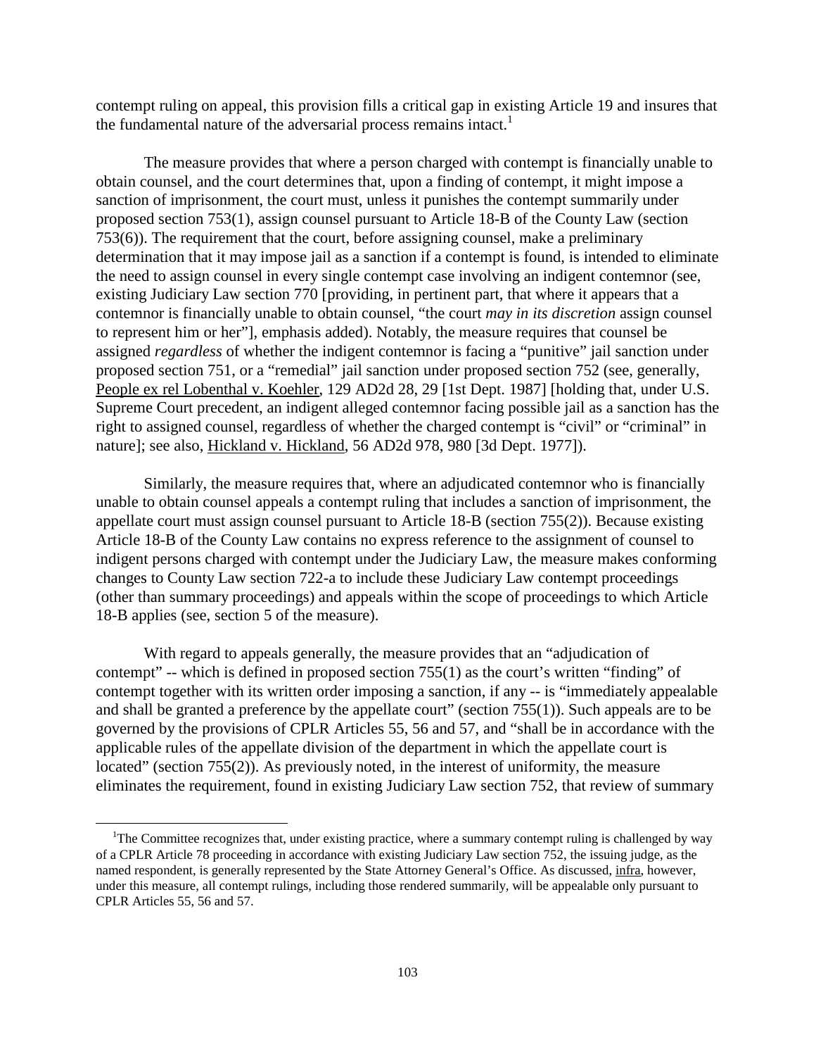contempt ruling on appeal, this provision fills a critical gap in existing Article 19 and insures that the fundamental nature of the adversarial process remains intact.[1]

The measure provides that where a person charged with contempt is financially unable to obtain counsel, and the court determines that, upon a finding of contempt, it might impose a sanction of imprisonment, the court must, unless it punishes the contempt summarily under proposed section 753(1), assign counsel pursuant to Article 18-B of the County Law (section 753(6)). The requirement that the court, before assigning counsel, make a preliminary determination that it may impose jail as a sanction if a contempt is found, is intended to eliminate the need to assign counsel in every single contempt case involving an indigent contemnor (see, existing Judiciary Law section 770 [providing, in pertinent part, that where it appears that a contemnor is financially unable to obtain counsel, "the court *may in its discretion* assign counsel to represent him or her"], emphasis added). Notably, the measure requires that counsel be assigned *regardless* of whether the indigent contemnor is facing a "punitive" jail sanction under proposed section 751, or a "remedial" jail sanction under proposed section 752 (see, generally, People ex rel Lobenthal v. Koehler, 129 AD2d 28, 29 [1st Dept. 1987] [holding that, under U.S. Supreme Court precedent, an indigent alleged contemnor facing possible jail as a sanction has the right to assigned counsel, regardless of whether the charged contempt is "civil" or "criminal" in nature]; see also, Hickland v. Hickland, 56 AD2d 978, 980 [3d Dept. 1977]).

Similarly, the measure requires that, where an adjudicated contemnor who is financially unable to obtain counsel appeals a contempt ruling that includes a sanction of imprisonment, the appellate court must assign counsel pursuant to Article 18-B (section 755(2)). Because existing Article 18-B of the County Law contains no express reference to the assignment of counsel to indigent persons charged with contempt under the Judiciary Law, the measure makes conforming changes to County Law section 722-a to include these Judiciary Law contempt proceedings (other than summary proceedings) and appeals within the scope of proceedings to which Article 18-B applies (see, section 5 of the measure).

With regard to appeals generally, the measure provides that an "adjudication of contempt" -- which is defined in proposed section 755(1) as the court's written "finding" of contempt together with its written order imposing a sanction, if any -- is "immediately appealable and shall be granted a preference by the appellate court" (section 755(1)). Such appeals are to be governed by the provisions of CPLR Articles 55, 56 and 57, and "shall be in accordance with the applicable rules of the appellate division of the department in which the appellate court is located" (section 755(2)). As previously noted, in the interest of uniformity, the measure eliminates the requirement, found in existing Judiciary Law section 752, that review of summary

[1] The Committee recognizes that, under existing practice, where a summary contempt ruling is challenged by way of a CPLR Article 78 proceeding in accordance with existing Judiciary Law section 752, the issuing judge, as the named respondent, is generally represented by the State Attorney General's Office. As discussed, infra, however, under this measure, all contempt rulings, including those rendered summarily, will be appealable only pursuant to CPLR Articles 55, 56 and 57.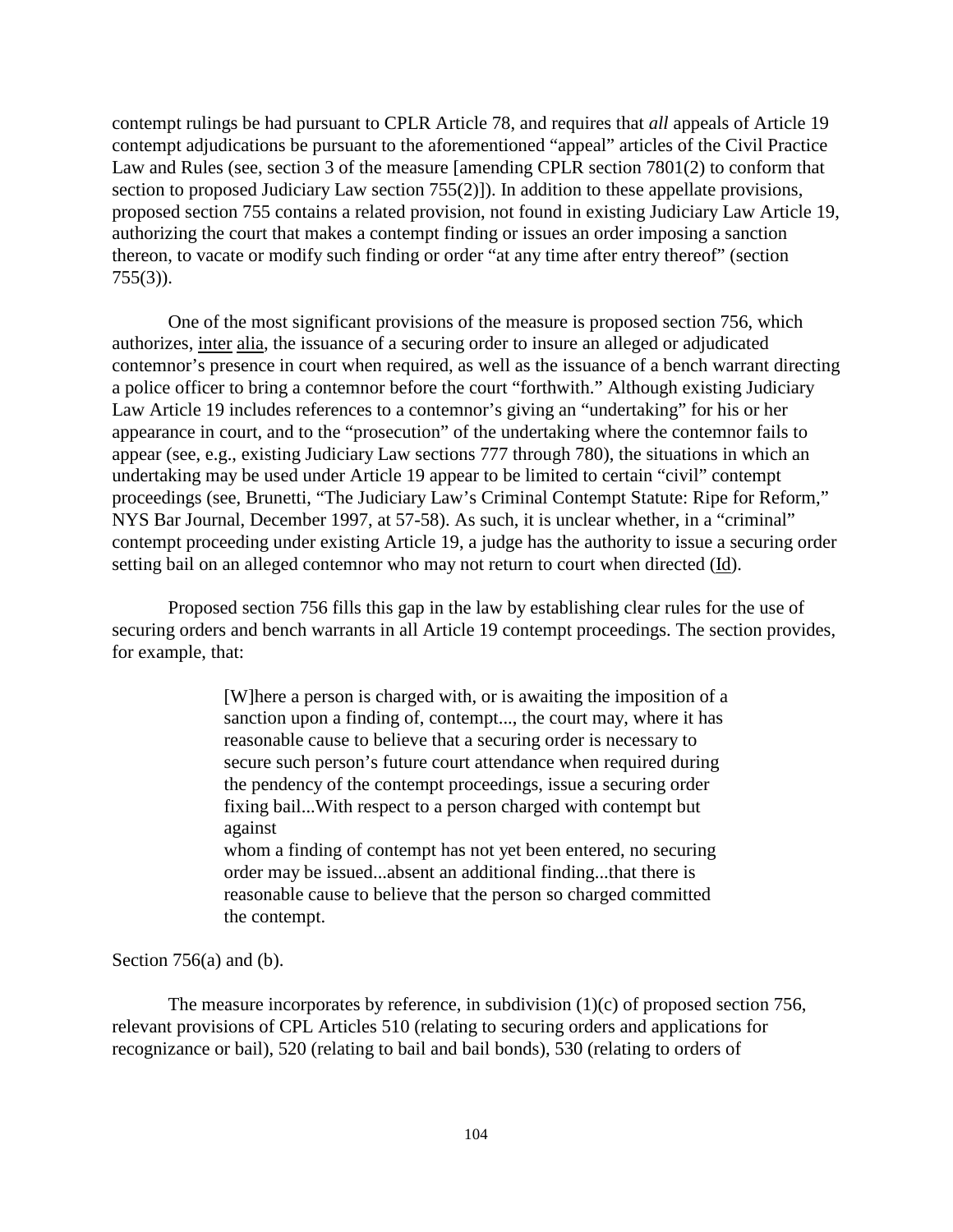contempt rulings be had pursuant to CPLR Article 78, and requires that *all* appeals of Article 19 contempt adjudications be pursuant to the aforementioned "appeal" articles of the Civil Practice Law and Rules (see, section 3 of the measure [amending CPLR section 7801(2) to conform that section to proposed Judiciary Law section 755(2)]). In addition to these appellate provisions, proposed section 755 contains a related provision, not found in existing Judiciary Law Article 19, authorizing the court that makes a contempt finding or issues an order imposing a sanction thereon, to vacate or modify such finding or order "at any time after entry thereof" (section 755(3)).

One of the most significant provisions of the measure is proposed section 756, which authorizes, inter alia, the issuance of a securing order to insure an alleged or adjudicated contemnor's presence in court when required, as well as the issuance of a bench warrant directing a police officer to bring a contemnor before the court "forthwith." Although existing Judiciary Law Article 19 includes references to a contemnor's giving an "undertaking" for his or her appearance in court, and to the "prosecution" of the undertaking where the contemnor fails to appear (see, e.g., existing Judiciary Law sections 777 through 780), the situations in which an undertaking may be used under Article 19 appear to be limited to certain "civil" contempt proceedings (see, Brunetti, "The Judiciary Law's Criminal Contempt Statute: Ripe for Reform," NYS Bar Journal, December 1997, at 57-58). As such, it is unclear whether, in a "criminal" contempt proceeding under existing Article 19, a judge has the authority to issue a securing order setting bail on an alleged contemnor who may not return to court when directed (Id).

Proposed section 756 fills this gap in the law by establishing clear rules for the use of securing orders and bench warrants in all Article 19 contempt proceedings. The section provides, for example, that:

> [W]here a person is charged with, or is awaiting the imposition of a sanction upon a finding of, contempt..., the court may, where it has reasonable cause to believe that a securing order is necessary to secure such person's future court attendance when required during the pendency of the contempt proceedings, issue a securing order fixing bail...With respect to a person charged with contempt but against whom a finding of contempt has not yet been entered, no securing order may be issued...absent an additional finding...that there is reasonable cause to believe that the person so charged committed the contempt.

Section 756(a) and (b).

The measure incorporates by reference, in subdivision (1)(c) of proposed section 756, relevant provisions of CPL Articles 510 (relating to securing orders and applications for recognizance or bail), 520 (relating to bail and bail bonds), 530 (relating to orders of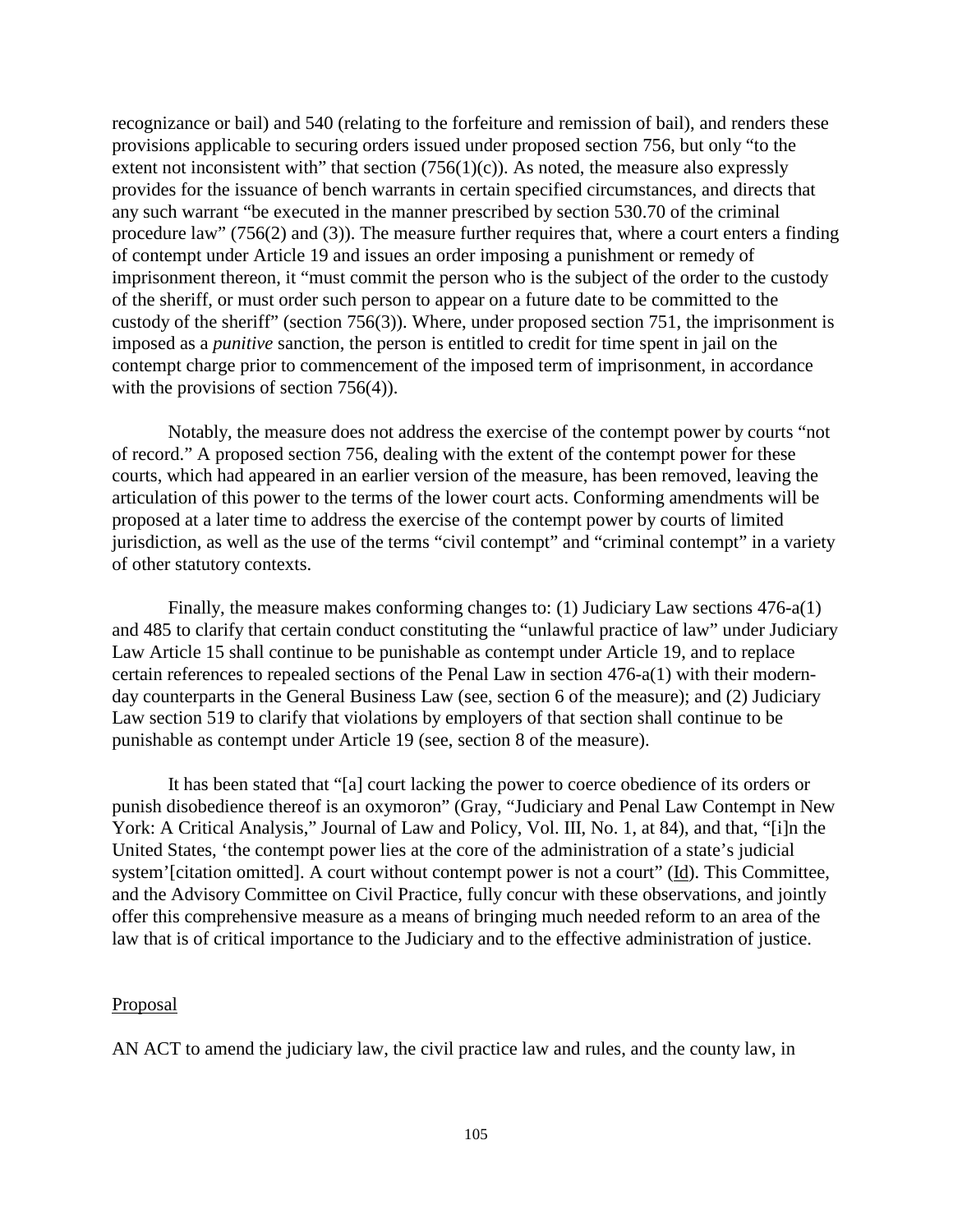recognizance or bail) and 540 (relating to the forfeiture and remission of bail), and renders these provisions applicable to securing orders issued under proposed section 756, but only "to the extent not inconsistent with" that section (756(1)(c)). As noted, the measure also expressly provides for the issuance of bench warrants in certain specified circumstances, and directs that any such warrant "be executed in the manner prescribed by section 530.70 of the criminal procedure law" (756(2) and (3)). The measure further requires that, where a court enters a finding of contempt under Article 19 and issues an order imposing a punishment or remedy of imprisonment thereon, it "must commit the person who is the subject of the order to the custody of the sheriff, or must order such person to appear on a future date to be committed to the custody of the sheriff" (section 756(3)). Where, under proposed section 751, the imprisonment is imposed as a *punitive* sanction, the person is entitled to credit for time spent in jail on the contempt charge prior to commencement of the imposed term of imprisonment, in accordance with the provisions of section 756(4)).

Notably, the measure does not address the exercise of the contempt power by courts "not of record." A proposed section 756, dealing with the extent of the contempt power for these courts, which had appeared in an earlier version of the measure, has been removed, leaving the articulation of this power to the terms of the lower court acts. Conforming amendments will be proposed at a later time to address the exercise of the contempt power by courts of limited jurisdiction, as well as the use of the terms "civil contempt" and "criminal contempt" in a variety of other statutory contexts.

Finally, the measure makes conforming changes to: (1) Judiciary Law sections 476-a(1) and 485 to clarify that certain conduct constituting the "unlawful practice of law" under Judiciary Law Article 15 shall continue to be punishable as contempt under Article 19, and to replace certain references to repealed sections of the Penal Law in section 476-a(1) with their modern-day counterparts in the General Business Law (see, section 6 of the measure); and (2) Judiciary Law section 519 to clarify that violations by employers of that section shall continue to be punishable as contempt under Article 19 (see, section 8 of the measure).

It has been stated that "[a] court lacking the power to coerce obedience of its orders or punish disobedience thereof is an oxymoron" (Gray, "Judiciary and Penal Law Contempt in New York: A Critical Analysis," Journal of Law and Policy, Vol. III, No. 1, at 84), and that, "[i]n the United States, 'the contempt power lies at the core of the administration of a state's judicial system'[citation omitted]. A court without contempt power is not a court" (Id). This Committee, and the Advisory Committee on Civil Practice, fully concur with these observations, and jointly offer this comprehensive measure as a means of bringing much needed reform to an area of the law that is of critical importance to the Judiciary and to the effective administration of justice.

Proposal

AN ACT to amend the judiciary law, the civil practice law and rules, and the county law, in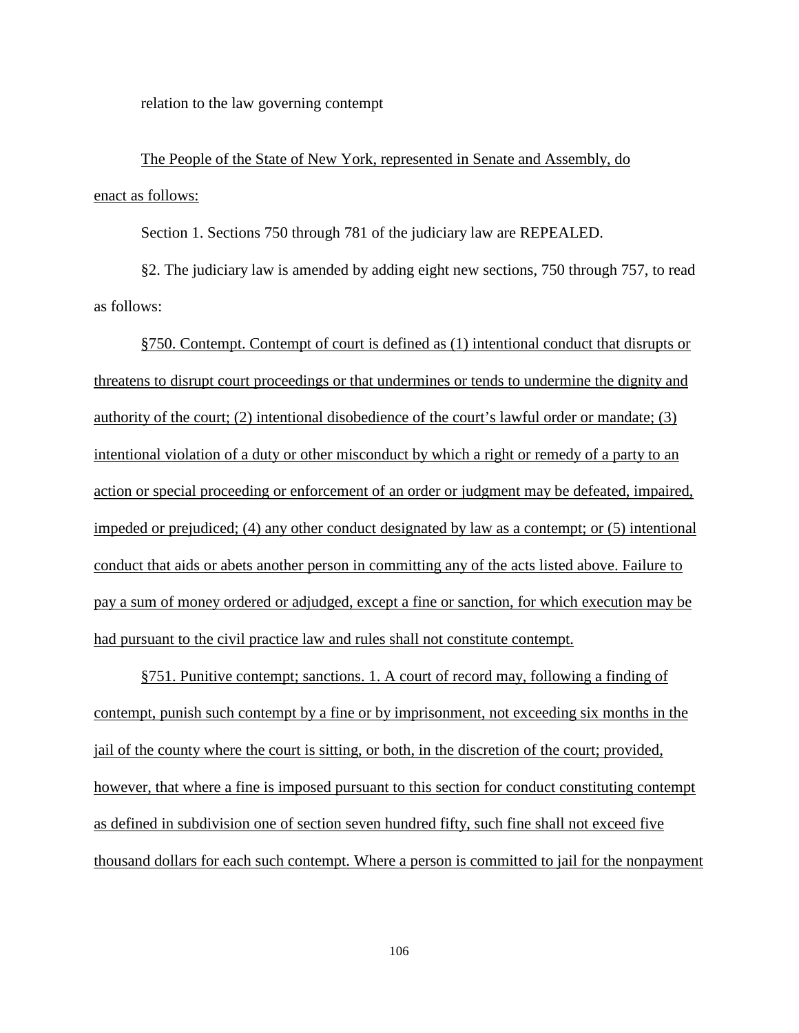relation to the law governing contempt

The People of the State of New York, represented in Senate and Assembly, do enact as follows:

Section 1. Sections 750 through 781 of the judiciary law are REPEALED.

§2. The judiciary law is amended by adding eight new sections, 750 through 757, to read as follows:

§750. Contempt. Contempt of court is defined as (1) intentional conduct that disrupts or threatens to disrupt court proceedings or that undermines or tends to undermine the dignity and authority of the court; (2) intentional disobedience of the court's lawful order or mandate; (3) intentional violation of a duty or other misconduct by which a right or remedy of a party to an action or special proceeding or enforcement of an order or judgment may be defeated, impaired, impeded or prejudiced; (4) any other conduct designated by law as a contempt; or (5) intentional conduct that aids or abets another person in committing any of the acts listed above. Failure to pay a sum of money ordered or adjudged, except a fine or sanction, for which execution may be had pursuant to the civil practice law and rules shall not constitute contempt.

§751. Punitive contempt; sanctions. 1. A court of record may, following a finding of contempt, punish such contempt by a fine or by imprisonment, not exceeding six months in the jail of the county where the court is sitting, or both, in the discretion of the court; provided, however, that where a fine is imposed pursuant to this section for conduct constituting contempt as defined in subdivision one of section seven hundred fifty, such fine shall not exceed five thousand dollars for each such contempt. Where a person is committed to jail for the nonpayment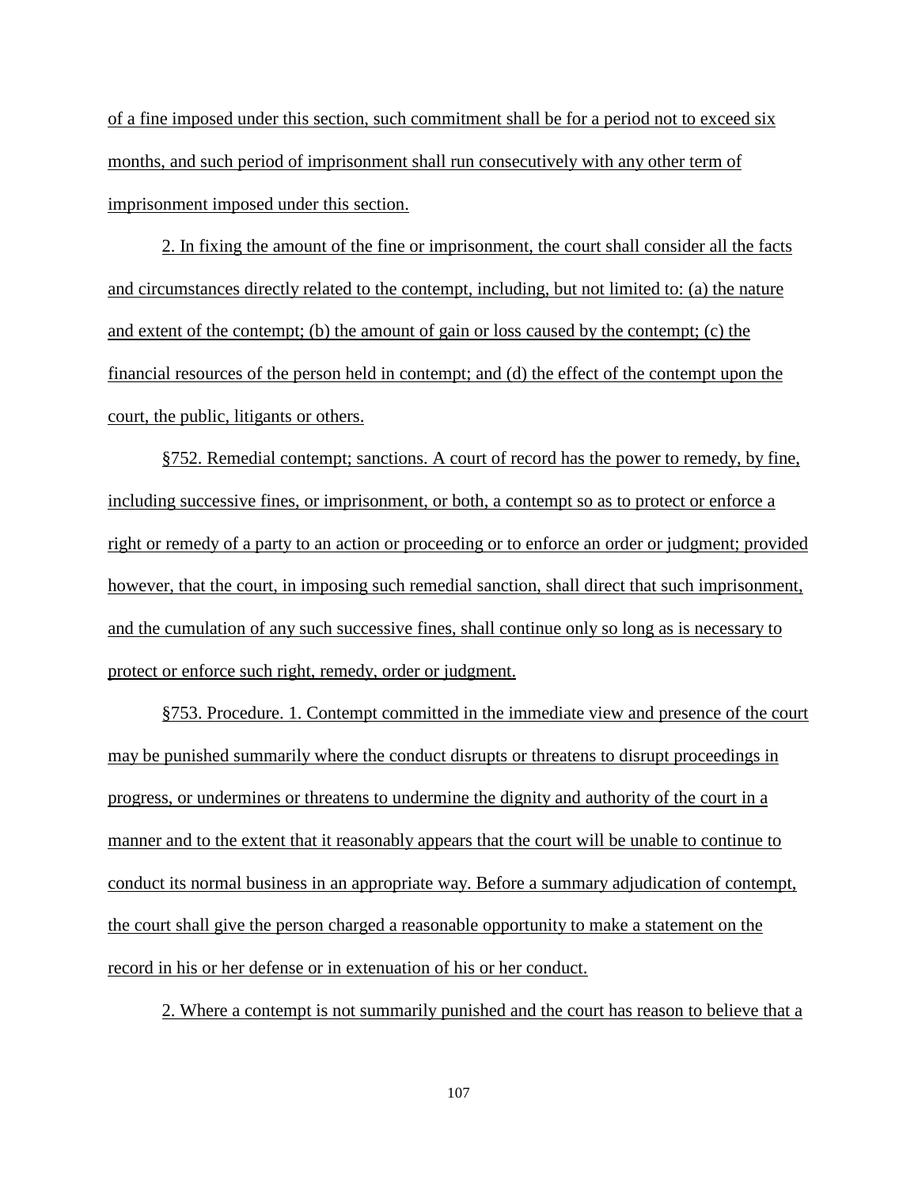of a fine imposed under this section, such commitment shall be for a period not to exceed six months, and such period of imprisonment shall run consecutively with any other term of imprisonment imposed under this section.

2. In fixing the amount of the fine or imprisonment, the court shall consider all the facts and circumstances directly related to the contempt, including, but not limited to: (a) the nature and extent of the contempt; (b) the amount of gain or loss caused by the contempt; (c) the financial resources of the person held in contempt; and (d) the effect of the contempt upon the court, the public, litigants or others.

§752. Remedial contempt; sanctions. A court of record has the power to remedy, by fine, including successive fines, or imprisonment, or both, a contempt so as to protect or enforce a right or remedy of a party to an action or proceeding or to enforce an order or judgment; provided however, that the court, in imposing such remedial sanction, shall direct that such imprisonment, and the cumulation of any such successive fines, shall continue only so long as is necessary to protect or enforce such right, remedy, order or judgment.

§753. Procedure. 1. Contempt committed in the immediate view and presence of the court may be punished summarily where the conduct disrupts or threatens to disrupt proceedings in progress, or undermines or threatens to undermine the dignity and authority of the court in a manner and to the extent that it reasonably appears that the court will be unable to continue to conduct its normal business in an appropriate way. Before a summary adjudication of contempt, the court shall give the person charged a reasonable opportunity to make a statement on the record in his or her defense or in extenuation of his or her conduct.

2. Where a contempt is not summarily punished and the court has reason to believe that a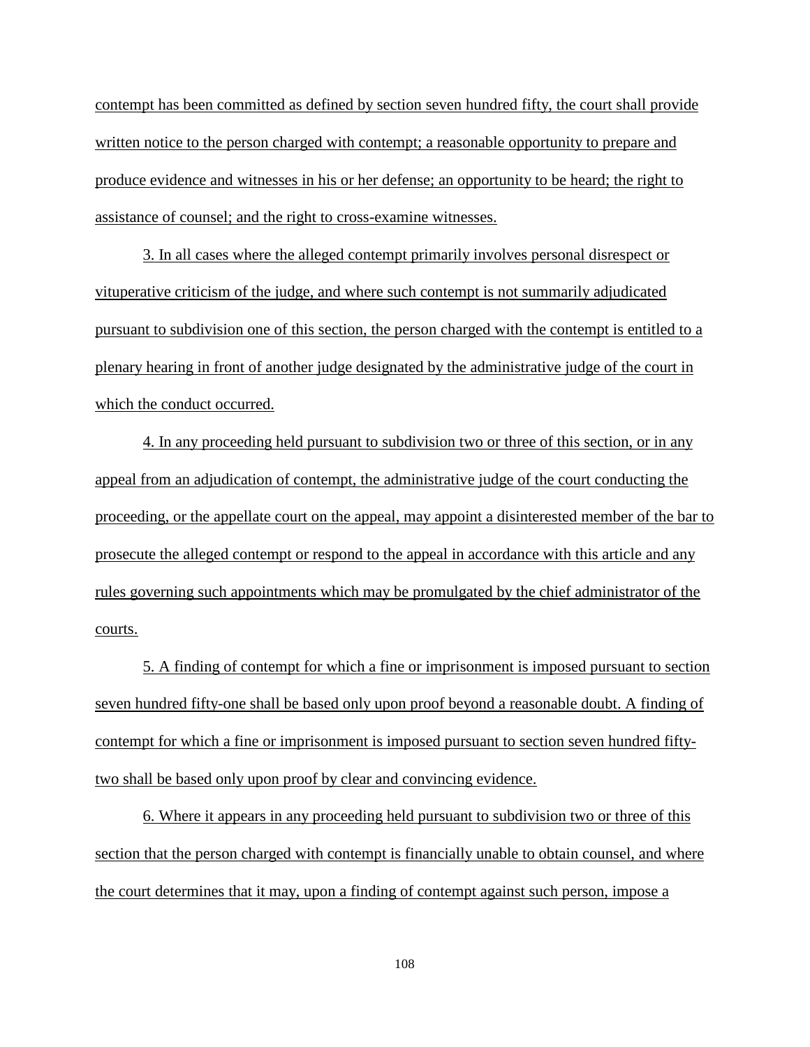contempt has been committed as defined by section seven hundred fifty, the court shall provide written notice to the person charged with contempt; a reasonable opportunity to prepare and produce evidence and witnesses in his or her defense; an opportunity to be heard; the right to assistance of counsel; and the right to cross-examine witnesses.

3. In all cases where the alleged contempt primarily involves personal disrespect or vituperative criticism of the judge, and where such contempt is not summarily adjudicated pursuant to subdivision one of this section, the person charged with the contempt is entitled to a plenary hearing in front of another judge designated by the administrative judge of the court in which the conduct occurred.

4. In any proceeding held pursuant to subdivision two or three of this section, or in any appeal from an adjudication of contempt, the administrative judge of the court conducting the proceeding, or the appellate court on the appeal, may appoint a disinterested member of the bar to prosecute the alleged contempt or respond to the appeal in accordance with this article and any rules governing such appointments which may be promulgated by the chief administrator of the courts.

5. A finding of contempt for which a fine or imprisonment is imposed pursuant to section seven hundred fifty-one shall be based only upon proof beyond a reasonable doubt. A finding of contempt for which a fine or imprisonment is imposed pursuant to section seven hundred fifty-two shall be based only upon proof by clear and convincing evidence.

6. Where it appears in any proceeding held pursuant to subdivision two or three of this section that the person charged with contempt is financially unable to obtain counsel, and where the court determines that it may, upon a finding of contempt against such person, impose a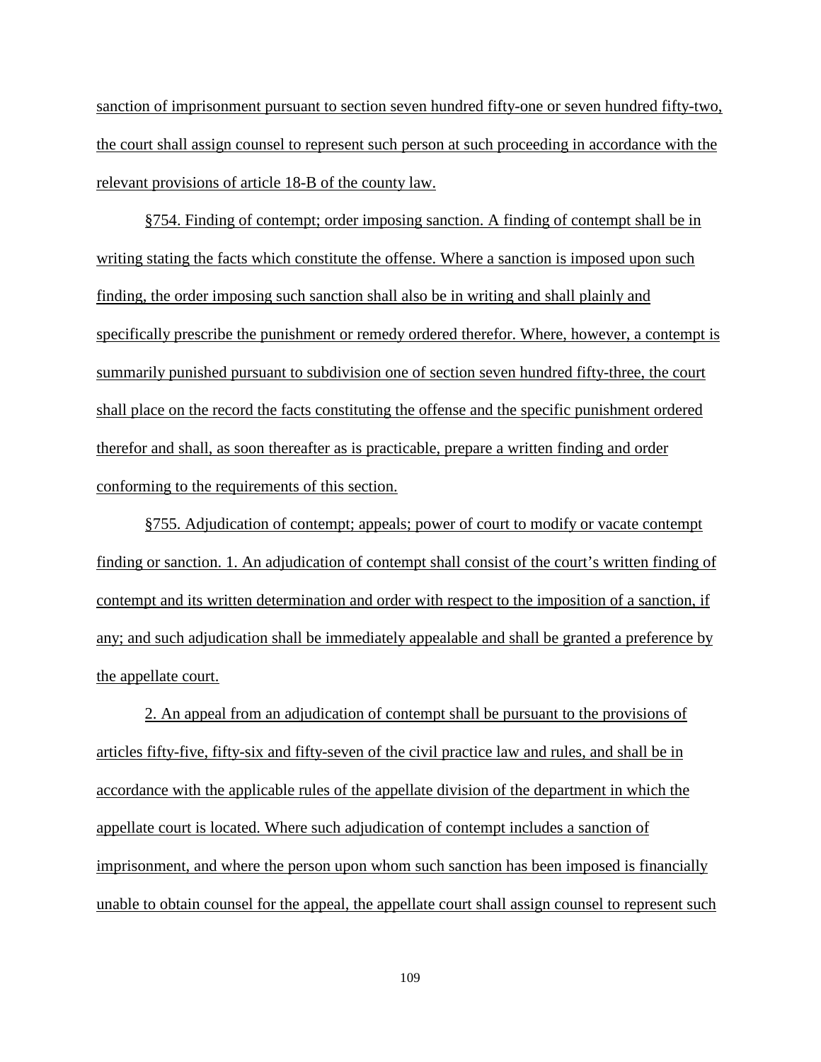sanction of imprisonment pursuant to section seven hundred fifty-one or seven hundred fifty-two, the court shall assign counsel to represent such person at such proceeding in accordance with the relevant provisions of article 18-B of the county law.

§754. Finding of contempt; order imposing sanction. A finding of contempt shall be in writing stating the facts which constitute the offense. Where a sanction is imposed upon such finding, the order imposing such sanction shall also be in writing and shall plainly and specifically prescribe the punishment or remedy ordered therefor. Where, however, a contempt is summarily punished pursuant to subdivision one of section seven hundred fifty-three, the court shall place on the record the facts constituting the offense and the specific punishment ordered therefor and shall, as soon thereafter as is practicable, prepare a written finding and order conforming to the requirements of this section.

§755. Adjudication of contempt; appeals; power of court to modify or vacate contempt finding or sanction. 1. An adjudication of contempt shall consist of the court's written finding of contempt and its written determination and order with respect to the imposition of a sanction, if any; and such adjudication shall be immediately appealable and shall be granted a preference by the appellate court.

2. An appeal from an adjudication of contempt shall be pursuant to the provisions of articles fifty-five, fifty-six and fifty-seven of the civil practice law and rules, and shall be in accordance with the applicable rules of the appellate division of the department in which the appellate court is located. Where such adjudication of contempt includes a sanction of imprisonment, and where the person upon whom such sanction has been imposed is financially unable to obtain counsel for the appeal, the appellate court shall assign counsel to represent such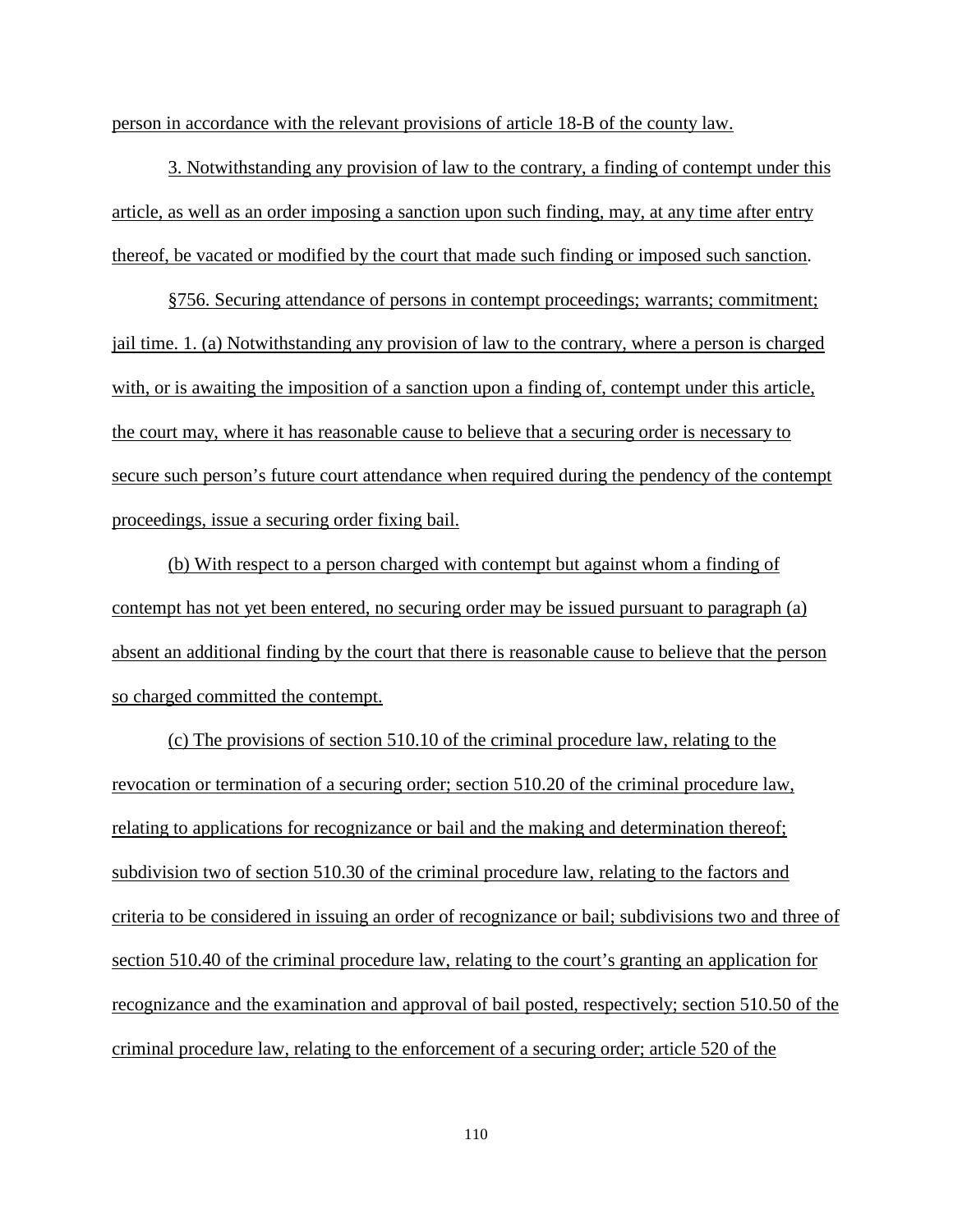person in accordance with the relevant provisions of article 18-B of the county law.

3. Notwithstanding any provision of law to the contrary, a finding of contempt under this article, as well as an order imposing a sanction upon such finding, may, at any time after entry thereof, be vacated or modified by the court that made such finding or imposed such sanction.

§756. Securing attendance of persons in contempt proceedings; warrants; commitment; jail time. 1. (a) Notwithstanding any provision of law to the contrary, where a person is charged with, or is awaiting the imposition of a sanction upon a finding of, contempt under this article, the court may, where it has reasonable cause to believe that a securing order is necessary to secure such person's future court attendance when required during the pendency of the contempt proceedings, issue a securing order fixing bail.

(b) With respect to a person charged with contempt but against whom a finding of contempt has not yet been entered, no securing order may be issued pursuant to paragraph (a) absent an additional finding by the court that there is reasonable cause to believe that the person so charged committed the contempt.

(c) The provisions of section 510.10 of the criminal procedure law, relating to the revocation or termination of a securing order; section 510.20 of the criminal procedure law, relating to applications for recognizance or bail and the making and determination thereof; subdivision two of section 510.30 of the criminal procedure law, relating to the factors and criteria to be considered in issuing an order of recognizance or bail; subdivisions two and three of section 510.40 of the criminal procedure law, relating to the court's granting an application for recognizance and the examination and approval of bail posted, respectively; section 510.50 of the criminal procedure law, relating to the enforcement of a securing order; article 520 of the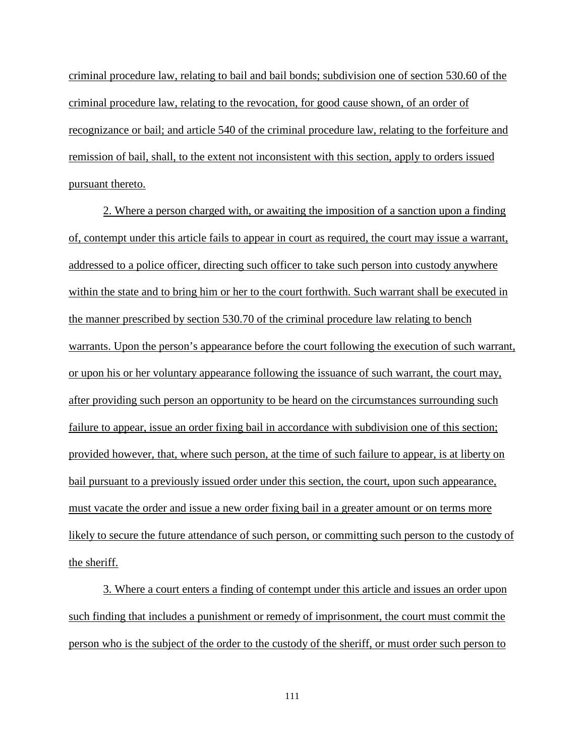criminal procedure law, relating to bail and bail bonds; subdivision one of section 530.60 of the criminal procedure law, relating to the revocation, for good cause shown, of an order of recognizance or bail; and article 540 of the criminal procedure law, relating to the forfeiture and remission of bail, shall, to the extent not inconsistent with this section, apply to orders issued pursuant thereto.

2. Where a person charged with, or awaiting the imposition of a sanction upon a finding of, contempt under this article fails to appear in court as required, the court may issue a warrant, addressed to a police officer, directing such officer to take such person into custody anywhere within the state and to bring him or her to the court forthwith. Such warrant shall be executed in the manner prescribed by section 530.70 of the criminal procedure law relating to bench warrants. Upon the person's appearance before the court following the execution of such warrant, or upon his or her voluntary appearance following the issuance of such warrant, the court may, after providing such person an opportunity to be heard on the circumstances surrounding such failure to appear, issue an order fixing bail in accordance with subdivision one of this section; provided however, that, where such person, at the time of such failure to appear, is at liberty on bail pursuant to a previously issued order under this section, the court, upon such appearance, must vacate the order and issue a new order fixing bail in a greater amount or on terms more likely to secure the future attendance of such person, or committing such person to the custody of the sheriff.

3. Where a court enters a finding of contempt under this article and issues an order upon such finding that includes a punishment or remedy of imprisonment, the court must commit the person who is the subject of the order to the custody of the sheriff, or must order such person to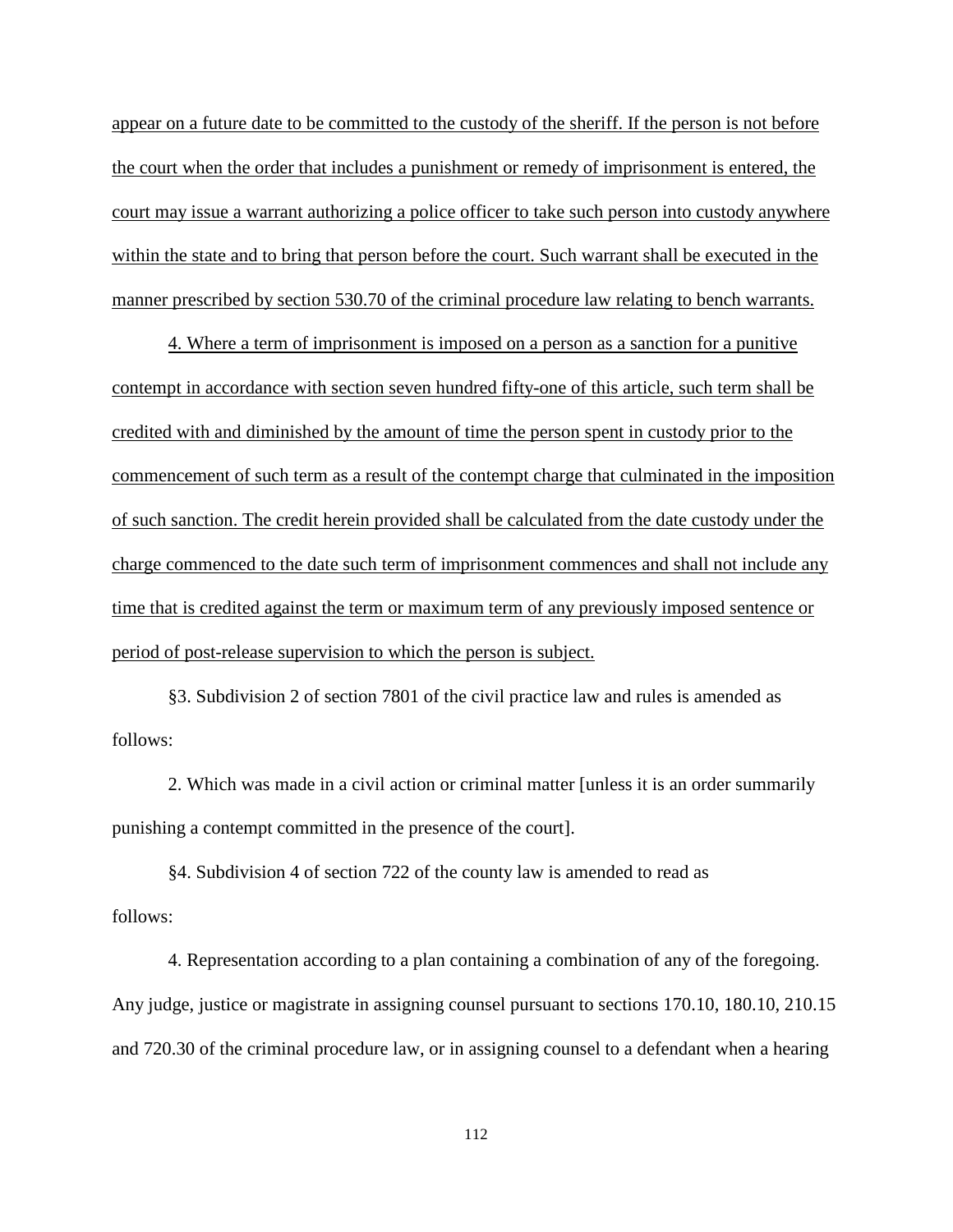<u>appear on a future date to be committed to the custody of the sheriff. If the person is not before the court when the order that includes a punishment or remedy of imprisonment is entered, the court may issue a warrant authorizing a police officer to take such person into custody anywhere within the state and to bring that person before the court. Such warrant shall be executed in the manner prescribed by section 530.70 of the criminal procedure law relating to bench warrants.</u>

<u>4. Where a term of imprisonment is imposed on a person as a sanction for a punitive contempt in accordance with section seven hundred fifty-one of this article, such term shall be credited with and diminished by the amount of time the person spent in custody prior to the commencement of such term as a result of the contempt charge that culminated in the imposition of such sanction. The credit herein provided shall be calculated from the date custody under the charge commenced to the date such term of imprisonment commences and shall not include any time that is credited against the term or maximum term of any previously imposed sentence or period of post-release supervision to which the person is subject.</u>

§3. Subdivision 2 of section 7801 of the civil practice law and rules is amended as follows:

2. Which was made in a civil action or criminal matter [unless it is an order summarily punishing a contempt committed in the presence of the court].

§4. Subdivision 4 of section 722 of the county law is amended to read as follows:

4. Representation according to a plan containing a combination of any of the foregoing. Any judge, justice or magistrate in assigning counsel pursuant to sections 170.10, 180.10, 210.15 and 720.30 of the criminal procedure law, or in assigning counsel to a defendant when a hearing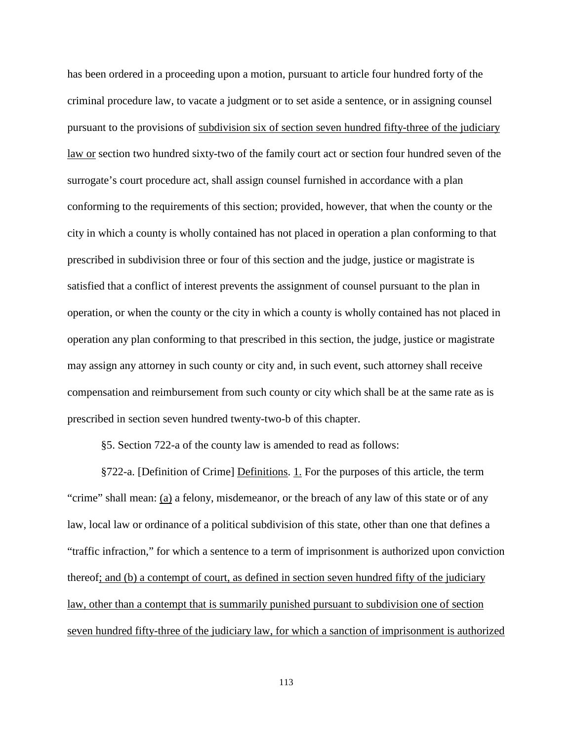has been ordered in a proceeding upon a motion, pursuant to article four hundred forty of the criminal procedure law, to vacate a judgment or to set aside a sentence, or in assigning counsel pursuant to the provisions of <u>subdivision six of section seven hundred fifty-three of the judiciary law or</u> section two hundred sixty-two of the family court act or section four hundred seven of the surrogate's court procedure act, shall assign counsel furnished in accordance with a plan conforming to the requirements of this section; provided, however, that when the county or the city in which a county is wholly contained has not placed in operation a plan conforming to that prescribed in subdivision three or four of this section and the judge, justice or magistrate is satisfied that a conflict of interest prevents the assignment of counsel pursuant to the plan in operation, or when the county or the city in which a county is wholly contained has not placed in operation any plan conforming to that prescribed in this section, the judge, justice or magistrate may assign any attorney in such county or city and, in such event, such attorney shall receive compensation and reimbursement from such county or city which shall be at the same rate as is prescribed in section seven hundred twenty-two-b of this chapter.

§5. Section 722-a of the county law is amended to read as follows:

§722-a. [Definition of Crime] <u>Definitions</u>. <u>1.</u> For the purposes of this article, the term "crime" shall mean: <u>(a)</u> a felony, misdemeanor, or the breach of any law of this state or of any law, local law or ordinance of a political subdivision of this state, other than one that defines a "traffic infraction," for which a sentence to a term of imprisonment is authorized upon conviction thereof<u>; and (b) a contempt of court, as defined in section seven hundred fifty of the judiciary law, other than a contempt that is summarily punished pursuant to subdivision one of section seven hundred fifty-three of the judiciary law, for which a sanction of imprisonment is authorized</u>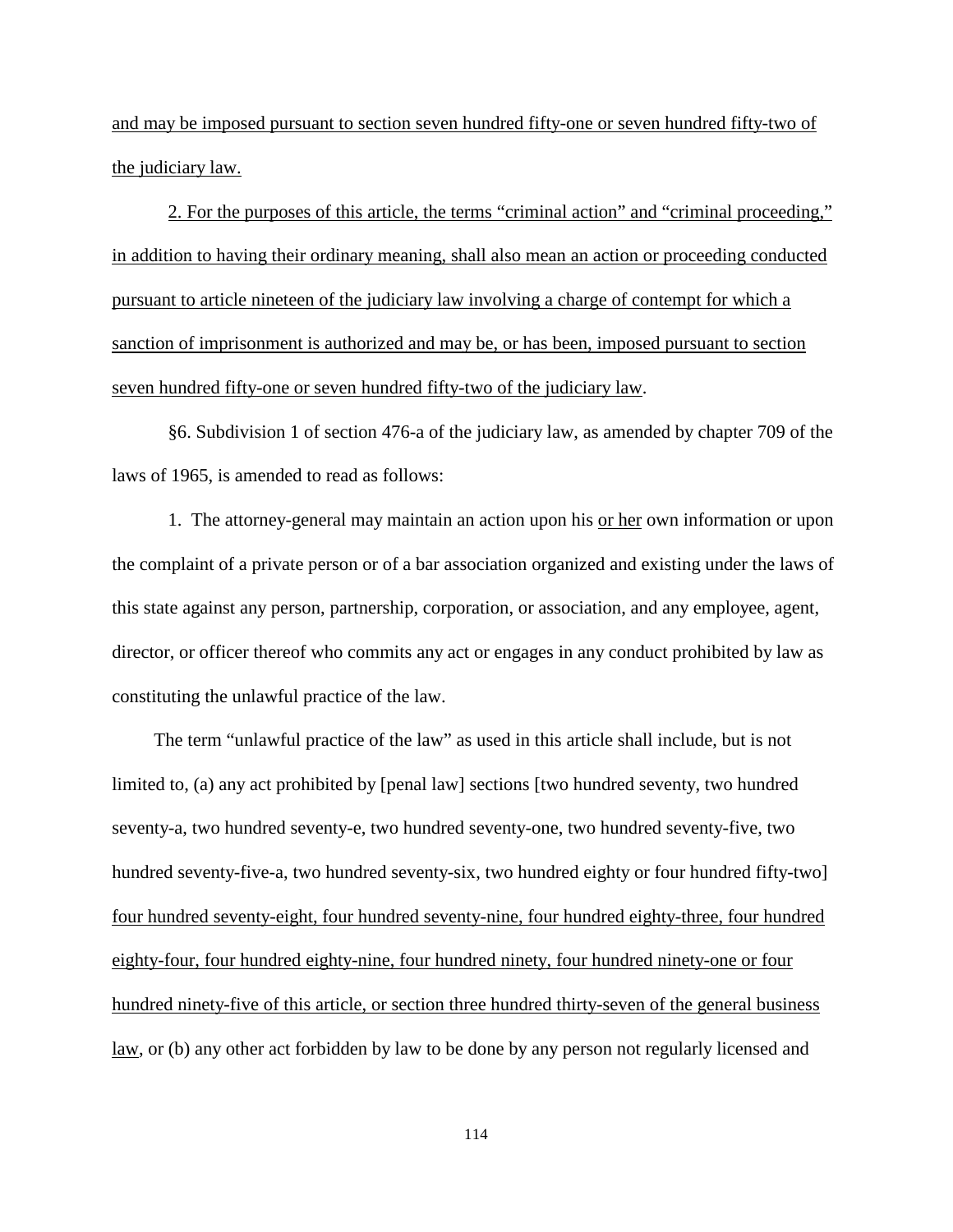and may be imposed pursuant to section seven hundred fifty-one or seven hundred fifty-two of the judiciary law.

2. For the purposes of this article, the terms “criminal action” and “criminal proceeding,” in addition to having their ordinary meaning, shall also mean an action or proceeding conducted pursuant to article nineteen of the judiciary law involving a charge of contempt for which a sanction of imprisonment is authorized and may be, or has been, imposed pursuant to section seven hundred fifty-one or seven hundred fifty-two of the judiciary law.

§6. Subdivision 1 of section 476-a of the judiciary law, as amended by chapter 709 of the laws of 1965, is amended to read as follows:

1. The attorney-general may maintain an action upon his or her own information or upon the complaint of a private person or of a bar association organized and existing under the laws of this state against any person, partnership, corporation, or association, and any employee, agent, director, or officer thereof who commits any act or engages in any conduct prohibited by law as constituting the unlawful practice of the law.

The term “unlawful practice of the law” as used in this article shall include, but is not limited to, (a) any act prohibited by [penal law] sections [two hundred seventy, two hundred seventy-a, two hundred seventy-e, two hundred seventy-one, two hundred seventy-five, two hundred seventy-five-a, two hundred seventy-six, two hundred eighty or four hundred fifty-two] four hundred seventy-eight, four hundred seventy-nine, four hundred eighty-three, four hundred eighty-four, four hundred eighty-nine, four hundred ninety, four hundred ninety-one or four hundred ninety-five of this article, or section three hundred thirty-seven of the general business law, or (b) any other act forbidden by law to be done by any person not regularly licensed and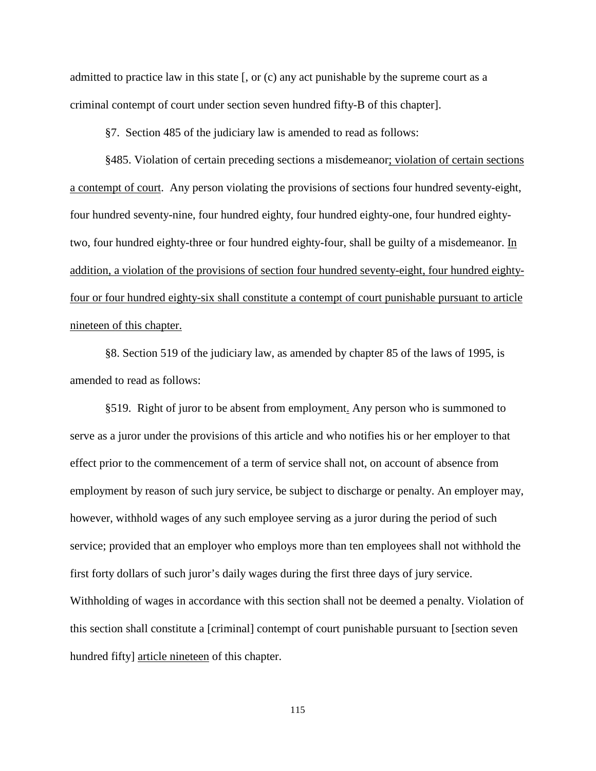admitted to practice law in this state [, or (c) any act punishable by the supreme court as a criminal contempt of court under section seven hundred fifty-B of this chapter].

§7. Section 485 of the judiciary law is amended to read as follows:

§485. Violation of certain preceding sections a misdemeanor<u>; violation of certain sections a contempt of court</u>. Any person violating the provisions of sections four hundred seventy-eight, four hundred seventy-nine, four hundred eighty, four hundred eighty-one, four hundred eighty-two, four hundred eighty-three or four hundred eighty-four, shall be guilty of a misdemeanor. <u>In addition, a violation of the provisions of section four hundred seventy-eight, four hundred eighty-four or four hundred eighty-six shall constitute a contempt of court punishable pursuant to article nineteen of this chapter.</u>

§8. Section 519 of the judiciary law, as amended by chapter 85 of the laws of 1995, is amended to read as follows:

§519. Right of juror to be absent from employment<u>.</u> Any person who is summoned to serve as a juror under the provisions of this article and who notifies his or her employer to that effect prior to the commencement of a term of service shall not, on account of absence from employment by reason of such jury service, be subject to discharge or penalty. An employer may, however, withhold wages of any such employee serving as a juror during the period of such service; provided that an employer who employs more than ten employees shall not withhold the first forty dollars of such juror's daily wages during the first three days of jury service. Withholding of wages in accordance with this section shall not be deemed a penalty. Violation of this section shall constitute a [criminal] contempt of court punishable pursuant to [section seven hundred fifty] <u>article nineteen</u> of this chapter.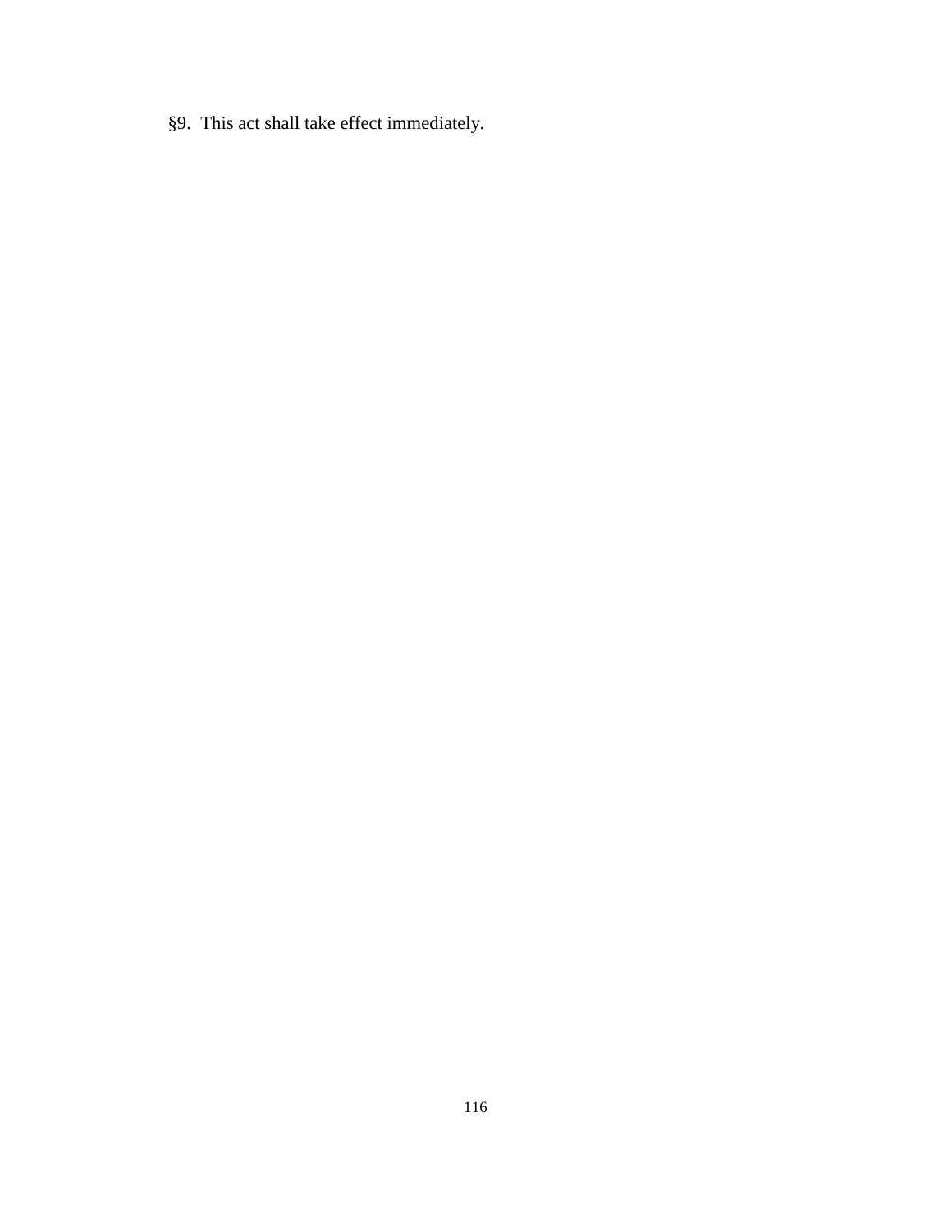§9. This act shall take effect immediately.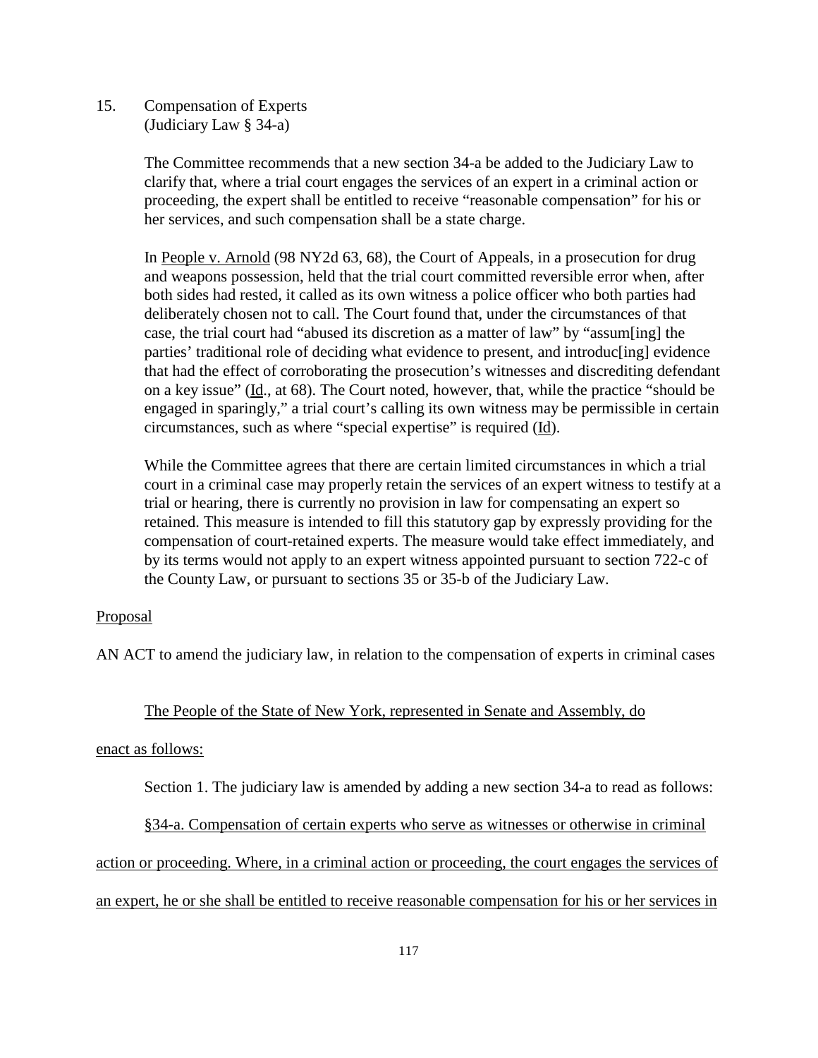15. Compensation of Experts
(Judiciary Law § 34-a)

The Committee recommends that a new section 34-a be added to the Judiciary Law to clarify that, where a trial court engages the services of an expert in a criminal action or proceeding, the expert shall be entitled to receive "reasonable compensation" for his or her services, and such compensation shall be a state charge.

In People v. Arnold (98 NY2d 63, 68), the Court of Appeals, in a prosecution for drug and weapons possession, held that the trial court committed reversible error when, after both sides had rested, it called as its own witness a police officer who both parties had deliberately chosen not to call. The Court found that, under the circumstances of that case, the trial court had "abused its discretion as a matter of law" by "assum[ing] the parties' traditional role of deciding what evidence to present, and introduc[ing] evidence that had the effect of corroborating the prosecution's witnesses and discrediting defendant on a key issue" (Id., at 68). The Court noted, however, that, while the practice "should be engaged in sparingly," a trial court's calling its own witness may be permissible in certain circumstances, such as where "special expertise" is required (Id).

While the Committee agrees that there are certain limited circumstances in which a trial court in a criminal case may properly retain the services of an expert witness to testify at a trial or hearing, there is currently no provision in law for compensating an expert so retained. This measure is intended to fill this statutory gap by expressly providing for the compensation of court-retained experts. The measure would take effect immediately, and by its terms would not apply to an expert witness appointed pursuant to section 722-c of the County Law, or pursuant to sections 35 or 35-b of the Judiciary Law.

Proposal

AN ACT to amend the judiciary law, in relation to the compensation of experts in criminal cases

The People of the State of New York, represented in Senate and Assembly, do enact as follows:

Section 1. The judiciary law is amended by adding a new section 34-a to read as follows:

§34-a. Compensation of certain experts who serve as witnesses or otherwise in criminal action or proceeding. Where, in a criminal action or proceeding, the court engages the services of an expert, he or she shall be entitled to receive reasonable compensation for his or her services in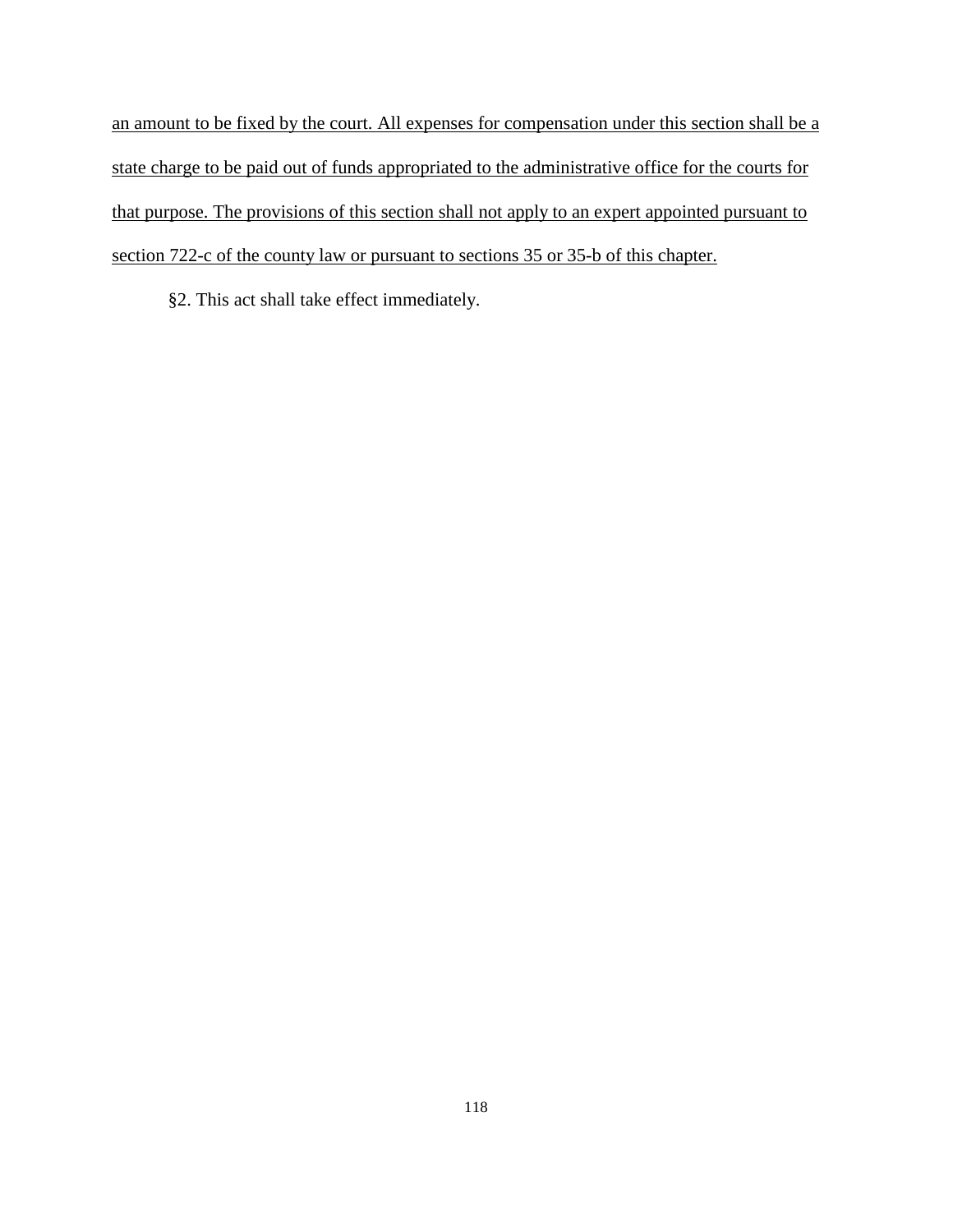<u>an amount to be fixed by the court. All expenses for compensation under this section shall be a state charge to be paid out of funds appropriated to the administrative office for the courts for that purpose. The provisions of this section shall not apply to an expert appointed pursuant to section 722-c of the county law or pursuant to sections 35 or 35-b of this chapter.</u>

§2. This act shall take effect immediately.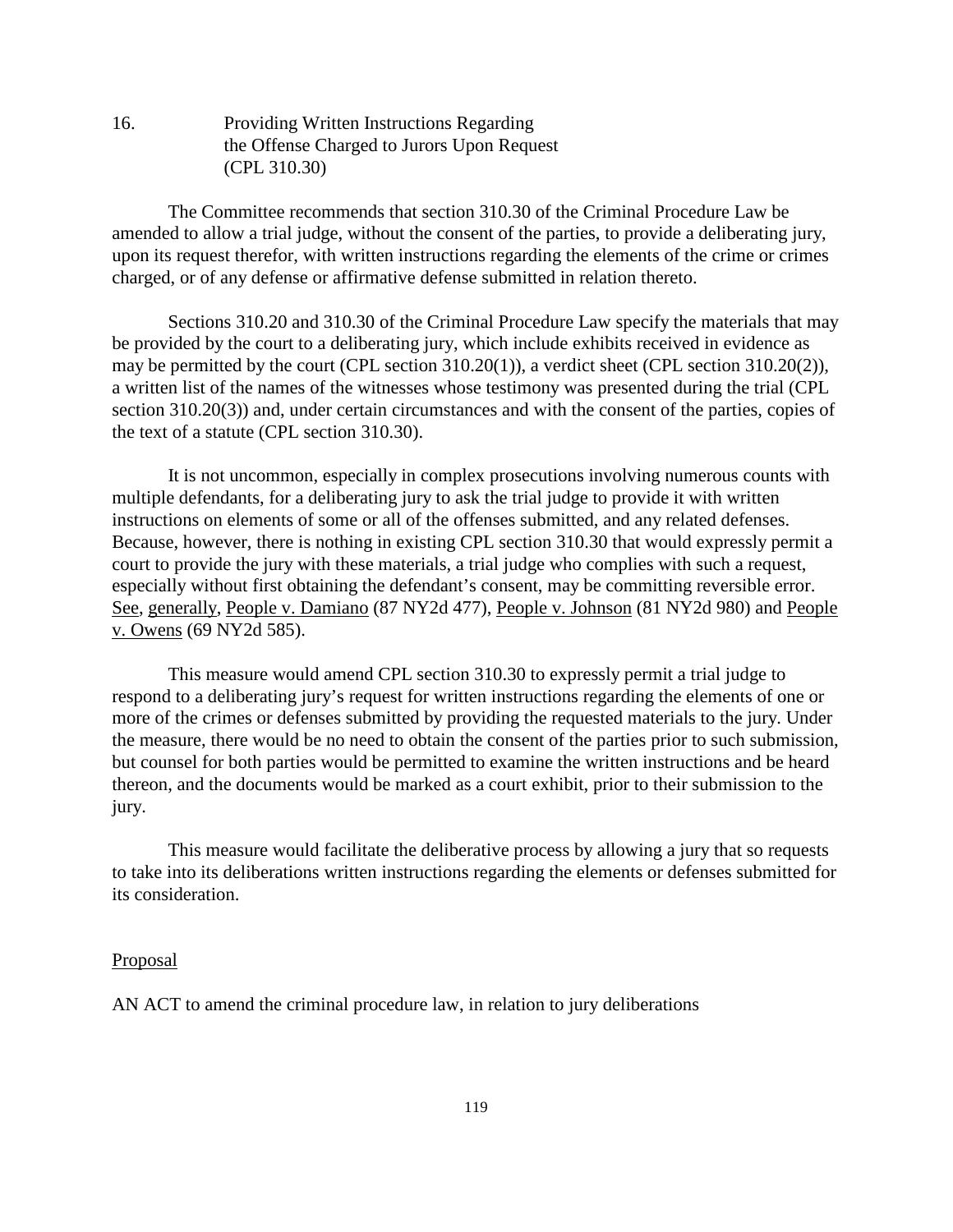## 16. Providing Written Instructions Regarding the Offense Charged to Jurors Upon Request (CPL 310.30)

The Committee recommends that section 310.30 of the Criminal Procedure Law be amended to allow a trial judge, without the consent of the parties, to provide a deliberating jury, upon its request therefor, with written instructions regarding the elements of the crime or crimes charged, or of any defense or affirmative defense submitted in relation thereto.

Sections 310.20 and 310.30 of the Criminal Procedure Law specify the materials that may be provided by the court to a deliberating jury, which include exhibits received in evidence as may be permitted by the court (CPL section 310.20(1)), a verdict sheet (CPL section 310.20(2)), a written list of the names of the witnesses whose testimony was presented during the trial (CPL section 310.20(3)) and, under certain circumstances and with the consent of the parties, copies of the text of a statute (CPL section 310.30).

It is not uncommon, especially in complex prosecutions involving numerous counts with multiple defendants, for a deliberating jury to ask the trial judge to provide it with written instructions on elements of some or all of the offenses submitted, and any related defenses. Because, however, there is nothing in existing CPL section 310.30 that would expressly permit a court to provide the jury with these materials, a trial judge who complies with such a request, especially without first obtaining the defendant's consent, may be committing reversible error. See, generally, People v. Damiano (87 NY2d 477), People v. Johnson (81 NY2d 980) and People v. Owens (69 NY2d 585).

This measure would amend CPL section 310.30 to expressly permit a trial judge to respond to a deliberating jury's request for written instructions regarding the elements of one or more of the crimes or defenses submitted by providing the requested materials to the jury. Under the measure, there would be no need to obtain the consent of the parties prior to such submission, but counsel for both parties would be permitted to examine the written instructions and be heard thereon, and the documents would be marked as a court exhibit, prior to their submission to the jury.

This measure would facilitate the deliberative process by allowing a jury that so requests to take into its deliberations written instructions regarding the elements or defenses submitted for its consideration.

### Proposal

AN ACT to amend the criminal procedure law, in relation to jury deliberations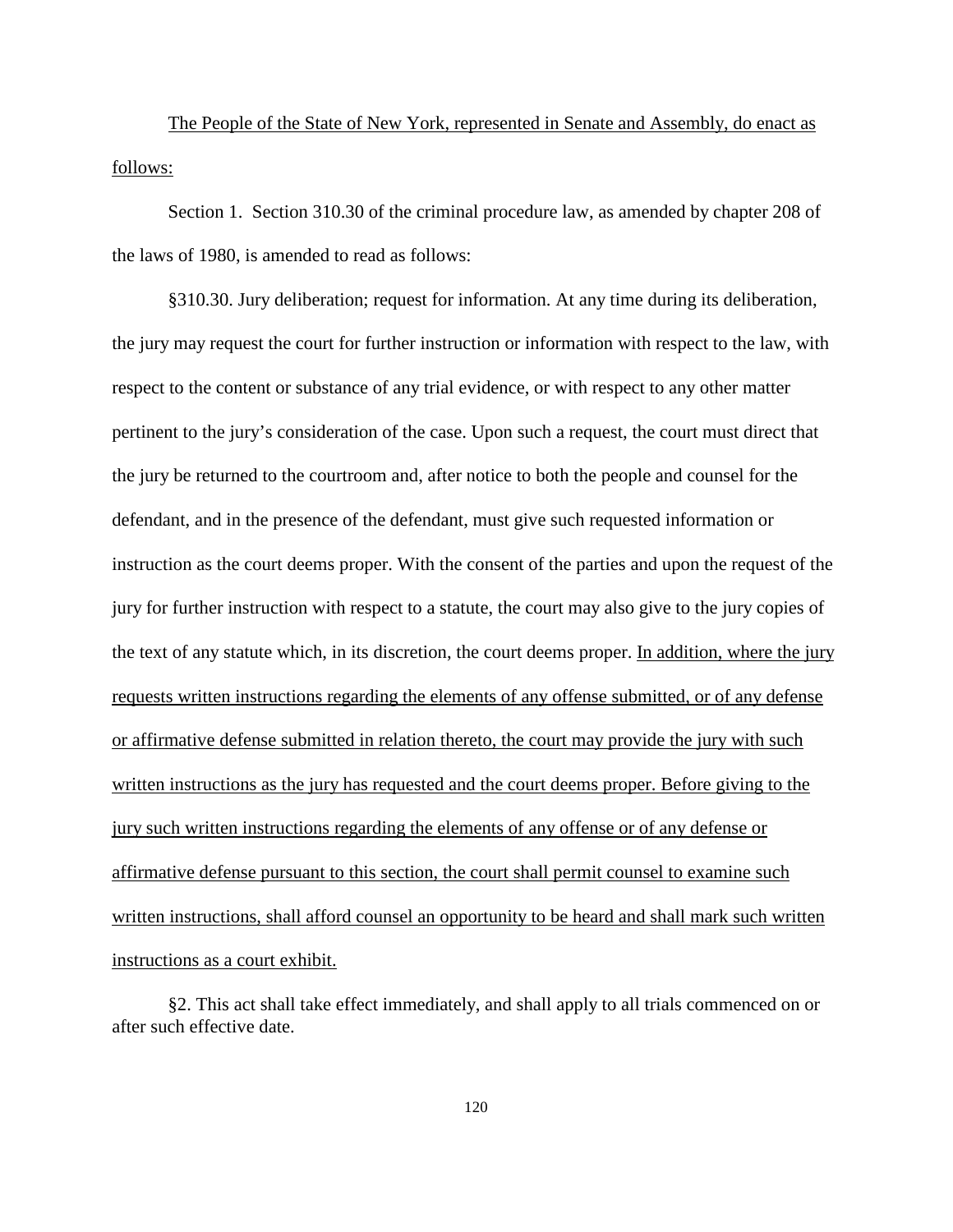<u>The People of the State of New York, represented in Senate and Assembly, do enact as follows:</u>

Section 1. Section 310.30 of the criminal procedure law, as amended by chapter 208 of the laws of 1980, is amended to read as follows:

§310.30. Jury deliberation; request for information. At any time during its deliberation, the jury may request the court for further instruction or information with respect to the law, with respect to the content or substance of any trial evidence, or with respect to any other matter pertinent to the jury's consideration of the case. Upon such a request, the court must direct that the jury be returned to the courtroom and, after notice to both the people and counsel for the defendant, and in the presence of the defendant, must give such requested information or instruction as the court deems proper. With the consent of the parties and upon the request of the jury for further instruction with respect to a statute, the court may also give to the jury copies of the text of any statute which, in its discretion, the court deems proper. <u>In addition, where the jury requests written instructions regarding the elements of any offense submitted, or of any defense or affirmative defense submitted in relation thereto, the court may provide the jury with such written instructions as the jury has requested and the court deems proper. Before giving to the jury such written instructions regarding the elements of any offense or of any defense or affirmative defense pursuant to this section, the court shall permit counsel to examine such written instructions, shall afford counsel an opportunity to be heard and shall mark such written instructions as a court exhibit.</u>

§2. This act shall take effect immediately, and shall apply to all trials commenced on or after such effective date.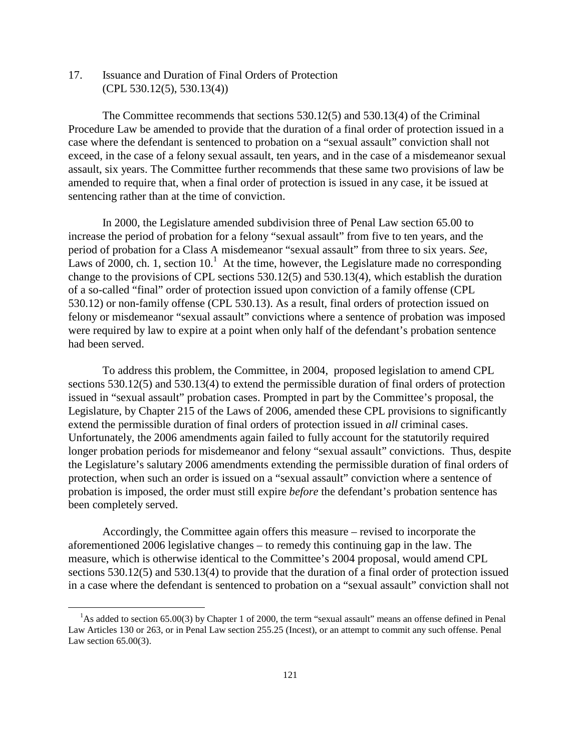## 17. Issuance and Duration of Final Orders of Protection (CPL 530.12(5), 530.13(4))

The Committee recommends that sections 530.12(5) and 530.13(4) of the Criminal Procedure Law be amended to provide that the duration of a final order of protection issued in a case where the defendant is sentenced to probation on a "sexual assault" conviction shall not exceed, in the case of a felony sexual assault, ten years, and in the case of a misdemeanor sexual assault, six years. The Committee further recommends that these same two provisions of law be amended to require that, when a final order of protection is issued in any case, it be issued at sentencing rather than at the time of conviction.

In 2000, the Legislature amended subdivision three of Penal Law section 65.00 to increase the period of probation for a felony "sexual assault" from five to ten years, and the period of probation for a Class A misdemeanor "sexual assault" from three to six years. *See*, Laws of 2000, ch. 1, section 10.[1] At the time, however, the Legislature made no corresponding change to the provisions of CPL sections 530.12(5) and 530.13(4), which establish the duration of a so-called "final" order of protection issued upon conviction of a family offense (CPL 530.12) or non-family offense (CPL 530.13). As a result, final orders of protection issued on felony or misdemeanor "sexual assault" convictions where a sentence of probation was imposed were required by law to expire at a point when only half of the defendant's probation sentence had been served.

To address this problem, the Committee, in 2004, proposed legislation to amend CPL sections 530.12(5) and 530.13(4) to extend the permissible duration of final orders of protection issued in "sexual assault" probation cases. Prompted in part by the Committee's proposal, the Legislature, by Chapter 215 of the Laws of 2006, amended these CPL provisions to significantly extend the permissible duration of final orders of protection issued in *all* criminal cases. Unfortunately, the 2006 amendments again failed to fully account for the statutorily required longer probation periods for misdemeanor and felony "sexual assault" convictions. Thus, despite the Legislature's salutary 2006 amendments extending the permissible duration of final orders of protection, when such an order is issued on a "sexual assault" conviction where a sentence of probation is imposed, the order must still expire *before* the defendant's probation sentence has been completely served.

Accordingly, the Committee again offers this measure – revised to incorporate the aforementioned 2006 legislative changes – to remedy this continuing gap in the law. The measure, which is otherwise identical to the Committee's 2004 proposal, would amend CPL sections 530.12(5) and 530.13(4) to provide that the duration of a final order of protection issued in a case where the defendant is sentenced to probation on a "sexual assault" conviction shall not

---

[1] As added to section 65.00(3) by Chapter 1 of 2000, the term "sexual assault" means an offense defined in Penal Law Articles 130 or 263, or in Penal Law section 255.25 (Incest), or an attempt to commit any such offense. Penal Law section 65.00(3).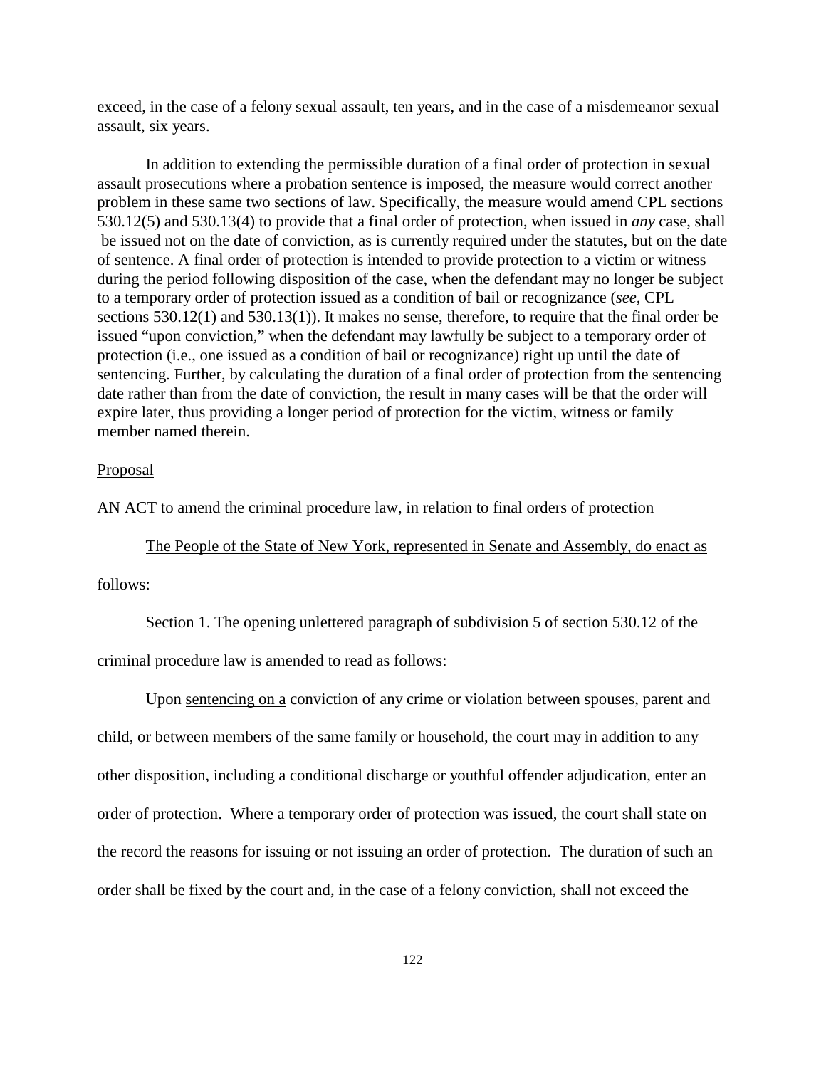exceed, in the case of a felony sexual assault, ten years, and in the case of a misdemeanor sexual assault, six years.

In addition to extending the permissible duration of a final order of protection in sexual assault prosecutions where a probation sentence is imposed, the measure would correct another problem in these same two sections of law. Specifically, the measure would amend CPL sections 530.12(5) and 530.13(4) to provide that a final order of protection, when issued in *any* case, shall be issued not on the date of conviction, as is currently required under the statutes, but on the date of sentence. A final order of protection is intended to provide protection to a victim or witness during the period following disposition of the case, when the defendant may no longer be subject to a temporary order of protection issued as a condition of bail or recognizance (*see,* CPL sections 530.12(1) and 530.13(1)). It makes no sense, therefore, to require that the final order be issued "upon conviction," when the defendant may lawfully be subject to a temporary order of protection (i.e., one issued as a condition of bail or recognizance) right up until the date of sentencing. Further, by calculating the duration of a final order of protection from the sentencing date rather than from the date of conviction, the result in many cases will be that the order will expire later, thus providing a longer period of protection for the victim, witness or family member named therein.

<u>Proposal</u>

AN ACT to amend the criminal procedure law, in relation to final orders of protection

<u>The People of the State of New York, represented in Senate and Assembly, do enact as follows:</u>

Section 1. The opening unlettered paragraph of subdivision 5 of section 530.12 of the criminal procedure law is amended to read as follows:

Upon <u>sentencing on a</u> conviction of any crime or violation between spouses, parent and child, or between members of the same family or household, the court may in addition to any other disposition, including a conditional discharge or youthful offender adjudication, enter an order of protection. Where a temporary order of protection was issued, the court shall state on the record the reasons for issuing or not issuing an order of protection. The duration of such an order shall be fixed by the court and, in the case of a felony conviction, shall not exceed the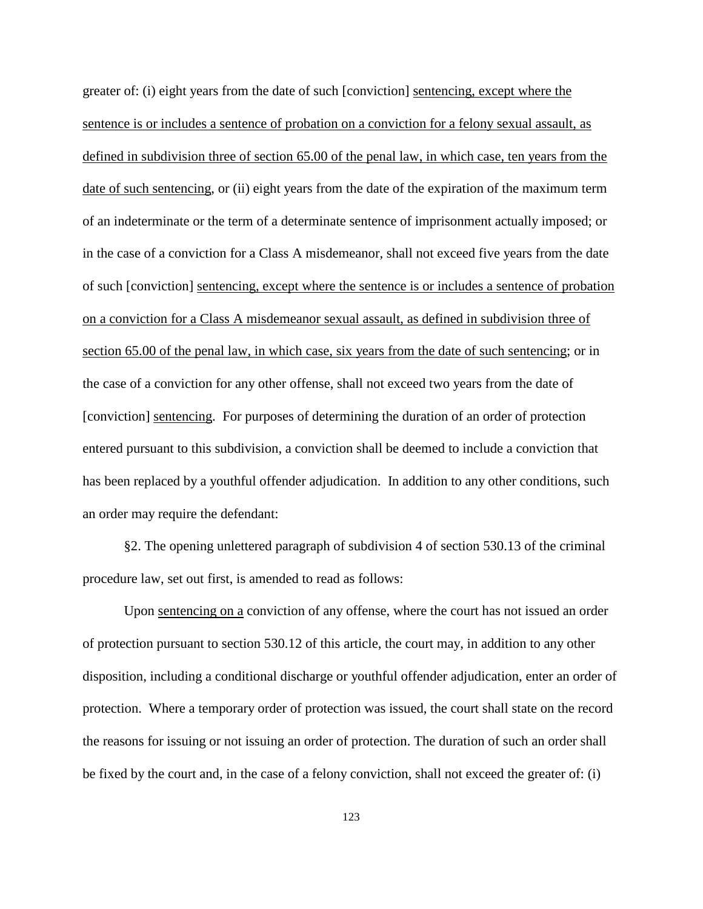greater of: (i) eight years from the date of such [conviction] <u>sentencing, except where the sentence is or includes a sentence of probation on a conviction for a felony sexual assault, as defined in subdivision three of section 65.00 of the penal law, in which case, ten years from the date of such sentencing</u>, or (ii) eight years from the date of the expiration of the maximum term of an indeterminate or the term of a determinate sentence of imprisonment actually imposed; or in the case of a conviction for a Class A misdemeanor, shall not exceed five years from the date of such [conviction] <u>sentencing, except where the sentence is or includes a sentence of probation on a conviction for a Class A misdemeanor sexual assault, as defined in subdivision three of section 65.00 of the penal law, in which case, six years from the date of such sentencing</u>; or in the case of a conviction for any other offense, shall not exceed two years from the date of [conviction] <u>sentencing</u>. For purposes of determining the duration of an order of protection entered pursuant to this subdivision, a conviction shall be deemed to include a conviction that has been replaced by a youthful offender adjudication. In addition to any other conditions, such an order may require the defendant:

§2. The opening unlettered paragraph of subdivision 4 of section 530.13 of the criminal procedure law, set out first, is amended to read as follows:

Upon <u>sentencing on a</u> conviction of any offense, where the court has not issued an order of protection pursuant to section 530.12 of this article, the court may, in addition to any other disposition, including a conditional discharge or youthful offender adjudication, enter an order of protection. Where a temporary order of protection was issued, the court shall state on the record the reasons for issuing or not issuing an order of protection. The duration of such an order shall be fixed by the court and, in the case of a felony conviction, shall not exceed the greater of: (i)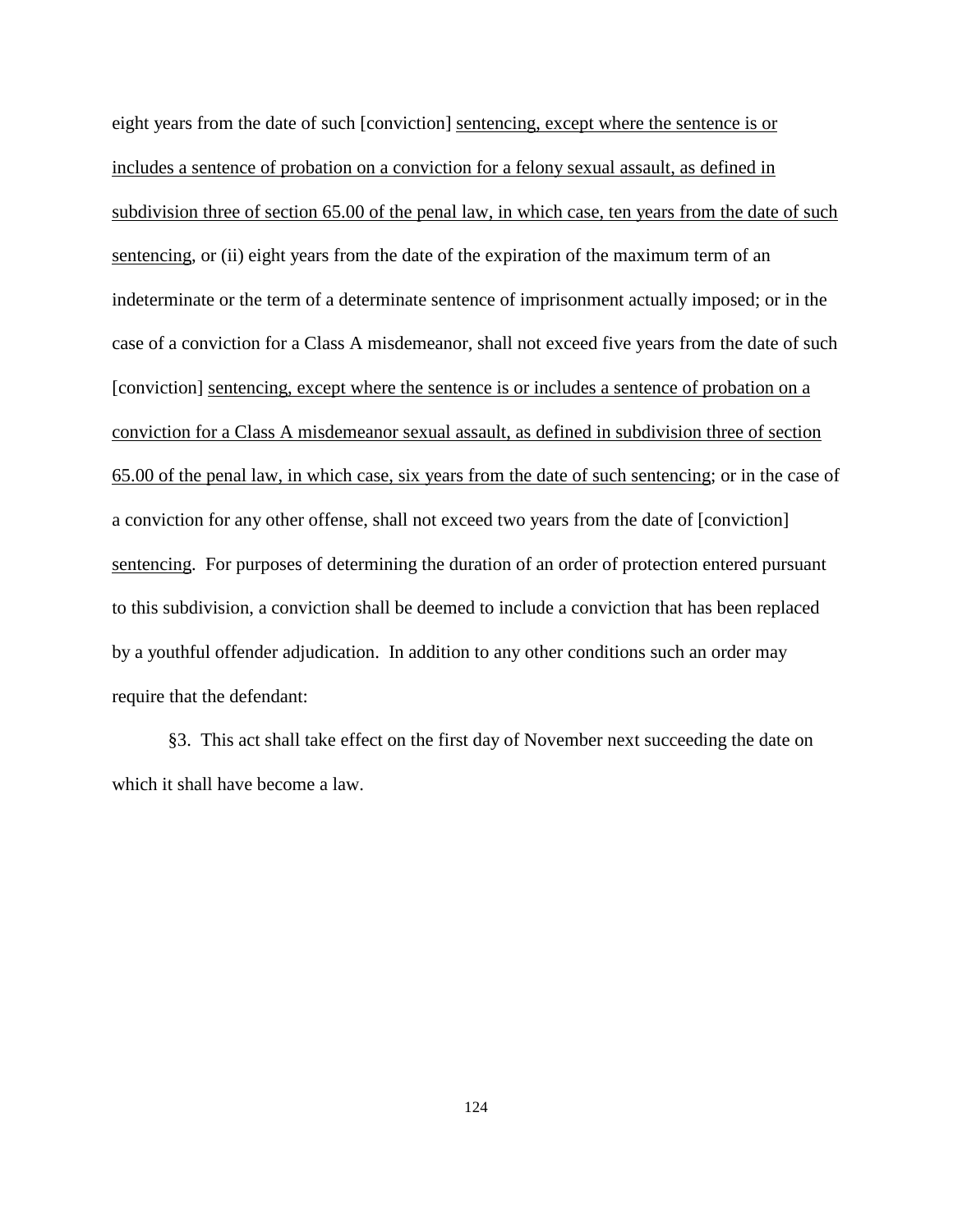eight years from the date of such [conviction] <u>sentencing, except where the sentence is or includes a sentence of probation on a conviction for a felony sexual assault, as defined in subdivision three of section 65.00 of the penal law, in which case, ten years from the date of such sentencing</u>, or (ii) eight years from the date of the expiration of the maximum term of an indeterminate or the term of a determinate sentence of imprisonment actually imposed; or in the case of a conviction for a Class A misdemeanor, shall not exceed five years from the date of such [conviction] <u>sentencing, except where the sentence is or includes a sentence of probation on a conviction for a Class A misdemeanor sexual assault, as defined in subdivision three of section 65.00 of the penal law, in which case, six years from the date of such sentencing</u>; or in the case of a conviction for any other offense, shall not exceed two years from the date of [conviction] <u>sentencing</u>. For purposes of determining the duration of an order of protection entered pursuant to this subdivision, a conviction shall be deemed to include a conviction that has been replaced by a youthful offender adjudication. In addition to any other conditions such an order may require that the defendant:

§3. This act shall take effect on the first day of November next succeeding the date on which it shall have become a law.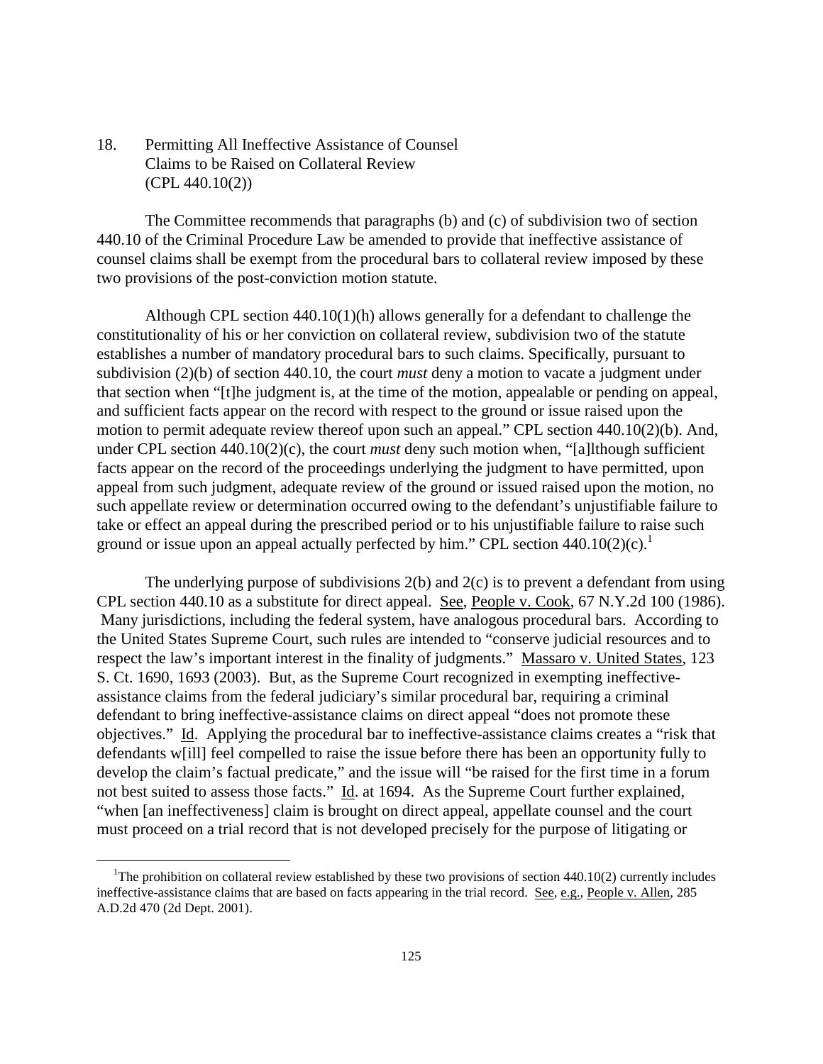18. Permitting All Ineffective Assistance of Counsel Claims to be Raised on Collateral Review (CPL 440.10(2))

The Committee recommends that paragraphs (b) and (c) of subdivision two of section 440.10 of the Criminal Procedure Law be amended to provide that ineffective assistance of counsel claims shall be exempt from the procedural bars to collateral review imposed by these two provisions of the post-conviction motion statute.

Although CPL section 440.10(1)(h) allows generally for a defendant to challenge the constitutionality of his or her conviction on collateral review, subdivision two of the statute establishes a number of mandatory procedural bars to such claims. Specifically, pursuant to subdivision (2)(b) of section 440.10, the court *must* deny a motion to vacate a judgment under that section when "[t]he judgment is, at the time of the motion, appealable or pending on appeal, and sufficient facts appear on the record with respect to the ground or issue raised upon the motion to permit adequate review thereof upon such an appeal." CPL section 440.10(2)(b). And, under CPL section 440.10(2)(c), the court *must* deny such motion when, "[a]lthough sufficient facts appear on the record of the proceedings underlying the judgment to have permitted, upon appeal from such judgment, adequate review of the ground or issued raised upon the motion, no such appellate review or determination occurred owing to the defendant's unjustifiable failure to take or effect an appeal during the prescribed period or to his unjustifiable failure to raise such ground or issue upon an appeal actually perfected by him." CPL section 440.10(2)(c).[1]

The underlying purpose of subdivisions 2(b) and 2(c) is to prevent a defendant from using CPL section 440.10 as a substitute for direct appeal. See, People v. Cook, 67 N.Y.2d 100 (1986). Many jurisdictions, including the federal system, have analogous procedural bars. According to the United States Supreme Court, such rules are intended to "conserve judicial resources and to respect the law's important interest in the finality of judgments." Massaro v. United States, 123 S. Ct. 1690, 1693 (2003). But, as the Supreme Court recognized in exempting ineffective-assistance claims from the federal judiciary's similar procedural bar, requiring a criminal defendant to bring ineffective-assistance claims on direct appeal "does not promote these objectives." Id. Applying the procedural bar to ineffective-assistance claims creates a "risk that defendants w[ill] feel compelled to raise the issue before there has been an opportunity fully to develop the claim's factual predicate," and the issue will "be raised for the first time in a forum not best suited to assess those facts." Id. at 1694. As the Supreme Court further explained, "when [an ineffectiveness] claim is brought on direct appeal, appellate counsel and the court must proceed on a trial record that is not developed precisely for the purpose of litigating or

[1] The prohibition on collateral review established by these two provisions of section 440.10(2) currently includes ineffective-assistance claims that are based on facts appearing in the trial record. See, e.g., People v. Allen, 285 A.D.2d 470 (2d Dept. 2001).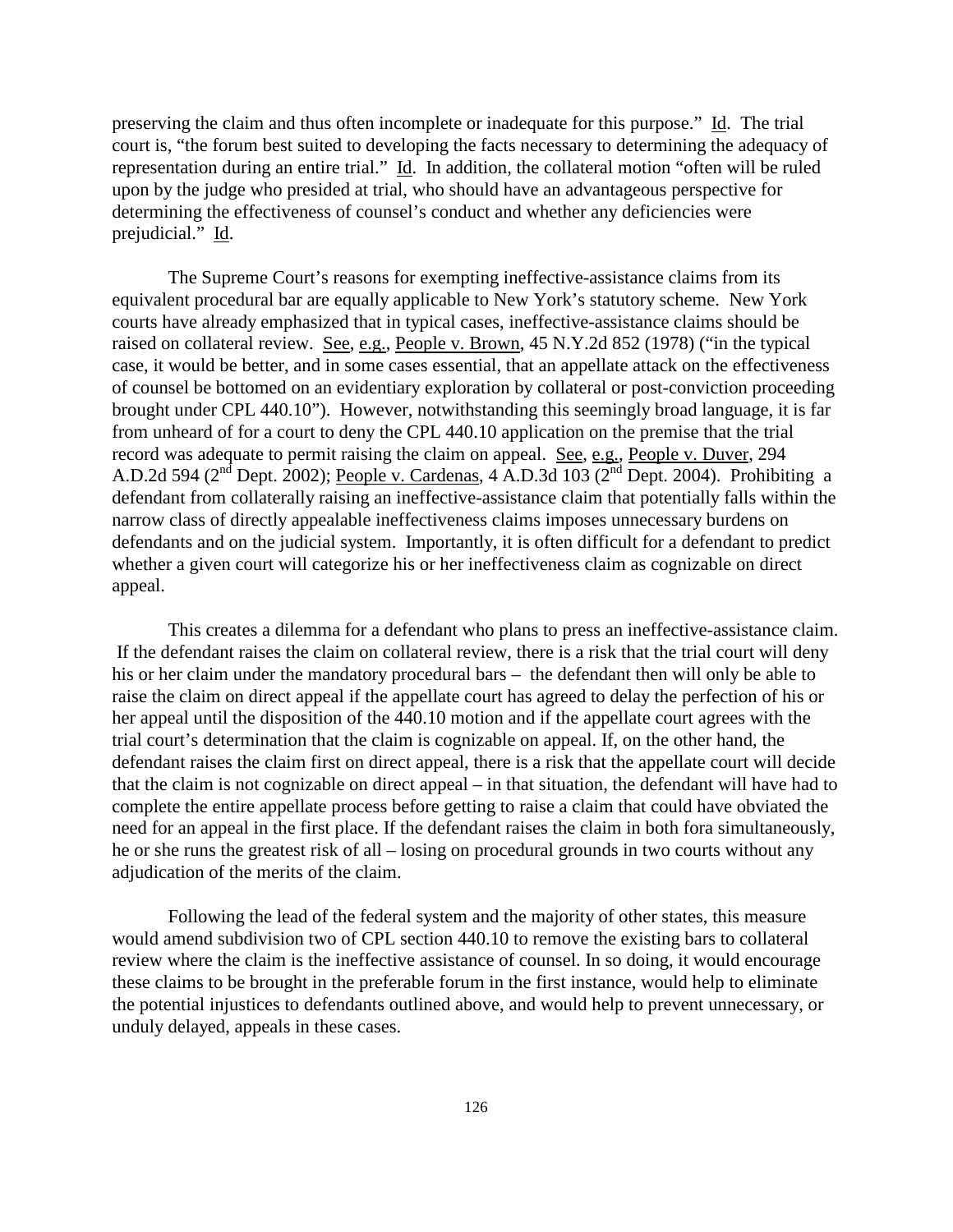preserving the claim and thus often incomplete or inadequate for this purpose." Id. The trial court is, "the forum best suited to developing the facts necessary to determining the adequacy of representation during an entire trial." Id. In addition, the collateral motion "often will be ruled upon by the judge who presided at trial, who should have an advantageous perspective for determining the effectiveness of counsel's conduct and whether any deficiencies were prejudicial." Id.

The Supreme Court's reasons for exempting ineffective-assistance claims from its equivalent procedural bar are equally applicable to New York's statutory scheme. New York courts have already emphasized that in typical cases, ineffective-assistance claims should be raised on collateral review. See, e.g., People v. Brown, 45 N.Y.2d 852 (1978) ("in the typical case, it would be better, and in some cases essential, that an appellate attack on the effectiveness of counsel be bottomed on an evidentiary exploration by collateral or post-conviction proceeding brought under CPL 440.10"). However, notwithstanding this seemingly broad language, it is far from unheard of for a court to deny the CPL 440.10 application on the premise that the trial record was adequate to permit raising the claim on appeal. See, e.g., People v. Duver, 294 A.D.2d 594 (2nd Dept. 2002); People v. Cardenas, 4 A.D.3d 103 (2nd Dept. 2004). Prohibiting a defendant from collaterally raising an ineffective-assistance claim that potentially falls within the narrow class of directly appealable ineffectiveness claims imposes unnecessary burdens on defendants and on the judicial system. Importantly, it is often difficult for a defendant to predict whether a given court will categorize his or her ineffectiveness claim as cognizable on direct appeal.

This creates a dilemma for a defendant who plans to press an ineffective-assistance claim. If the defendant raises the claim on collateral review, there is a risk that the trial court will deny his or her claim under the mandatory procedural bars – the defendant then will only be able to raise the claim on direct appeal if the appellate court has agreed to delay the perfection of his or her appeal until the disposition of the 440.10 motion and if the appellate court agrees with the trial court's determination that the claim is cognizable on appeal. If, on the other hand, the defendant raises the claim first on direct appeal, there is a risk that the appellate court will decide that the claim is not cognizable on direct appeal – in that situation, the defendant will have had to complete the entire appellate process before getting to raise a claim that could have obviated the need for an appeal in the first place. If the defendant raises the claim in both fora simultaneously, he or she runs the greatest risk of all – losing on procedural grounds in two courts without any adjudication of the merits of the claim.

Following the lead of the federal system and the majority of other states, this measure would amend subdivision two of CPL section 440.10 to remove the existing bars to collateral review where the claim is the ineffective assistance of counsel. In so doing, it would encourage these claims to be brought in the preferable forum in the first instance, would help to eliminate the potential injustices to defendants outlined above, and would help to prevent unnecessary, or unduly delayed, appeals in these cases.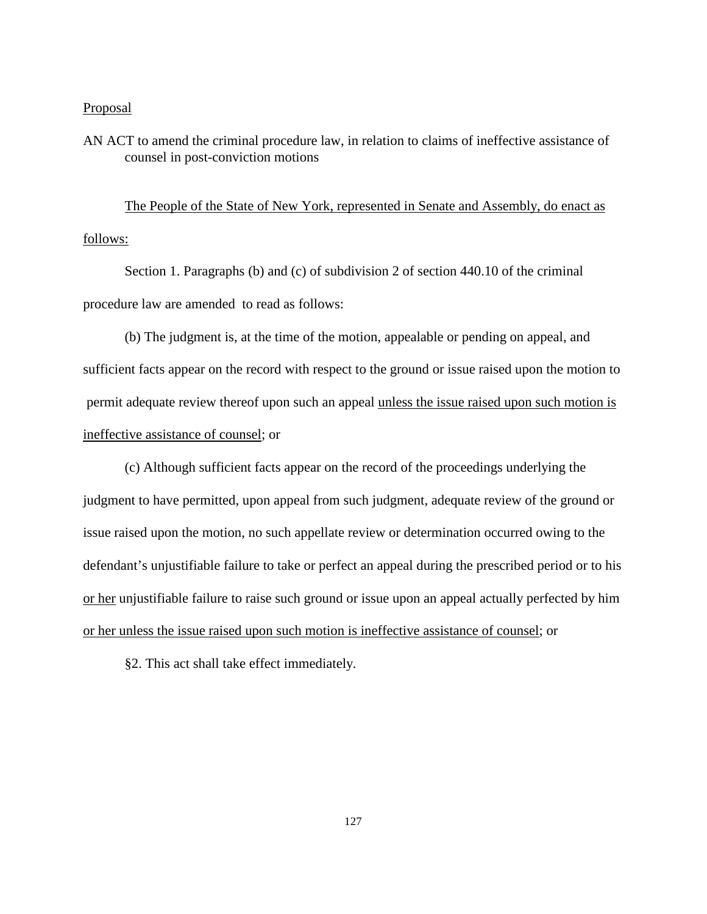Proposal

AN ACT to amend the criminal procedure law, in relation to claims of ineffective assistance of counsel in post-conviction motions

The People of the State of New York, represented in Senate and Assembly, do enact as follows:

Section 1. Paragraphs (b) and (c) of subdivision 2 of section 440.10 of the criminal procedure law are amended to read as follows:

(b) The judgment is, at the time of the motion, appealable or pending on appeal, and sufficient facts appear on the record with respect to the ground or issue raised upon the motion to permit adequate review thereof upon such an appeal unless the issue raised upon such motion is ineffective assistance of counsel; or

(c) Although sufficient facts appear on the record of the proceedings underlying the judgment to have permitted, upon appeal from such judgment, adequate review of the ground or issue raised upon the motion, no such appellate review or determination occurred owing to the defendant's unjustifiable failure to take or perfect an appeal during the prescribed period or to his or her unjustifiable failure to raise such ground or issue upon an appeal actually perfected by him or her unless the issue raised upon such motion is ineffective assistance of counsel; or

§2. This act shall take effect immediately.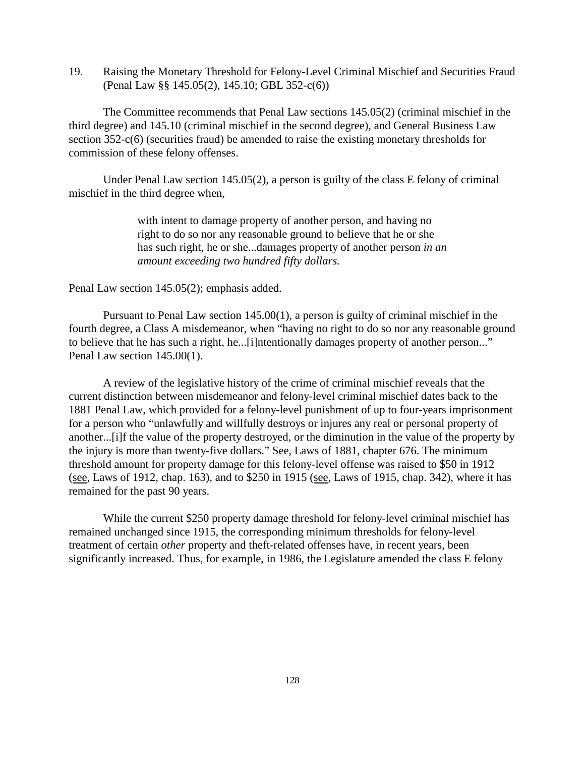19. Raising the Monetary Threshold for Felony-Level Criminal Mischief and Securities Fraud (Penal Law §§ 145.05(2), 145.10; GBL 352-c(6))

The Committee recommends that Penal Law sections 145.05(2) (criminal mischief in the third degree) and 145.10 (criminal mischief in the second degree), and General Business Law section 352-c(6) (securities fraud) be amended to raise the existing monetary thresholds for commission of these felony offenses.

Under Penal Law section 145.05(2), a person is guilty of the class E felony of criminal mischief in the third degree when,

> with intent to damage property of another person, and having no right to do so nor any reasonable ground to believe that he or she has such right, he or she...damages property of another person *in an amount exceeding two hundred fifty dollars.*

Penal Law section 145.05(2); emphasis added.

Pursuant to Penal Law section 145.00(1), a person is guilty of criminal mischief in the fourth degree, a Class A misdemeanor, when "having no right to do so nor any reasonable ground to believe that he has such a right, he...[i]ntentionally damages property of another person..." Penal Law section 145.00(1).

A review of the legislative history of the crime of criminal mischief reveals that the current distinction between misdemeanor and felony-level criminal mischief dates back to the 1881 Penal Law, which provided for a felony-level punishment of up to four-years imprisonment for a person who "unlawfully and willfully destroys or injures any real or personal property of another...[i]f the value of the property destroyed, or the diminution in the value of the property by the injury is more than twenty-five dollars." See, Laws of 1881, chapter 676. The minimum threshold amount for property damage for this felony-level offense was raised to $50 in 1912 (see, Laws of 1912, chap. 163), and to $250 in 1915 (see, Laws of 1915, chap. 342), where it has remained for the past 90 years.

While the current $250 property damage threshold for felony-level criminal mischief has remained unchanged since 1915, the corresponding minimum thresholds for felony-level treatment of certain *other* property and theft-related offenses have, in recent years, been significantly increased. Thus, for example, in 1986, the Legislature amended the class E felony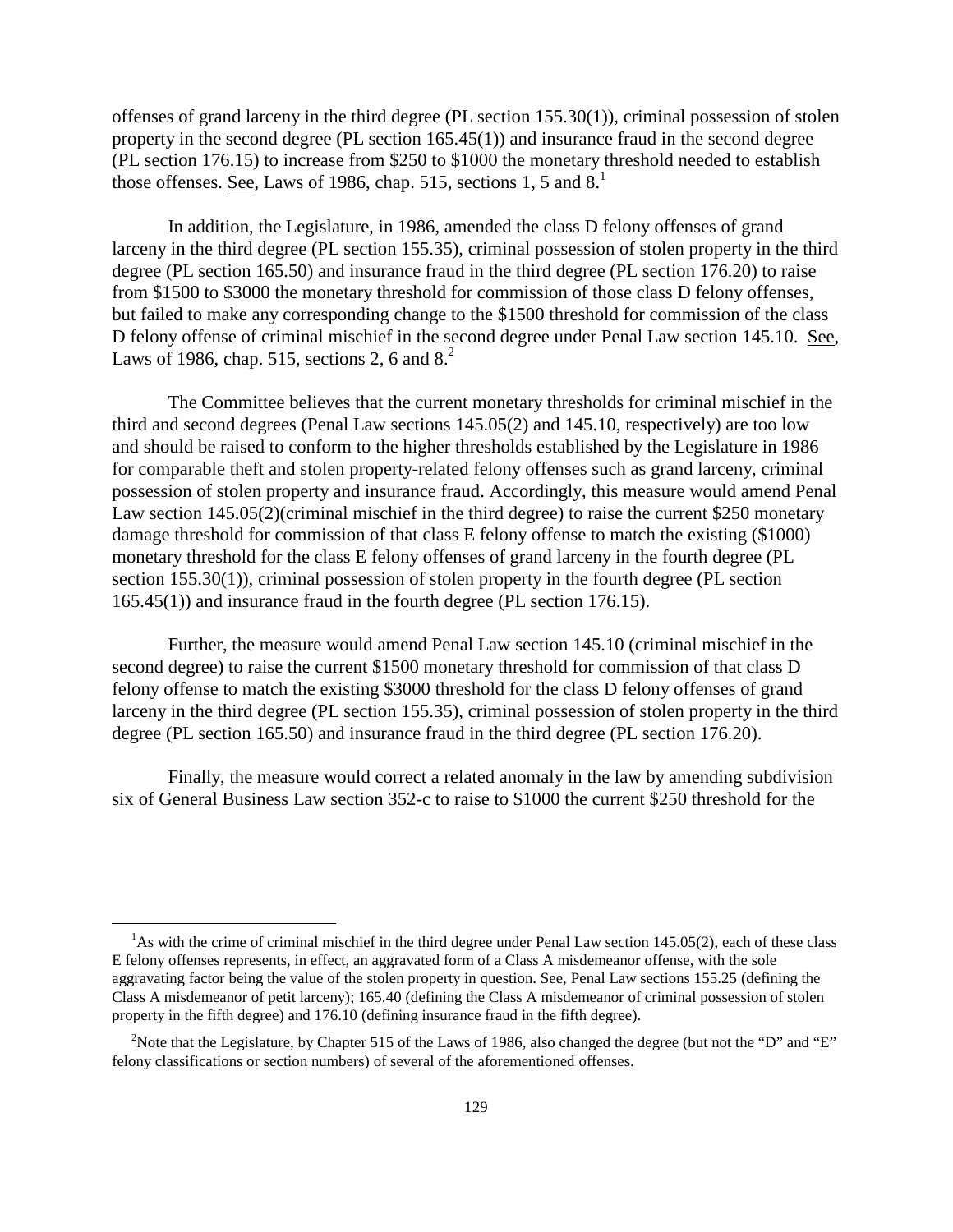offenses of grand larceny in the third degree (PL section 155.30(1)), criminal possession of stolen property in the second degree (PL section 165.45(1)) and insurance fraud in the second degree (PL section 176.15) to increase from $250 to $1000 the monetary threshold needed to establish those offenses. See, Laws of 1986, chap. 515, sections 1, 5 and 8.[1]

In addition, the Legislature, in 1986, amended the class D felony offenses of grand larceny in the third degree (PL section 155.35), criminal possession of stolen property in the third degree (PL section 165.50) and insurance fraud in the third degree (PL section 176.20) to raise from $1500 to $3000 the monetary threshold for commission of those class D felony offenses, but failed to make any corresponding change to the $1500 threshold for commission of the class D felony offense of criminal mischief in the second degree under Penal Law section 145.10. See, Laws of 1986, chap. 515, sections 2, 6 and 8.[2]

The Committee believes that the current monetary thresholds for criminal mischief in the third and second degrees (Penal Law sections 145.05(2) and 145.10, respectively) are too low and should be raised to conform to the higher thresholds established by the Legislature in 1986 for comparable theft and stolen property-related felony offenses such as grand larceny, criminal possession of stolen property and insurance fraud. Accordingly, this measure would amend Penal Law section 145.05(2)(criminal mischief in the third degree) to raise the current $250 monetary damage threshold for commission of that class E felony offense to match the existing ($1000) monetary threshold for the class E felony offenses of grand larceny in the fourth degree (PL section 155.30(1)), criminal possession of stolen property in the fourth degree (PL section 165.45(1)) and insurance fraud in the fourth degree (PL section 176.15).

Further, the measure would amend Penal Law section 145.10 (criminal mischief in the second degree) to raise the current $1500 monetary threshold for commission of that class D felony offense to match the existing $3000 threshold for the class D felony offenses of grand larceny in the third degree (PL section 155.35), criminal possession of stolen property in the third degree (PL section 165.50) and insurance fraud in the third degree (PL section 176.20).

Finally, the measure would correct a related anomaly in the law by amending subdivision six of General Business Law section 352-c to raise to $1000 the current $250 threshold for the

---

[1] As with the crime of criminal mischief in the third degree under Penal Law section 145.05(2), each of these class E felony offenses represents, in effect, an aggravated form of a Class A misdemeanor offense, with the sole aggravating factor being the value of the stolen property in question. See, Penal Law sections 155.25 (defining the Class A misdemeanor of petit larceny); 165.40 (defining the Class A misdemeanor of criminal possession of stolen property in the fifth degree) and 176.10 (defining insurance fraud in the fifth degree).

[2] Note that the Legislature, by Chapter 515 of the Laws of 1986, also changed the degree (but not the "D" and "E" felony classifications or section numbers) of several of the aforementioned offenses.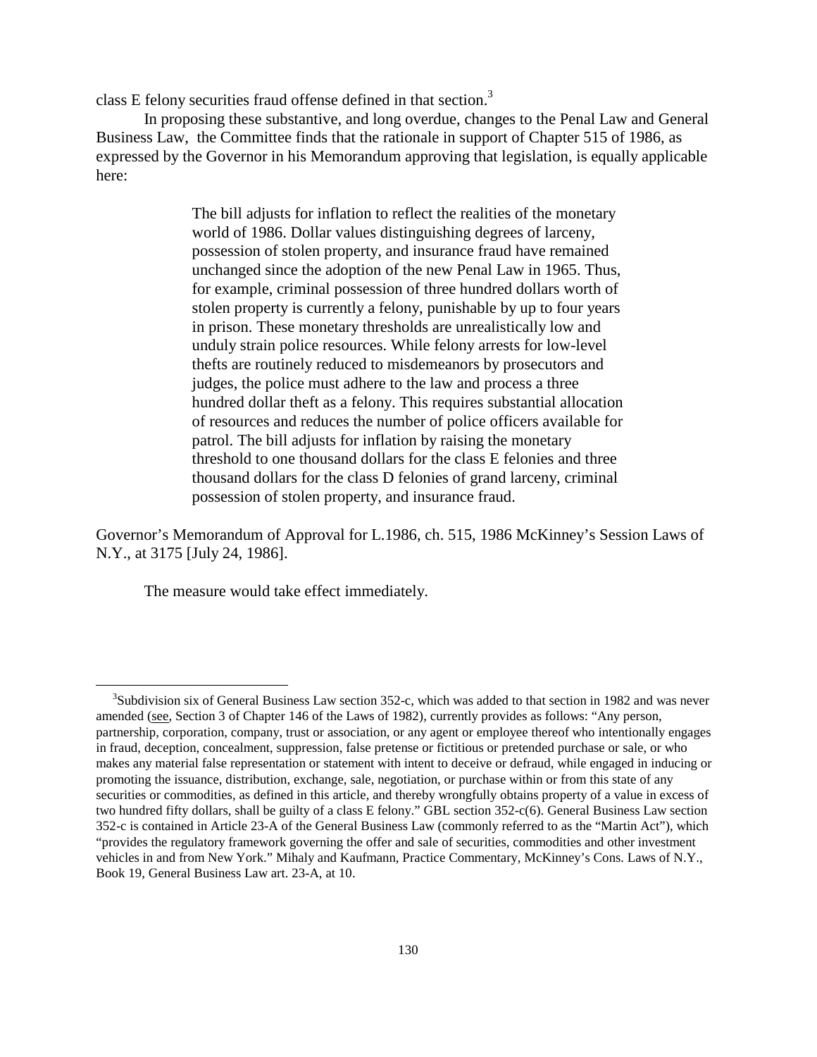class E felony securities fraud offense defined in that section.[3]

In proposing these substantive, and long overdue, changes to the Penal Law and General Business Law, the Committee finds that the rationale in support of Chapter 515 of 1986, as expressed by the Governor in his Memorandum approving that legislation, is equally applicable here:

> The bill adjusts for inflation to reflect the realities of the monetary world of 1986. Dollar values distinguishing degrees of larceny, possession of stolen property, and insurance fraud have remained unchanged since the adoption of the new Penal Law in 1965. Thus, for example, criminal possession of three hundred dollars worth of stolen property is currently a felony, punishable by up to four years in prison. These monetary thresholds are unrealistically low and unduly strain police resources. While felony arrests for low-level thefts are routinely reduced to misdemeanors by prosecutors and judges, the police must adhere to the law and process a three hundred dollar theft as a felony. This requires substantial allocation of resources and reduces the number of police officers available for patrol. The bill adjusts for inflation by raising the monetary threshold to one thousand dollars for the class E felonies and three thousand dollars for the class D felonies of grand larceny, criminal possession of stolen property, and insurance fraud.

Governor's Memorandum of Approval for L.1986, ch. 515, 1986 McKinney's Session Laws of N.Y., at 3175 [July 24, 1986].

The measure would take effect immediately.

---

[3] Subdivision six of General Business Law section 352-c, which was added to that section in 1982 and was never amended (see, Section 3 of Chapter 146 of the Laws of 1982), currently provides as follows: "Any person, partnership, corporation, company, trust or association, or any agent or employee thereof who intentionally engages in fraud, deception, concealment, suppression, false pretense or fictitious or pretended purchase or sale, or who makes any material false representation or statement with intent to deceive or defraud, while engaged in inducing or promoting the issuance, distribution, exchange, sale, negotiation, or purchase within or from this state of any securities or commodities, as defined in this article, and thereby wrongfully obtains property of a value in excess of two hundred fifty dollars, shall be guilty of a class E felony." GBL section 352-c(6). General Business Law section 352-c is contained in Article 23-A of the General Business Law (commonly referred to as the "Martin Act"), which "provides the regulatory framework governing the offer and sale of securities, commodities and other investment vehicles in and from New York." Mihaly and Kaufmann, Practice Commentary, McKinney's Cons. Laws of N.Y., Book 19, General Business Law art. 23-A, at 10.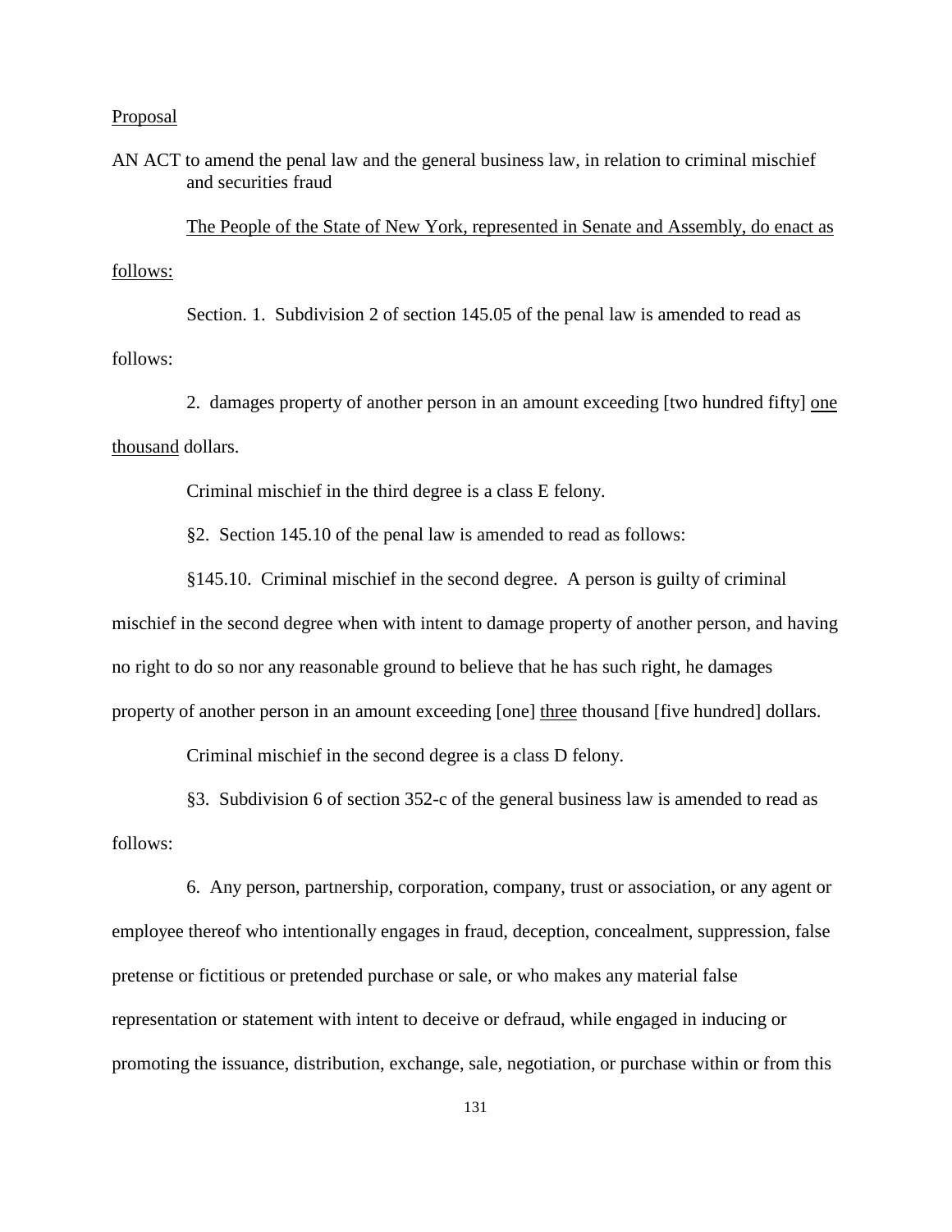Proposal

AN ACT to amend the penal law and the general business law, in relation to criminal mischief and securities fraud

The People of the State of New York, represented in Senate and Assembly, do enact as follows:

Section. 1. Subdivision 2 of section 145.05 of the penal law is amended to read as follows:

2. damages property of another person in an amount exceeding [two hundred fifty] one thousand dollars.

Criminal mischief in the third degree is a class E felony.

§2. Section 145.10 of the penal law is amended to read as follows:

§145.10. Criminal mischief in the second degree. A person is guilty of criminal mischief in the second degree when with intent to damage property of another person, and having no right to do so nor any reasonable ground to believe that he has such right, he damages property of another person in an amount exceeding [one] three thousand [five hundred] dollars.

Criminal mischief in the second degree is a class D felony.

§3. Subdivision 6 of section 352-c of the general business law is amended to read as follows:

6. Any person, partnership, corporation, company, trust or association, or any agent or employee thereof who intentionally engages in fraud, deception, concealment, suppression, false pretense or fictitious or pretended purchase or sale, or who makes any material false representation or statement with intent to deceive or defraud, while engaged in inducing or promoting the issuance, distribution, exchange, sale, negotiation, or purchase within or from this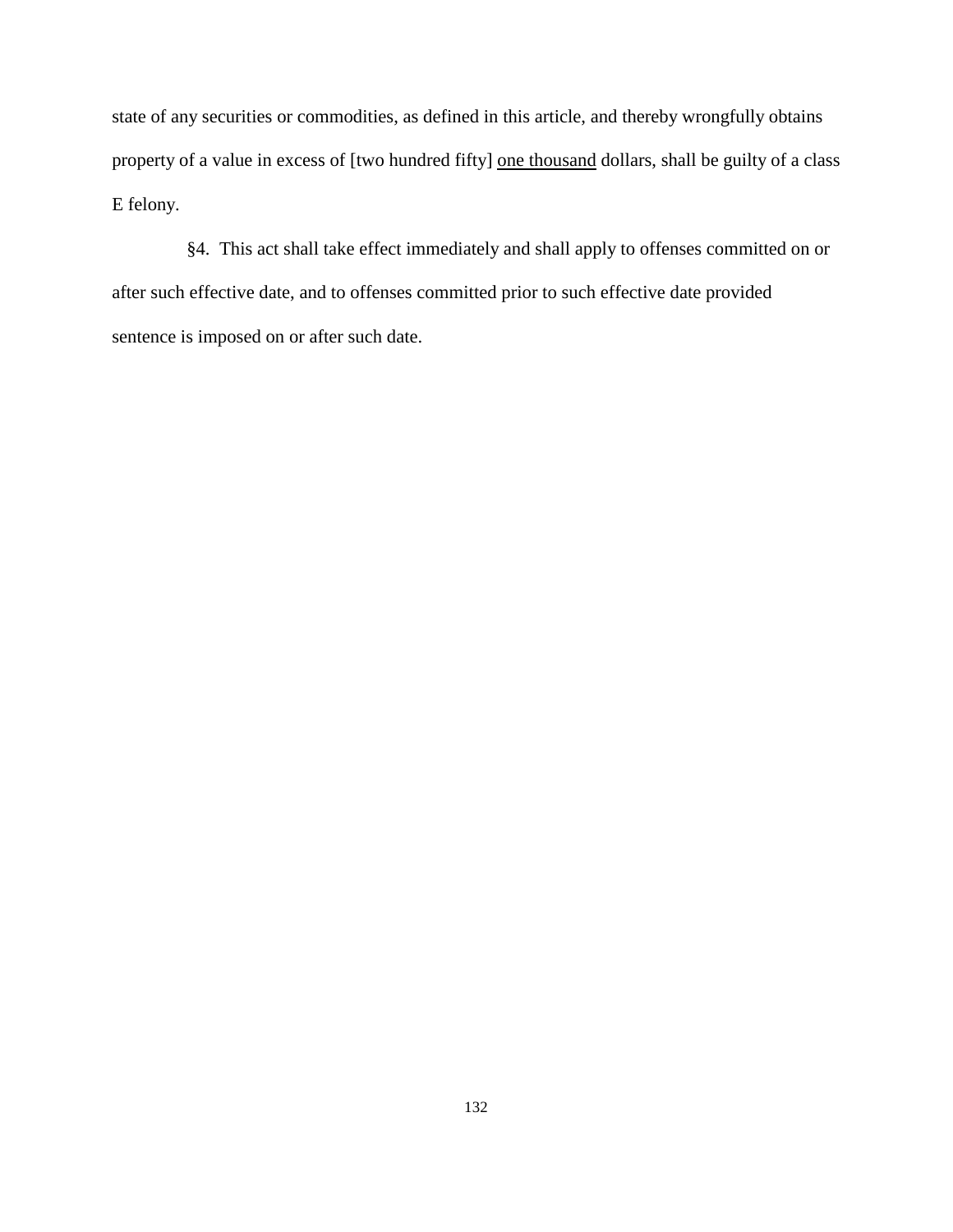state of any securities or commodities, as defined in this article, and thereby wrongfully obtains property of a value in excess of [two hundred fifty] <u>one thousand</u> dollars, shall be guilty of a class E felony.

§4. This act shall take effect immediately and shall apply to offenses committed on or after such effective date, and to offenses committed prior to such effective date provided sentence is imposed on or after such date.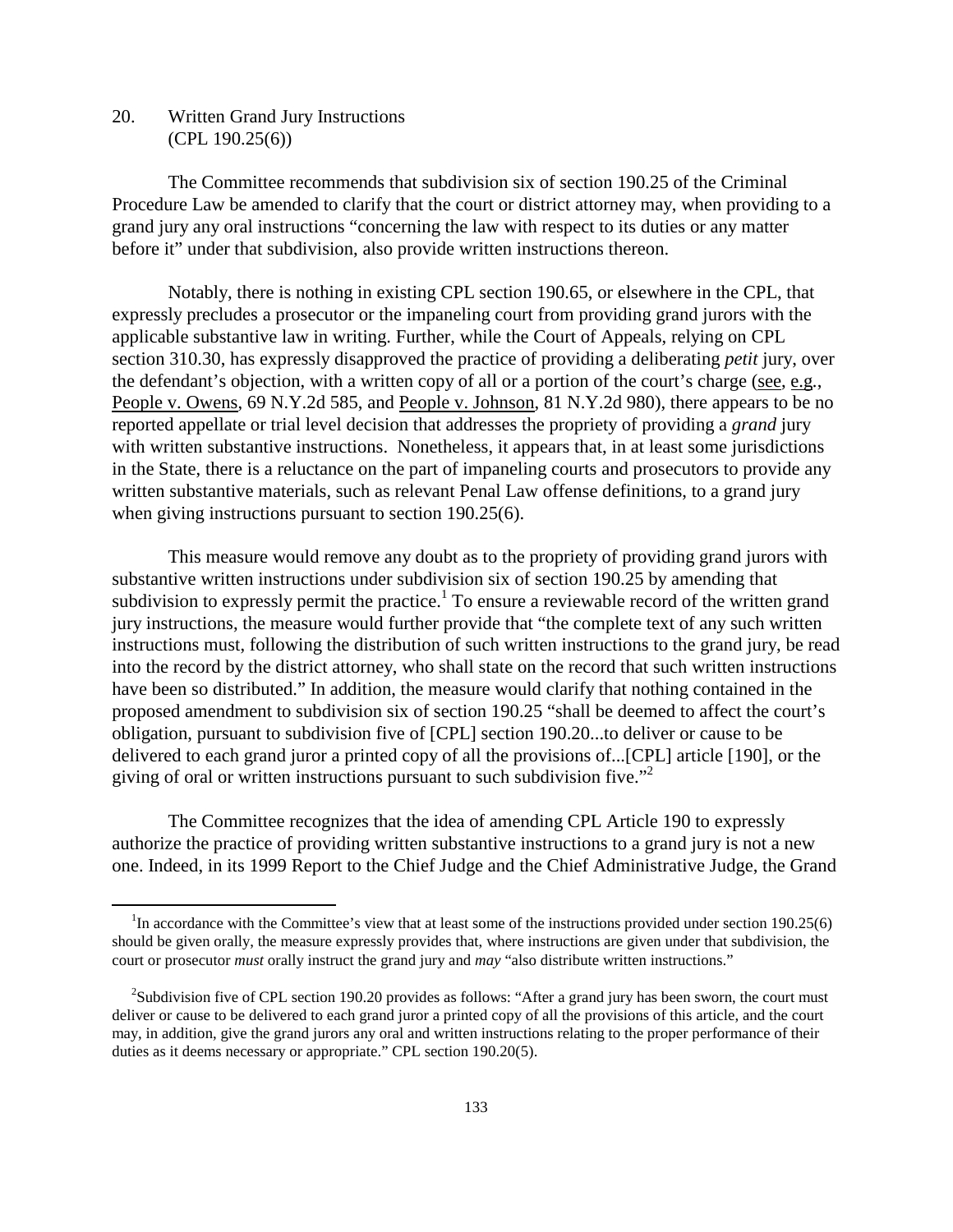## 20. Written Grand Jury Instructions (CPL 190.25(6))

The Committee recommends that subdivision six of section 190.25 of the Criminal Procedure Law be amended to clarify that the court or district attorney may, when providing to a grand jury any oral instructions "concerning the law with respect to its duties or any matter before it" under that subdivision, also provide written instructions thereon.

Notably, there is nothing in existing CPL section 190.65, or elsewhere in the CPL, that expressly precludes a prosecutor or the impaneling court from providing grand jurors with the applicable substantive law in writing. Further, while the Court of Appeals, relying on CPL section 310.30, has expressly disapproved the practice of providing a deliberating *petit* jury, over the defendant's objection, with a written copy of all or a portion of the court's charge (see, e.g., People v. Owens, 69 N.Y.2d 585, and People v. Johnson, 81 N.Y.2d 980), there appears to be no reported appellate or trial level decision that addresses the propriety of providing a *grand* jury with written substantive instructions. Nonetheless, it appears that, in at least some jurisdictions in the State, there is a reluctance on the part of impaneling courts and prosecutors to provide any written substantive materials, such as relevant Penal Law offense definitions, to a grand jury when giving instructions pursuant to section 190.25(6).

This measure would remove any doubt as to the propriety of providing grand jurors with substantive written instructions under subdivision six of section 190.25 by amending that subdivision to expressly permit the practice.[1] To ensure a reviewable record of the written grand jury instructions, the measure would further provide that "the complete text of any such written instructions must, following the distribution of such written instructions to the grand jury, be read into the record by the district attorney, who shall state on the record that such written instructions have been so distributed." In addition, the measure would clarify that nothing contained in the proposed amendment to subdivision six of section 190.25 "shall be deemed to affect the court's obligation, pursuant to subdivision five of [CPL] section 190.20...to deliver or cause to be delivered to each grand juror a printed copy of all the provisions of...[CPL] article [190], or the giving of oral or written instructions pursuant to such subdivision five."[2]

The Committee recognizes that the idea of amending CPL Article 190 to expressly authorize the practice of providing written substantive instructions to a grand jury is not a new one. Indeed, in its 1999 Report to the Chief Judge and the Chief Administrative Judge, the Grand

---

[1] In accordance with the Committee's view that at least some of the instructions provided under section 190.25(6) should be given orally, the measure expressly provides that, where instructions are given under that subdivision, the court or prosecutor *must* orally instruct the grand jury and *may* "also distribute written instructions."

[2] Subdivision five of CPL section 190.20 provides as follows: "After a grand jury has been sworn, the court must deliver or cause to be delivered to each grand juror a printed copy of all the provisions of this article, and the court may, in addition, give the grand jurors any oral and written instructions relating to the proper performance of their duties as it deems necessary or appropriate." CPL section 190.20(5).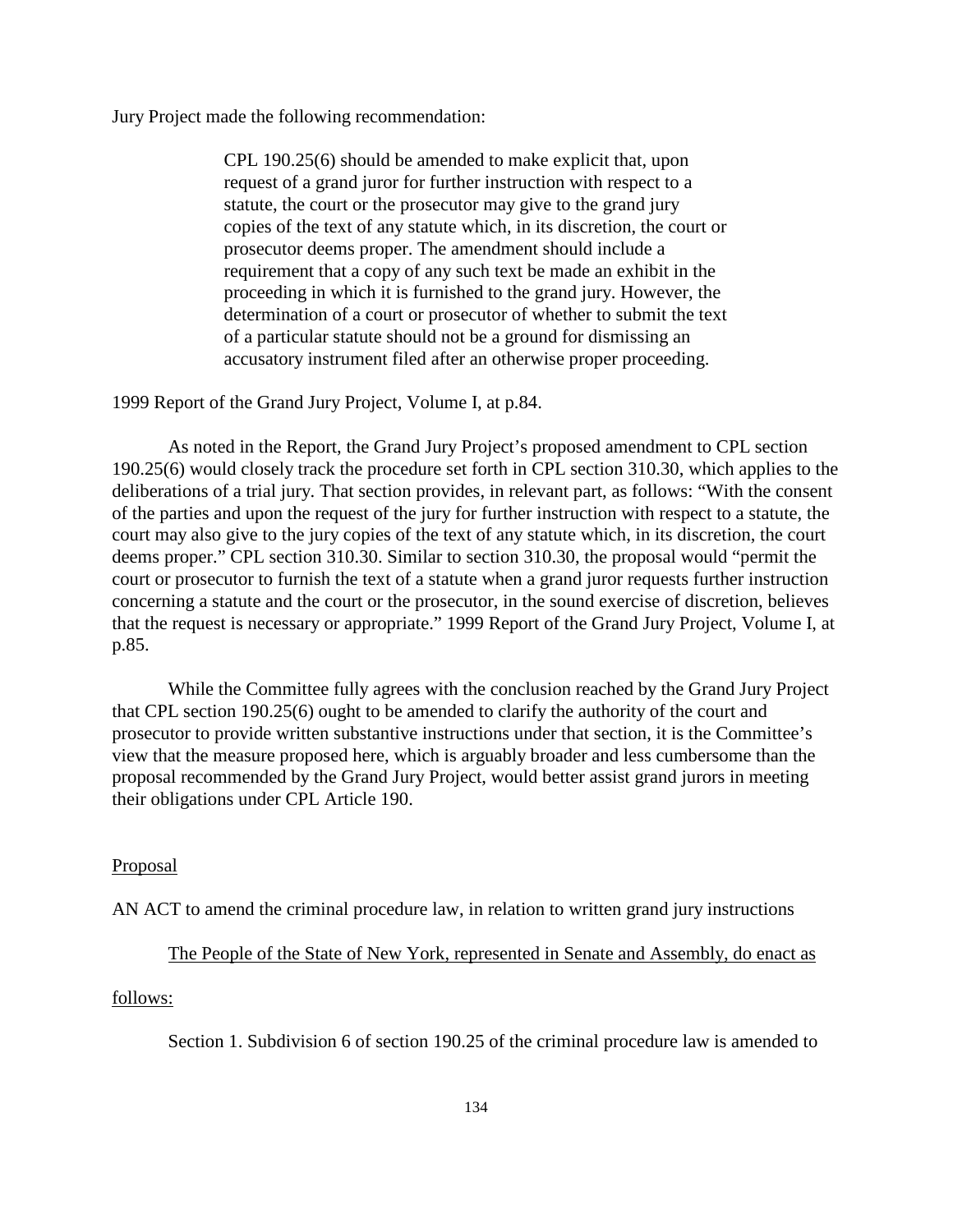Jury Project made the following recommendation:

> CPL 190.25(6) should be amended to make explicit that, upon request of a grand juror for further instruction with respect to a statute, the court or the prosecutor may give to the grand jury copies of the text of any statute which, in its discretion, the court or prosecutor deems proper. The amendment should include a requirement that a copy of any such text be made an exhibit in the proceeding in which it is furnished to the grand jury. However, the determination of a court or prosecutor of whether to submit the text of a particular statute should not be a ground for dismissing an accusatory instrument filed after an otherwise proper proceeding.

1999 Report of the Grand Jury Project, Volume I, at p.84.

As noted in the Report, the Grand Jury Project's proposed amendment to CPL section 190.25(6) would closely track the procedure set forth in CPL section 310.30, which applies to the deliberations of a trial jury. That section provides, in relevant part, as follows: "With the consent of the parties and upon the request of the jury for further instruction with respect to a statute, the court may also give to the jury copies of the text of any statute which, in its discretion, the court deems proper." CPL section 310.30. Similar to section 310.30, the proposal would "permit the court or prosecutor to furnish the text of a statute when a grand juror requests further instruction concerning a statute and the court or the prosecutor, in the sound exercise of discretion, believes that the request is necessary or appropriate." 1999 Report of the Grand Jury Project, Volume I, at p.85.

While the Committee fully agrees with the conclusion reached by the Grand Jury Project that CPL section 190.25(6) ought to be amended to clarify the authority of the court and prosecutor to provide written substantive instructions under that section, it is the Committee's view that the measure proposed here, which is arguably broader and less cumbersome than the proposal recommended by the Grand Jury Project, would better assist grand jurors in meeting their obligations under CPL Article 190.

<u>Proposal</u>

AN ACT to amend the criminal procedure law, in relation to written grand jury instructions

<u>The People of the State of New York, represented in Senate and Assembly, do enact as follows:</u>

Section 1. Subdivision 6 of section 190.25 of the criminal procedure law is amended to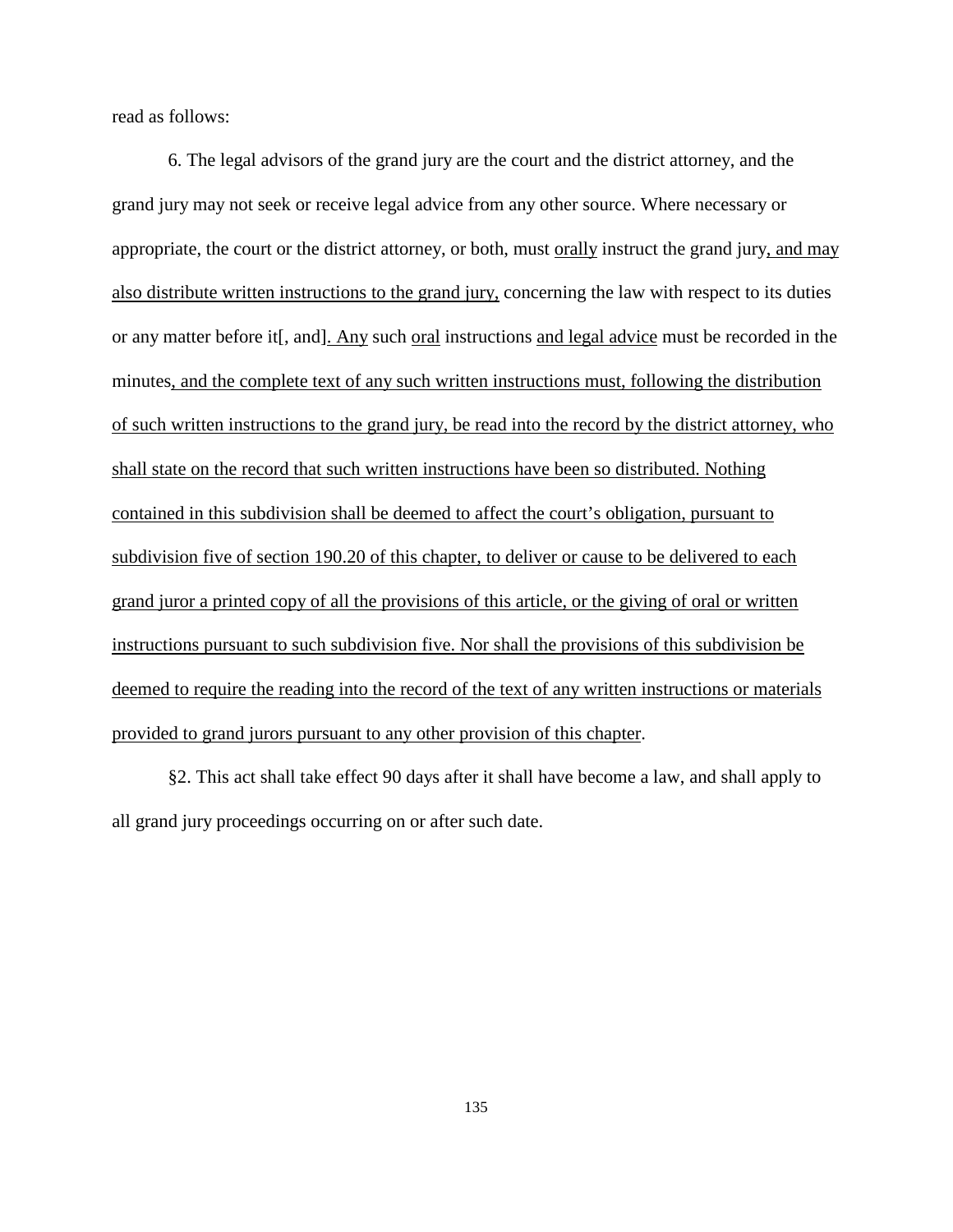read as follows:

6. The legal advisors of the grand jury are the court and the district attorney, and the grand jury may not seek or receive legal advice from any other source. Where necessary or appropriate, the court or the district attorney, or both, must <u>orally</u> instruct the grand jury<u>, and may also distribute written instructions to the grand jury,</u> concerning the law with respect to its duties or any matter before it[, and]<u>. Any</u> such <u>oral</u> instructions <u>and legal advice</u> must be recorded in the minutes<u>, and the complete text of any such written instructions must, following the distribution of such written instructions to the grand jury, be read into the record by the district attorney, who shall state on the record that such written instructions have been so distributed. Nothing contained in this subdivision shall be deemed to affect the court's obligation, pursuant to subdivision five of section 190.20 of this chapter, to deliver or cause to be delivered to each grand juror a printed copy of all the provisions of this article, or the giving of oral or written instructions pursuant to such subdivision five. Nor shall the provisions of this subdivision be deemed to require the reading into the record of the text of any written instructions or materials provided to grand jurors pursuant to any other provision of this chapter</u>.

§2. This act shall take effect 90 days after it shall have become a law, and shall apply to all grand jury proceedings occurring on or after such date.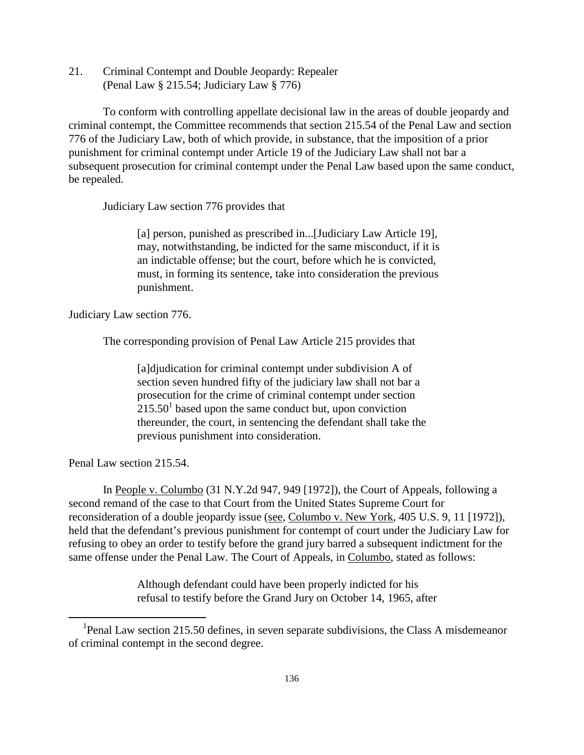21. Criminal Contempt and Double Jeopardy: Repealer
(Penal Law § 215.54; Judiciary Law § 776)

To conform with controlling appellate decisional law in the areas of double jeopardy and criminal contempt, the Committee recommends that section 215.54 of the Penal Law and section 776 of the Judiciary Law, both of which provide, in substance, that the imposition of a prior punishment for criminal contempt under Article 19 of the Judiciary Law shall not bar a subsequent prosecution for criminal contempt under the Penal Law based upon the same conduct, be repealed.

Judiciary Law section 776 provides that

> [a] person, punished as prescribed in...[Judiciary Law Article 19], may, notwithstanding, be indicted for the same misconduct, if it is an indictable offense; but the court, before which he is convicted, must, in forming its sentence, take into consideration the previous punishment.

Judiciary Law section 776.

The corresponding provision of Penal Law Article 215 provides that

> [a]djudication for criminal contempt under subdivision A of section seven hundred fifty of the judiciary law shall not bar a prosecution for the crime of criminal contempt under section 215.50[1] based upon the same conduct but, upon conviction thereunder, the court, in sentencing the defendant shall take the previous punishment into consideration.

Penal Law section 215.54.

In People v. Columbo (31 N.Y.2d 947, 949 [1972]), the Court of Appeals, following a second remand of the case to that Court from the United States Supreme Court for reconsideration of a double jeopardy issue (see, Columbo v. New York, 405 U.S. 9, 11 [1972]), held that the defendant's previous punishment for contempt of court under the Judiciary Law for refusing to obey an order to testify before the grand jury barred a subsequent indictment for the same offense under the Penal Law. The Court of Appeals, in Columbo, stated as follows:

> Although defendant could have been properly indicted for his refusal to testify before the Grand Jury on October 14, 1965, after

[1] Penal Law section 215.50 defines, in seven separate subdivisions, the Class A misdemeanor of criminal contempt in the second degree.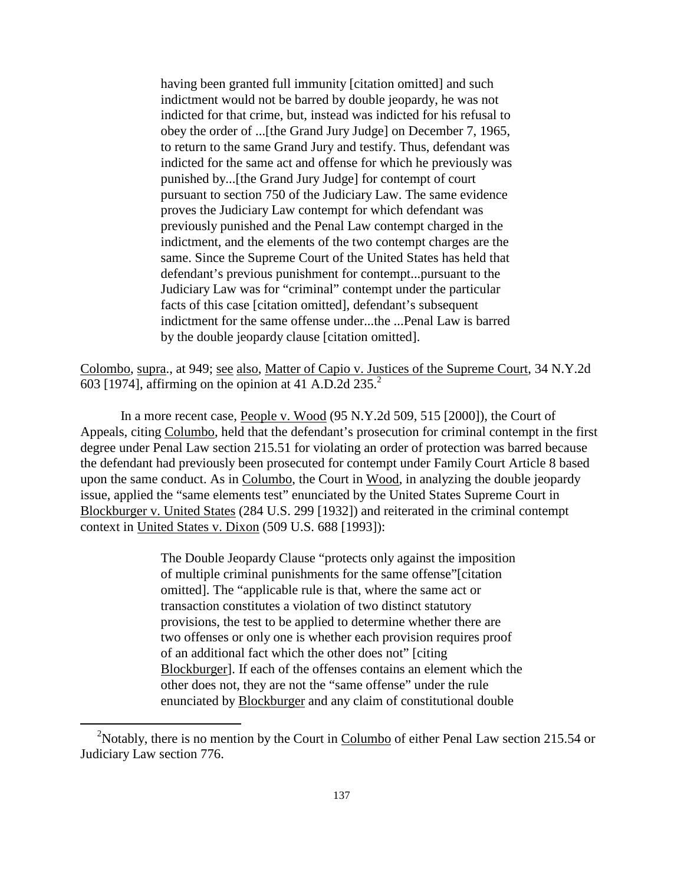> having been granted full immunity [citation omitted] and such indictment would not be barred by double jeopardy, he was not indicted for that crime, but, instead was indicted for his refusal to obey the order of ...[the Grand Jury Judge] on December 7, 1965, to return to the same Grand Jury and testify. Thus, defendant was indicted for the same act and offense for which he previously was punished by...[the Grand Jury Judge] for contempt of court pursuant to section 750 of the Judiciary Law. The same evidence proves the Judiciary Law contempt for which defendant was previously punished and the Penal Law contempt charged in the indictment, and the elements of the two contempt charges are the same. Since the Supreme Court of the United States has held that defendant's previous punishment for contempt...pursuant to the Judiciary Law was for "criminal" contempt under the particular facts of this case [citation omitted], defendant's subsequent indictment for the same offense under...the ...Penal Law is barred by the double jeopardy clause [citation omitted].

Colombo, supra., at 949; see also, Matter of Capio v. Justices of the Supreme Court, 34 N.Y.2d 603 [1974], affirming on the opinion at 41 A.D.2d 235.[2]

In a more recent case, People v. Wood (95 N.Y.2d 509, 515 [2000]), the Court of Appeals, citing Colombo, held that the defendant's prosecution for criminal contempt in the first degree under Penal Law section 215.51 for violating an order of protection was barred because the defendant had previously been prosecuted for contempt under Family Court Article 8 based upon the same conduct. As in Colombo, the Court in Wood, in analyzing the double jeopardy issue, applied the "same elements test" enunciated by the United States Supreme Court in Blockburger v. United States (284 U.S. 299 [1932]) and reiterated in the criminal contempt context in United States v. Dixon (509 U.S. 688 [1993]):

> The Double Jeopardy Clause "protects only against the imposition of multiple criminal punishments for the same offense"[citation omitted]. The "applicable rule is that, where the same act or transaction constitutes a violation of two distinct statutory provisions, the test to be applied to determine whether there are two offenses or only one is whether each provision requires proof of an additional fact which the other does not" [citing Blockburger]. If each of the offenses contains an element which the other does not, they are not the "same offense" under the rule enunciated by Blockburger and any claim of constitutional double

[2] Notably, there is no mention by the Court in Colombo of either Penal Law section 215.54 or Judiciary Law section 776.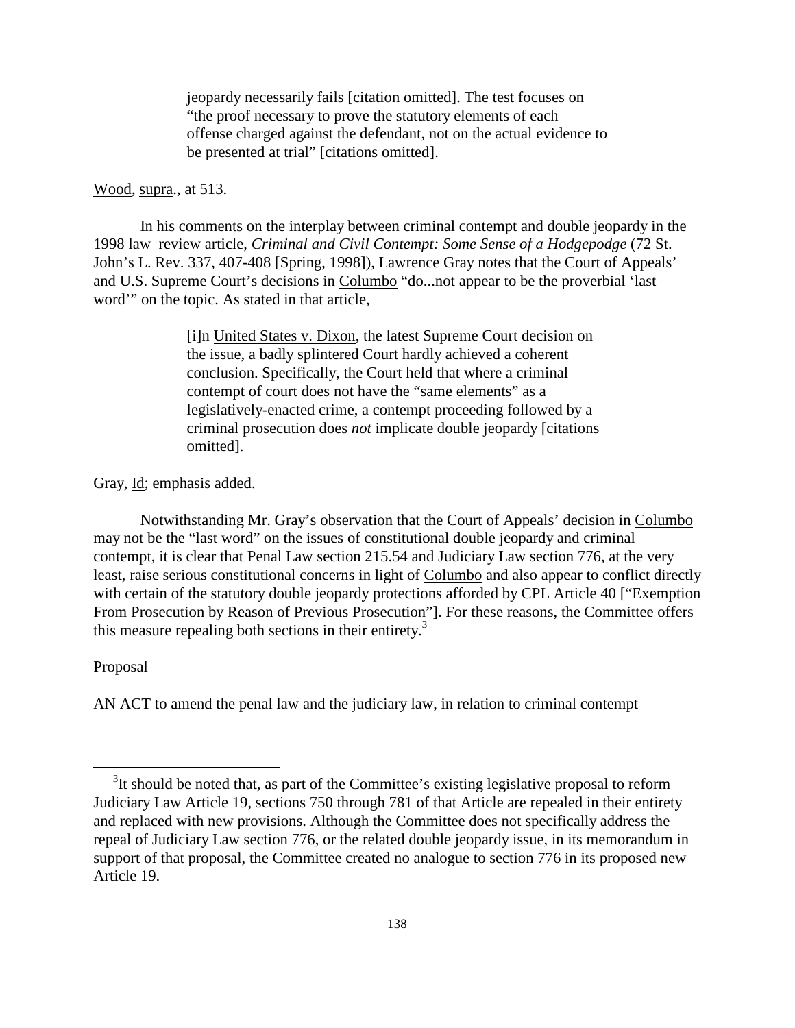> jeopardy necessarily fails [citation omitted]. The test focuses on "the proof necessary to prove the statutory elements of each offense charged against the defendant, not on the actual evidence to be presented at trial" [citations omitted].

Wood, supra., at 513.

In his comments on the interplay between criminal contempt and double jeopardy in the 1998 law review article, *Criminal and Civil Contempt: Some Sense of a Hodgepodge* (72 St. John's L. Rev. 337, 407-408 [Spring, 1998]), Lawrence Gray notes that the Court of Appeals' and U.S. Supreme Court's decisions in Columbo "do...not appear to be the proverbial 'last word'" on the topic. As stated in that article,

> [i]n United States v. Dixon, the latest Supreme Court decision on the issue, a badly splintered Court hardly achieved a coherent conclusion. Specifically, the Court held that where a criminal contempt of court does not have the "same elements" as a legislatively-enacted crime, a contempt proceeding followed by a criminal prosecution does *not* implicate double jeopardy [citations omitted].

Gray, Id; emphasis added.

Notwithstanding Mr. Gray's observation that the Court of Appeals' decision in Columbo may not be the "last word" on the issues of constitutional double jeopardy and criminal contempt, it is clear that Penal Law section 215.54 and Judiciary Law section 776, at the very least, raise serious constitutional concerns in light of Columbo and also appear to conflict directly with certain of the statutory double jeopardy protections afforded by CPL Article 40 ["Exemption From Prosecution by Reason of Previous Prosecution"]. For these reasons, the Committee offers this measure repealing both sections in their entirety.[3]

Proposal

AN ACT to amend the penal law and the judiciary law, in relation to criminal contempt

[3] It should be noted that, as part of the Committee's existing legislative proposal to reform Judiciary Law Article 19, sections 750 through 781 of that Article are repealed in their entirety and replaced with new provisions. Although the Committee does not specifically address the repeal of Judiciary Law section 776, or the related double jeopardy issue, in its memorandum in support of that proposal, the Committee created no analogue to section 776 in its proposed new Article 19.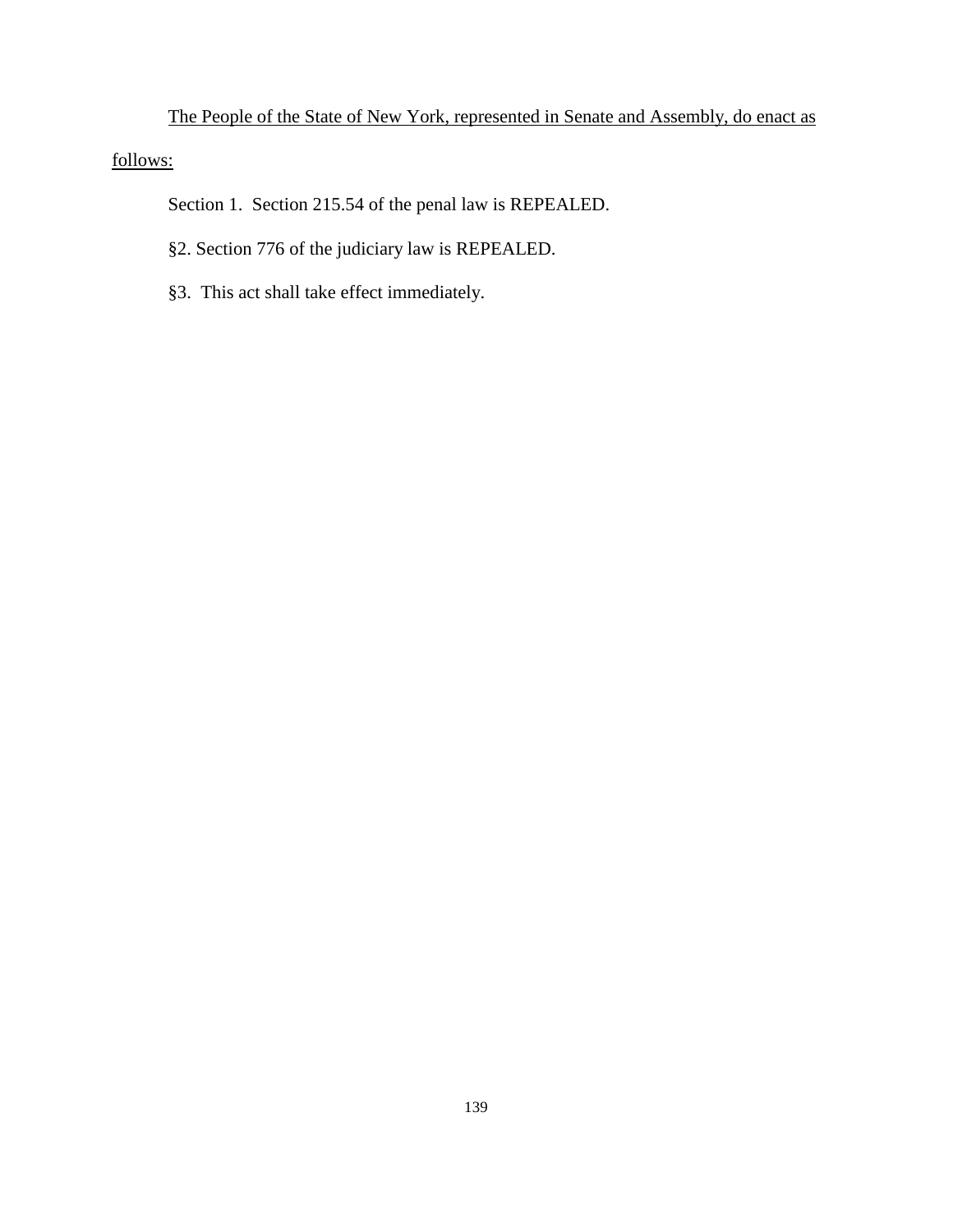<u>The People of the State of New York, represented in Senate and Assembly, do enact as follows:</u>

Section 1. Section 215.54 of the penal law is REPEALED.

§2. Section 776 of the judiciary law is REPEALED.

§3. This act shall take effect immediately.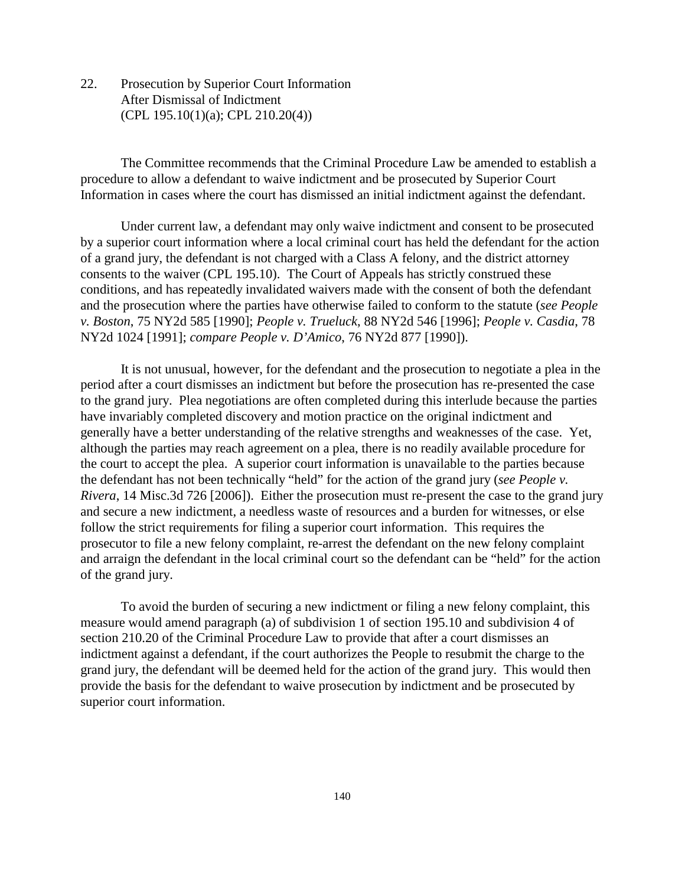## 22. Prosecution by Superior Court Information After Dismissal of Indictment (CPL 195.10(1)(a); CPL 210.20(4))

The Committee recommends that the Criminal Procedure Law be amended to establish a procedure to allow a defendant to waive indictment and be prosecuted by Superior Court Information in cases where the court has dismissed an initial indictment against the defendant.

Under current law, a defendant may only waive indictment and consent to be prosecuted by a superior court information where a local criminal court has held the defendant for the action of a grand jury, the defendant is not charged with a Class A felony, and the district attorney consents to the waiver (CPL 195.10). The Court of Appeals has strictly construed these conditions, and has repeatedly invalidated waivers made with the consent of both the defendant and the prosecution where the parties have otherwise failed to conform to the statute (*see People v. Boston*, 75 NY2d 585 [1990]; *People v. Trueluck*, 88 NY2d 546 [1996]; *People v. Casdia*, 78 NY2d 1024 [1991]; *compare People v. D'Amico*, 76 NY2d 877 [1990]).

It is not unusual, however, for the defendant and the prosecution to negotiate a plea in the period after a court dismisses an indictment but before the prosecution has re-presented the case to the grand jury. Plea negotiations are often completed during this interlude because the parties have invariably completed discovery and motion practice on the original indictment and generally have a better understanding of the relative strengths and weaknesses of the case. Yet, although the parties may reach agreement on a plea, there is no readily available procedure for the court to accept the plea. A superior court information is unavailable to the parties because the defendant has not been technically "held" for the action of the grand jury (*see People v. Rivera*, 14 Misc.3d 726 [2006]). Either the prosecution must re-present the case to the grand jury and secure a new indictment, a needless waste of resources and a burden for witnesses, or else follow the strict requirements for filing a superior court information. This requires the prosecutor to file a new felony complaint, re-arrest the defendant on the new felony complaint and arraign the defendant in the local criminal court so the defendant can be "held" for the action of the grand jury.

To avoid the burden of securing a new indictment or filing a new felony complaint, this measure would amend paragraph (a) of subdivision 1 of section 195.10 and subdivision 4 of section 210.20 of the Criminal Procedure Law to provide that after a court dismisses an indictment against a defendant, if the court authorizes the People to resubmit the charge to the grand jury, the defendant will be deemed held for the action of the grand jury. This would then provide the basis for the defendant to waive prosecution by indictment and be prosecuted by superior court information.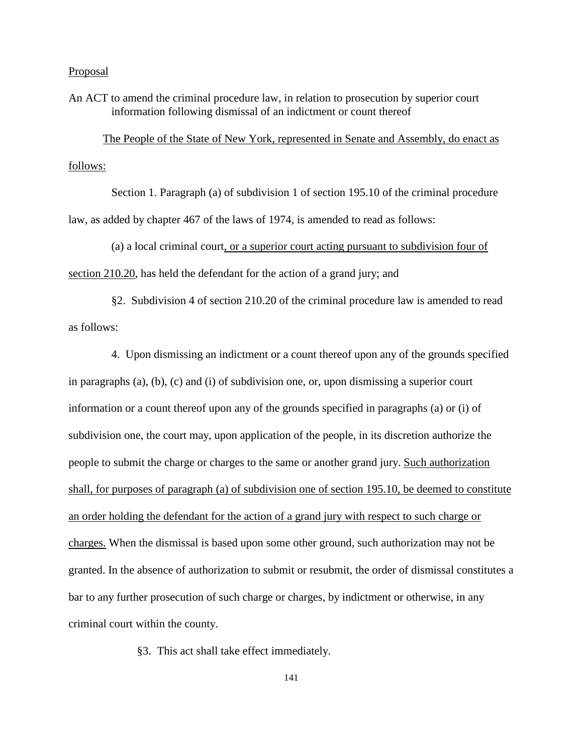Proposal

An ACT to amend the criminal procedure law, in relation to prosecution by superior court information following dismissal of an indictment or count thereof

The People of the State of New York, represented in Senate and Assembly, do enact as follows:

Section 1. Paragraph (a) of subdivision 1 of section 195.10 of the criminal procedure law, as added by chapter 467 of the laws of 1974, is amended to read as follows:

(a) a local criminal court, or a superior court acting pursuant to subdivision four of section 210.20, has held the defendant for the action of a grand jury; and

§2. Subdivision 4 of section 210.20 of the criminal procedure law is amended to read as follows:

4. Upon dismissing an indictment or a count thereof upon any of the grounds specified in paragraphs (a), (b), (c) and (i) of subdivision one, or, upon dismissing a superior court information or a count thereof upon any of the grounds specified in paragraphs (a) or (i) of subdivision one, the court may, upon application of the people, in its discretion authorize the people to submit the charge or charges to the same or another grand jury. Such authorization shall, for purposes of paragraph (a) of subdivision one of section 195.10, be deemed to constitute an order holding the defendant for the action of a grand jury with respect to such charge or charges. When the dismissal is based upon some other ground, such authorization may not be granted. In the absence of authorization to submit or resubmit, the order of dismissal constitutes a bar to any further prosecution of such charge or charges, by indictment or otherwise, in any criminal court within the county.

§3. This act shall take effect immediately.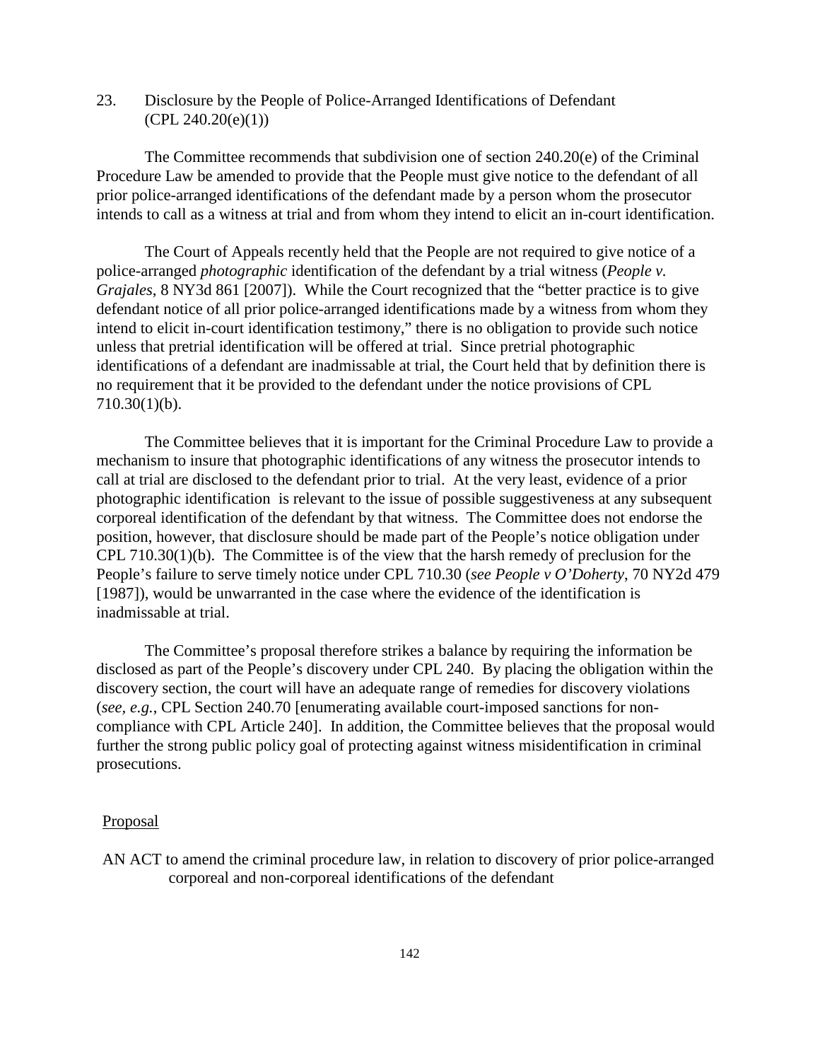## 23. Disclosure by the People of Police-Arranged Identifications of Defendant (CPL 240.20(e)(1))

The Committee recommends that subdivision one of section 240.20(e) of the Criminal Procedure Law be amended to provide that the People must give notice to the defendant of all prior police-arranged identifications of the defendant made by a person whom the prosecutor intends to call as a witness at trial and from whom they intend to elicit an in-court identification.

The Court of Appeals recently held that the People are not required to give notice of a police-arranged *photographic* identification of the defendant by a trial witness (*People v. Grajales*, 8 NY3d 861 [2007]). While the Court recognized that the "better practice is to give defendant notice of all prior police-arranged identifications made by a witness from whom they intend to elicit in-court identification testimony," there is no obligation to provide such notice unless that pretrial identification will be offered at trial. Since pretrial photographic identifications of a defendant are inadmissable at trial, the Court held that by definition there is no requirement that it be provided to the defendant under the notice provisions of CPL 710.30(1)(b).

The Committee believes that it is important for the Criminal Procedure Law to provide a mechanism to insure that photographic identifications of any witness the prosecutor intends to call at trial are disclosed to the defendant prior to trial. At the very least, evidence of a prior photographic identification is relevant to the issue of possible suggestiveness at any subsequent corporeal identification of the defendant by that witness. The Committee does not endorse the position, however, that disclosure should be made part of the People's notice obligation under CPL 710.30(1)(b). The Committee is of the view that the harsh remedy of preclusion for the People's failure to serve timely notice under CPL 710.30 (*see People v O'Doherty*, 70 NY2d 479 [1987]), would be unwarranted in the case where the evidence of the identification is inadmissable at trial.

The Committee's proposal therefore strikes a balance by requiring the information be disclosed as part of the People's discovery under CPL 240. By placing the obligation within the discovery section, the court will have an adequate range of remedies for discovery violations (*see, e.g.*, CPL Section 240.70 [enumerating available court-imposed sanctions for non-compliance with CPL Article 240]. In addition, the Committee believes that the proposal would further the strong public policy goal of protecting against witness misidentification in criminal prosecutions.

Proposal

AN ACT to amend the criminal procedure law, in relation to discovery of prior police-arranged corporeal and non-corporeal identifications of the defendant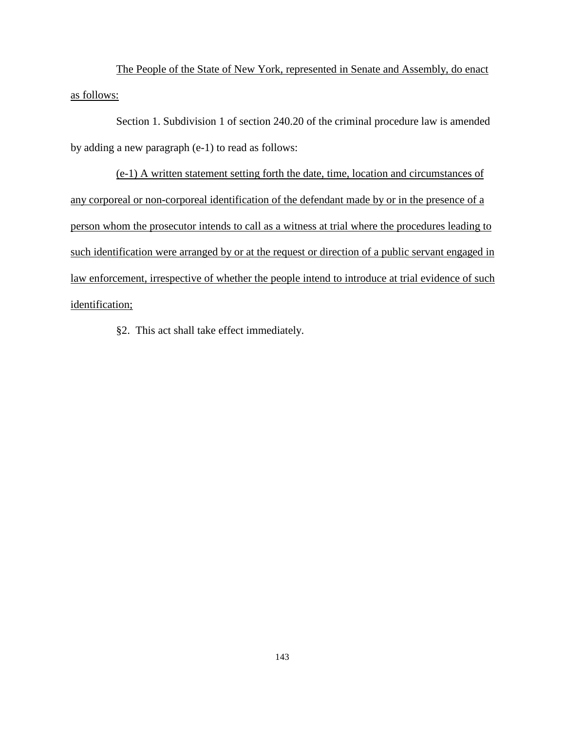The People of the State of New York, represented in Senate and Assembly, do enact as follows:

Section 1. Subdivision 1 of section 240.20 of the criminal procedure law is amended by adding a new paragraph (e-1) to read as follows:

(e-1) A written statement setting forth the date, time, location and circumstances of any corporeal or non-corporeal identification of the defendant made by or in the presence of a person whom the prosecutor intends to call as a witness at trial where the procedures leading to such identification were arranged by or at the request or direction of a public servant engaged in law enforcement, irrespective of whether the people intend to introduce at trial evidence of such identification;

§2. This act shall take effect immediately.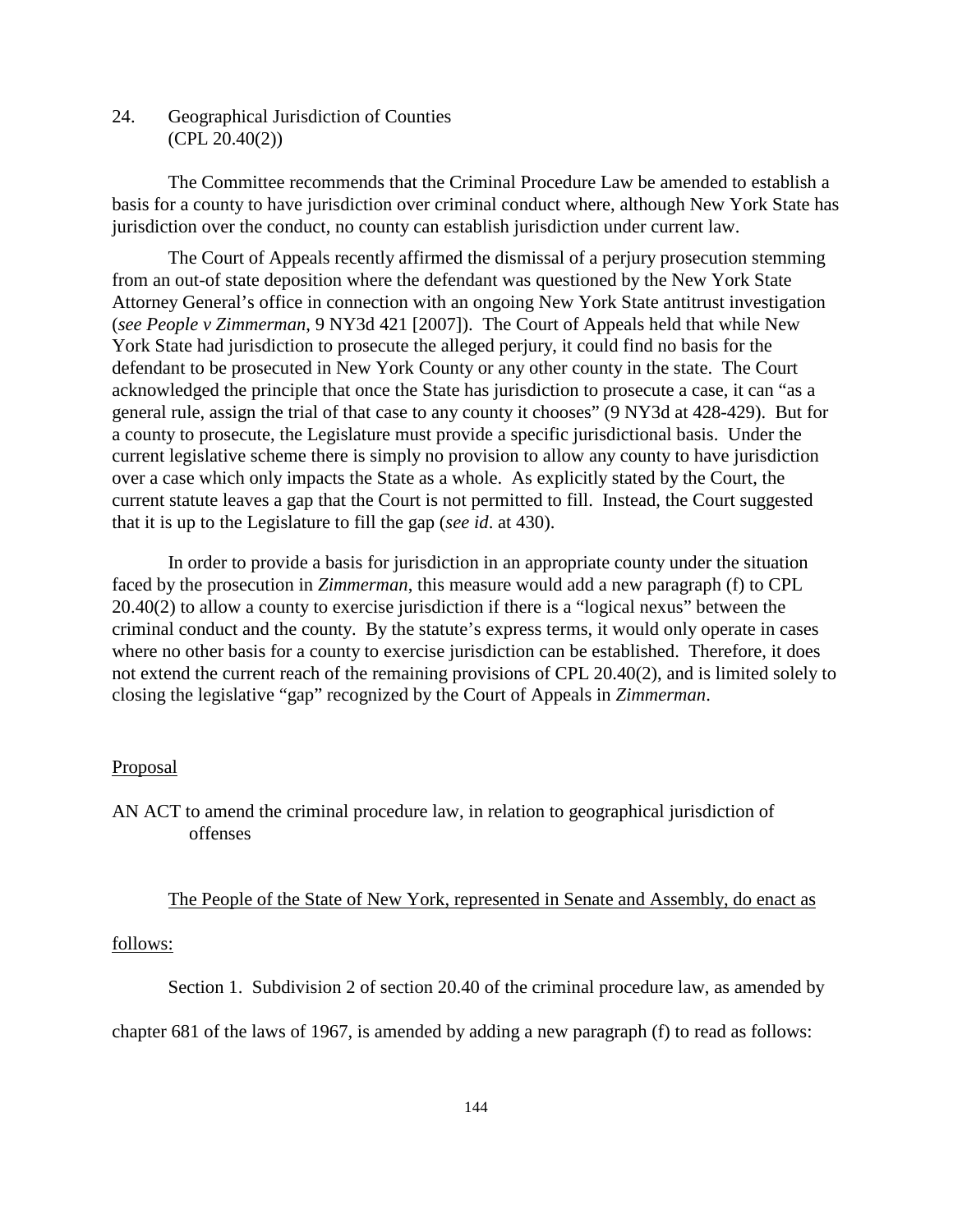24. Geographical Jurisdiction of Counties
(CPL 20.40(2))

The Committee recommends that the Criminal Procedure Law be amended to establish a basis for a county to have jurisdiction over criminal conduct where, although New York State has jurisdiction over the conduct, no county can establish jurisdiction under current law.

The Court of Appeals recently affirmed the dismissal of a perjury prosecution stemming from an out-of state deposition where the defendant was questioned by the New York State Attorney General's office in connection with an ongoing New York State antitrust investigation (*see People v Zimmerman*, 9 NY3d 421 [2007]). The Court of Appeals held that while New York State had jurisdiction to prosecute the alleged perjury, it could find no basis for the defendant to be prosecuted in New York County or any other county in the state. The Court acknowledged the principle that once the State has jurisdiction to prosecute a case, it can "as a general rule, assign the trial of that case to any county it chooses" (9 NY3d at 428-429). But for a county to prosecute, the Legislature must provide a specific jurisdictional basis. Under the current legislative scheme there is simply no provision to allow any county to have jurisdiction over a case which only impacts the State as a whole. As explicitly stated by the Court, the current statute leaves a gap that the Court is not permitted to fill. Instead, the Court suggested that it is up to the Legislature to fill the gap (*see id*. at 430).

In order to provide a basis for jurisdiction in an appropriate county under the situation faced by the prosecution in *Zimmerman*, this measure would add a new paragraph (f) to CPL 20.40(2) to allow a county to exercise jurisdiction if there is a "logical nexus" between the criminal conduct and the county. By the statute's express terms, it would only operate in cases where no other basis for a county to exercise jurisdiction can be established. Therefore, it does not extend the current reach of the remaining provisions of CPL 20.40(2), and is limited solely to closing the legislative "gap" recognized by the Court of Appeals in *Zimmerman*.

Proposal

AN ACT to amend the criminal procedure law, in relation to geographical jurisdiction of offenses

The People of the State of New York, represented in Senate and Assembly, do enact as follows:

Section 1. Subdivision 2 of section 20.40 of the criminal procedure law, as amended by chapter 681 of the laws of 1967, is amended by adding a new paragraph (f) to read as follows: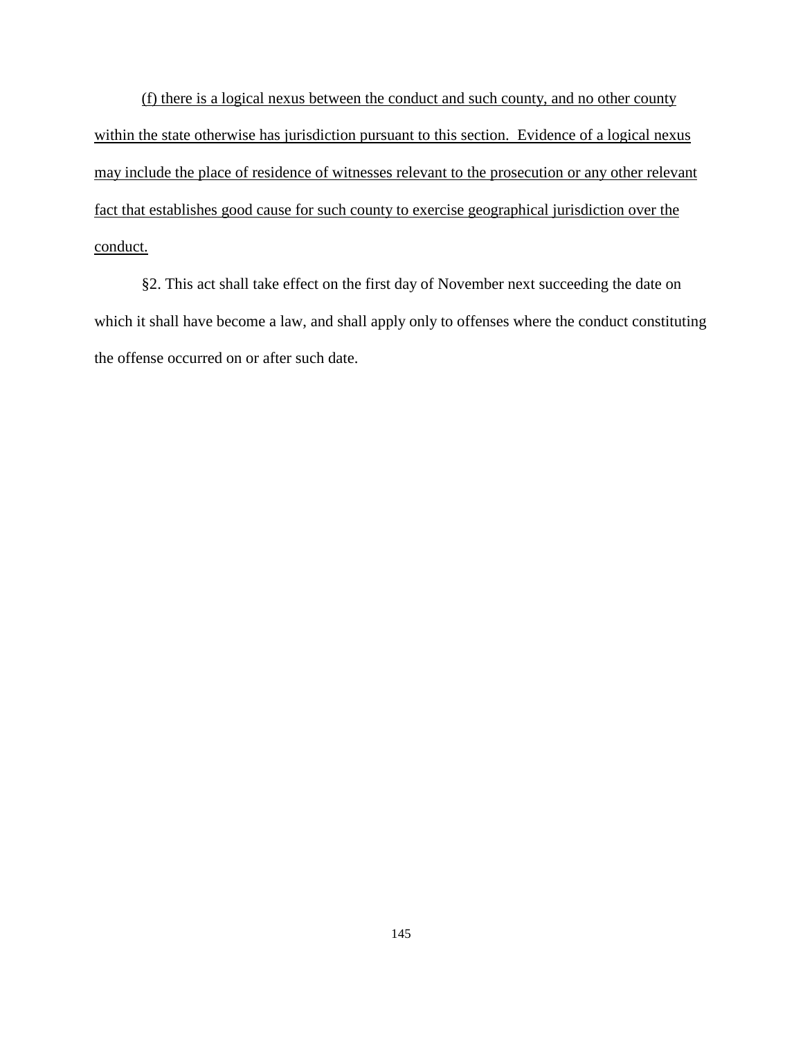<u>(f) there is a logical nexus between the conduct and such county, and no other county within the state otherwise has jurisdiction pursuant to this section. Evidence of a logical nexus may include the place of residence of witnesses relevant to the prosecution or any other relevant fact that establishes good cause for such county to exercise geographical jurisdiction over the conduct.</u>

§2. This act shall take effect on the first day of November next succeeding the date on which it shall have become a law, and shall apply only to offenses where the conduct constituting the offense occurred on or after such date.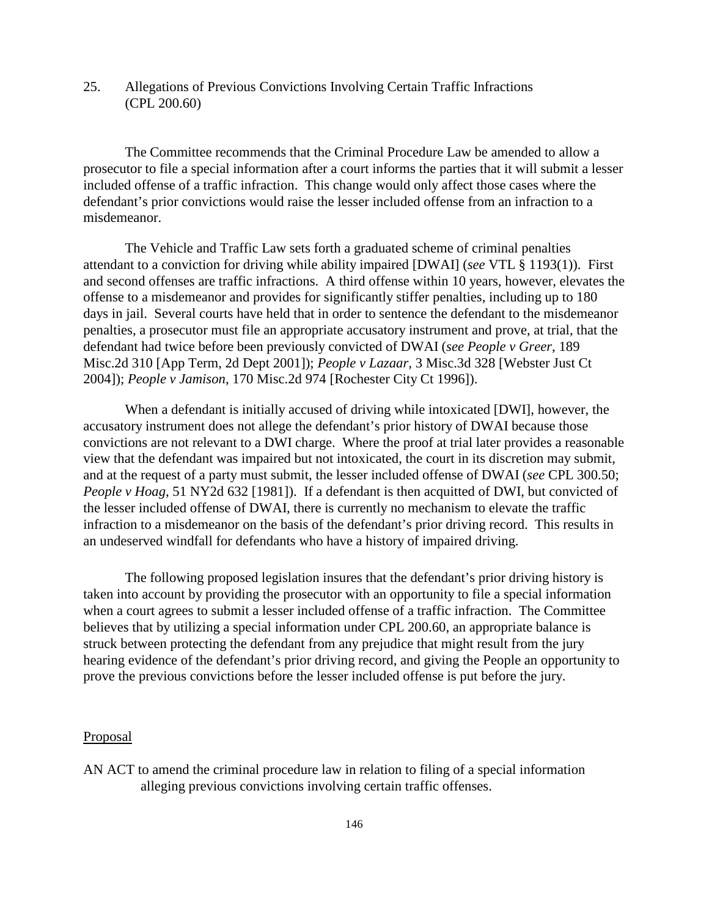## 25. Allegations of Previous Convictions Involving Certain Traffic Infractions (CPL 200.60)

The Committee recommends that the Criminal Procedure Law be amended to allow a prosecutor to file a special information after a court informs the parties that it will submit a lesser included offense of a traffic infraction. This change would only affect those cases where the defendant's prior convictions would raise the lesser included offense from an infraction to a misdemeanor.

The Vehicle and Traffic Law sets forth a graduated scheme of criminal penalties attendant to a conviction for driving while ability impaired [DWAI] (*see* VTL § 1193(1)). First and second offenses are traffic infractions. A third offense within 10 years, however, elevates the offense to a misdemeanor and provides for significantly stiffer penalties, including up to 180 days in jail. Several courts have held that in order to sentence the defendant to the misdemeanor penalties, a prosecutor must file an appropriate accusatory instrument and prove, at trial, that the defendant had twice before been previously convicted of DWAI (*see People v Greer*, 189 Misc.2d 310 [App Term, 2d Dept 2001]); *People v Lazaar*, 3 Misc.3d 328 [Webster Just Ct 2004]); *People v Jamison*, 170 Misc.2d 974 [Rochester City Ct 1996]).

When a defendant is initially accused of driving while intoxicated [DWI], however, the accusatory instrument does not allege the defendant's prior history of DWAI because those convictions are not relevant to a DWI charge. Where the proof at trial later provides a reasonable view that the defendant was impaired but not intoxicated, the court in its discretion may submit, and at the request of a party must submit, the lesser included offense of DWAI (*see* CPL 300.50; *People v Hoag*, 51 NY2d 632 [1981]). If a defendant is then acquitted of DWI, but convicted of the lesser included offense of DWAI, there is currently no mechanism to elevate the traffic infraction to a misdemeanor on the basis of the defendant's prior driving record. This results in an undeserved windfall for defendants who have a history of impaired driving.

The following proposed legislation insures that the defendant's prior driving history is taken into account by providing the prosecutor with an opportunity to file a special information when a court agrees to submit a lesser included offense of a traffic infraction. The Committee believes that by utilizing a special information under CPL 200.60, an appropriate balance is struck between protecting the defendant from any prejudice that might result from the jury hearing evidence of the defendant's prior driving record, and giving the People an opportunity to prove the previous convictions before the lesser included offense is put before the jury.

<u>Proposal</u>

AN ACT to amend the criminal procedure law in relation to filing of a special information alleging previous convictions involving certain traffic offenses.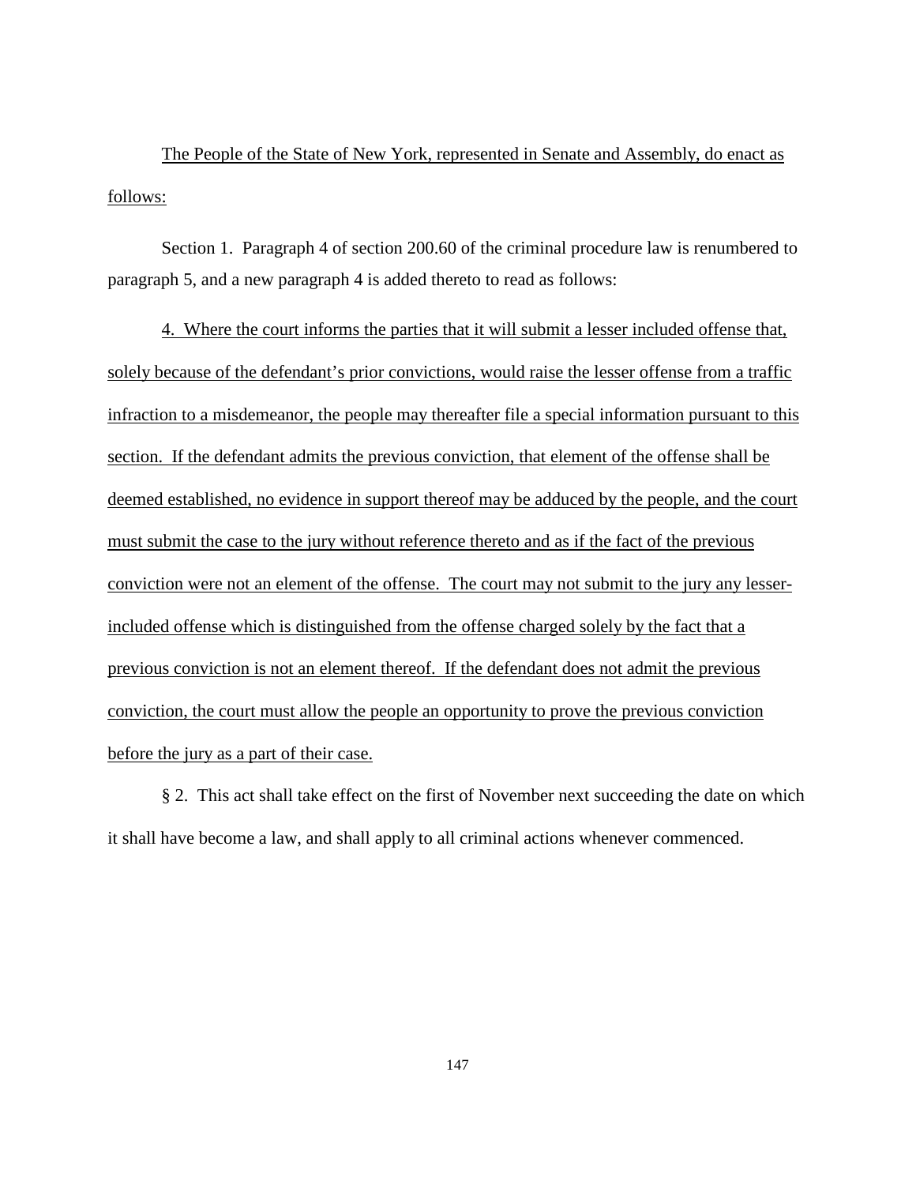The People of the State of New York, represented in Senate and Assembly, do enact as follows:

Section 1. Paragraph 4 of section 200.60 of the criminal procedure law is renumbered to paragraph 5, and a new paragraph 4 is added thereto to read as follows:

4. Where the court informs the parties that it will submit a lesser included offense that, solely because of the defendant's prior convictions, would raise the lesser offense from a traffic infraction to a misdemeanor, the people may thereafter file a special information pursuant to this section. If the defendant admits the previous conviction, that element of the offense shall be deemed established, no evidence in support thereof may be adduced by the people, and the court must submit the case to the jury without reference thereto and as if the fact of the previous conviction were not an element of the offense. The court may not submit to the jury any lesser-included offense which is distinguished from the offense charged solely by the fact that a previous conviction is not an element thereof. If the defendant does not admit the previous conviction, the court must allow the people an opportunity to prove the previous conviction before the jury as a part of their case.

§ 2. This act shall take effect on the first of November next succeeding the date on which it shall have become a law, and shall apply to all criminal actions whenever commenced.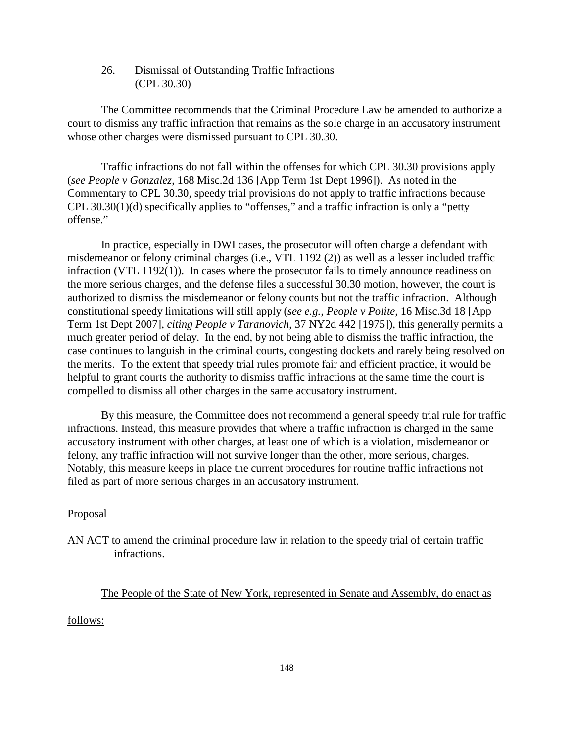26. Dismissal of Outstanding Traffic Infractions
(CPL 30.30)

The Committee recommends that the Criminal Procedure Law be amended to authorize a court to dismiss any traffic infraction that remains as the sole charge in an accusatory instrument whose other charges were dismissed pursuant to CPL 30.30.

Traffic infractions do not fall within the offenses for which CPL 30.30 provisions apply (*see People v Gonzalez,* 168 Misc.2d 136 [App Term 1st Dept 1996]). As noted in the Commentary to CPL 30.30, speedy trial provisions do not apply to traffic infractions because CPL 30.30(1)(d) specifically applies to "offenses," and a traffic infraction is only a "petty offense."

In practice, especially in DWI cases, the prosecutor will often charge a defendant with misdemeanor or felony criminal charges (i.e., VTL 1192 (2)) as well as a lesser included traffic infraction (VTL 1192(1)). In cases where the prosecutor fails to timely announce readiness on the more serious charges, and the defense files a successful 30.30 motion, however, the court is authorized to dismiss the misdemeanor or felony counts but not the traffic infraction. Although constitutional speedy limitations will still apply (*see e.g., People v Polite,* 16 Misc.3d 18 [App Term 1st Dept 2007], *citing People v Taranovich*, 37 NY2d 442 [1975]), this generally permits a much greater period of delay. In the end, by not being able to dismiss the traffic infraction, the case continues to languish in the criminal courts, congesting dockets and rarely being resolved on the merits. To the extent that speedy trial rules promote fair and efficient practice, it would be helpful to grant courts the authority to dismiss traffic infractions at the same time the court is compelled to dismiss all other charges in the same accusatory instrument.

By this measure, the Committee does not recommend a general speedy trial rule for traffic infractions. Instead, this measure provides that where a traffic infraction is charged in the same accusatory instrument with other charges, at least one of which is a violation, misdemeanor or felony, any traffic infraction will not survive longer than the other, more serious, charges. Notably, this measure keeps in place the current procedures for routine traffic infractions not filed as part of more serious charges in an accusatory instrument.

<u>Proposal</u>

AN ACT to amend the criminal procedure law in relation to the speedy trial of certain traffic infractions.

<u>The People of the State of New York, represented in Senate and Assembly, do enact as follows:</u>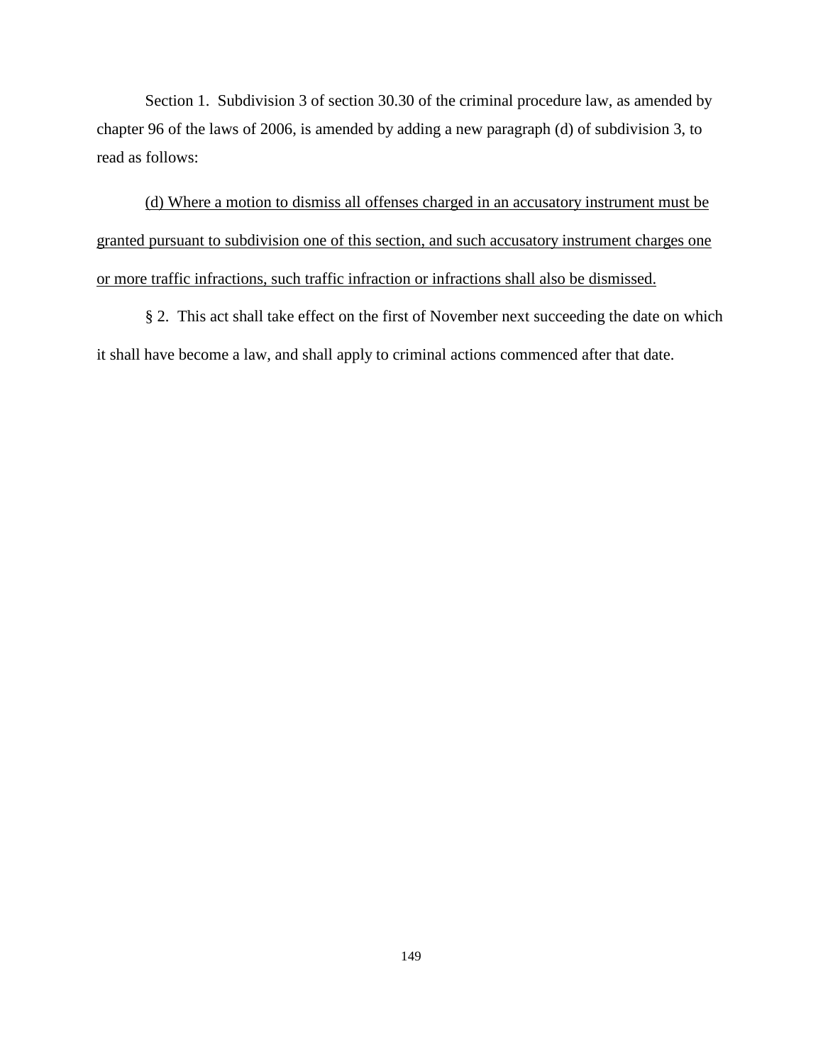Section 1. Subdivision 3 of section 30.30 of the criminal procedure law, as amended by chapter 96 of the laws of 2006, is amended by adding a new paragraph (d) of subdivision 3, to read as follows:

<u>(d) Where a motion to dismiss all offenses charged in an accusatory instrument must be granted pursuant to subdivision one of this section, and such accusatory instrument charges one or more traffic infractions, such traffic infraction or infractions shall also be dismissed.</u>

§ 2. This act shall take effect on the first of November next succeeding the date on which it shall have become a law, and shall apply to criminal actions commenced after that date.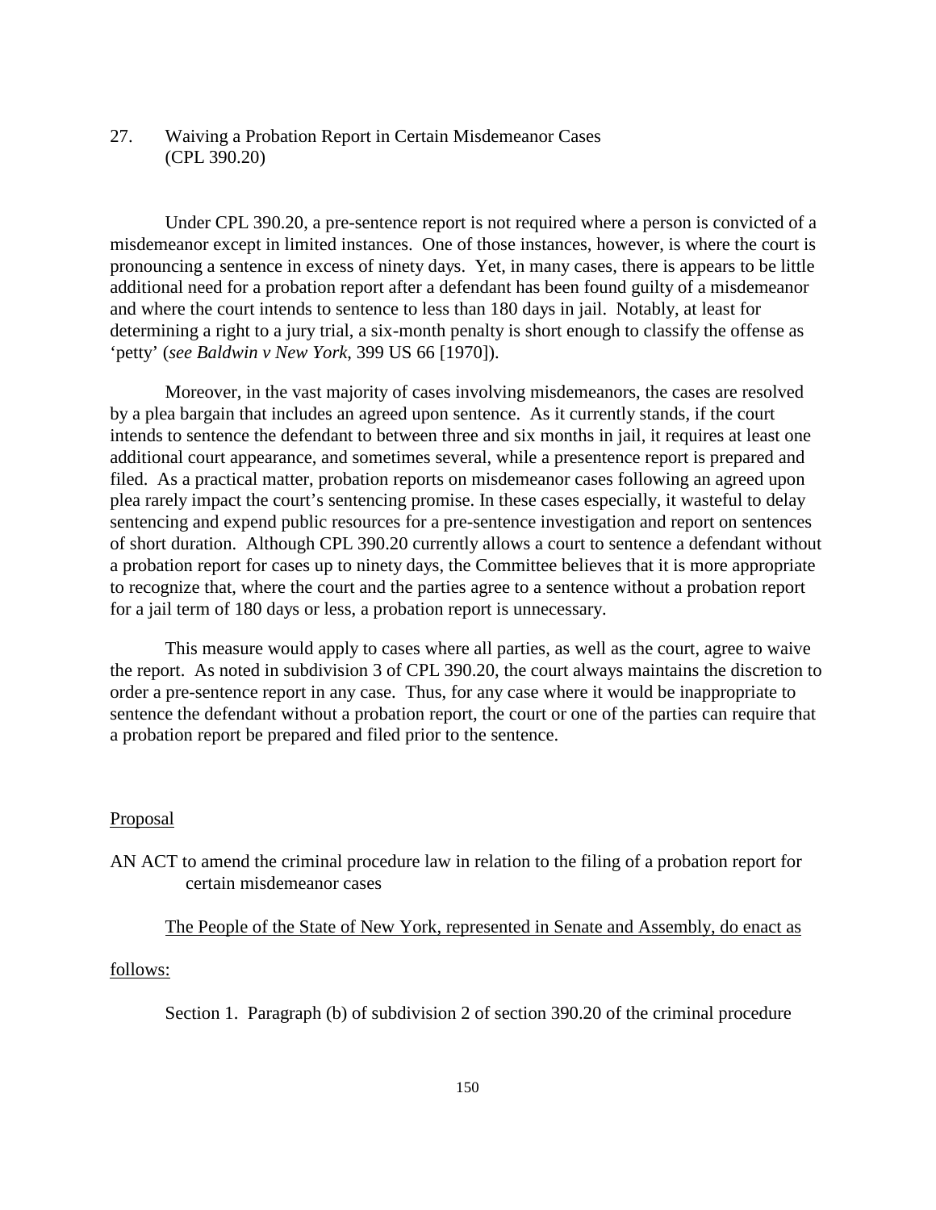27. Waiving a Probation Report in Certain Misdemeanor Cases (CPL 390.20)

Under CPL 390.20, a pre-sentence report is not required where a person is convicted of a misdemeanor except in limited instances. One of those instances, however, is where the court is pronouncing a sentence in excess of ninety days. Yet, in many cases, there is appears to be little additional need for a probation report after a defendant has been found guilty of a misdemeanor and where the court intends to sentence to less than 180 days in jail. Notably, at least for determining a right to a jury trial, a six-month penalty is short enough to classify the offense as 'petty' (*see Baldwin v New York*, 399 US 66 [1970]).

Moreover, in the vast majority of cases involving misdemeanors, the cases are resolved by a plea bargain that includes an agreed upon sentence. As it currently stands, if the court intends to sentence the defendant to between three and six months in jail, it requires at least one additional court appearance, and sometimes several, while a presentence report is prepared and filed. As a practical matter, probation reports on misdemeanor cases following an agreed upon plea rarely impact the court's sentencing promise. In these cases especially, it wasteful to delay sentencing and expend public resources for a pre-sentence investigation and report on sentences of short duration. Although CPL 390.20 currently allows a court to sentence a defendant without a probation report for cases up to ninety days, the Committee believes that it is more appropriate to recognize that, where the court and the parties agree to a sentence without a probation report for a jail term of 180 days or less, a probation report is unnecessary.

This measure would apply to cases where all parties, as well as the court, agree to waive the report. As noted in subdivision 3 of CPL 390.20, the court always maintains the discretion to order a pre-sentence report in any case. Thus, for any case where it would be inappropriate to sentence the defendant without a probation report, the court or one of the parties can require that a probation report be prepared and filed prior to the sentence.

<u>Proposal</u>

AN ACT to amend the criminal procedure law in relation to the filing of a probation report for certain misdemeanor cases

<u>The People of the State of New York, represented in Senate and Assembly, do enact as follows:</u>

Section 1. Paragraph (b) of subdivision 2 of section 390.20 of the criminal procedure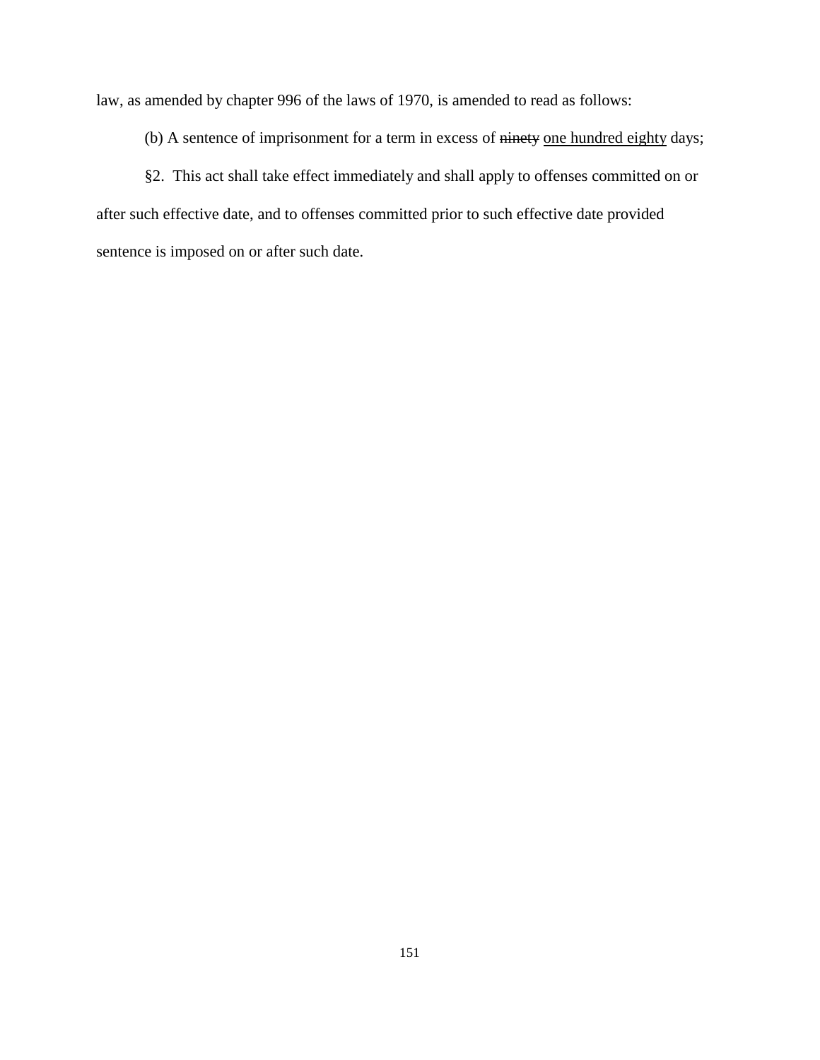law, as amended by chapter 996 of the laws of 1970, is amended to read as follows:

(b) A sentence of imprisonment for a term in excess of ~~ninety~~ <u>one hundred eighty</u> days;

§2. This act shall take effect immediately and shall apply to offenses committed on or after such effective date, and to offenses committed prior to such effective date provided sentence is imposed on or after such date.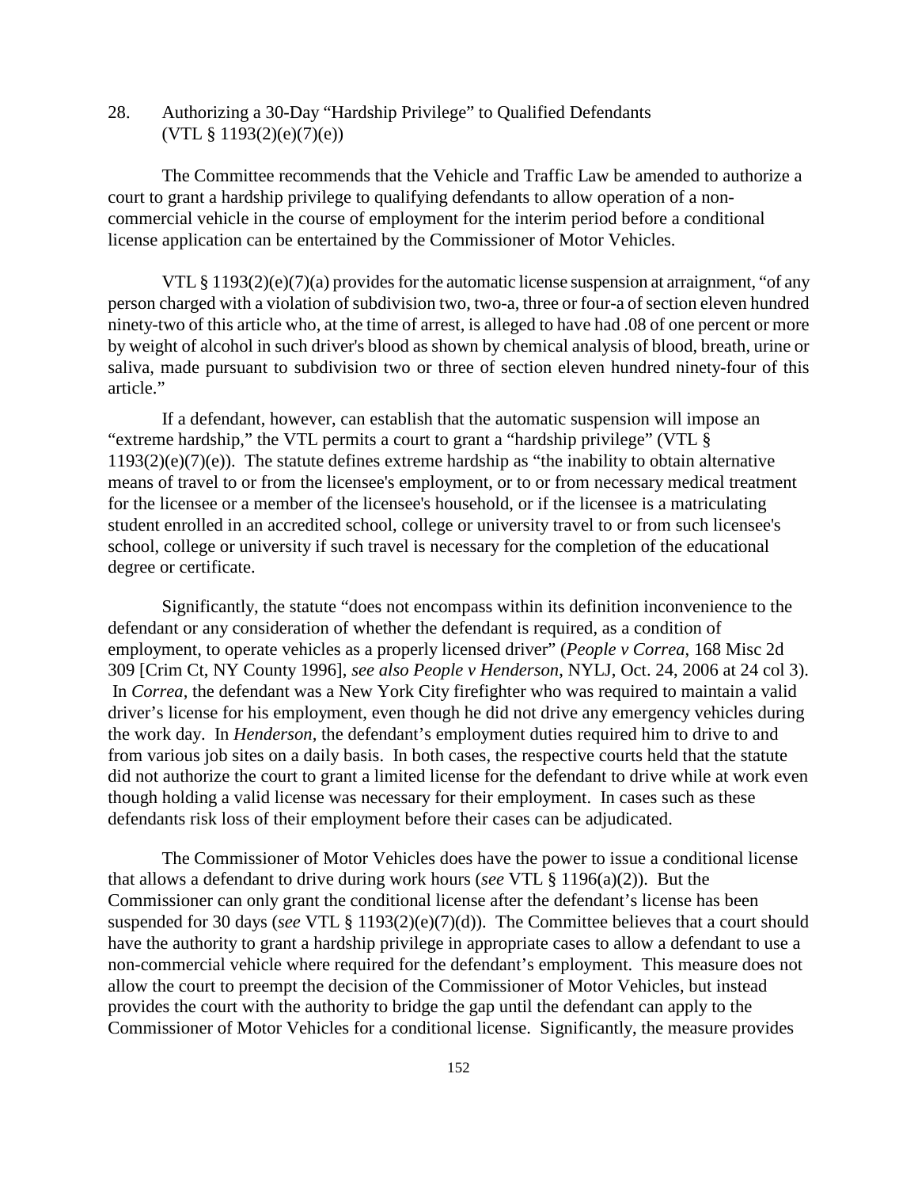## 28. Authorizing a 30-Day "Hardship Privilege" to Qualified Defendants (VTL § 1193(2)(e)(7)(e))

The Committee recommends that the Vehicle and Traffic Law be amended to authorize a court to grant a hardship privilege to qualifying defendants to allow operation of a non-commercial vehicle in the course of employment for the interim period before a conditional license application can be entertained by the Commissioner of Motor Vehicles.

VTL § 1193(2)(e)(7)(a) provides for the automatic license suspension at arraignment, "of any person charged with a violation of subdivision two, two-a, three or four-a of section eleven hundred ninety-two of this article who, at the time of arrest, is alleged to have had .08 of one percent or more by weight of alcohol in such driver's blood as shown by chemical analysis of blood, breath, urine or saliva, made pursuant to subdivision two or three of section eleven hundred ninety-four of this article."

If a defendant, however, can establish that the automatic suspension will impose an "extreme hardship," the VTL permits a court to grant a "hardship privilege" (VTL § 1193(2)(e)(7)(e)). The statute defines extreme hardship as "the inability to obtain alternative means of travel to or from the licensee's employment, or to or from necessary medical treatment for the licensee or a member of the licensee's household, or if the licensee is a matriculating student enrolled in an accredited school, college or university travel to or from such licensee's school, college or university if such travel is necessary for the completion of the educational degree or certificate.

Significantly, the statute "does not encompass within its definition inconvenience to the defendant or any consideration of whether the defendant is required, as a condition of employment, to operate vehicles as a properly licensed driver" (*People v Correa*, 168 Misc 2d 309 [Crim Ct, NY County 1996], *see also People v Henderson*, NYLJ, Oct. 24, 2006 at 24 col 3). In *Correa*, the defendant was a New York City firefighter who was required to maintain a valid driver's license for his employment, even though he did not drive any emergency vehicles during the work day. In *Henderson*, the defendant's employment duties required him to drive to and from various job sites on a daily basis. In both cases, the respective courts held that the statute did not authorize the court to grant a limited license for the defendant to drive while at work even though holding a valid license was necessary for their employment. In cases such as these defendants risk loss of their employment before their cases can be adjudicated.

The Commissioner of Motor Vehicles does have the power to issue a conditional license that allows a defendant to drive during work hours (*see* VTL § 1196(a)(2)). But the Commissioner can only grant the conditional license after the defendant's license has been suspended for 30 days (*see* VTL § 1193(2)(e)(7)(d)). The Committee believes that a court should have the authority to grant a hardship privilege in appropriate cases to allow a defendant to use a non-commercial vehicle where required for the defendant's employment. This measure does not allow the court to preempt the decision of the Commissioner of Motor Vehicles, but instead provides the court with the authority to bridge the gap until the defendant can apply to the Commissioner of Motor Vehicles for a conditional license. Significantly, the measure provides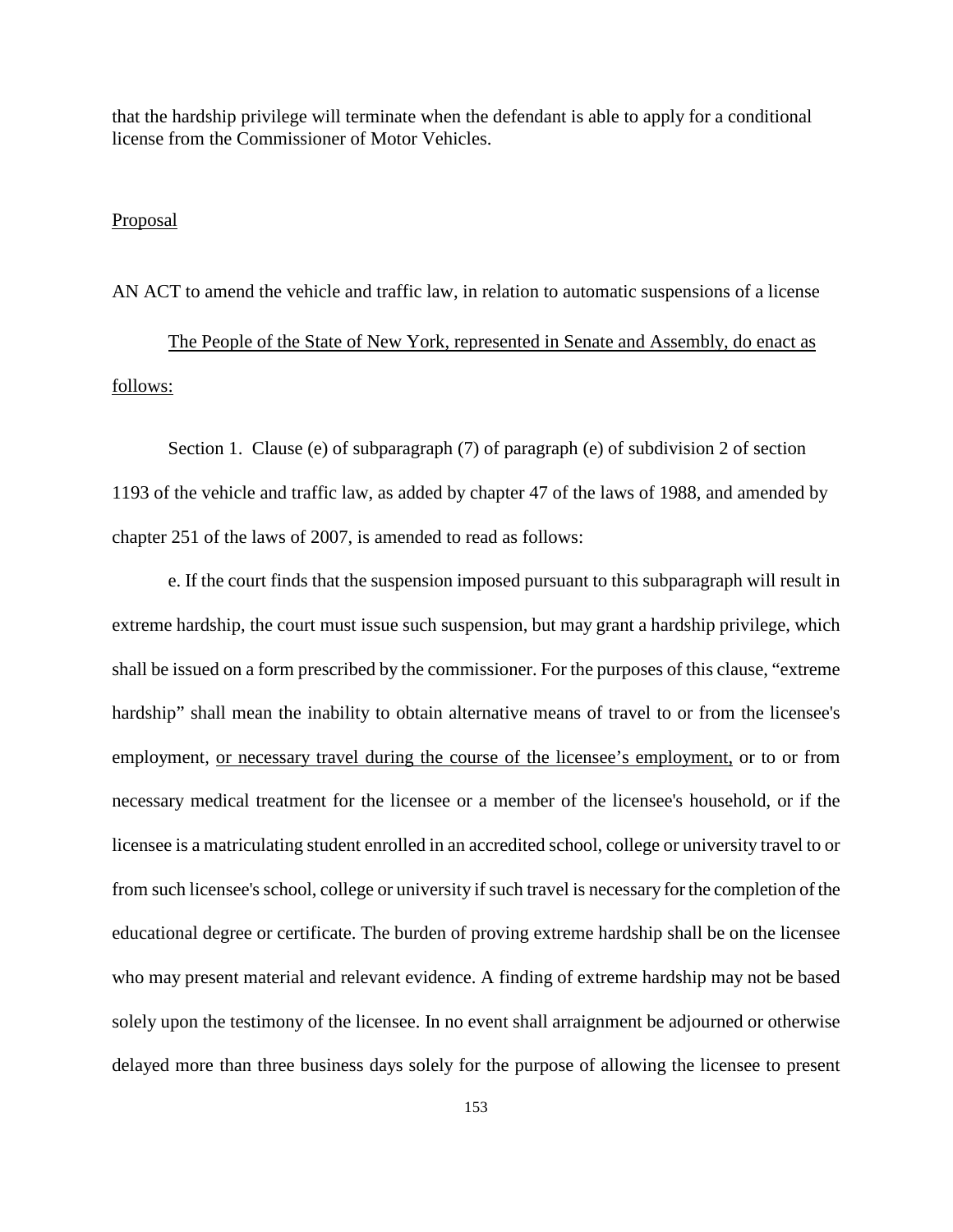that the hardship privilege will terminate when the defendant is able to apply for a conditional license from the Commissioner of Motor Vehicles.

<u>Proposal</u>

AN ACT to amend the vehicle and traffic law, in relation to automatic suspensions of a license

<u>The People of the State of New York, represented in Senate and Assembly, do enact as follows:</u>

Section 1. Clause (e) of subparagraph (7) of paragraph (e) of subdivision 2 of section 1193 of the vehicle and traffic law, as added by chapter 47 of the laws of 1988, and amended by chapter 251 of the laws of 2007, is amended to read as follows:

e. If the court finds that the suspension imposed pursuant to this subparagraph will result in extreme hardship, the court must issue such suspension, but may grant a hardship privilege, which shall be issued on a form prescribed by the commissioner. For the purposes of this clause, "extreme hardship" shall mean the inability to obtain alternative means of travel to or from the licensee's employment, <u>or necessary travel during the course of the licensee's employment,</u> or to or from necessary medical treatment for the licensee or a member of the licensee's household, or if the licensee is a matriculating student enrolled in an accredited school, college or university travel to or from such licensee's school, college or university if such travel is necessary for the completion of the educational degree or certificate. The burden of proving extreme hardship shall be on the licensee who may present material and relevant evidence. A finding of extreme hardship may not be based solely upon the testimony of the licensee. In no event shall arraignment be adjourned or otherwise delayed more than three business days solely for the purpose of allowing the licensee to present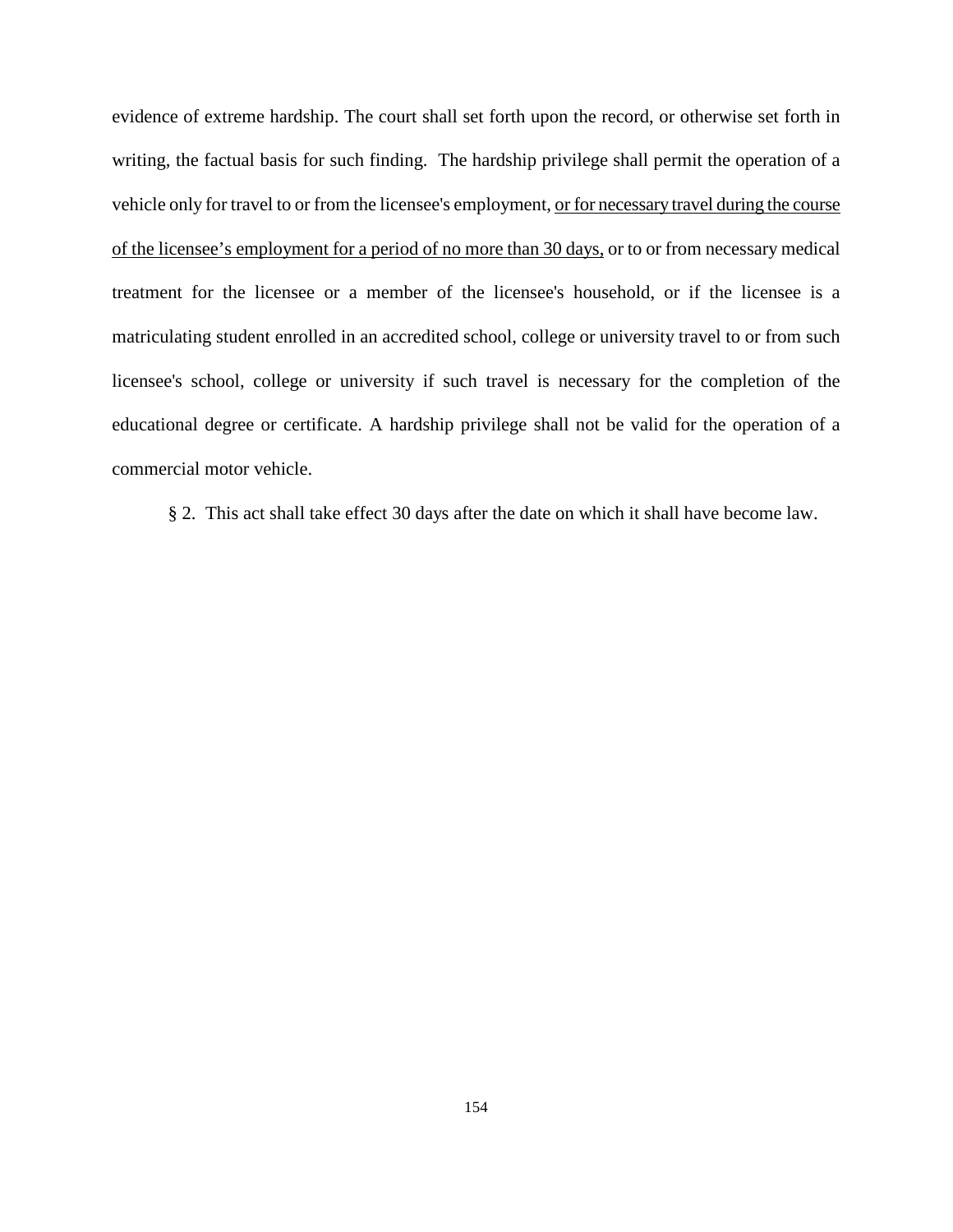evidence of extreme hardship. The court shall set forth upon the record, or otherwise set forth in writing, the factual basis for such finding. The hardship privilege shall permit the operation of a vehicle only for travel to or from the licensee's employment, <u>or for necessary travel during the course of the licensee's employment for a period of no more than 30 days,</u> or to or from necessary medical treatment for the licensee or a member of the licensee's household, or if the licensee is a matriculating student enrolled in an accredited school, college or university travel to or from such licensee's school, college or university if such travel is necessary for the completion of the educational degree or certificate. A hardship privilege shall not be valid for the operation of a commercial motor vehicle.

§ 2. This act shall take effect 30 days after the date on which it shall have become law.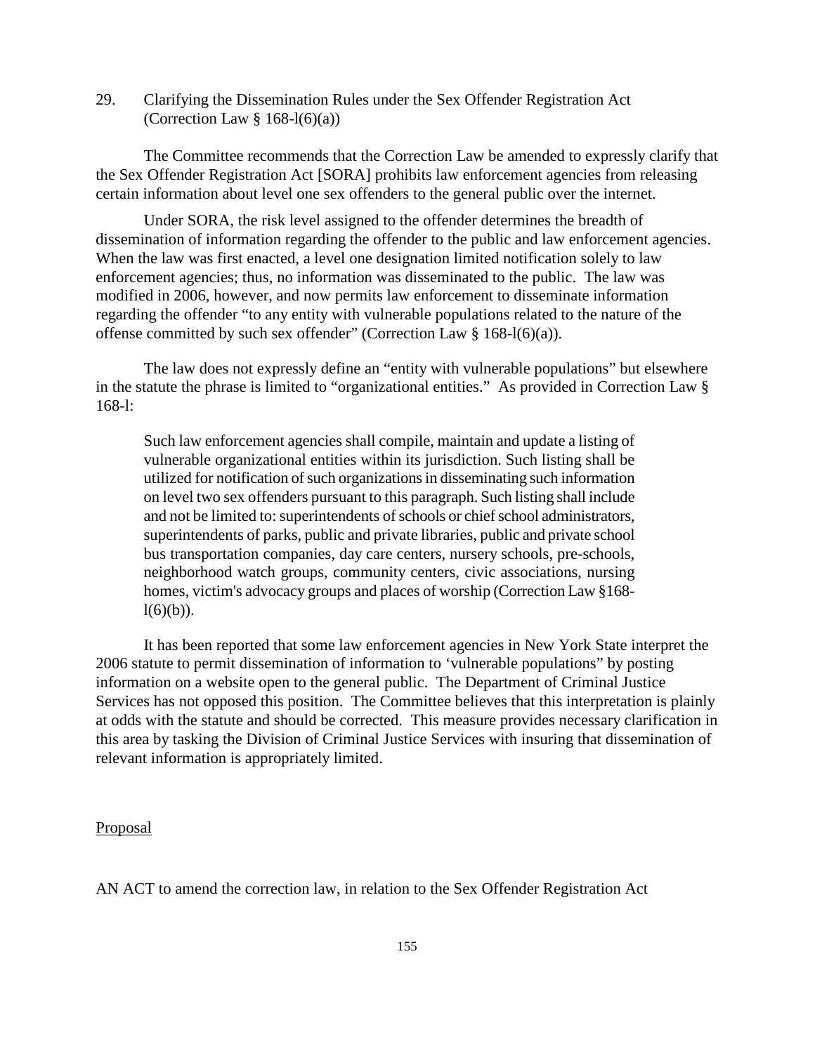29. Clarifying the Dissemination Rules under the Sex Offender Registration Act (Correction Law § 168-l(6)(a))

The Committee recommends that the Correction Law be amended to expressly clarify that the Sex Offender Registration Act [SORA] prohibits law enforcement agencies from releasing certain information about level one sex offenders to the general public over the internet.

Under SORA, the risk level assigned to the offender determines the breadth of dissemination of information regarding the offender to the public and law enforcement agencies. When the law was first enacted, a level one designation limited notification solely to law enforcement agencies; thus, no information was disseminated to the public. The law was modified in 2006, however, and now permits law enforcement to disseminate information regarding the offender "to any entity with vulnerable populations related to the nature of the offense committed by such sex offender" (Correction Law § 168-l(6)(a)).

The law does not expressly define an "entity with vulnerable populations" but elsewhere in the statute the phrase is limited to "organizational entities." As provided in Correction Law § 168-l:

> Such law enforcement agencies shall compile, maintain and update a listing of vulnerable organizational entities within its jurisdiction. Such listing shall be utilized for notification of such organizations in disseminating such information on level two sex offenders pursuant to this paragraph. Such listing shall include and not be limited to: superintendents of schools or chief school administrators, superintendents of parks, public and private libraries, public and private school bus transportation companies, day care centers, nursery schools, pre-schools, neighborhood watch groups, community centers, civic associations, nursing homes, victim's advocacy groups and places of worship (Correction Law §168-l(6)(b)).

It has been reported that some law enforcement agencies in New York State interpret the 2006 statute to permit dissemination of information to 'vulnerable populations" by posting information on a website open to the general public. The Department of Criminal Justice Services has not opposed this position. The Committee believes that this interpretation is plainly at odds with the statute and should be corrected. This measure provides necessary clarification in this area by tasking the Division of Criminal Justice Services with insuring that dissemination of relevant information is appropriately limited.

Proposal

AN ACT to amend the correction law, in relation to the Sex Offender Registration Act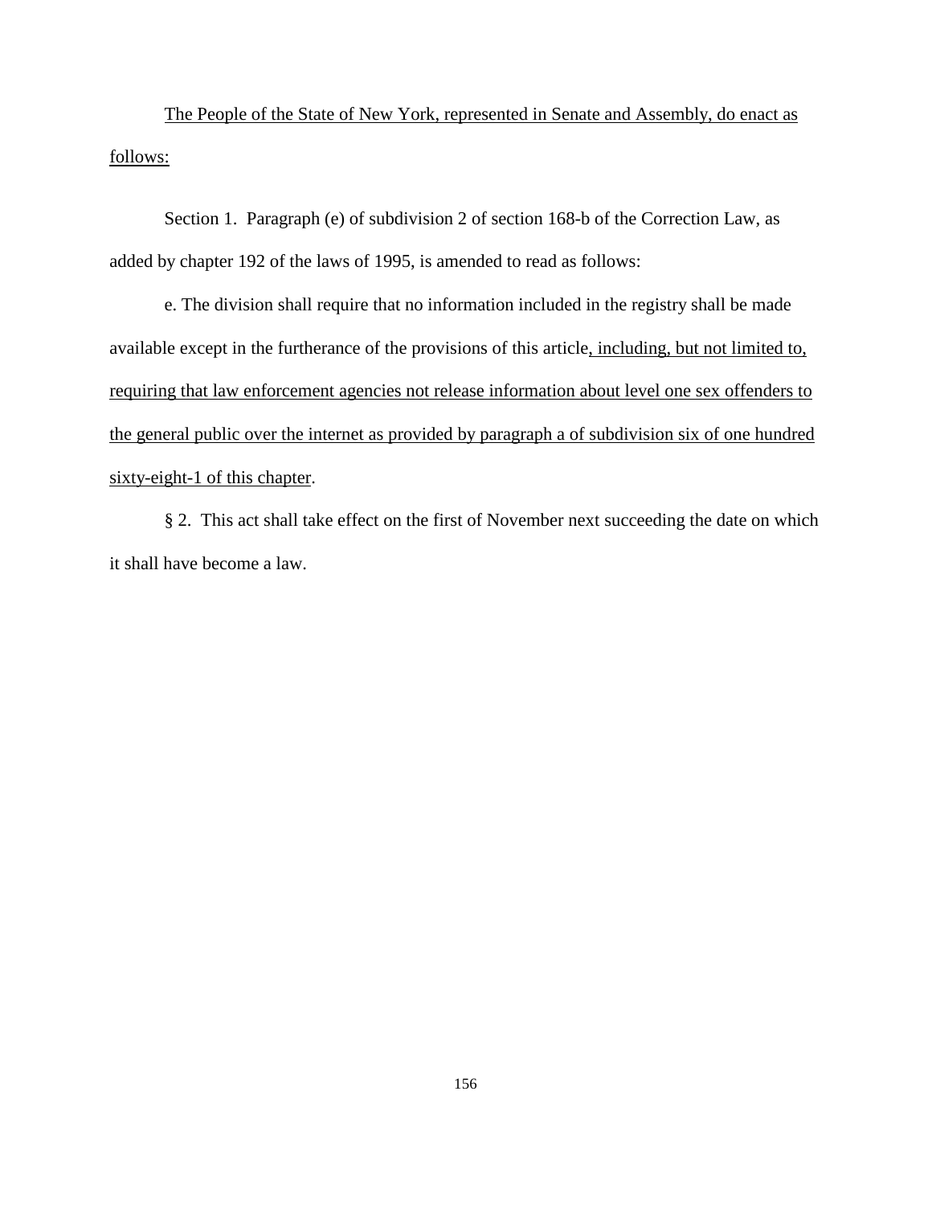The People of the State of New York, represented in Senate and Assembly, do enact as follows:

Section 1. Paragraph (e) of subdivision 2 of section 168-b of the Correction Law, as added by chapter 192 of the laws of 1995, is amended to read as follows:

e. The division shall require that no information included in the registry shall be made available except in the furtherance of the provisions of this article, including, but not limited to, requiring that law enforcement agencies not release information about level one sex offenders to the general public over the internet as provided by paragraph a of subdivision six of one hundred sixty-eight-1 of this chapter.

§ 2. This act shall take effect on the first of November next succeeding the date on which it shall have become a law.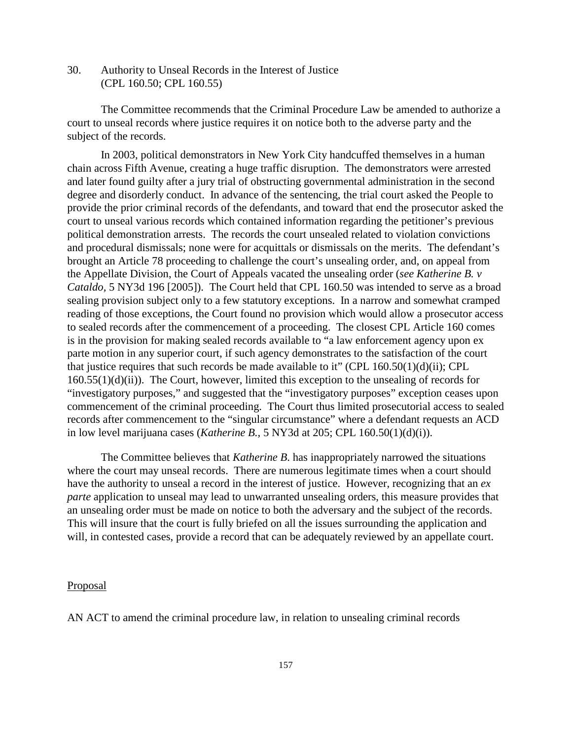30. Authority to Unseal Records in the Interest of Justice
(CPL 160.50; CPL 160.55)

The Committee recommends that the Criminal Procedure Law be amended to authorize a court to unseal records where justice requires it on notice both to the adverse party and the subject of the records.

In 2003, political demonstrators in New York City handcuffed themselves in a human chain across Fifth Avenue, creating a huge traffic disruption. The demonstrators were arrested and later found guilty after a jury trial of obstructing governmental administration in the second degree and disorderly conduct. In advance of the sentencing, the trial court asked the People to provide the prior criminal records of the defendants, and toward that end the prosecutor asked the court to unseal various records which contained information regarding the petitioner's previous political demonstration arrests. The records the court unsealed related to violation convictions and procedural dismissals; none were for acquittals or dismissals on the merits. The defendant's brought an Article 78 proceeding to challenge the court's unsealing order, and, on appeal from the Appellate Division, the Court of Appeals vacated the unsealing order (*see Katherine B. v Cataldo,* 5 NY3d 196 [2005]). The Court held that CPL 160.50 was intended to serve as a broad sealing provision subject only to a few statutory exceptions. In a narrow and somewhat cramped reading of those exceptions, the Court found no provision which would allow a prosecutor access to sealed records after the commencement of a proceeding. The closest CPL Article 160 comes is in the provision for making sealed records available to "a law enforcement agency upon ex parte motion in any superior court, if such agency demonstrates to the satisfaction of the court that justice requires that such records be made available to it" (CPL 160.50(1)(d)(ii); CPL 160.55(1)(d)(ii)). The Court, however, limited this exception to the unsealing of records for "investigatory purposes," and suggested that the "investigatory purposes" exception ceases upon commencement of the criminal proceeding. The Court thus limited prosecutorial access to sealed records after commencement to the "singular circumstance" where a defendant requests an ACD in low level marijuana cases (*Katherine B.,* 5 NY3d at 205; CPL 160.50(1)(d)(i)).

The Committee believes that *Katherine B.* has inappropriately narrowed the situations where the court may unseal records. There are numerous legitimate times when a court should have the authority to unseal a record in the interest of justice. However, recognizing that an *ex parte* application to unseal may lead to unwarranted unsealing orders, this measure provides that an unsealing order must be made on notice to both the adversary and the subject of the records. This will insure that the court is fully briefed on all the issues surrounding the application and will, in contested cases, provide a record that can be adequately reviewed by an appellate court.

Proposal

AN ACT to amend the criminal procedure law, in relation to unsealing criminal records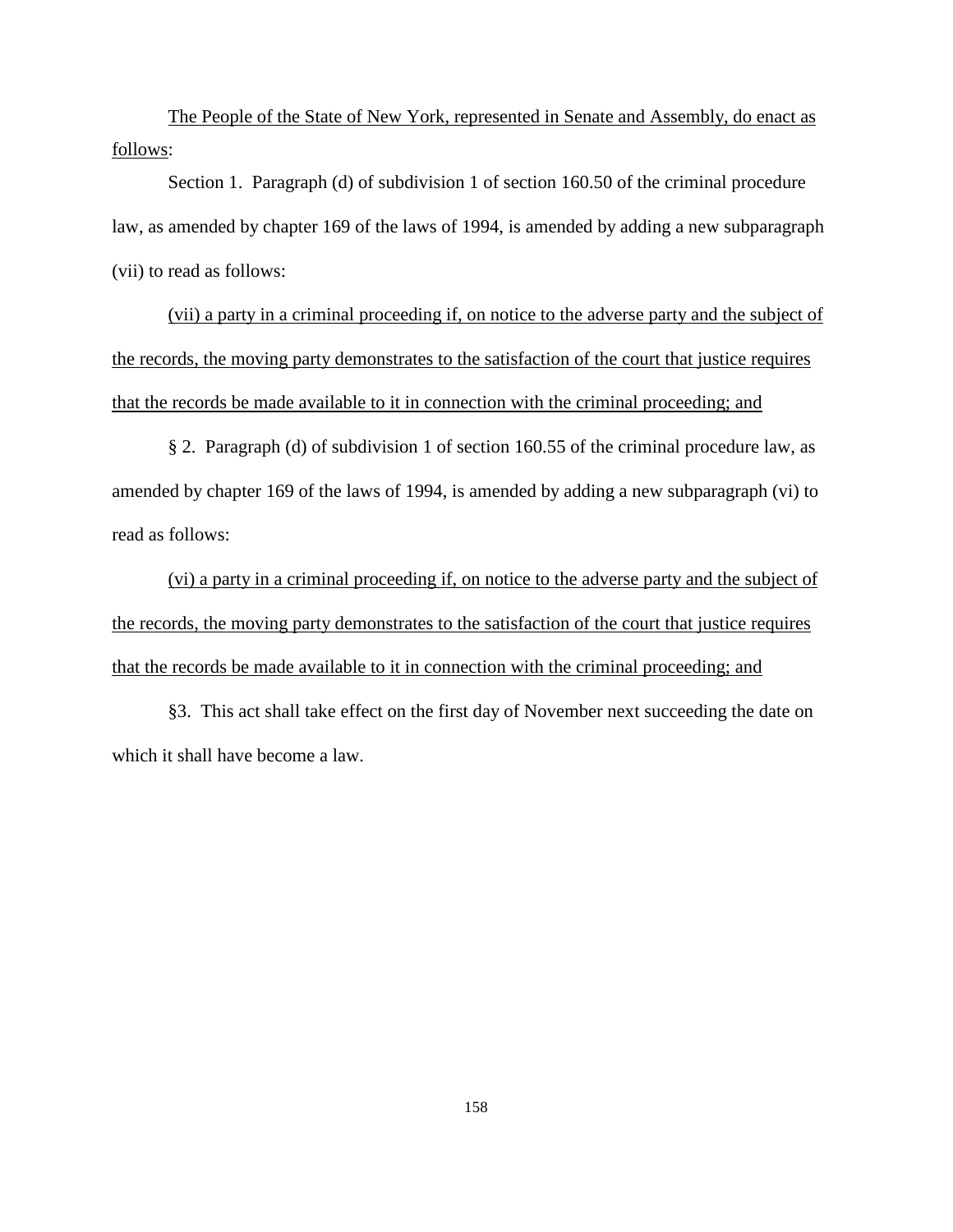The People of the State of New York, represented in Senate and Assembly, do enact as follows:

Section 1. Paragraph (d) of subdivision 1 of section 160.50 of the criminal procedure law, as amended by chapter 169 of the laws of 1994, is amended by adding a new subparagraph (vii) to read as follows:

(vii) a party in a criminal proceeding if, on notice to the adverse party and the subject of the records, the moving party demonstrates to the satisfaction of the court that justice requires that the records be made available to it in connection with the criminal proceeding; and

§ 2. Paragraph (d) of subdivision 1 of section 160.55 of the criminal procedure law, as amended by chapter 169 of the laws of 1994, is amended by adding a new subparagraph (vi) to read as follows:

(vi) a party in a criminal proceeding if, on notice to the adverse party and the subject of the records, the moving party demonstrates to the satisfaction of the court that justice requires that the records be made available to it in connection with the criminal proceeding; and

§3. This act shall take effect on the first day of November next succeeding the date on which it shall have become a law.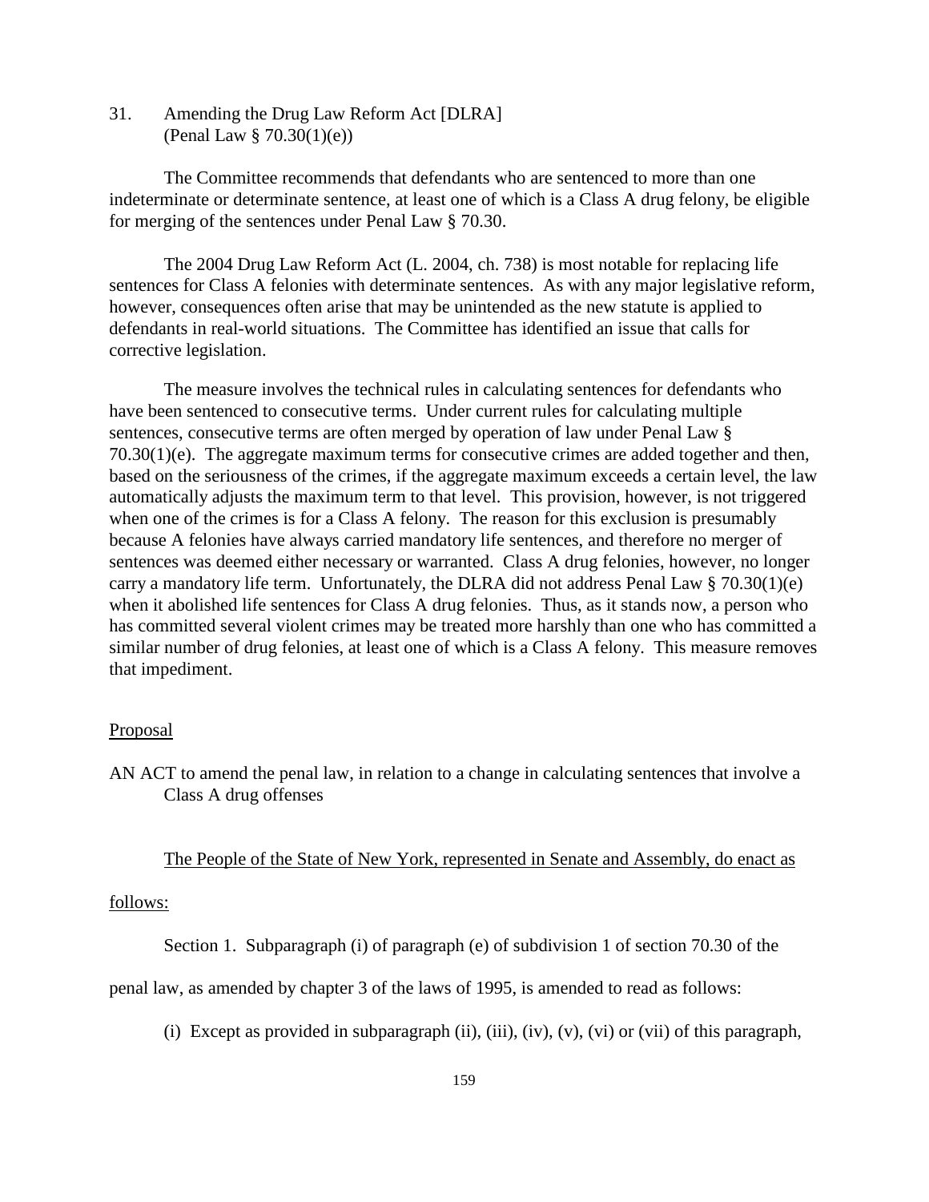31. Amending the Drug Law Reform Act [DLRA]
(Penal Law § 70.30(1)(e))

The Committee recommends that defendants who are sentenced to more than one indeterminate or determinate sentence, at least one of which is a Class A drug felony, be eligible for merging of the sentences under Penal Law § 70.30.

The 2004 Drug Law Reform Act (L. 2004, ch. 738) is most notable for replacing life sentences for Class A felonies with determinate sentences. As with any major legislative reform, however, consequences often arise that may be unintended as the new statute is applied to defendants in real-world situations. The Committee has identified an issue that calls for corrective legislation.

The measure involves the technical rules in calculating sentences for defendants who have been sentenced to consecutive terms. Under current rules for calculating multiple sentences, consecutive terms are often merged by operation of law under Penal Law § 70.30(1)(e). The aggregate maximum terms for consecutive crimes are added together and then, based on the seriousness of the crimes, if the aggregate maximum exceeds a certain level, the law automatically adjusts the maximum term to that level. This provision, however, is not triggered when one of the crimes is for a Class A felony. The reason for this exclusion is presumably because A felonies have always carried mandatory life sentences, and therefore no merger of sentences was deemed either necessary or warranted. Class A drug felonies, however, no longer carry a mandatory life term. Unfortunately, the DLRA did not address Penal Law § 70.30(1)(e) when it abolished life sentences for Class A drug felonies. Thus, as it stands now, a person who has committed several violent crimes may be treated more harshly than one who has committed a similar number of drug felonies, at least one of which is a Class A felony. This measure removes that impediment.

<u>Proposal</u>

AN ACT to amend the penal law, in relation to a change in calculating sentences that involve a Class A drug offenses

<u>The People of the State of New York, represented in Senate and Assembly, do enact as follows:</u>

Section 1. Subparagraph (i) of paragraph (e) of subdivision 1 of section 70.30 of the penal law, as amended by chapter 3 of the laws of 1995, is amended to read as follows:

(i) Except as provided in subparagraph (ii), (iii), (iv), (v), (vi) or (vii) of this paragraph,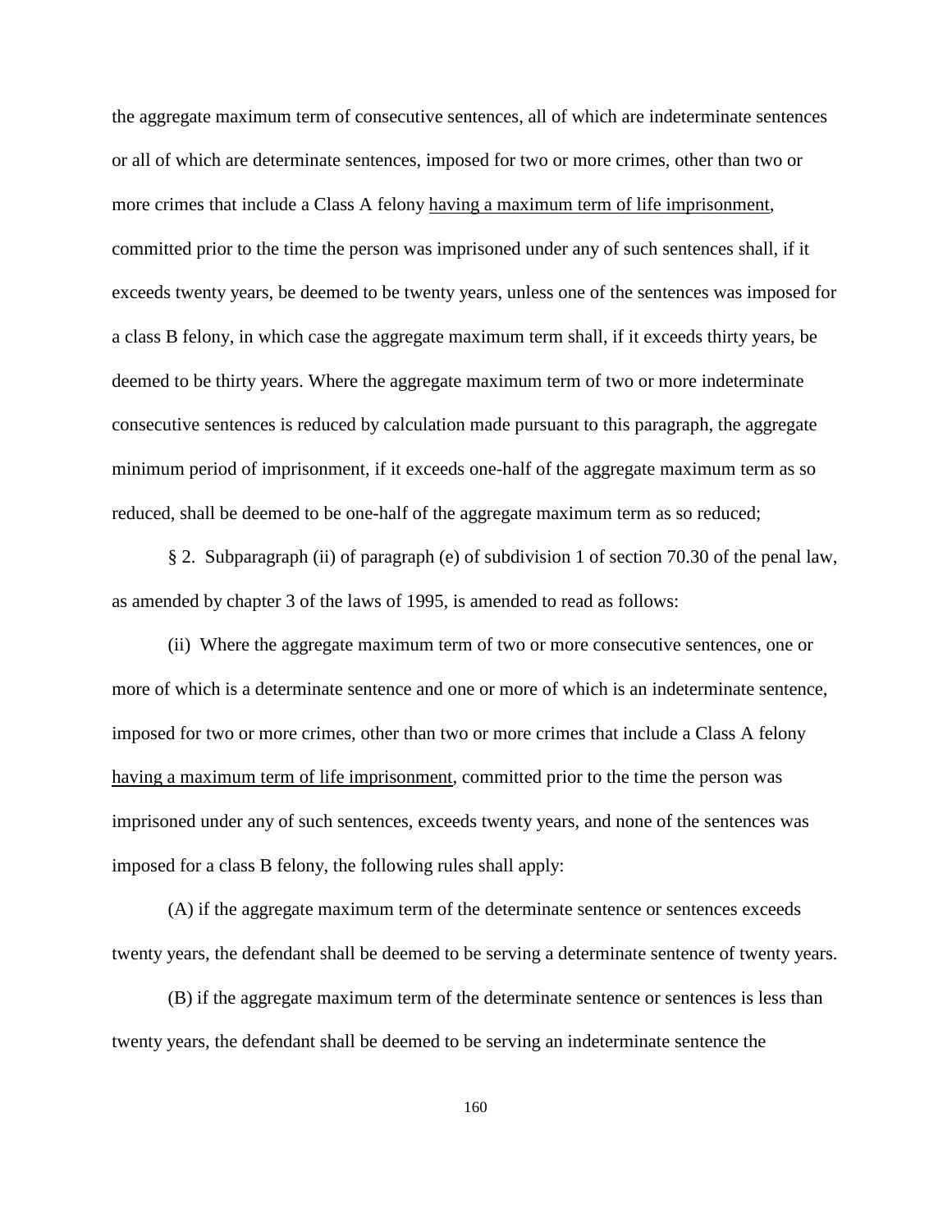the aggregate maximum term of consecutive sentences, all of which are indeterminate sentences or all of which are determinate sentences, imposed for two or more crimes, other than two or more crimes that include a Class A felony <u>having a maximum term of life imprisonment</u>, committed prior to the time the person was imprisoned under any of such sentences shall, if it exceeds twenty years, be deemed to be twenty years, unless one of the sentences was imposed for a class B felony, in which case the aggregate maximum term shall, if it exceeds thirty years, be deemed to be thirty years. Where the aggregate maximum term of two or more indeterminate consecutive sentences is reduced by calculation made pursuant to this paragraph, the aggregate minimum period of imprisonment, if it exceeds one-half of the aggregate maximum term as so reduced, shall be deemed to be one-half of the aggregate maximum term as so reduced;

§ 2. Subparagraph (ii) of paragraph (e) of subdivision 1 of section 70.30 of the penal law, as amended by chapter 3 of the laws of 1995, is amended to read as follows:

(ii) Where the aggregate maximum term of two or more consecutive sentences, one or more of which is a determinate sentence and one or more of which is an indeterminate sentence, imposed for two or more crimes, other than two or more crimes that include a Class A felony <u>having a maximum term of life imprisonment</u>, committed prior to the time the person was imprisoned under any of such sentences, exceeds twenty years, and none of the sentences was imposed for a class B felony, the following rules shall apply:

(A) if the aggregate maximum term of the determinate sentence or sentences exceeds twenty years, the defendant shall be deemed to be serving a determinate sentence of twenty years.

(B) if the aggregate maximum term of the determinate sentence or sentences is less than twenty years, the defendant shall be deemed to be serving an indeterminate sentence the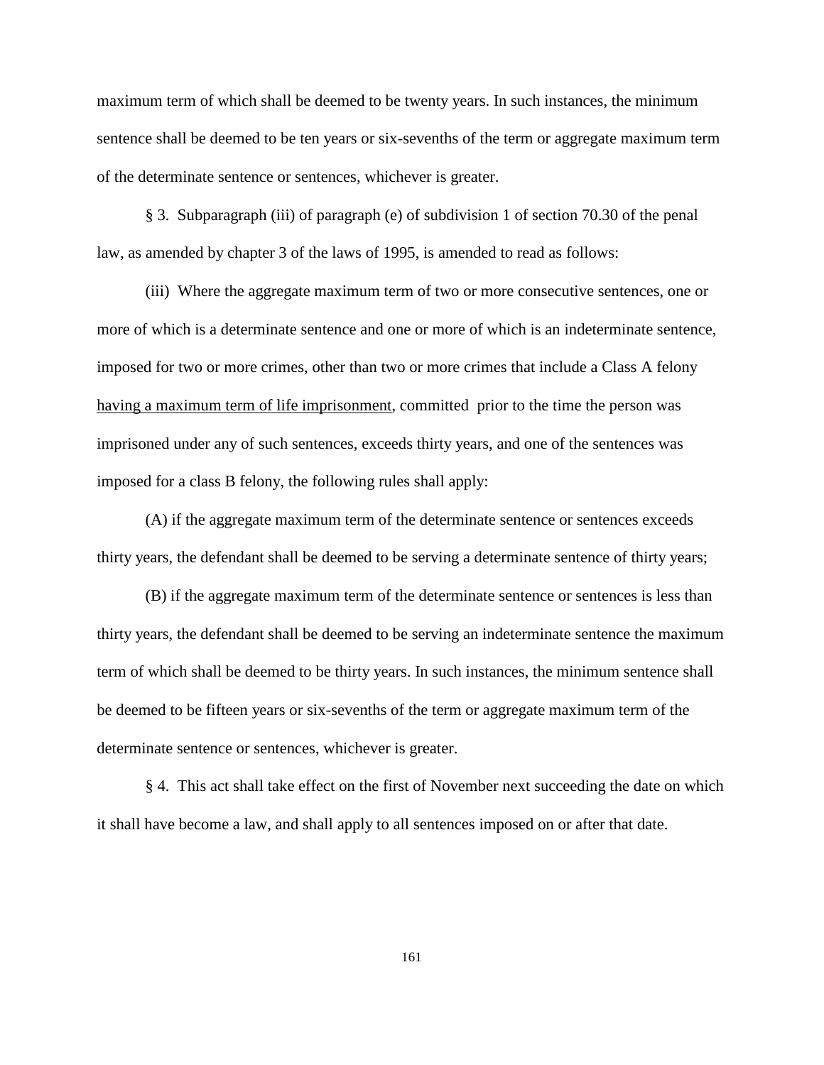maximum term of which shall be deemed to be twenty years. In such instances, the minimum sentence shall be deemed to be ten years or six-sevenths of the term or aggregate maximum term of the determinate sentence or sentences, whichever is greater.

§ 3. Subparagraph (iii) of paragraph (e) of subdivision 1 of section 70.30 of the penal law, as amended by chapter 3 of the laws of 1995, is amended to read as follows:

(iii) Where the aggregate maximum term of two or more consecutive sentences, one or more of which is a determinate sentence and one or more of which is an indeterminate sentence, imposed for two or more crimes, other than two or more crimes that include a Class A felony <u>having a maximum term of life imprisonment</u>, committed prior to the time the person was imprisoned under any of such sentences, exceeds thirty years, and one of the sentences was imposed for a class B felony, the following rules shall apply:

(A) if the aggregate maximum term of the determinate sentence or sentences exceeds thirty years, the defendant shall be deemed to be serving a determinate sentence of thirty years;

(B) if the aggregate maximum term of the determinate sentence or sentences is less than thirty years, the defendant shall be deemed to be serving an indeterminate sentence the maximum term of which shall be deemed to be thirty years. In such instances, the minimum sentence shall be deemed to be fifteen years or six-sevenths of the term or aggregate maximum term of the determinate sentence or sentences, whichever is greater.

§ 4. This act shall take effect on the first of November next succeeding the date on which it shall have become a law, and shall apply to all sentences imposed on or after that date.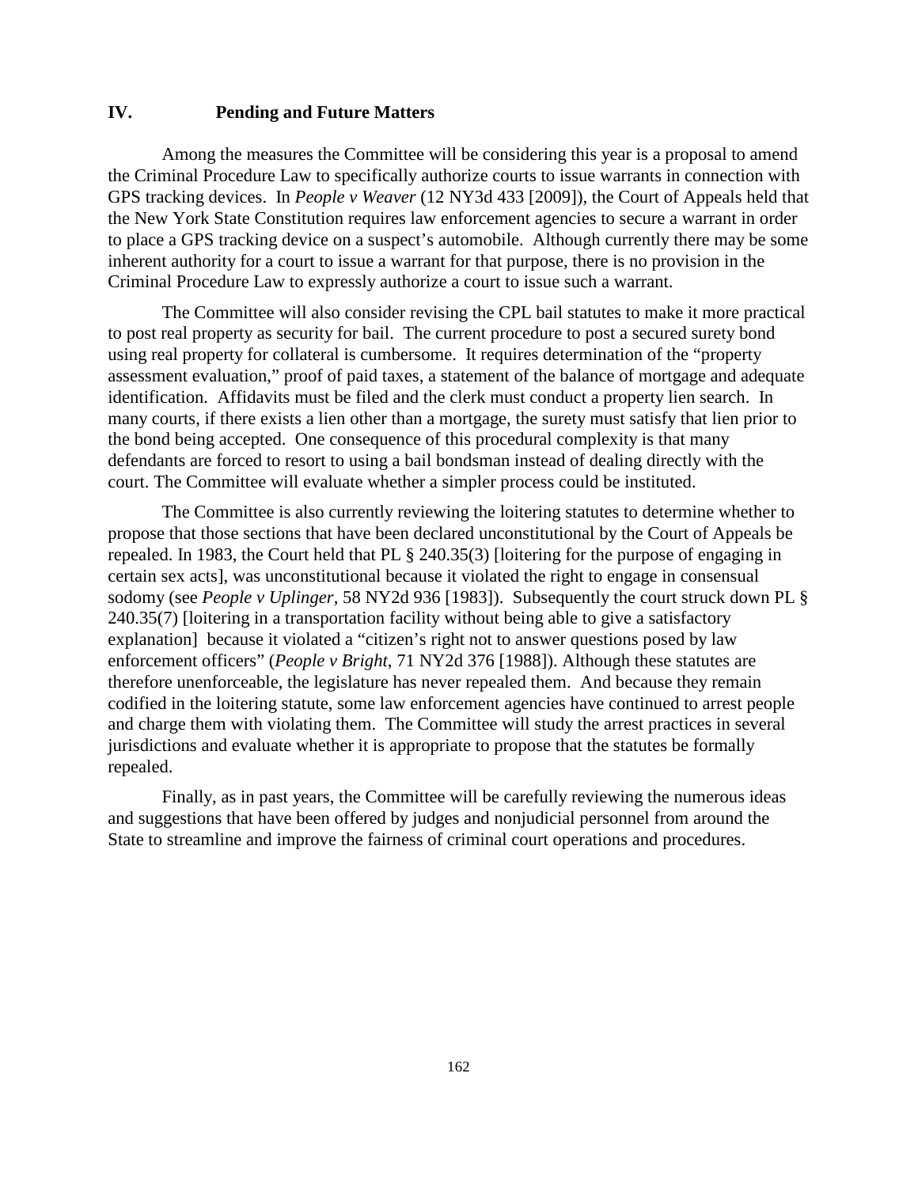## IV. Pending and Future Matters

Among the measures the Committee will be considering this year is a proposal to amend the Criminal Procedure Law to specifically authorize courts to issue warrants in connection with GPS tracking devices. In *People v Weaver* (12 NY3d 433 [2009]), the Court of Appeals held that the New York State Constitution requires law enforcement agencies to secure a warrant in order to place a GPS tracking device on a suspect's automobile. Although currently there may be some inherent authority for a court to issue a warrant for that purpose, there is no provision in the Criminal Procedure Law to expressly authorize a court to issue such a warrant.

The Committee will also consider revising the CPL bail statutes to make it more practical to post real property as security for bail. The current procedure to post a secured surety bond using real property for collateral is cumbersome. It requires determination of the "property assessment evaluation," proof of paid taxes, a statement of the balance of mortgage and adequate identification. Affidavits must be filed and the clerk must conduct a property lien search. In many courts, if there exists a lien other than a mortgage, the surety must satisfy that lien prior to the bond being accepted. One consequence of this procedural complexity is that many defendants are forced to resort to using a bail bondsman instead of dealing directly with the court. The Committee will evaluate whether a simpler process could be instituted.

The Committee is also currently reviewing the loitering statutes to determine whether to propose that those sections that have been declared unconstitutional by the Court of Appeals be repealed. In 1983, the Court held that PL § 240.35(3) [loitering for the purpose of engaging in certain sex acts], was unconstitutional because it violated the right to engage in consensual sodomy (see *People v Uplinger*, 58 NY2d 936 [1983]). Subsequently the court struck down PL § 240.35(7) [loitering in a transportation facility without being able to give a satisfactory explanation] because it violated a "citizen's right not to answer questions posed by law enforcement officers" (*People v Bright*, 71 NY2d 376 [1988]). Although these statutes are therefore unenforceable, the legislature has never repealed them. And because they remain codified in the loitering statute, some law enforcement agencies have continued to arrest people and charge them with violating them. The Committee will study the arrest practices in several jurisdictions and evaluate whether it is appropriate to propose that the statutes be formally repealed.

Finally, as in past years, the Committee will be carefully reviewing the numerous ideas and suggestions that have been offered by judges and nonjudicial personnel from around the State to streamline and improve the fairness of criminal court operations and procedures.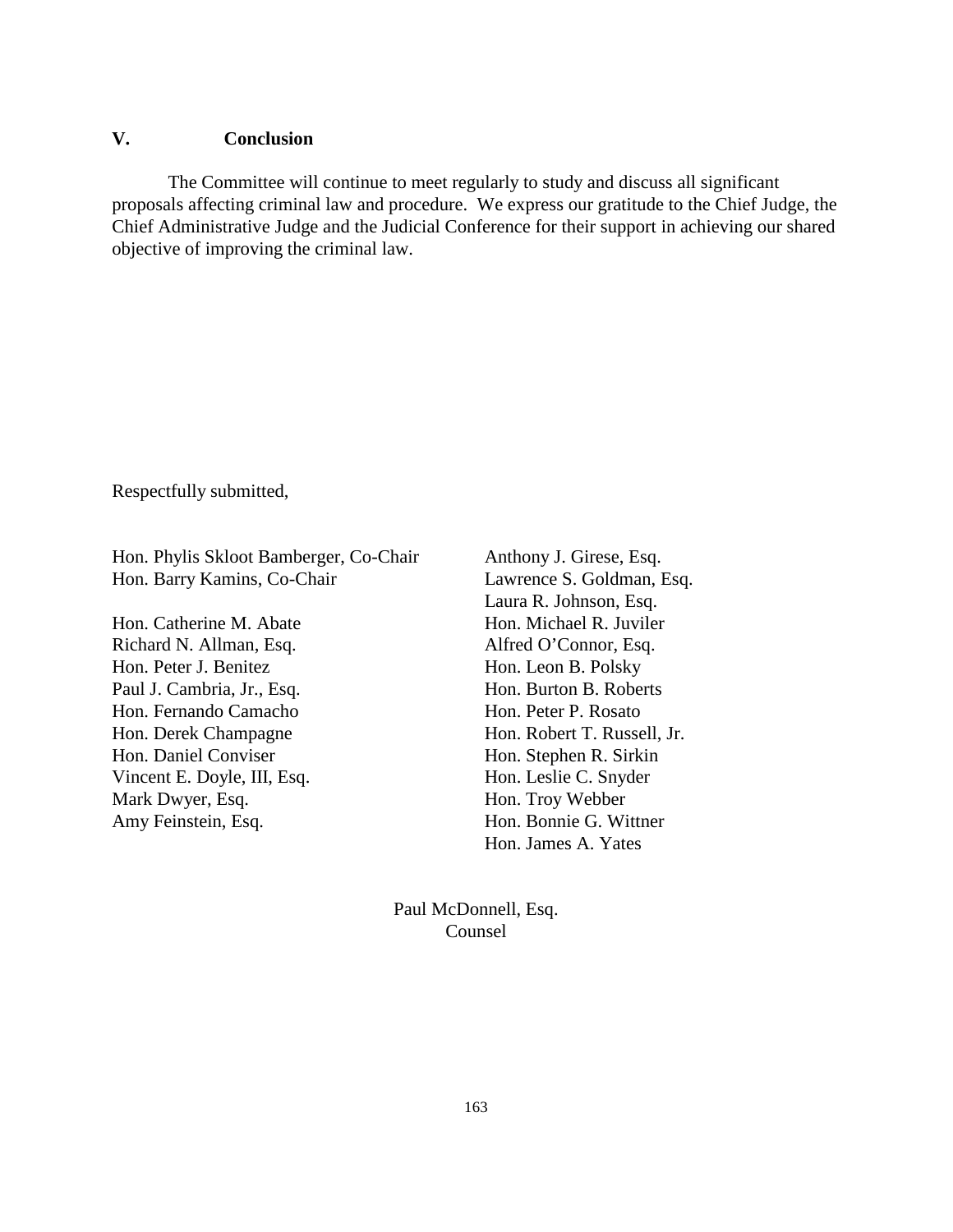## V. Conclusion

The Committee will continue to meet regularly to study and discuss all significant proposals affecting criminal law and procedure. We express our gratitude to the Chief Judge, the Chief Administrative Judge and the Judicial Conference for their support in achieving our shared objective of improving the criminal law.

Respectfully submitted,

Hon. Phylis Skloot Bamberger, Co-Chair
Hon. Barry Kamins, Co-Chair

Hon. Catherine M. Abate
Richard N. Allman, Esq.
Hon. Peter J. Benitez
Paul J. Cambria, Jr., Esq.
Hon. Fernando Camacho
Hon. Derek Champagne
Hon. Daniel Conviser
Vincent E. Doyle, III, Esq.
Mark Dwyer, Esq.
Amy Feinstein, Esq.
Anthony J. Girese, Esq.
Lawrence S. Goldman, Esq.
Laura R. Johnson, Esq.
Hon. Michael R. Juviler
Alfred O'Connor, Esq.
Hon. Leon B. Polsky
Hon. Burton B. Roberts
Hon. Peter P. Rosato
Hon. Robert T. Russell, Jr.
Hon. Stephen R. Sirkin
Hon. Leslie C. Snyder
Hon. Troy Webber
Hon. Bonnie G. Wittner
Hon. James A. Yates

Paul McDonnell, Esq.
Counsel